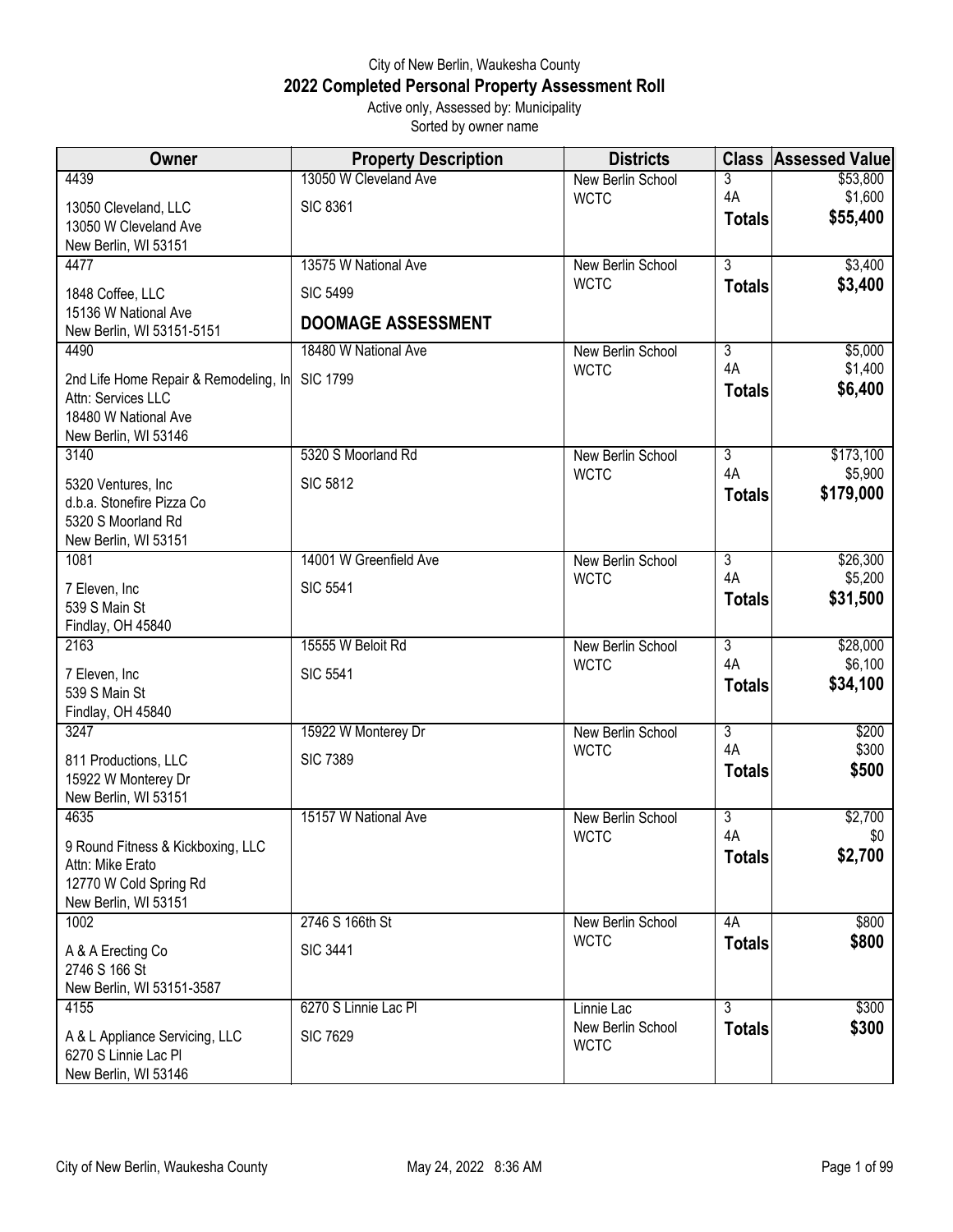City of New Berlin, Waukesha County

# 2022 Completed Personal Property Assessment Roll

Active only, Assessed by: Municipality

Sorted by owner name

| Owner | Property Description | Districts | Class | Assessed Value |
|---|---|---|---|---|
| 4439<br>13050 Cleveland, LLC<br>13050 W Cleveland Ave<br>New Berlin, WI 53151 | 13050 W Cleveland Ave<br>SIC 8361 | New Berlin School<br>WCTC | 3<br>4A<br>**Totals** | $53,800<br>$1,600<br>**$55,400** |
| 4477<br>1848 Coffee, LLC<br>15136 W National Ave<br>New Berlin, WI 53151-5151 | 13575 W National Ave<br>SIC 5499<br>**DOOMAGE ASSESSMENT** | New Berlin School<br>WCTC | 3<br>**Totals** | $3,400<br>**$3,400** |
| 4490<br>2nd Life Home Repair & Remodeling, In<br>Attn: Services LLC<br>18480 W National Ave<br>New Berlin, WI 53146 | 18480 W National Ave<br>SIC 1799 | New Berlin School<br>WCTC | 3<br>4A<br>**Totals** | $5,000<br>$1,400<br>**$6,400** |
| 3140<br>5320 Ventures, Inc<br>d.b.a. Stonefire Pizza Co<br>5320 S Moorland Rd<br>New Berlin, WI 53151 | 5320 S Moorland Rd<br>SIC 5812 | New Berlin School<br>WCTC | 3<br>4A<br>**Totals** | $173,100<br>$5,900<br>**$179,000** |
| 1081<br>7 Eleven, Inc<br>539 S Main St<br>Findlay, OH 45840 | 14001 W Greenfield Ave<br>SIC 5541 | New Berlin School<br>WCTC | 3<br>4A<br>**Totals** | $26,300<br>$5,200<br>**$31,500** |
| 2163<br>7 Eleven, Inc<br>539 S Main St<br>Findlay, OH 45840 | 15555 W Beloit Rd<br>SIC 5541 | New Berlin School<br>WCTC | 3<br>4A<br>**Totals** | $28,000<br>$6,100<br>**$34,100** |
| 3247<br>811 Productions, LLC<br>15922 W Monterey Dr<br>New Berlin, WI 53151 | 15922 W Monterey Dr<br>SIC 7389 | New Berlin School<br>WCTC | 3<br>4A<br>**Totals** | $200<br>$300<br>**$500** |
| 4635<br>9 Round Fitness & Kickboxing, LLC<br>Attn: Mike Erato<br>12770 W Cold Spring Rd<br>New Berlin, WI 53151 | 15157 W National Ave | New Berlin School<br>WCTC | 3<br>4A<br>**Totals** | $2,700<br>$0<br>**$2,700** |
| 1002<br>A & A Erecting Co<br>2746 S 166 St<br>New Berlin, WI 53151-3587 | 2746 S 166th St<br>SIC 3441 | New Berlin School<br>WCTC | 4A<br>**Totals** | $800<br>**$800** |
| 4155<br>A & L Appliance Servicing, LLC<br>6270 S Linnie Lac Pl<br>New Berlin, WI 53146 | 6270 S Linnie Lac Pl<br>SIC 7629 | Linnie Lac<br>New Berlin School<br>WCTC | 3<br>**Totals** | $300<br>**$300** |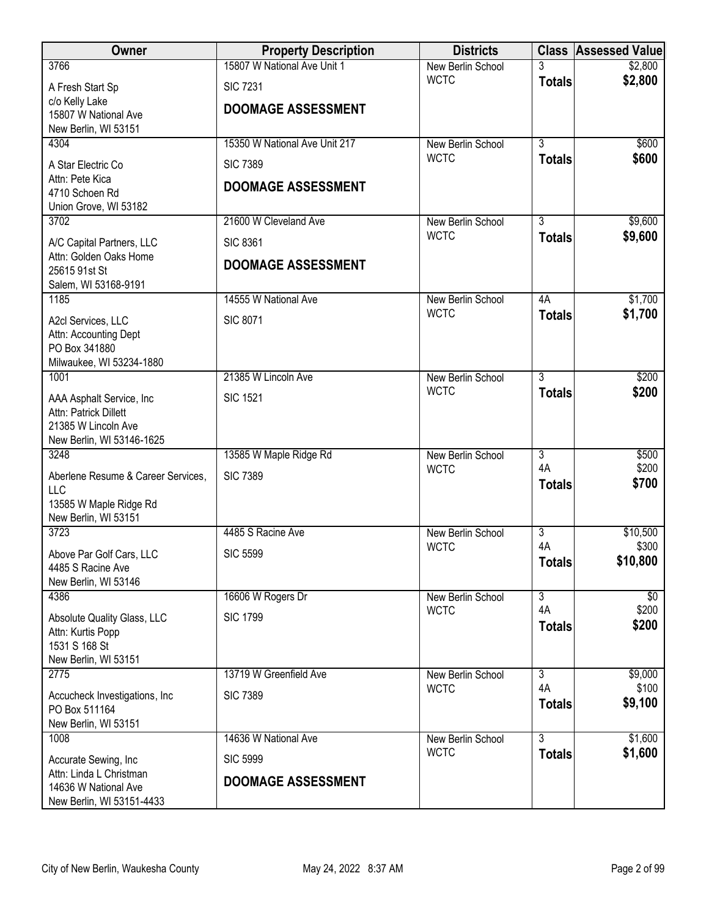| Owner | Property Description | Districts | Class | Assessed Value |
|---|---|---|---|---|
| 3766<br>A Fresh Start Sp<br>c/o Kelly Lake<br>15807 W National Ave<br>New Berlin, WI 53151 | 15807 W National Ave Unit 1<br>SIC 7231<br>**DOOMAGE ASSESSMENT** | New Berlin School<br>WCTC | 3<br>**Totals** | $2,800<br>**$2,800** |
| 4304<br>A Star Electric Co<br>Attn: Pete Kica<br>4710 Schoen Rd<br>Union Grove, WI 53182 | 15350 W National Ave Unit 217<br>SIC 7389<br>**DOOMAGE ASSESSMENT** | New Berlin School<br>WCTC | 3<br>**Totals** | $600<br>**$600** |
| 3702<br>A/C Capital Partners, LLC<br>Attn: Golden Oaks Home<br>25615 91st St<br>Salem, WI 53168-9191 | 21600 W Cleveland Ave<br>SIC 8361<br>**DOOMAGE ASSESSMENT** | New Berlin School<br>WCTC | 3<br>**Totals** | $9,600<br>**$9,600** |
| 1185<br>A2cl Services, LLC<br>Attn: Accounting Dept<br>PO Box 341880<br>Milwaukee, WI 53234-1880 | 14555 W National Ave<br>SIC 8071 | New Berlin School<br>WCTC | 4A<br>**Totals** | $1,700<br>**$1,700** |
| 1001<br>AAA Asphalt Service, Inc<br>Attn: Patrick Dillett<br>21385 W Lincoln Ave<br>New Berlin, WI 53146-1625 | 21385 W Lincoln Ave<br>SIC 1521 | New Berlin School<br>WCTC | 3<br>**Totals** | $200<br>**$200** |
| 3248<br>Aberlene Resume & Career Services, LLC<br>13585 W Maple Ridge Rd<br>New Berlin, WI 53151 | 13585 W Maple Ridge Rd<br>SIC 7389 | New Berlin School<br>WCTC | 3<br>4A<br>**Totals** | $500<br>$200<br>**$700** |
| 3723<br>Above Par Golf Cars, LLC<br>4485 S Racine Ave<br>New Berlin, WI 53146 | 4485 S Racine Ave<br>SIC 5599 | New Berlin School<br>WCTC | 3<br>4A<br>**Totals** | $10,500<br>$300<br>**$10,800** |
| 4386<br>Absolute Quality Glass, LLC<br>Attn: Kurtis Popp<br>1531 S 168 St<br>New Berlin, WI 53151 | 16606 W Rogers Dr<br>SIC 1799 | New Berlin School<br>WCTC | 3<br>4A<br>**Totals** | $0<br>$200<br>**$200** |
| 2775<br>Accucheck Investigations, Inc<br>PO Box 511164<br>New Berlin, WI 53151 | 13719 W Greenfield Ave<br>SIC 7389 | New Berlin School<br>WCTC | 3<br>4A<br>**Totals** | $9,000<br>$100<br>**$9,100** |
| 1008<br>Accurate Sewing, Inc<br>Attn: Linda L Christman<br>14636 W National Ave<br>New Berlin, WI 53151-4433 | 14636 W National Ave<br>SIC 5999<br>**DOOMAGE ASSESSMENT** | New Berlin School<br>WCTC | 3<br>**Totals** | $1,600<br>**$1,600** |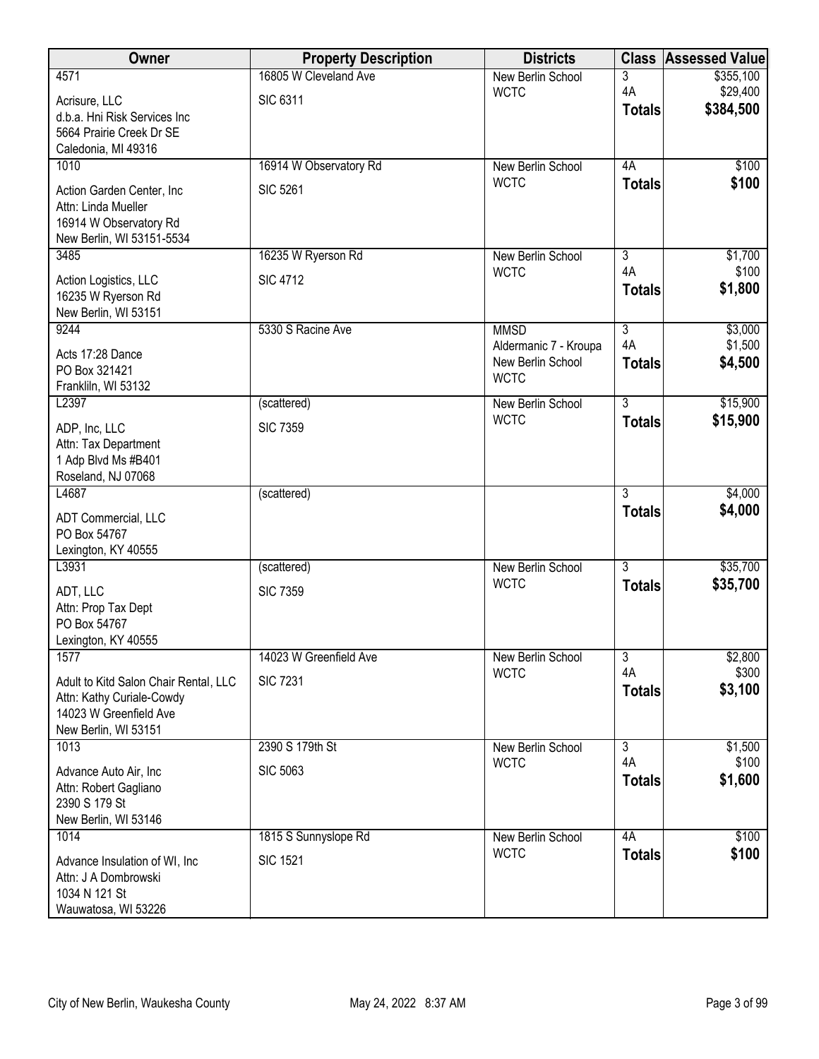| Owner | Property Description | Districts | Class | Assessed Value |
|---|---|---|---|---|
| 4571<br>Acrisure, LLC<br>d.b.a. Hni Risk Services Inc<br>5664 Prairie Creek Dr SE<br>Caledonia, MI 49316 | 16805 W Cleveland Ave<br>SIC 6311 | New Berlin School<br>WCTC | 3<br>4A<br>**Totals** | $355,100<br>$29,400<br>**$384,500** |
| 1010<br>Action Garden Center, Inc<br>Attn: Linda Mueller<br>16914 W Observatory Rd<br>New Berlin, WI 53151-5534 | 16914 W Observatory Rd<br>SIC 5261 | New Berlin School<br>WCTC | 4A<br>**Totals** | $100<br>**$100** |
| 3485<br>Action Logistics, LLC<br>16235 W Ryerson Rd<br>New Berlin, WI 53151 | 16235 W Ryerson Rd<br>SIC 4712 | New Berlin School<br>WCTC | 3<br>4A<br>**Totals** | $1,700<br>$100<br>**$1,800** |
| 9244<br>Acts 17:28 Dance<br>PO Box 321421<br>Frankliln, WI 53132 | 5330 S Racine Ave | MMSD<br>Aldermanic 7 - Kroupa<br>New Berlin School<br>WCTC | 3<br>4A<br>**Totals** | $3,000<br>$1,500<br>**$4,500** |
| L2397<br>ADP, Inc, LLC<br>Attn: Tax Department<br>1 Adp Blvd Ms #B401<br>Roseland, NJ 07068 | (scattered)<br>SIC 7359 | New Berlin School<br>WCTC | 3<br>**Totals** | $15,900<br>**$15,900** |
| L4687<br>ADT Commercial, LLC<br>PO Box 54767<br>Lexington, KY 40555 | (scattered) | | 3<br>**Totals** | $4,000<br>**$4,000** |
| L3931<br>ADT, LLC<br>Attn: Prop Tax Dept<br>PO Box 54767<br>Lexington, KY 40555 | (scattered)<br>SIC 7359 | New Berlin School<br>WCTC | 3<br>**Totals** | $35,700<br>**$35,700** |
| 1577<br>Adult to Kitd Salon Chair Rental, LLC<br>Attn: Kathy Curiale-Cowdy<br>14023 W Greenfield Ave<br>New Berlin, WI 53151 | 14023 W Greenfield Ave<br>SIC 7231 | New Berlin School<br>WCTC | 3<br>4A<br>**Totals** | $2,800<br>$300<br>**$3,100** |
| 1013<br>Advance Auto Air, Inc<br>Attn: Robert Gagliano<br>2390 S 179 St<br>New Berlin, WI 53146 | 2390 S 179th St<br>SIC 5063 | New Berlin School<br>WCTC | 3<br>4A<br>**Totals** | $1,500<br>$100<br>**$1,600** |
| 1014<br>Advance Insulation of WI, Inc<br>Attn: J A Dombrowski<br>1034 N 121 St<br>Wauwatosa, WI 53226 | 1815 S Sunnyslope Rd<br>SIC 1521 | New Berlin School<br>WCTC | 4A<br>**Totals** | $100<br>**$100** |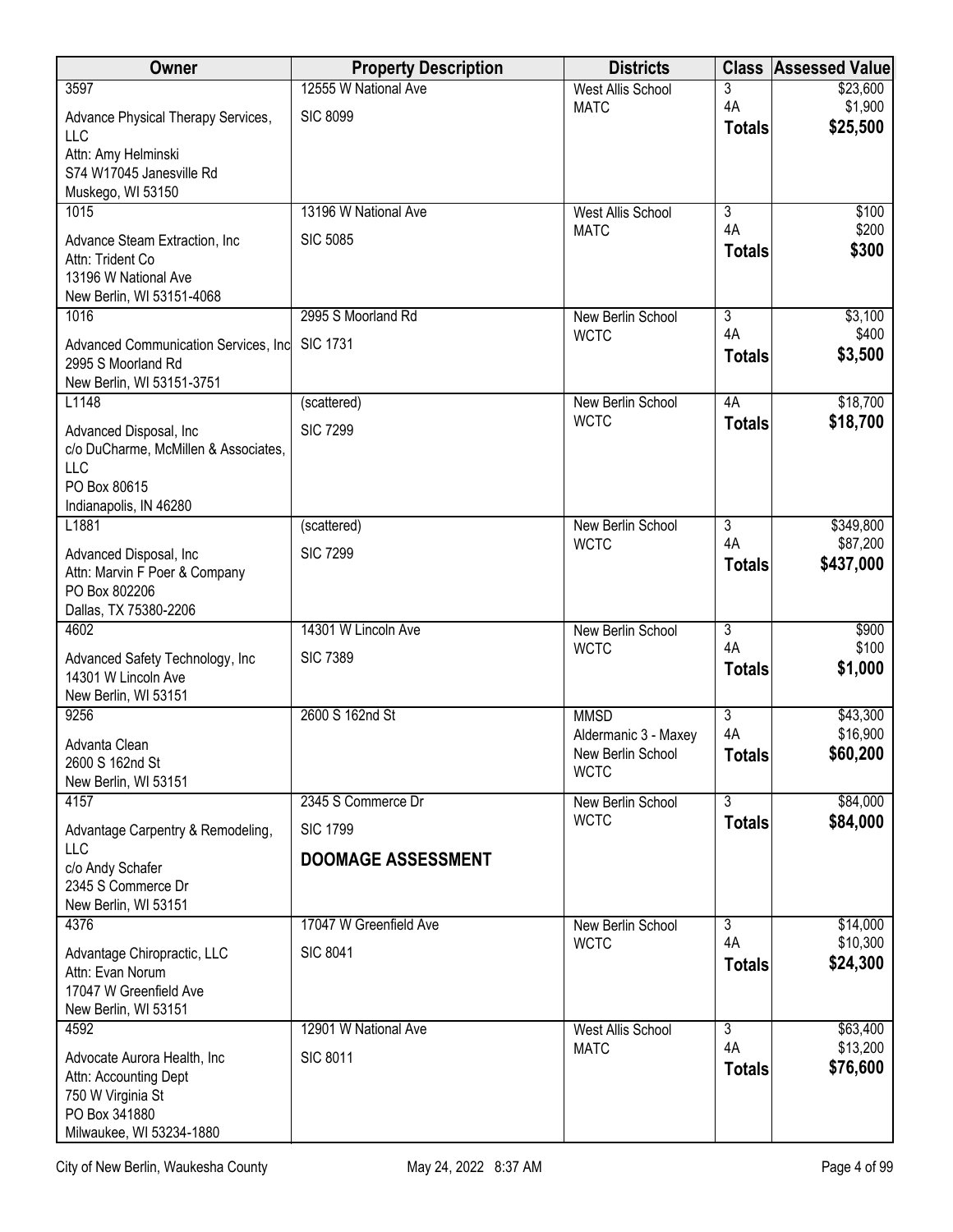| Owner | Property Description | Districts | Class | Assessed Value |
|---|---|---|---|---|
| 3597<br>Advance Physical Therapy Services, LLC<br>Attn: Amy Helminski<br>S74 W17045 Janesville Rd<br>Muskego, WI 53150 | 12555 W National Ave<br>SIC 8099 | West Allis School<br>MATC | 3<br>4A<br>**Totals** | $23,600<br>$1,900<br>**$25,500** |
| 1015<br>Advance Steam Extraction, Inc<br>Attn: Trident Co<br>13196 W National Ave<br>New Berlin, WI 53151-4068 | 13196 W National Ave<br>SIC 5085 | West Allis School<br>MATC | 3<br>4A<br>**Totals** | $100<br>$200<br>**$300** |
| 1016<br>Advanced Communication Services, Inc<br>2995 S Moorland Rd<br>New Berlin, WI 53151-3751 | 2995 S Moorland Rd<br>SIC 1731 | New Berlin School<br>WCTC | 3<br>4A<br>**Totals** | $3,100<br>$400<br>**$3,500** |
| L1148<br>Advanced Disposal, Inc<br>c/o DuCharme, McMillen & Associates, LLC<br>PO Box 80615<br>Indianapolis, IN 46280 | (scattered)<br>SIC 7299 | New Berlin School<br>WCTC | 4A<br>**Totals** | $18,700<br>**$18,700** |
| L1881<br>Advanced Disposal, Inc<br>Attn: Marvin F Poer & Company<br>PO Box 802206<br>Dallas, TX 75380-2206 | (scattered)<br>SIC 7299 | New Berlin School<br>WCTC | 3<br>4A<br>**Totals** | $349,800<br>$87,200<br>**$437,000** |
| 4602<br>Advanced Safety Technology, Inc<br>14301 W Lincoln Ave<br>New Berlin, WI 53151 | 14301 W Lincoln Ave<br>SIC 7389 | New Berlin School<br>WCTC | 3<br>4A<br>**Totals** | $900<br>$100<br>**$1,000** |
| 9256<br>Advanta Clean<br>2600 S 162nd St<br>New Berlin, WI 53151 | 2600 S 162nd St | MMSD<br>Aldermanic 3 - Maxey<br>New Berlin School<br>WCTC | 3<br>4A<br>**Totals** | $43,300<br>$16,900<br>**$60,200** |
| 4157<br>Advantage Carpentry & Remodeling, LLC<br>c/o Andy Schafer<br>2345 S Commerce Dr<br>New Berlin, WI 53151 | 2345 S Commerce Dr<br>SIC 1799<br>**DOOMAGE ASSESSMENT** | New Berlin School<br>WCTC | 3<br>**Totals** | $84,000<br>**$84,000** |
| 4376<br>Advantage Chiropractic, LLC<br>Attn: Evan Norum<br>17047 W Greenfield Ave<br>New Berlin, WI 53151 | 17047 W Greenfield Ave<br>SIC 8041 | New Berlin School<br>WCTC | 3<br>4A<br>**Totals** | $14,000<br>$10,300<br>**$24,300** |
| 4592<br>Advocate Aurora Health, Inc<br>Attn: Accounting Dept<br>750 W Virginia St<br>PO Box 341880<br>Milwaukee, WI 53234-1880 | 12901 W National Ave<br>SIC 8011 | West Allis School<br>MATC | 3<br>4A<br>**Totals** | $63,400<br>$13,200<br>**$76,600** |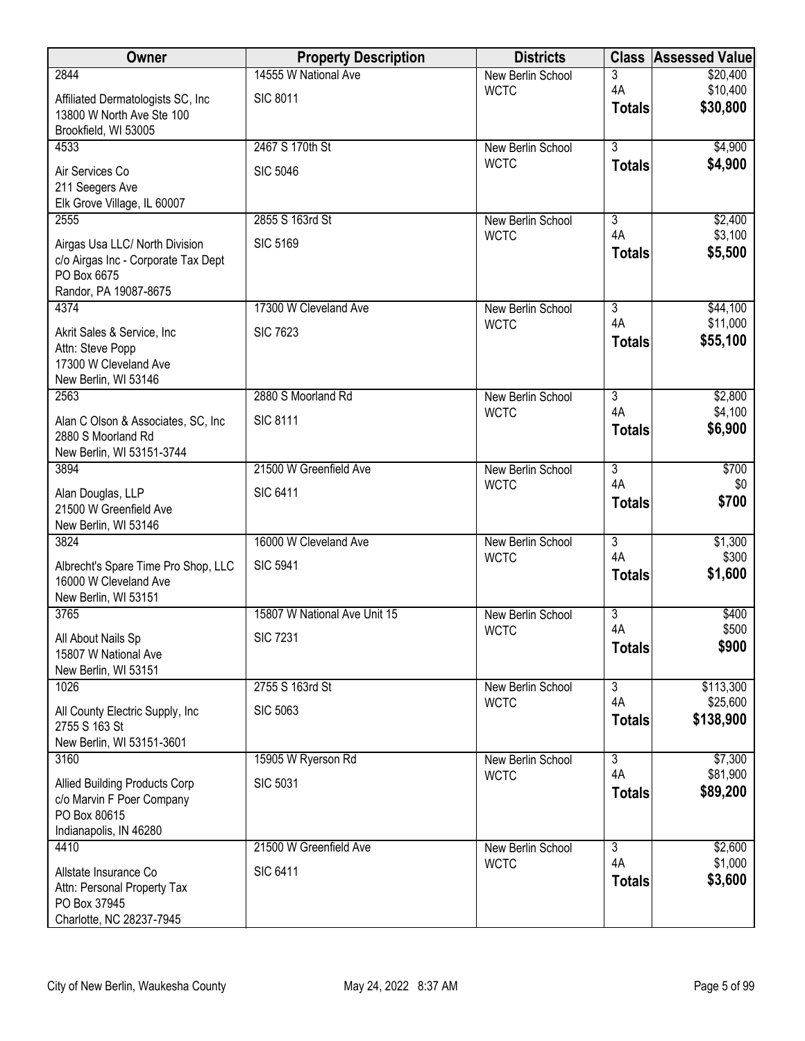| Owner | Property Description | Districts | Class | Assessed Value |
|---|---|---|---|---|
| 2844<br>Affiliated Dermatologists SC, Inc<br>13800 W North Ave Ste 100<br>Brookfield, WI 53005 | 14555 W National Ave<br>SIC 8011 | New Berlin School<br>WCTC | 3<br>4A<br>**Totals** | $20,400<br>$10,400<br>**$30,800** |
| 4533<br>Air Services Co<br>211 Seegers Ave<br>Elk Grove Village, IL 60007 | 2467 S 170th St<br>SIC 5046 | New Berlin School<br>WCTC | 3<br>**Totals** | $4,900<br>**$4,900** |
| 2555<br>Airgas Usa LLC/ North Division<br>c/o Airgas Inc - Corporate Tax Dept<br>PO Box 6675<br>Randor, PA 19087-8675 | 2855 S 163rd St<br>SIC 5169 | New Berlin School<br>WCTC | 3<br>4A<br>**Totals** | $2,400<br>$3,100<br>**$5,500** |
| 4374<br>Akrit Sales & Service, Inc<br>Attn: Steve Popp<br>17300 W Cleveland Ave<br>New Berlin, WI 53146 | 17300 W Cleveland Ave<br>SIC 7623 | New Berlin School<br>WCTC | 3<br>4A<br>**Totals** | $44,100<br>$11,000<br>**$55,100** |
| 2563<br>Alan C Olson & Associates, SC, Inc<br>2880 S Moorland Rd<br>New Berlin, WI 53151-3744 | 2880 S Moorland Rd<br>SIC 8111 | New Berlin School<br>WCTC | 3<br>4A<br>**Totals** | $2,800<br>$4,100<br>**$6,900** |
| 3894<br>Alan Douglas, LLP<br>21500 W Greenfield Ave<br>New Berlin, WI 53146 | 21500 W Greenfield Ave<br>SIC 6411 | New Berlin School<br>WCTC | 3<br>4A<br>**Totals** | $700<br>$0<br>**$700** |
| 3824<br>Albrecht's Spare Time Pro Shop, LLC<br>16000 W Cleveland Ave<br>New Berlin, WI 53151 | 16000 W Cleveland Ave<br>SIC 5941 | New Berlin School<br>WCTC | 3<br>4A<br>**Totals** | $1,300<br>$300<br>**$1,600** |
| 3765<br>All About Nails Sp<br>15807 W National Ave<br>New Berlin, WI 53151 | 15807 W National Ave Unit 15<br>SIC 7231 | New Berlin School<br>WCTC | 3<br>4A<br>**Totals** | $400<br>$500<br>**$900** |
| 1026<br>All County Electric Supply, Inc<br>2755 S 163 St<br>New Berlin, WI 53151-3601 | 2755 S 163rd St<br>SIC 5063 | New Berlin School<br>WCTC | 3<br>4A<br>**Totals** | $113,300<br>$25,600<br>**$138,900** |
| 3160<br>Allied Building Products Corp<br>c/o Marvin F Poer Company<br>PO Box 80615<br>Indianapolis, IN 46280 | 15905 W Ryerson Rd<br>SIC 5031 | New Berlin School<br>WCTC | 3<br>4A<br>**Totals** | $7,300<br>$81,900<br>**$89,200** |
| 4410<br>Allstate Insurance Co<br>Attn: Personal Property Tax<br>PO Box 37945<br>Charlotte, NC 28237-7945 | 21500 W Greenfield Ave<br>SIC 6411 | New Berlin School<br>WCTC | 3<br>4A<br>**Totals** | $2,600<br>$1,000<br>**$3,600** |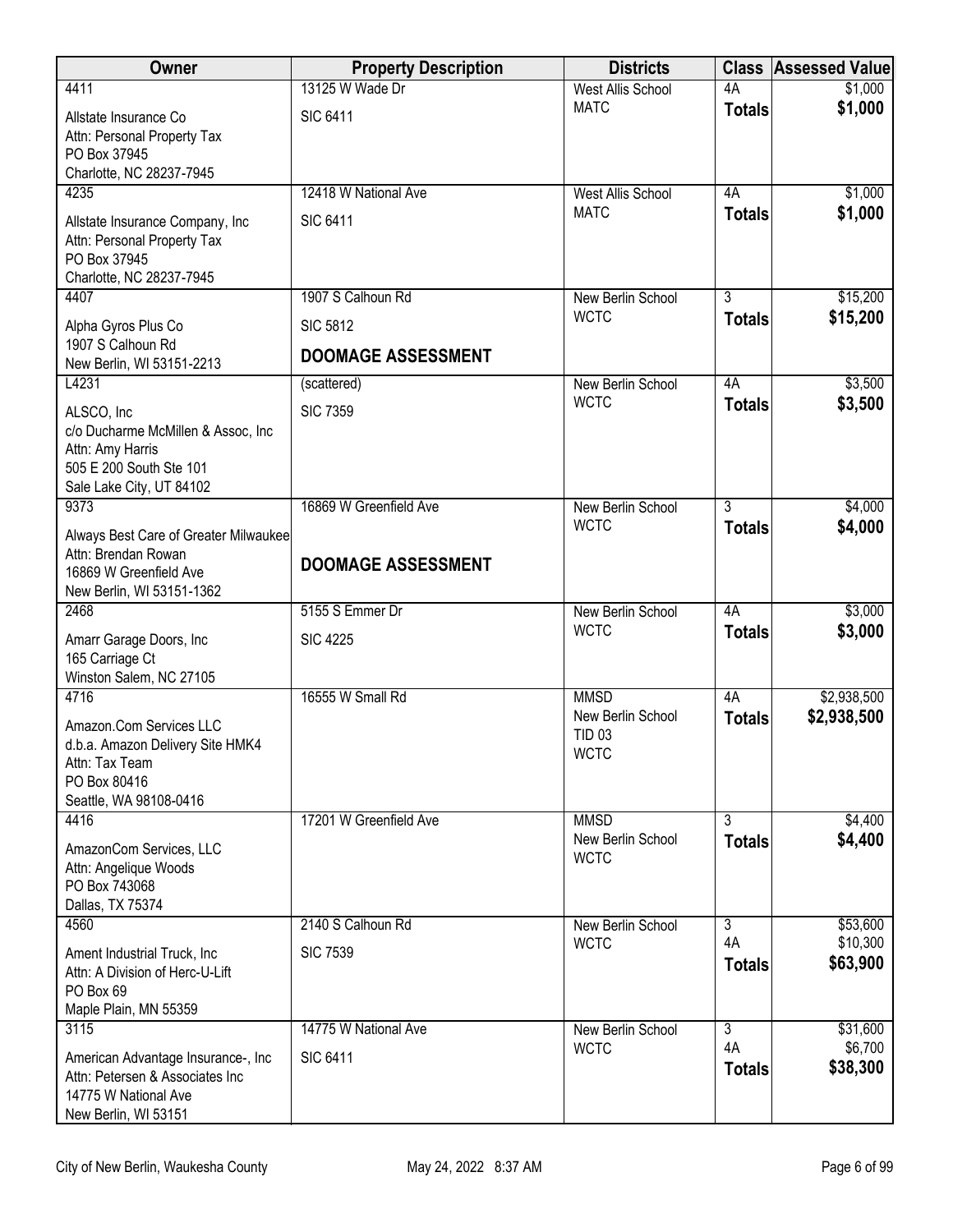| Owner | Property Description | Districts | Class | Assessed Value |
|---|---|---|---|---|
| 4411<br>Allstate Insurance Co<br>Attn: Personal Property Tax<br>PO Box 37945<br>Charlotte, NC 28237-7945 | 13125 W Wade Dr<br>SIC 6411 | West Allis School<br>MATC | 4A<br>**Totals** | $1,000<br>**$1,000** |
| 4235<br>Allstate Insurance Company, Inc<br>Attn: Personal Property Tax<br>PO Box 37945<br>Charlotte, NC 28237-7945 | 12418 W National Ave<br>SIC 6411 | West Allis School<br>MATC | 4A<br>**Totals** | $1,000<br>**$1,000** |
| 4407<br>Alpha Gyros Plus Co<br>1907 S Calhoun Rd<br>New Berlin, WI 53151-2213 | 1907 S Calhoun Rd<br>SIC 5812<br>**DOOMAGE ASSESSMENT** | New Berlin School<br>WCTC | 3<br>**Totals** | $15,200<br>**$15,200** |
| L4231<br>ALSCO, Inc<br>c/o Ducharme McMillen & Assoc, Inc<br>Attn: Amy Harris<br>505 E 200 South Ste 101<br>Sale Lake City, UT 84102 | (scattered)<br>SIC 7359 | New Berlin School<br>WCTC | 4A<br>**Totals** | $3,500<br>**$3,500** |
| 9373<br>Always Best Care of Greater Milwaukee<br>Attn: Brendan Rowan<br>16869 W Greenfield Ave<br>New Berlin, WI 53151-1362 | 16869 W Greenfield Ave<br>**DOOMAGE ASSESSMENT** | New Berlin School<br>WCTC | 3<br>**Totals** | $4,000<br>**$4,000** |
| 2468<br>Amarr Garage Doors, Inc<br>165 Carriage Ct<br>Winston Salem, NC 27105 | 5155 S Emmer Dr<br>SIC 4225 | New Berlin School<br>WCTC | 4A<br>**Totals** | $3,000<br>**$3,000** |
| 4716<br>Amazon.Com Services LLC<br>d.b.a. Amazon Delivery Site HMK4<br>Attn: Tax Team<br>PO Box 80416<br>Seattle, WA 98108-0416 | 16555 W Small Rd | MMSD<br>New Berlin School<br>TID 03<br>WCTC | 4A<br>**Totals** | $2,938,500<br>**$2,938,500** |
| 4416<br>AmazonCom Services, LLC<br>Attn: Angelique Woods<br>PO Box 743068<br>Dallas, TX 75374 | 17201 W Greenfield Ave | MMSD<br>New Berlin School<br>WCTC | 3<br>**Totals** | $4,400<br>**$4,400** |
| 4560<br>Ament Industrial Truck, Inc<br>Attn: A Division of Herc-U-Lift<br>PO Box 69<br>Maple Plain, MN 55359 | 2140 S Calhoun Rd<br>SIC 7539 | New Berlin School<br>WCTC | 3<br>4A<br>**Totals** | $53,600<br>$10,300<br>**$63,900** |
| 3115<br>American Advantage Insurance-, Inc<br>Attn: Petersen & Associates Inc<br>14775 W National Ave<br>New Berlin, WI 53151 | 14775 W National Ave<br>SIC 6411 | New Berlin School<br>WCTC | 3<br>4A<br>**Totals** | $31,600<br>$6,700<br>**$38,300** |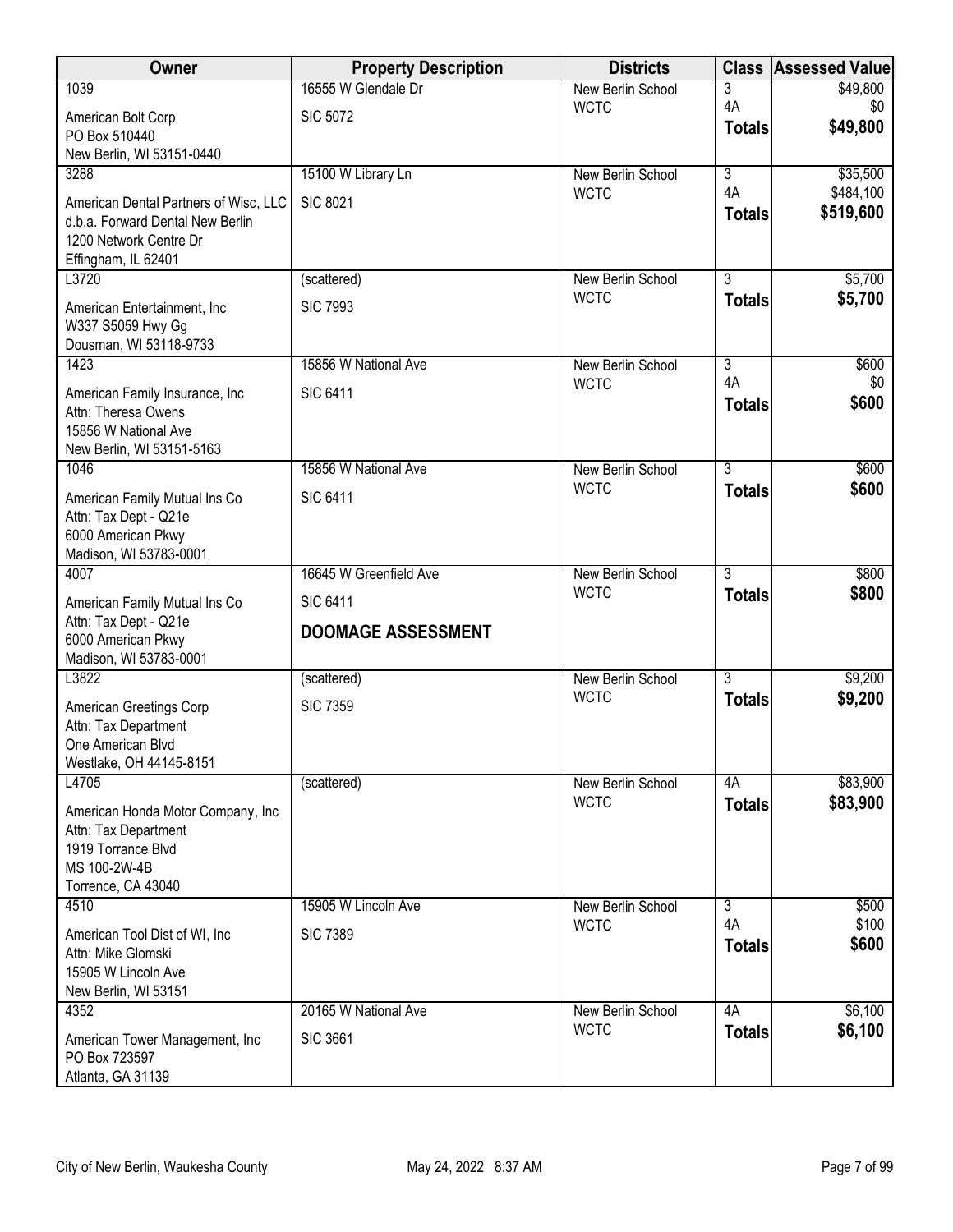| Owner | Property Description | Districts | Class | Assessed Value |
|---|---|---|---|---|
| 1039<br>American Bolt Corp<br>PO Box 510440<br>New Berlin, WI 53151-0440 | 16555 W Glendale Dr<br>SIC 5072 | New Berlin School<br>WCTC | 3<br>4A<br>**Totals** | $49,800<br>$0<br>**$49,800** |
| 3288<br>American Dental Partners of Wisc, LLC<br>d.b.a. Forward Dental New Berlin<br>1200 Network Centre Dr<br>Effingham, IL 62401 | 15100 W Library Ln<br>SIC 8021 | New Berlin School<br>WCTC | 3<br>4A<br>**Totals** | $35,500<br>$484,100<br>**$519,600** |
| L3720<br>American Entertainment, Inc<br>W337 S5059 Hwy Gg<br>Dousman, WI 53118-9733 | (scattered)<br>SIC 7993 | New Berlin School<br>WCTC | 3<br>**Totals** | $5,700<br>**$5,700** |
| 1423<br>American Family Insurance, Inc<br>Attn: Theresa Owens<br>15856 W National Ave<br>New Berlin, WI 53151-5163 | 15856 W National Ave<br>SIC 6411 | New Berlin School<br>WCTC | 3<br>4A<br>**Totals** | $600<br>$0<br>**$600** |
| 1046<br>American Family Mutual Ins Co<br>Attn: Tax Dept - Q21e<br>6000 American Pkwy<br>Madison, WI 53783-0001 | 15856 W National Ave<br>SIC 6411 | New Berlin School<br>WCTC | 3<br>**Totals** | $600<br>**$600** |
| 4007<br>American Family Mutual Ins Co<br>Attn: Tax Dept - Q21e<br>6000 American Pkwy<br>Madison, WI 53783-0001 | 16645 W Greenfield Ave<br>SIC 6411<br>**DOOMAGE ASSESSMENT** | New Berlin School<br>WCTC | 3<br>**Totals** | $800<br>**$800** |
| L3822<br>American Greetings Corp<br>Attn: Tax Department<br>One American Blvd<br>Westlake, OH 44145-8151 | (scattered)<br>SIC 7359 | New Berlin School<br>WCTC | 3<br>**Totals** | $9,200<br>**$9,200** |
| L4705<br>American Honda Motor Company, Inc<br>Attn: Tax Department<br>1919 Torrance Blvd<br>MS 100-2W-4B<br>Torrence, CA 43040 | (scattered) | New Berlin School<br>WCTC | 4A<br>**Totals** | $83,900<br>**$83,900** |
| 4510<br>American Tool Dist of WI, Inc<br>Attn: Mike Glomski<br>15905 W Lincoln Ave<br>New Berlin, WI 53151 | 15905 W Lincoln Ave<br>SIC 7389 | New Berlin School<br>WCTC | 3<br>4A<br>**Totals** | $500<br>$100<br>**$600** |
| 4352<br>American Tower Management, Inc<br>PO Box 723597<br>Atlanta, GA 31139 | 20165 W National Ave<br>SIC 3661 | New Berlin School<br>WCTC | 4A<br>**Totals** | $6,100<br>**$6,100** |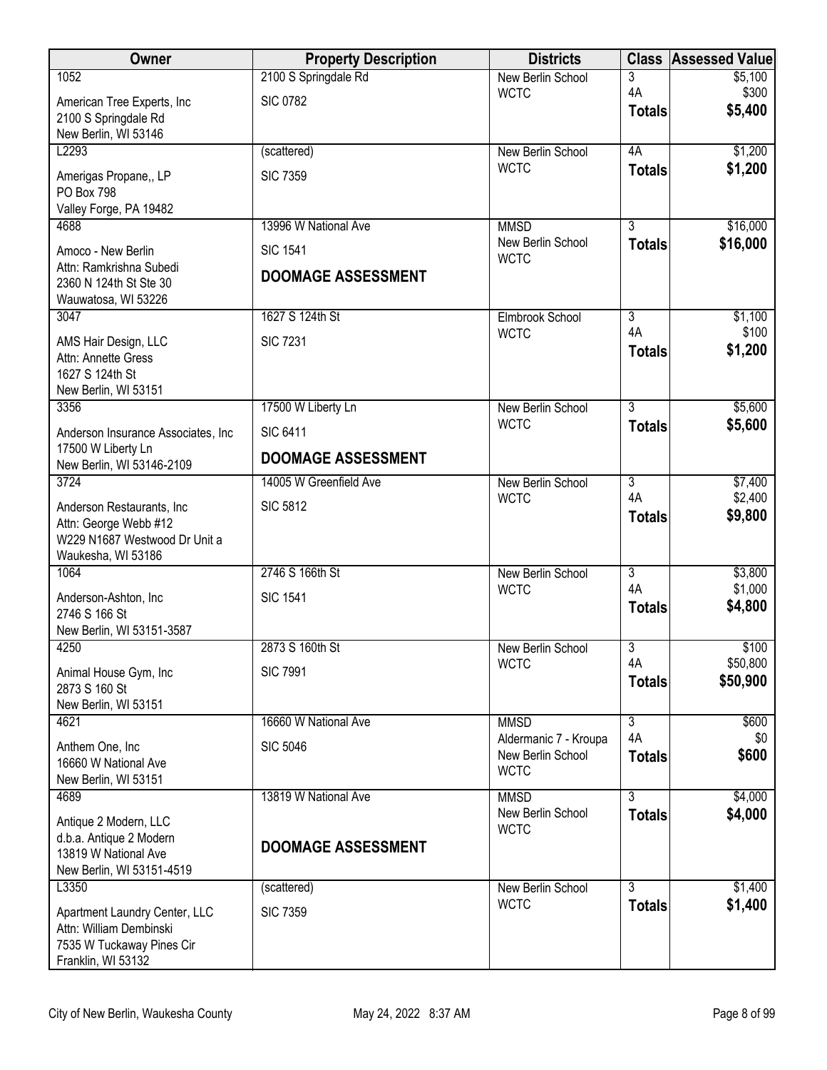| Owner | Property Description | Districts | Class | Assessed Value |
|---|---|---|---|---|
| 1052<br>American Tree Experts, Inc<br>2100 S Springdale Rd<br>New Berlin, WI 53146 | 2100 S Springdale Rd<br>SIC 0782 | New Berlin School<br>WCTC | 3<br>4A<br>**Totals** | $5,100<br>$300<br>**$5,400** |
| L2293<br>Amerigas Propane,, LP<br>PO Box 798<br>Valley Forge, PA 19482 | (scattered)<br>SIC 7359 | New Berlin School<br>WCTC | 4A<br>**Totals** | $1,200<br>**$1,200** |
| 4688<br>Amoco - New Berlin<br>Attn: Ramkrishna Subedi<br>2360 N 124th St Ste 30<br>Wauwatosa, WI 53226 | 13996 W National Ave<br>SIC 1541<br>**DOOMAGE ASSESSMENT** | MMSD<br>New Berlin School<br>WCTC | 3<br>**Totals** | $16,000<br>**$16,000** |
| 3047<br>AMS Hair Design, LLC<br>Attn: Annette Gress<br>1627 S 124th St<br>New Berlin, WI 53151 | 1627 S 124th St<br>SIC 7231 | Elmbrook School<br>WCTC | 3<br>4A<br>**Totals** | $1,100<br>$100<br>**$1,200** |
| 3356<br>Anderson Insurance Associates, Inc<br>17500 W Liberty Ln<br>New Berlin, WI 53146-2109 | 17500 W Liberty Ln<br>SIC 6411<br>**DOOMAGE ASSESSMENT** | New Berlin School<br>WCTC | 3<br>**Totals** | $5,600<br>**$5,600** |
| 3724<br>Anderson Restaurants, Inc<br>Attn: George Webb #12<br>W229 N1687 Westwood Dr Unit a<br>Waukesha, WI 53186 | 14005 W Greenfield Ave<br>SIC 5812 | New Berlin School<br>WCTC | 3<br>4A<br>**Totals** | $7,400<br>$2,400<br>**$9,800** |
| 1064<br>Anderson-Ashton, Inc<br>2746 S 166 St<br>New Berlin, WI 53151-3587 | 2746 S 166th St<br>SIC 1541 | New Berlin School<br>WCTC | 3<br>4A<br>**Totals** | $3,800<br>$1,000<br>**$4,800** |
| 4250<br>Animal House Gym, Inc<br>2873 S 160 St<br>New Berlin, WI 53151 | 2873 S 160th St<br>SIC 7991 | New Berlin School<br>WCTC | 3<br>4A<br>**Totals** | $100<br>$50,800<br>**$50,900** |
| 4621<br>Anthem One, Inc<br>16660 W National Ave<br>New Berlin, WI 53151 | 16660 W National Ave<br>SIC 5046 | MMSD<br>Aldermanic 7 - Kroupa<br>New Berlin School<br>WCTC | 3<br>4A<br>**Totals** | $600<br>$0<br>**$600** |
| 4689<br>Antique 2 Modern, LLC<br>d.b.a. Antique 2 Modern<br>13819 W National Ave<br>New Berlin, WI 53151-4519 | 13819 W National Ave<br>**DOOMAGE ASSESSMENT** | MMSD<br>New Berlin School<br>WCTC | 3<br>**Totals** | $4,000<br>**$4,000** |
| L3350<br>Apartment Laundry Center, LLC<br>Attn: William Dembinski<br>7535 W Tuckaway Pines Cir<br>Franklin, WI 53132 | (scattered)<br>SIC 7359 | New Berlin School<br>WCTC | 3<br>**Totals** | $1,400<br>**$1,400** |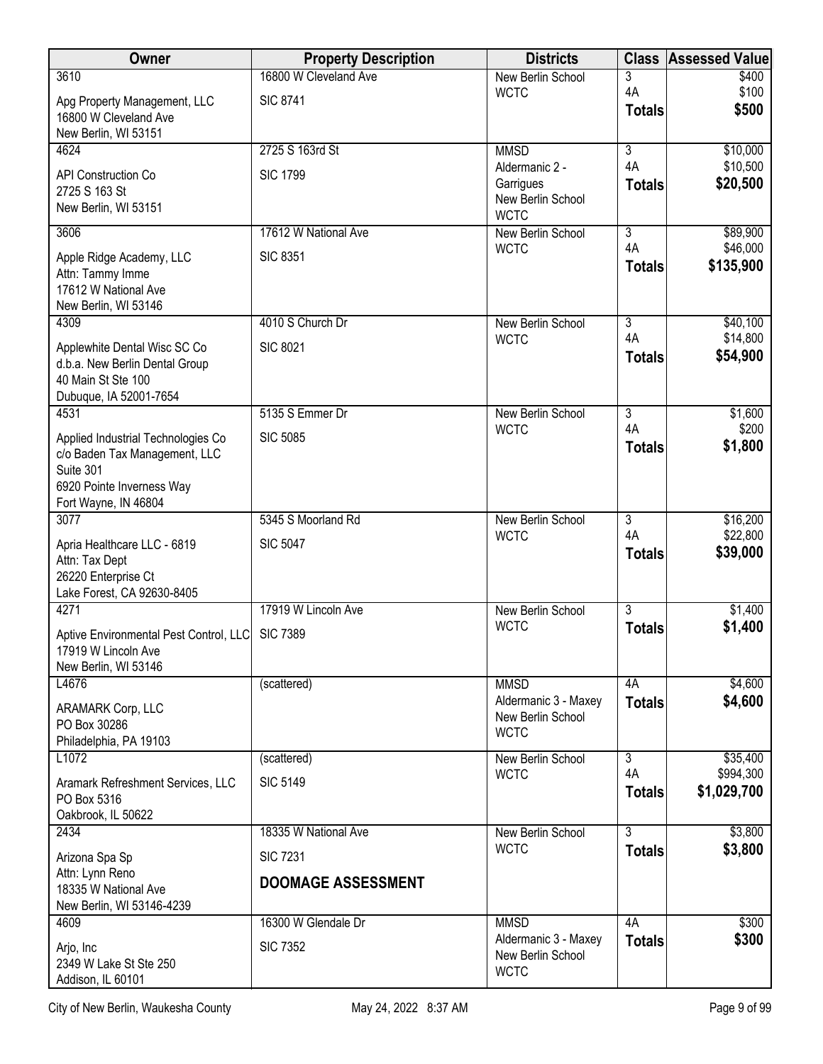| Owner | Property Description | Districts | Class | Assessed Value |
|---|---|---|---|---|
| 3610<br>Apg Property Management, LLC<br>16800 W Cleveland Ave<br>New Berlin, WI 53151 | 16800 W Cleveland Ave<br>SIC 8741 | New Berlin School<br>WCTC | 3<br>4A<br>**Totals** | $400<br>$100<br>**$500** |
| 4624<br>API Construction Co<br>2725 S 163 St<br>New Berlin, WI 53151 | 2725 S 163rd St<br>SIC 1799 | MMSD<br>Aldermanic 2 - Garrigues<br>New Berlin School<br>WCTC | 3<br>4A<br>**Totals** | $10,000<br>$10,500<br>**$20,500** |
| 3606<br>Apple Ridge Academy, LLC<br>Attn: Tammy Imme<br>17612 W National Ave<br>New Berlin, WI 53146 | 17612 W National Ave<br>SIC 8351 | New Berlin School<br>WCTC | 3<br>4A<br>**Totals** | $89,900<br>$46,000<br>**$135,900** |
| 4309<br>Applewhite Dental Wisc SC Co<br>d.b.a. New Berlin Dental Group<br>40 Main St Ste 100<br>Dubuque, IA 52001-7654 | 4010 S Church Dr<br>SIC 8021 | New Berlin School<br>WCTC | 3<br>4A<br>**Totals** | $40,100<br>$14,800<br>**$54,900** |
| 4531<br>Applied Industrial Technologies Co<br>c/o Baden Tax Management, LLC<br>Suite 301<br>6920 Pointe Inverness Way<br>Fort Wayne, IN 46804 | 5135 S Emmer Dr<br>SIC 5085 | New Berlin School<br>WCTC | 3<br>4A<br>**Totals** | $1,600<br>$200<br>**$1,800** |
| 3077<br>Apria Healthcare LLC - 6819<br>Attn: Tax Dept<br>26220 Enterprise Ct<br>Lake Forest, CA 92630-8405 | 5345 S Moorland Rd<br>SIC 5047 | New Berlin School<br>WCTC | 3<br>4A<br>**Totals** | $16,200<br>$22,800<br>**$39,000** |
| 4271<br>Aptive Environmental Pest Control, LLC<br>17919 W Lincoln Ave<br>New Berlin, WI 53146 | 17919 W Lincoln Ave<br>SIC 7389 | New Berlin School<br>WCTC | 3<br>**Totals** | $1,400<br>**$1,400** |
| L4676<br>ARAMARK Corp, LLC<br>PO Box 30286<br>Philadelphia, PA 19103 | (scattered) | MMSD<br>Aldermanic 3 - Maxey<br>New Berlin School<br>WCTC | 4A<br>**Totals** | $4,600<br>**$4,600** |
| L1072<br>Aramark Refreshment Services, LLC<br>PO Box 5316<br>Oakbrook, IL 50622 | (scattered)<br>SIC 5149 | New Berlin School<br>WCTC | 3<br>4A<br>**Totals** | $35,400<br>$994,300<br>**$1,029,700** |
| 2434<br>Arizona Spa Sp<br>Attn: Lynn Reno<br>18335 W National Ave<br>New Berlin, WI 53146-4239 | 18335 W National Ave<br>SIC 7231<br>**DOOMAGE ASSESSMENT** | New Berlin School<br>WCTC | 3<br>**Totals** | $3,800<br>**$3,800** |
| 4609<br>Arjo, Inc<br>2349 W Lake St Ste 250<br>Addison, IL 60101 | 16300 W Glendale Dr<br>SIC 7352 | MMSD<br>Aldermanic 3 - Maxey<br>New Berlin School<br>WCTC | 4A<br>**Totals** | $300<br>**$300** |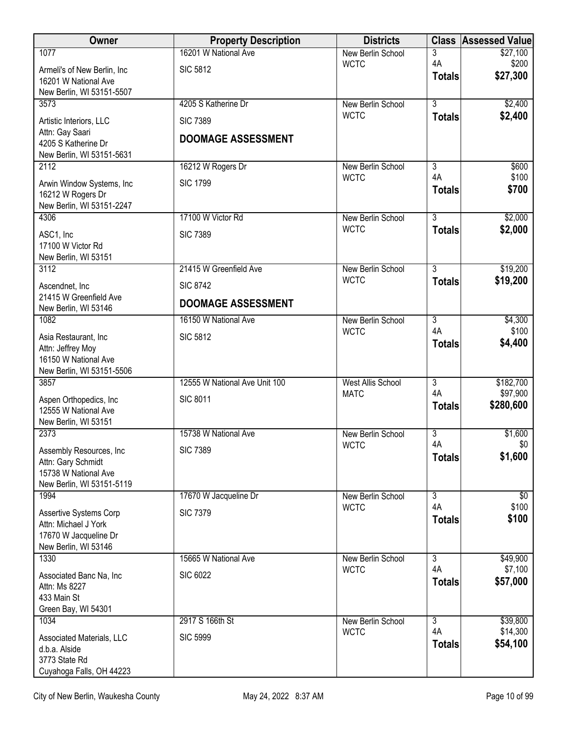| Owner | Property Description | Districts | Class | Assessed Value |
|---|---|---|---|---|
| 1077<br>Armeli's of New Berlin, Inc<br>16201 W National Ave<br>New Berlin, WI 53151-5507 | 16201 W National Ave<br>SIC 5812 | New Berlin School<br>WCTC | 3<br>4A<br>**Totals** | $27,100<br>$200<br>**$27,300** |
| 3573<br>Artistic Interiors, LLC<br>Attn: Gay Saari<br>4205 S Katherine Dr<br>New Berlin, WI 53151-5631 | 4205 S Katherine Dr<br>SIC 7389<br>**DOOMAGE ASSESSMENT** | New Berlin School<br>WCTC | 3<br>**Totals** | $2,400<br>**$2,400** |
| 2112<br>Arwin Window Systems, Inc<br>16212 W Rogers Dr<br>New Berlin, WI 53151-2247 | 16212 W Rogers Dr<br>SIC 1799 | New Berlin School<br>WCTC | 3<br>4A<br>**Totals** | $600<br>$100<br>**$700** |
| 4306<br>ASC1, Inc<br>17100 W Victor Rd<br>New Berlin, WI 53151 | 17100 W Victor Rd<br>SIC 7389 | New Berlin School<br>WCTC | 3<br>**Totals** | $2,000<br>**$2,000** |
| 3112<br>Ascendnet, Inc<br>21415 W Greenfield Ave<br>New Berlin, WI 53146 | 21415 W Greenfield Ave<br>SIC 8742<br>**DOOMAGE ASSESSMENT** | New Berlin School<br>WCTC | 3<br>**Totals** | $19,200<br>**$19,200** |
| 1082<br>Asia Restaurant, Inc<br>Attn: Jeffrey Moy<br>16150 W National Ave<br>New Berlin, WI 53151-5506 | 16150 W National Ave<br>SIC 5812 | New Berlin School<br>WCTC | 3<br>4A<br>**Totals** | $4,300<br>$100<br>**$4,400** |
| 3857<br>Aspen Orthopedics, Inc<br>12555 W National Ave<br>New Berlin, WI 53151 | 12555 W National Ave Unit 100<br>SIC 8011 | West Allis School<br>MATC | 3<br>4A<br>**Totals** | $182,700<br>$97,900<br>**$280,600** |
| 2373<br>Assembly Resources, Inc<br>Attn: Gary Schmidt<br>15738 W National Ave<br>New Berlin, WI 53151-5119 | 15738 W National Ave<br>SIC 7389 | New Berlin School<br>WCTC | 3<br>4A<br>**Totals** | $1,600<br>$0<br>**$1,600** |
| 1994<br>Assertive Systems Corp<br>Attn: Michael J York<br>17670 W Jacqueline Dr<br>New Berlin, WI 53146 | 17670 W Jacqueline Dr<br>SIC 7379 | New Berlin School<br>WCTC | 3<br>4A<br>**Totals** | $0<br>$100<br>**$100** |
| 1330<br>Associated Banc Na, Inc<br>Attn: Ms 8227<br>433 Main St<br>Green Bay, WI 54301 | 15665 W National Ave<br>SIC 6022 | New Berlin School<br>WCTC | 3<br>4A<br>**Totals** | $49,900<br>$7,100<br>**$57,000** |
| 1034<br>Associated Materials, LLC<br>d.b.a. Alside<br>3773 State Rd<br>Cuyahoga Falls, OH 44223 | 2917 S 166th St<br>SIC 5999 | New Berlin School<br>WCTC | 3<br>4A<br>**Totals** | $39,800<br>$14,300<br>**$54,100** |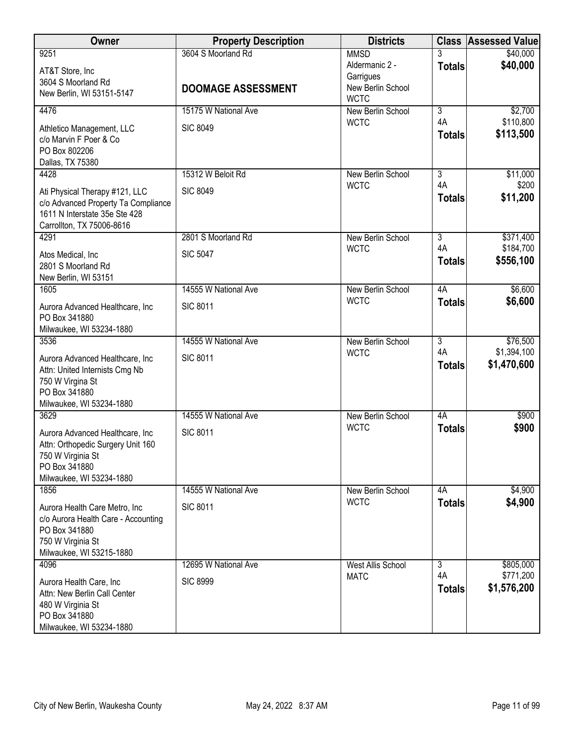| Owner | Property Description | Districts | Class | Assessed Value |
|---|---|---|---|---|
| 9251<br>AT&T Store, Inc<br>3604 S Moorland Rd<br>New Berlin, WI 53151-5147 | 3604 S Moorland Rd<br>**DOOMAGE ASSESSMENT** | MMSD<br>Aldermanic 2 - Garrigues<br>New Berlin School<br>WCTC | 3<br>**Totals** | $40,000<br>**$40,000** |
| 4476<br>Athletico Management, LLC<br>c/o Marvin F Poer & Co<br>PO Box 802206<br>Dallas, TX 75380 | 15175 W National Ave<br>SIC 8049 | New Berlin School<br>WCTC | 3<br>4A<br>**Totals** | $2,700<br>$110,800<br>**$113,500** |
| 4428<br>Ati Physical Therapy #121, LLC<br>c/o Advanced Property Ta Compliance<br>1611 N Interstate 35e Ste 428<br>Carrollton, TX 75006-8616 | 15312 W Beloit Rd<br>SIC 8049 | New Berlin School<br>WCTC | 3<br>4A<br>**Totals** | $11,000<br>$200<br>**$11,200** |
| 4291<br>Atos Medical, Inc<br>2801 S Moorland Rd<br>New Berlin, WI 53151 | 2801 S Moorland Rd<br>SIC 5047 | New Berlin School<br>WCTC | 3<br>4A<br>**Totals** | $371,400<br>$184,700<br>**$556,100** |
| 1605<br>Aurora Advanced Healthcare, Inc<br>PO Box 341880<br>Milwaukee, WI 53234-1880 | 14555 W National Ave<br>SIC 8011 | New Berlin School<br>WCTC | 4A<br>**Totals** | $6,600<br>**$6,600** |
| 3536<br>Aurora Advanced Healthcare, Inc<br>Attn: United Internists Cmg Nb<br>750 W Virgina St<br>PO Box 341880<br>Milwaukee, WI 53234-1880 | 14555 W National Ave<br>SIC 8011 | New Berlin School<br>WCTC | 3<br>4A<br>**Totals** | $76,500<br>$1,394,100<br>**$1,470,600** |
| 3629<br>Aurora Advanced Healthcare, Inc<br>Attn: Orthopedic Surgery Unit 160<br>750 W Virginia St<br>PO Box 341880<br>Milwaukee, WI 53234-1880 | 14555 W National Ave<br>SIC 8011 | New Berlin School<br>WCTC | 4A<br>**Totals** | $900<br>**$900** |
| 1856<br>Aurora Health Care Metro, Inc<br>c/o Aurora Health Care - Accounting<br>PO Box 341880<br>750 W Virginia St<br>Milwaukee, WI 53215-1880 | 14555 W National Ave<br>SIC 8011 | New Berlin School<br>WCTC | 4A<br>**Totals** | $4,900<br>**$4,900** |
| 4096<br>Aurora Health Care, Inc<br>Attn: New Berlin Call Center<br>480 W Virginia St<br>PO Box 341880<br>Milwaukee, WI 53234-1880 | 12695 W National Ave<br>SIC 8999 | West Allis School<br>MATC | 3<br>4A<br>**Totals** | $805,000<br>$771,200<br>**$1,576,200** |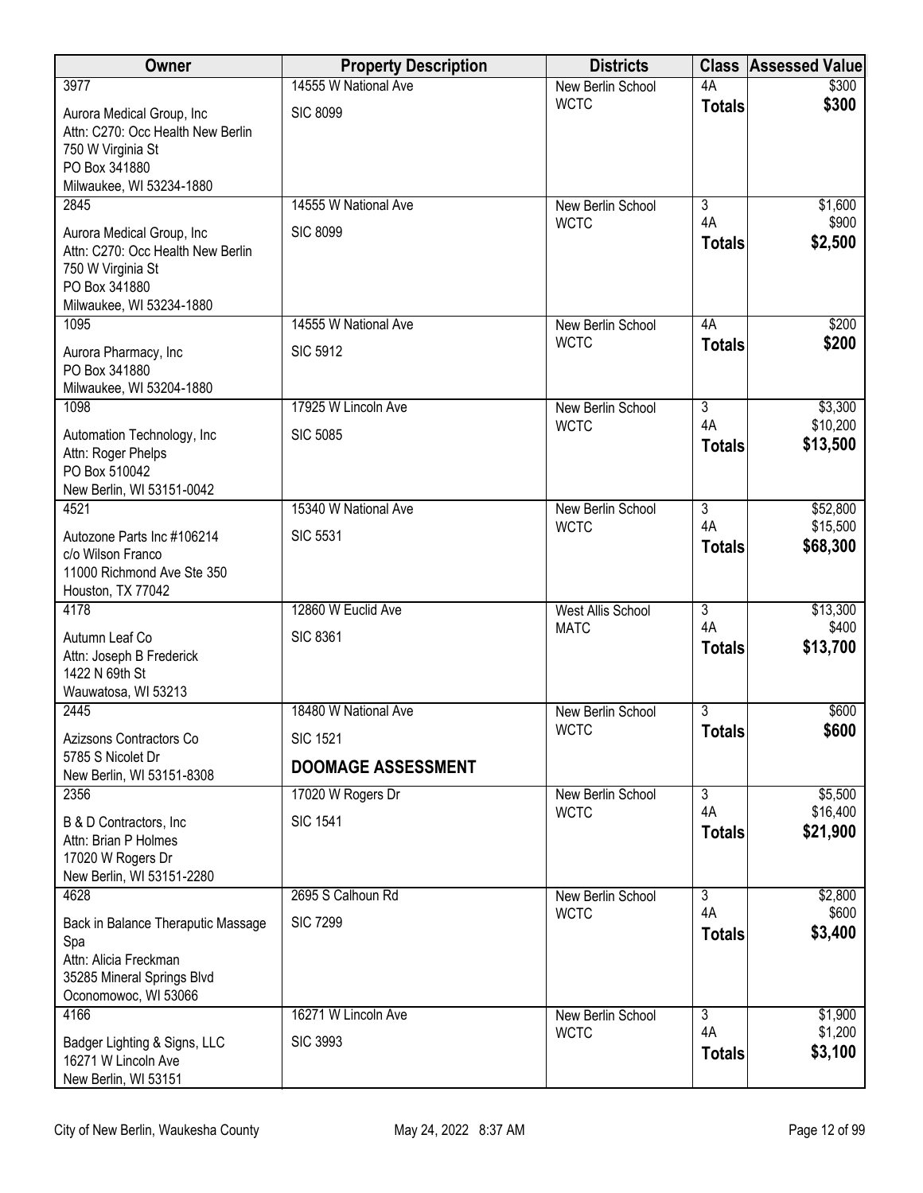| Owner | Property Description | Districts | Class | Assessed Value |
|---|---|---|---|---|
| 3977<br>Aurora Medical Group, Inc<br>Attn: C270: Occ Health New Berlin<br>750 W Virginia St<br>PO Box 341880<br>Milwaukee, WI 53234-1880 | 14555 W National Ave<br>SIC 8099 | New Berlin School<br>WCTC | 4A<br>**Totals** | $300<br>**$300** |
| 2845<br>Aurora Medical Group, Inc<br>Attn: C270: Occ Health New Berlin<br>750 W Virginia St<br>PO Box 341880<br>Milwaukee, WI 53234-1880 | 14555 W National Ave<br>SIC 8099 | New Berlin School<br>WCTC | 3<br>4A<br>**Totals** | $1,600<br>$900<br>**$2,500** |
| 1095<br>Aurora Pharmacy, Inc<br>PO Box 341880<br>Milwaukee, WI 53204-1880 | 14555 W National Ave<br>SIC 5912 | New Berlin School<br>WCTC | 4A<br>**Totals** | $200<br>**$200** |
| 1098<br>Automation Technology, Inc<br>Attn: Roger Phelps<br>PO Box 510042<br>New Berlin, WI 53151-0042 | 17925 W Lincoln Ave<br>SIC 5085 | New Berlin School<br>WCTC | 3<br>4A<br>**Totals** | $3,300<br>$10,200<br>**$13,500** |
| 4521<br>Autozone Parts Inc #106214<br>c/o Wilson Franco<br>11000 Richmond Ave Ste 350<br>Houston, TX 77042 | 15340 W National Ave<br>SIC 5531 | New Berlin School<br>WCTC | 3<br>4A<br>**Totals** | $52,800<br>$15,500<br>**$68,300** |
| 4178<br>Autumn Leaf Co<br>Attn: Joseph B Frederick<br>1422 N 69th St<br>Wauwatosa, WI 53213 | 12860 W Euclid Ave<br>SIC 8361 | West Allis School<br>MATC | 3<br>4A<br>**Totals** | $13,300<br>$400<br>**$13,700** |
| 2445<br>Azizsons Contractors Co<br>5785 S Nicolet Dr<br>New Berlin, WI 53151-8308 | 18480 W National Ave<br>SIC 1521<br>**DOOMAGE ASSESSMENT** | New Berlin School<br>WCTC | 3<br>**Totals** | $600<br>**$600** |
| 2356<br>B & D Contractors, Inc<br>Attn: Brian P Holmes<br>17020 W Rogers Dr<br>New Berlin, WI 53151-2280 | 17020 W Rogers Dr<br>SIC 1541 | New Berlin School<br>WCTC | 3<br>4A<br>**Totals** | $5,500<br>$16,400<br>**$21,900** |
| 4628<br>Back in Balance Theraputic Massage Spa<br>Attn: Alicia Freckman<br>35285 Mineral Springs Blvd<br>Oconomowoc, WI 53066 | 2695 S Calhoun Rd<br>SIC 7299 | New Berlin School<br>WCTC | 3<br>4A<br>**Totals** | $2,800<br>$600<br>**$3,400** |
| 4166<br>Badger Lighting & Signs, LLC<br>16271 W Lincoln Ave<br>New Berlin, WI 53151 | 16271 W Lincoln Ave<br>SIC 3993 | New Berlin School<br>WCTC | 3<br>4A<br>**Totals** | $1,900<br>$1,200<br>**$3,100** |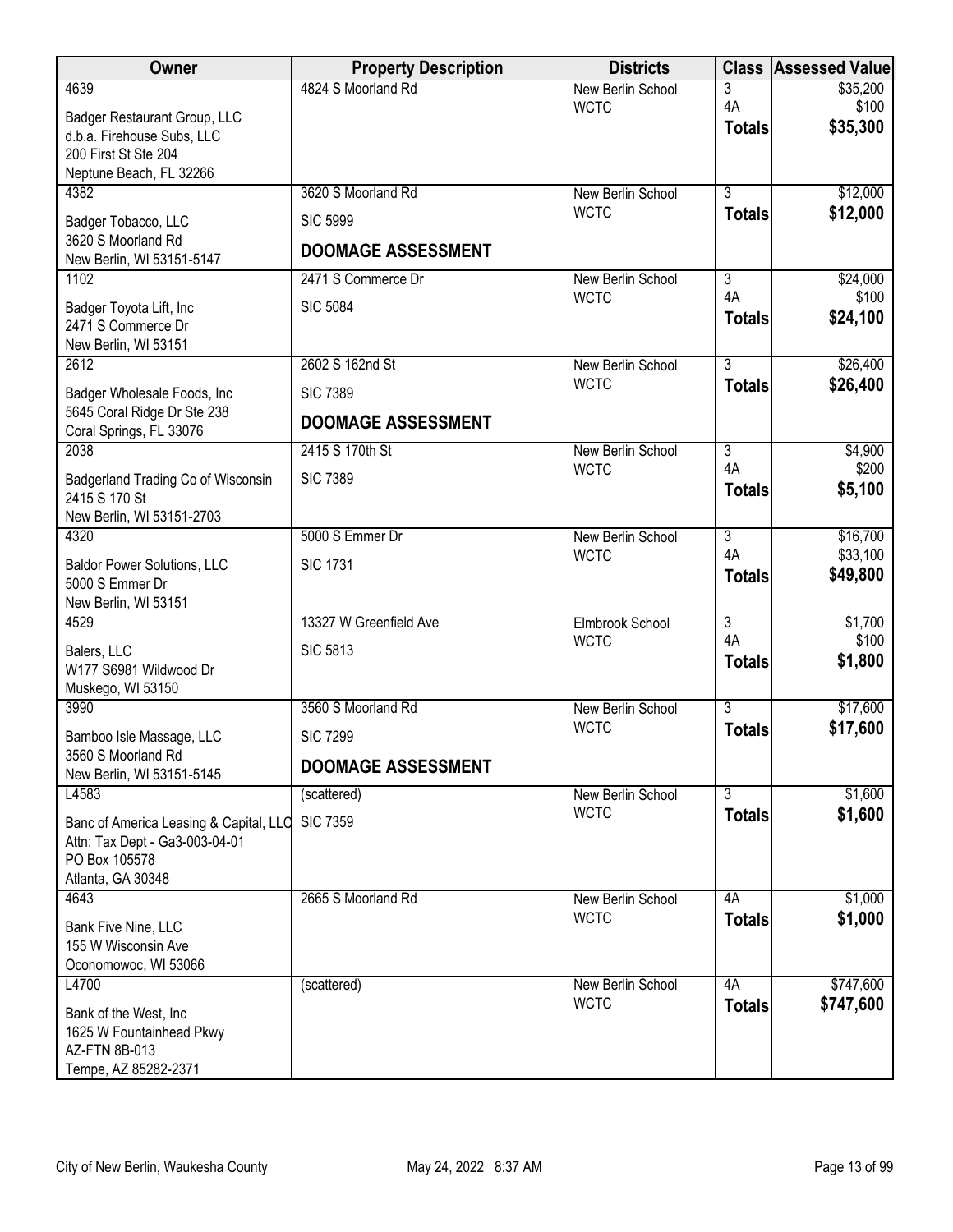| Owner | Property Description | Districts | Class | Assessed Value |
|---|---|---|---|---|
| 4639<br>Badger Restaurant Group, LLC<br>d.b.a. Firehouse Subs, LLC<br>200 First St Ste 204<br>Neptune Beach, FL 32266 | 4824 S Moorland Rd | New Berlin School<br>WCTC | 3<br>4A<br>**Totals** | $35,200<br>$100<br>**$35,300** |
| 4382<br>Badger Tobacco, LLC<br>3620 S Moorland Rd<br>New Berlin, WI 53151-5147 | 3620 S Moorland Rd<br>SIC 5999<br>**DOOMAGE ASSESSMENT** | New Berlin School<br>WCTC | 3<br>**Totals** | $12,000<br>**$12,000** |
| 1102<br>Badger Toyota Lift, Inc<br>2471 S Commerce Dr<br>New Berlin, WI 53151 | 2471 S Commerce Dr<br>SIC 5084 | New Berlin School<br>WCTC | 3<br>4A<br>**Totals** | $24,000<br>$100<br>**$24,100** |
| 2612<br>Badger Wholesale Foods, Inc<br>5645 Coral Ridge Dr Ste 238<br>Coral Springs, FL 33076 | 2602 S 162nd St<br>SIC 7389<br>**DOOMAGE ASSESSMENT** | New Berlin School<br>WCTC | 3<br>**Totals** | $26,400<br>**$26,400** |
| 2038<br>Badgerland Trading Co of Wisconsin<br>2415 S 170 St<br>New Berlin, WI 53151-2703 | 2415 S 170th St<br>SIC 7389 | New Berlin School<br>WCTC | 3<br>4A<br>**Totals** | $4,900<br>$200<br>**$5,100** |
| 4320<br>Baldor Power Solutions, LLC<br>5000 S Emmer Dr<br>New Berlin, WI 53151 | 5000 S Emmer Dr<br>SIC 1731 | New Berlin School<br>WCTC | 3<br>4A<br>**Totals** | $16,700<br>$33,100<br>**$49,800** |
| 4529<br>Balers, LLC<br>W177 S6981 Wildwood Dr<br>Muskego, WI 53150 | 13327 W Greenfield Ave<br>SIC 5813 | Elmbrook School<br>WCTC | 3<br>4A<br>**Totals** | $1,700<br>$100<br>**$1,800** |
| 3990<br>Bamboo Isle Massage, LLC<br>3560 S Moorland Rd<br>New Berlin, WI 53151-5145 | 3560 S Moorland Rd<br>SIC 7299<br>**DOOMAGE ASSESSMENT** | New Berlin School<br>WCTC | 3<br>**Totals** | $17,600<br>**$17,600** |
| L4583<br>Banc of America Leasing & Capital, LLC<br>Attn: Tax Dept - Ga3-003-04-01<br>PO Box 105578<br>Atlanta, GA 30348 | (scattered)<br>SIC 7359 | New Berlin School<br>WCTC | 3<br>**Totals** | $1,600<br>**$1,600** |
| 4643<br>Bank Five Nine, LLC<br>155 W Wisconsin Ave<br>Oconomowoc, WI 53066 | 2665 S Moorland Rd | New Berlin School<br>WCTC | 4A<br>**Totals** | $1,000<br>**$1,000** |
| L4700<br>Bank of the West, Inc<br>1625 W Fountainhead Pkwy<br>AZ-FTN 8B-013<br>Tempe, AZ 85282-2371 | (scattered) | New Berlin School<br>WCTC | 4A<br>**Totals** | $747,600<br>**$747,600** |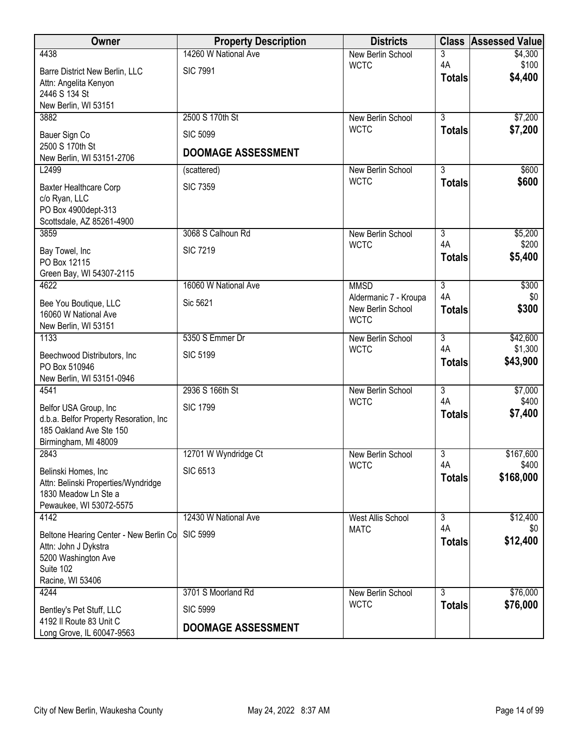| Owner | Property Description | Districts | Class | Assessed Value |
|---|---|---|---|---|
| 4438<br>Barre District New Berlin, LLC<br>Attn: Angelita Kenyon<br>2446 S 134 St<br>New Berlin, WI 53151 | 14260 W National Ave<br>SIC 7991 | New Berlin School<br>WCTC | 3<br>4A<br>**Totals** | $4,300<br>$100<br>**$4,400** |
| 3882<br>Bauer Sign Co<br>2500 S 170th St<br>New Berlin, WI 53151-2706 | 2500 S 170th St<br>SIC 5099<br>**DOOMAGE ASSESSMENT** | New Berlin School<br>WCTC | 3<br>**Totals** | $7,200<br>**$7,200** |
| L2499<br>Baxter Healthcare Corp<br>c/o Ryan, LLC<br>PO Box 4900dept-313<br>Scottsdale, AZ 85261-4900 | (scattered)<br>SIC 7359 | New Berlin School<br>WCTC | 3<br>**Totals** | $600<br>**$600** |
| 3859<br>Bay Towel, Inc<br>PO Box 12115<br>Green Bay, WI 54307-2115 | 3068 S Calhoun Rd<br>SIC 7219 | New Berlin School<br>WCTC | 3<br>4A<br>**Totals** | $5,200<br>$200<br>**$5,400** |
| 4622<br>Bee You Boutique, LLC<br>16060 W National Ave<br>New Berlin, WI 53151 | 16060 W National Ave<br>Sic 5621 | MMSD<br>Aldermanic 7 - Kroupa<br>New Berlin School<br>WCTC | 3<br>4A<br>**Totals** | $300<br>$0<br>**$300** |
| 1133<br>Beechwood Distributors, Inc<br>PO Box 510946<br>New Berlin, WI 53151-0946 | 5350 S Emmer Dr<br>SIC 5199 | New Berlin School<br>WCTC | 3<br>4A<br>**Totals** | $42,600<br>$1,300<br>**$43,900** |
| 4541<br>Belfor USA Group, Inc<br>d.b.a. Belfor Property Resoration, Inc<br>185 Oakland Ave Ste 150<br>Birmingham, MI 48009 | 2936 S 166th St<br>SIC 1799 | New Berlin School<br>WCTC | 3<br>4A<br>**Totals** | $7,000<br>$400<br>**$7,400** |
| 2843<br>Belinski Homes, Inc<br>Attn: Belinski Properties/Wyndridge<br>1830 Meadow Ln Ste a<br>Pewaukee, WI 53072-5575 | 12701 W Wyndridge Ct<br>SIC 6513 | New Berlin School<br>WCTC | 3<br>4A<br>**Totals** | $167,600<br>$400<br>**$168,000** |
| 4142<br>Beltone Hearing Center - New Berlin Co<br>Attn: John J Dykstra<br>5200 Washington Ave<br>Suite 102<br>Racine, WI 53406 | 12430 W National Ave<br>SIC 5999 | West Allis School<br>MATC | 3<br>4A<br>**Totals** | $12,400<br>$0<br>**$12,400** |
| 4244<br>Bentley's Pet Stuff, LLC<br>4192 Il Route 83 Unit C<br>Long Grove, IL 60047-9563 | 3701 S Moorland Rd<br>SIC 5999<br>**DOOMAGE ASSESSMENT** | New Berlin School<br>WCTC | 3<br>**Totals** | $76,000<br>**$76,000** |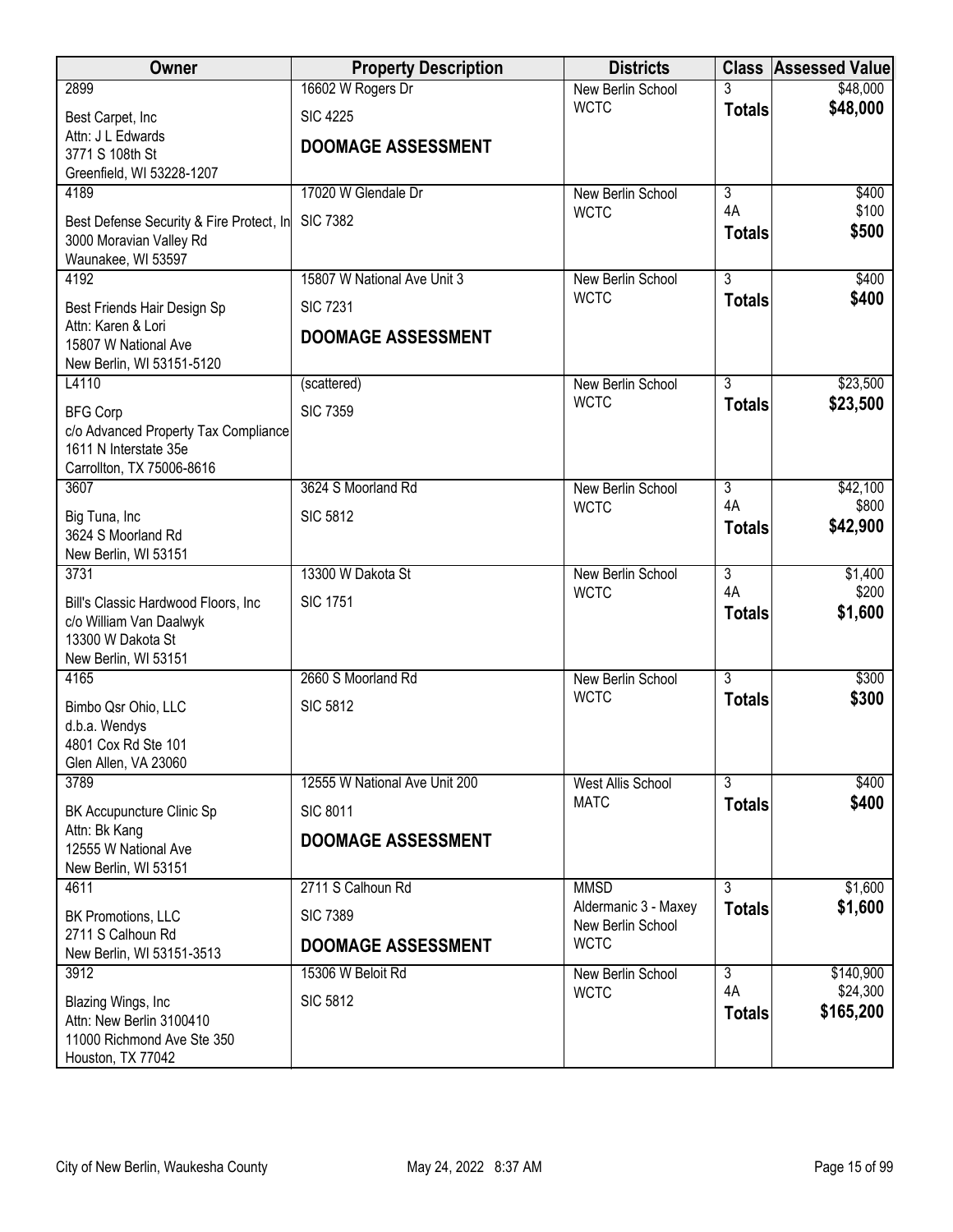| Owner | Property Description | Districts | Class | Assessed Value |
|---|---|---|---|---|
| 2899<br>Best Carpet, Inc<br>Attn: J L Edwards<br>3771 S 108th St<br>Greenfield, WI 53228-1207 | 16602 W Rogers Dr<br>SIC 4225<br>**DOOMAGE ASSESSMENT** | New Berlin School<br>WCTC | 3<br>**Totals** | $48,000<br>**$48,000** |
| 4189<br>Best Defense Security & Fire Protect, In<br>3000 Moravian Valley Rd<br>Waunakee, WI 53597 | 17020 W Glendale Dr<br>SIC 7382 | New Berlin School<br>WCTC | 3<br>4A<br>**Totals** | $400<br>$100<br>**$500** |
| 4192<br>Best Friends Hair Design Sp<br>Attn: Karen & Lori<br>15807 W National Ave<br>New Berlin, WI 53151-5120 | 15807 W National Ave Unit 3<br>SIC 7231<br>**DOOMAGE ASSESSMENT** | New Berlin School<br>WCTC | 3<br>**Totals** | $400<br>**$400** |
| L4110<br>BFG Corp<br>c/o Advanced Property Tax Compliance<br>1611 N Interstate 35e<br>Carrollton, TX 75006-8616 | (scattered)<br>SIC 7359 | New Berlin School<br>WCTC | 3<br>**Totals** | $23,500<br>**$23,500** |
| 3607<br>Big Tuna, Inc<br>3624 S Moorland Rd<br>New Berlin, WI 53151 | 3624 S Moorland Rd<br>SIC 5812 | New Berlin School<br>WCTC | 3<br>4A<br>**Totals** | $42,100<br>$800<br>**$42,900** |
| 3731<br>Bill's Classic Hardwood Floors, Inc<br>c/o William Van Daalwyk<br>13300 W Dakota St<br>New Berlin, WI 53151 | 13300 W Dakota St<br>SIC 1751 | New Berlin School<br>WCTC | 3<br>4A<br>**Totals** | $1,400<br>$200<br>**$1,600** |
| 4165<br>Bimbo Qsr Ohio, LLC<br>d.b.a. Wendys<br>4801 Cox Rd Ste 101<br>Glen Allen, VA 23060 | 2660 S Moorland Rd<br>SIC 5812 | New Berlin School<br>WCTC | 3<br>**Totals** | $300<br>**$300** |
| 3789<br>BK Accupuncture Clinic Sp<br>Attn: Bk Kang<br>12555 W National Ave<br>New Berlin, WI 53151 | 12555 W National Ave Unit 200<br>SIC 8011<br>**DOOMAGE ASSESSMENT** | West Allis School<br>MATC | 3<br>**Totals** | $400<br>**$400** |
| 4611<br>BK Promotions, LLC<br>2711 S Calhoun Rd<br>New Berlin, WI 53151-3513 | 2711 S Calhoun Rd<br>SIC 7389<br>**DOOMAGE ASSESSMENT** | MMSD<br>Aldermanic 3 - Maxey<br>New Berlin School<br>WCTC | 3<br>**Totals** | $1,600<br>**$1,600** |
| 3912<br>Blazing Wings, Inc<br>Attn: New Berlin 3100410<br>11000 Richmond Ave Ste 350<br>Houston, TX 77042 | 15306 W Beloit Rd<br>SIC 5812 | New Berlin School<br>WCTC | 3<br>4A<br>**Totals** | $140,900<br>$24,300<br>**$165,200** |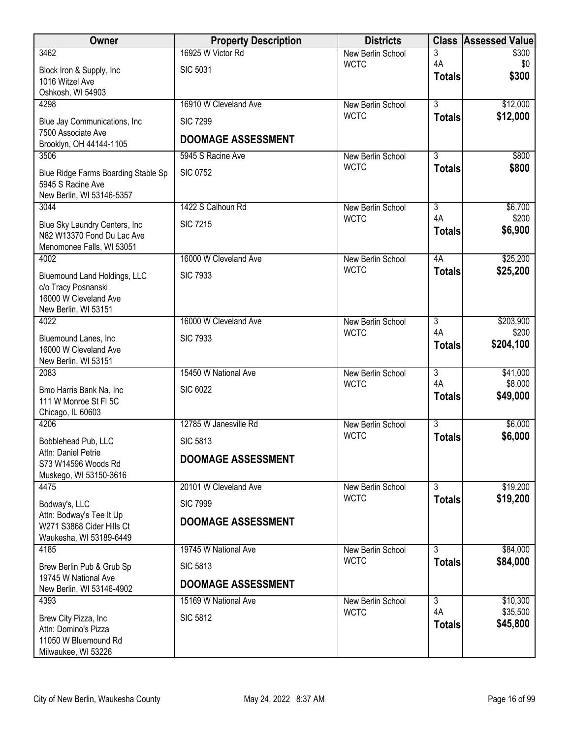| Owner | Property Description | Districts | Class | Assessed Value |
|---|---|---|---|---|
| 3462<br>Block Iron & Supply, Inc<br>1016 Witzel Ave<br>Oshkosh, WI 54903 | 16925 W Victor Rd<br>SIC 5031 | New Berlin School<br>WCTC | 3<br>4A<br>**Totals** | $300<br>$0<br>**$300** |
| 4298<br>Blue Jay Communications, Inc<br>7500 Associate Ave<br>Brooklyn, OH 44144-1105 | 16910 W Cleveland Ave<br>SIC 7299<br>**DOOMAGE ASSESSMENT** | New Berlin School<br>WCTC | 3<br>**Totals** | $12,000<br>**$12,000** |
| 3506<br>Blue Ridge Farms Boarding Stable Sp<br>5945 S Racine Ave<br>New Berlin, WI 53146-5357 | 5945 S Racine Ave<br>SIC 0752 | New Berlin School<br>WCTC | 3<br>**Totals** | $800<br>**$800** |
| 3044<br>Blue Sky Laundry Centers, Inc<br>N82 W13370 Fond Du Lac Ave<br>Menomonee Falls, WI 53051 | 1422 S Calhoun Rd<br>SIC 7215 | New Berlin School<br>WCTC | 3<br>4A<br>**Totals** | $6,700<br>$200<br>**$6,900** |
| 4002<br>Bluemound Land Holdings, LLC<br>c/o Tracy Posnanski<br>16000 W Cleveland Ave<br>New Berlin, WI 53151 | 16000 W Cleveland Ave<br>SIC 7933 | New Berlin School<br>WCTC | 4A<br>**Totals** | $25,200<br>**$25,200** |
| 4022<br>Bluemound Lanes, Inc<br>16000 W Cleveland Ave<br>New Berlin, WI 53151 | 16000 W Cleveland Ave<br>SIC 7933 | New Berlin School<br>WCTC | 3<br>4A<br>**Totals** | $203,900<br>$200<br>**$204,100** |
| 2083<br>Bmo Harris Bank Na, Inc<br>111 W Monroe St Fl 5C<br>Chicago, IL 60603 | 15450 W National Ave<br>SIC 6022 | New Berlin School<br>WCTC | 3<br>4A<br>**Totals** | $41,000<br>$8,000<br>**$49,000** |
| 4206<br>Bobblehead Pub, LLC<br>Attn: Daniel Petrie<br>S73 W14596 Woods Rd<br>Muskego, WI 53150-3616 | 12785 W Janesville Rd<br>SIC 5813<br>**DOOMAGE ASSESSMENT** | New Berlin School<br>WCTC | 3<br>**Totals** | $6,000<br>**$6,000** |
| 4475<br>Bodway's, LLC<br>Attn: Bodway's Tee It Up<br>W271 S3868 Cider Hills Ct<br>Waukesha, WI 53189-6449 | 20101 W Cleveland Ave<br>SIC 7999<br>**DOOMAGE ASSESSMENT** | New Berlin School<br>WCTC | 3<br>**Totals** | $19,200<br>**$19,200** |
| 4185<br>Brew Berlin Pub & Grub Sp<br>19745 W National Ave<br>New Berlin, WI 53146-4902 | 19745 W National Ave<br>SIC 5813<br>**DOOMAGE ASSESSMENT** | New Berlin School<br>WCTC | 3<br>**Totals** | $84,000<br>**$84,000** |
| 4393<br>Brew City Pizza, Inc<br>Attn: Domino's Pizza<br>11050 W Bluemound Rd<br>Milwaukee, WI 53226 | 15169 W National Ave<br>SIC 5812 | New Berlin School<br>WCTC | 3<br>4A<br>**Totals** | $10,300<br>$35,500<br>**$45,800** |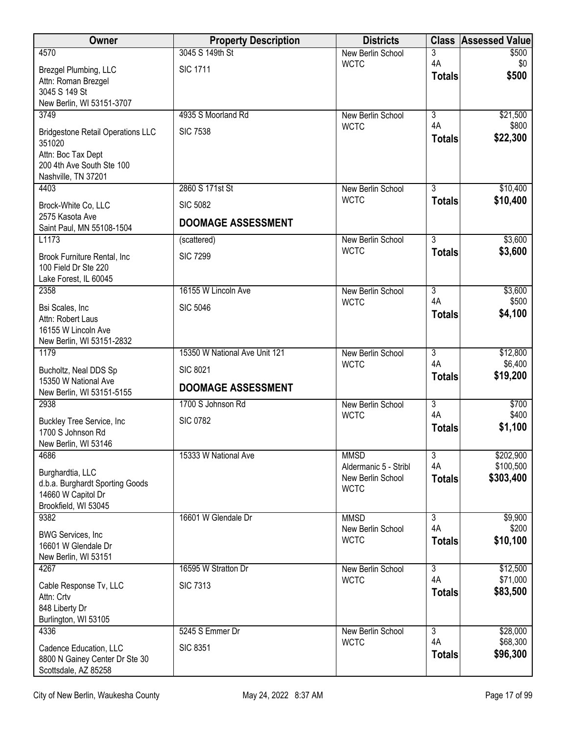| Owner | Property Description | Districts | Class | Assessed Value |
|---|---|---|---|---|
| 4570<br>Brezgel Plumbing, LLC<br>Attn: Roman Brezgel<br>3045 S 149 St<br>New Berlin, WI 53151-3707 | 3045 S 149th St<br>SIC 1711 | New Berlin School<br>WCTC | 3<br>4A<br>**Totals** | $500<br>$0<br>**$500** |
| 3749<br>Bridgestone Retail Operations LLC 351020<br>Attn: Boc Tax Dept<br>200 4th Ave South Ste 100<br>Nashville, TN 37201 | 4935 S Moorland Rd<br>SIC 7538 | New Berlin School<br>WCTC | 3<br>4A<br>**Totals** | $21,500<br>$800<br>**$22,300** |
| 4403<br>Brock-White Co, LLC<br>2575 Kasota Ave<br>Saint Paul, MN 55108-1504 | 2860 S 171st St<br>SIC 5082<br>**DOOMAGE ASSESSMENT** | New Berlin School<br>WCTC | 3<br>**Totals** | $10,400<br>**$10,400** |
| L1173<br>Brook Furniture Rental, Inc<br>100 Field Dr Ste 220<br>Lake Forest, IL 60045 | (scattered)<br>SIC 7299 | New Berlin School<br>WCTC | 3<br>**Totals** | $3,600<br>**$3,600** |
| 2358<br>Bsi Scales, Inc<br>Attn: Robert Laus<br>16155 W Lincoln Ave<br>New Berlin, WI 53151-2832 | 16155 W Lincoln Ave<br>SIC 5046 | New Berlin School<br>WCTC | 3<br>4A<br>**Totals** | $3,600<br>$500<br>**$4,100** |
| 1179<br>Bucholtz, Neal DDS Sp<br>15350 W National Ave<br>New Berlin, WI 53151-5155 | 15350 W National Ave Unit 121<br>SIC 8021<br>**DOOMAGE ASSESSMENT** | New Berlin School<br>WCTC | 3<br>4A<br>**Totals** | $12,800<br>$6,400<br>**$19,200** |
| 2938<br>Buckley Tree Service, Inc<br>1700 S Johnson Rd<br>New Berlin, WI 53146 | 1700 S Johnson Rd<br>SIC 0782 | New Berlin School<br>WCTC | 3<br>4A<br>**Totals** | $700<br>$400<br>**$1,100** |
| 4686<br>Burghardtia, LLC<br>d.b.a. Burghardt Sporting Goods<br>14660 W Capitol Dr<br>Brookfield, WI 53045 | 15333 W National Ave | MMSD<br>Aldermanic 5 - Stribl<br>New Berlin School<br>WCTC | 3<br>4A<br>**Totals** | $202,900<br>$100,500<br>**$303,400** |
| 9382<br>BWG Services, Inc<br>16601 W Glendale Dr<br>New Berlin, WI 53151 | 16601 W Glendale Dr | MMSD<br>New Berlin School<br>WCTC | 3<br>4A<br>**Totals** | $9,900<br>$200<br>**$10,100** |
| 4267<br>Cable Response Tv, LLC<br>Attn: Crtv<br>848 Liberty Dr<br>Burlington, WI 53105 | 16595 W Stratton Dr<br>SIC 7313 | New Berlin School<br>WCTC | 3<br>4A<br>**Totals** | $12,500<br>$71,000<br>**$83,500** |
| 4336<br>Cadence Education, LLC<br>8800 N Gainey Center Dr Ste 30<br>Scottsdale, AZ 85258 | 5245 S Emmer Dr<br>SIC 8351 | New Berlin School<br>WCTC | 3<br>4A<br>**Totals** | $28,000<br>$68,300<br>**$96,300** |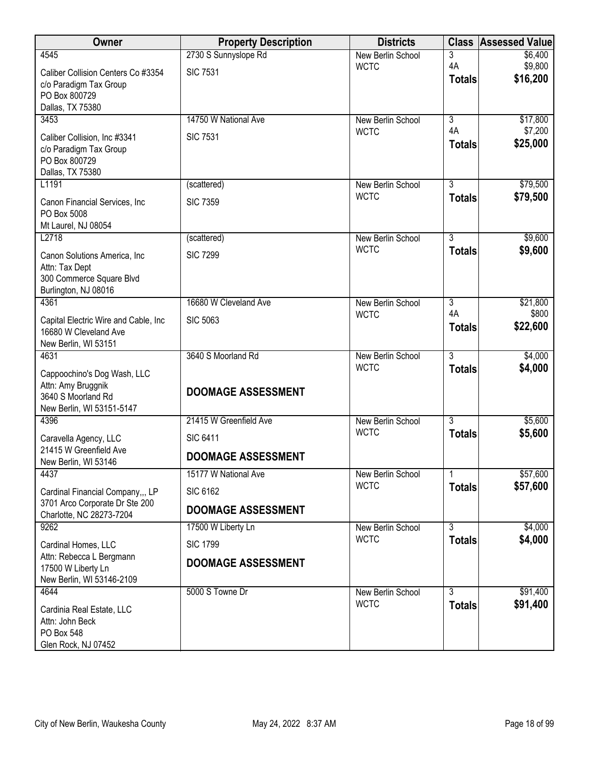| Owner | Property Description | Districts | Class | Assessed Value |
|---|---|---|---|---|
| 4545<br>Caliber Collision Centers Co #3354<br>c/o Paradigm Tax Group<br>PO Box 800729<br>Dallas, TX 75380 | 2730 S Sunnyslope Rd<br>SIC 7531 | New Berlin School<br>WCTC | 3<br>4A<br>**Totals** | $6,400<br>$9,800<br>**$16,200** |
| 3453<br>Caliber Collision, Inc #3341<br>c/o Paradigm Tax Group<br>PO Box 800729<br>Dallas, TX 75380 | 14750 W National Ave<br>SIC 7531 | New Berlin School<br>WCTC | 3<br>4A<br>**Totals** | $17,800<br>$7,200<br>**$25,000** |
| L1191<br>Canon Financial Services, Inc<br>PO Box 5008<br>Mt Laurel, NJ 08054 | (scattered)<br>SIC 7359 | New Berlin School<br>WCTC | 3<br>**Totals** | $79,500<br>**$79,500** |
| L2718<br>Canon Solutions America, Inc<br>Attn: Tax Dept<br>300 Commerce Square Blvd<br>Burlington, NJ 08016 | (scattered)<br>SIC 7299 | New Berlin School<br>WCTC | 3<br>**Totals** | $9,600<br>**$9,600** |
| 4361<br>Capital Electric Wire and Cable, Inc<br>16680 W Cleveland Ave<br>New Berlin, WI 53151 | 16680 W Cleveland Ave<br>SIC 5063 | New Berlin School<br>WCTC | 3<br>4A<br>**Totals** | $21,800<br>$800<br>**$22,600** |
| 4631<br>Cappoochino's Dog Wash, LLC<br>Attn: Amy Bruggnik<br>3640 S Moorland Rd<br>New Berlin, WI 53151-5147 | 3640 S Moorland Rd<br>**DOOMAGE ASSESSMENT** | New Berlin School<br>WCTC | 3<br>**Totals** | $4,000<br>**$4,000** |
| 4396<br>Caravella Agency, LLC<br>21415 W Greenfield Ave<br>New Berlin, WI 53146 | 21415 W Greenfield Ave<br>SIC 6411<br>**DOOMAGE ASSESSMENT** | New Berlin School<br>WCTC | 3<br>**Totals** | $5,600<br>**$5,600** |
| 4437<br>Cardinal Financial Company,,, LP<br>3701 Arco Corporate Dr Ste 200<br>Charlotte, NC 28273-7204 | 15177 W National Ave<br>SIC 6162<br>**DOOMAGE ASSESSMENT** | New Berlin School<br>WCTC | 1<br>**Totals** | $57,600<br>**$57,600** |
| 9262<br>Cardinal Homes, LLC<br>Attn: Rebecca L Bergmann<br>17500 W Liberty Ln<br>New Berlin, WI 53146-2109 | 17500 W Liberty Ln<br>SIC 1799<br>**DOOMAGE ASSESSMENT** | New Berlin School<br>WCTC | 3<br>**Totals** | $4,000<br>**$4,000** |
| 4644<br>Cardinia Real Estate, LLC<br>Attn: John Beck<br>PO Box 548<br>Glen Rock, NJ 07452 | 5000 S Towne Dr | New Berlin School<br>WCTC | 3<br>**Totals** | $91,400<br>**$91,400** |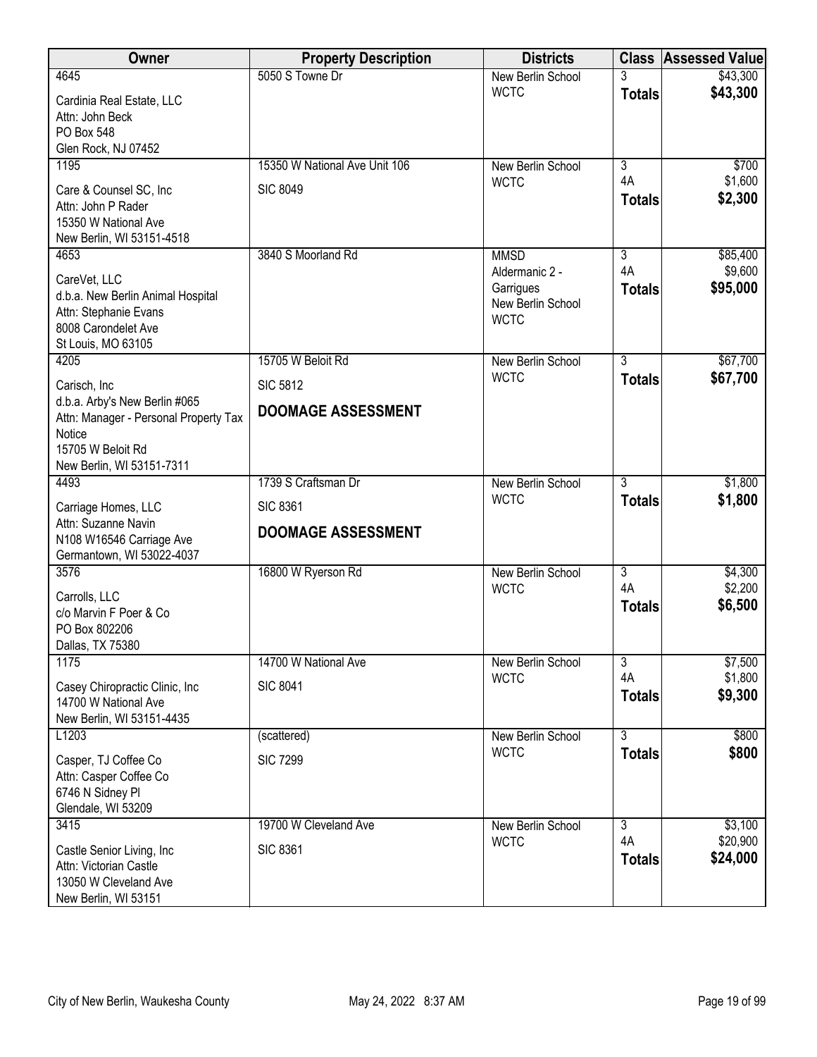| Owner | Property Description | Districts | Class | Assessed Value |
|---|---|---|---|---|
| 4645<br><br>Cardinia Real Estate, LLC<br>Attn: John Beck<br>PO Box 548<br>Glen Rock, NJ 07452 | 5050 S Towne Dr | New Berlin School<br>WCTC | 3<br>**Totals** | $43,300<br>**$43,300** |
| 1195<br><br>Care & Counsel SC, Inc<br>Attn: John P Rader<br>15350 W National Ave<br>New Berlin, WI 53151-4518 | 15350 W National Ave Unit 106<br><br>SIC 8049 | New Berlin School<br>WCTC | 3<br>4A<br>**Totals** | $700<br>$1,600<br>**$2,300** |
| 4653<br><br>CareVet, LLC<br>d.b.a. New Berlin Animal Hospital<br>Attn: Stephanie Evans<br>8008 Carondelet Ave<br>St Louis, MO 63105 | 3840 S Moorland Rd | MMSD<br>Aldermanic 2 - Garrigues<br>New Berlin School<br>WCTC | 3<br>4A<br>**Totals** | $85,400<br>$9,600<br>**$95,000** |
| 4205<br><br>Carisch, Inc<br>d.b.a. Arby's New Berlin #065<br>Attn: Manager - Personal Property Tax Notice<br>15705 W Beloit Rd<br>New Berlin, WI 53151-7311 | 15705 W Beloit Rd<br><br>SIC 5812<br><br>**DOOMAGE ASSESSMENT** | New Berlin School<br>WCTC | 3<br>**Totals** | $67,700<br>**$67,700** |
| 4493<br><br>Carriage Homes, LLC<br>Attn: Suzanne Navin<br>N108 W16546 Carriage Ave<br>Germantown, WI 53022-4037 | 1739 S Craftsman Dr<br><br>SIC 8361<br><br>**DOOMAGE ASSESSMENT** | New Berlin School<br>WCTC | 3<br>**Totals** | $1,800<br>**$1,800** |
| 3576<br><br>Carrolls, LLC<br>c/o Marvin F Poer & Co<br>PO Box 802206<br>Dallas, TX 75380 | 16800 W Ryerson Rd | New Berlin School<br>WCTC | 3<br>4A<br>**Totals** | $4,300<br>$2,200<br>**$6,500** |
| 1175<br><br>Casey Chiropractic Clinic, Inc<br>14700 W National Ave<br>New Berlin, WI 53151-4435 | 14700 W National Ave<br><br>SIC 8041 | New Berlin School<br>WCTC | 3<br>4A<br>**Totals** | $7,500<br>$1,800<br>**$9,300** |
| L1203<br><br>Casper, TJ Coffee Co<br>Attn: Casper Coffee Co<br>6746 N Sidney Pl<br>Glendale, WI 53209 | (scattered)<br><br>SIC 7299 | New Berlin School<br>WCTC | 3<br>**Totals** | $800<br>**$800** |
| 3415<br><br>Castle Senior Living, Inc<br>Attn: Victorian Castle<br>13050 W Cleveland Ave<br>New Berlin, WI 53151 | 19700 W Cleveland Ave<br><br>SIC 8361 | New Berlin School<br>WCTC | 3<br>4A<br>**Totals** | $3,100<br>$20,900<br>**$24,000** |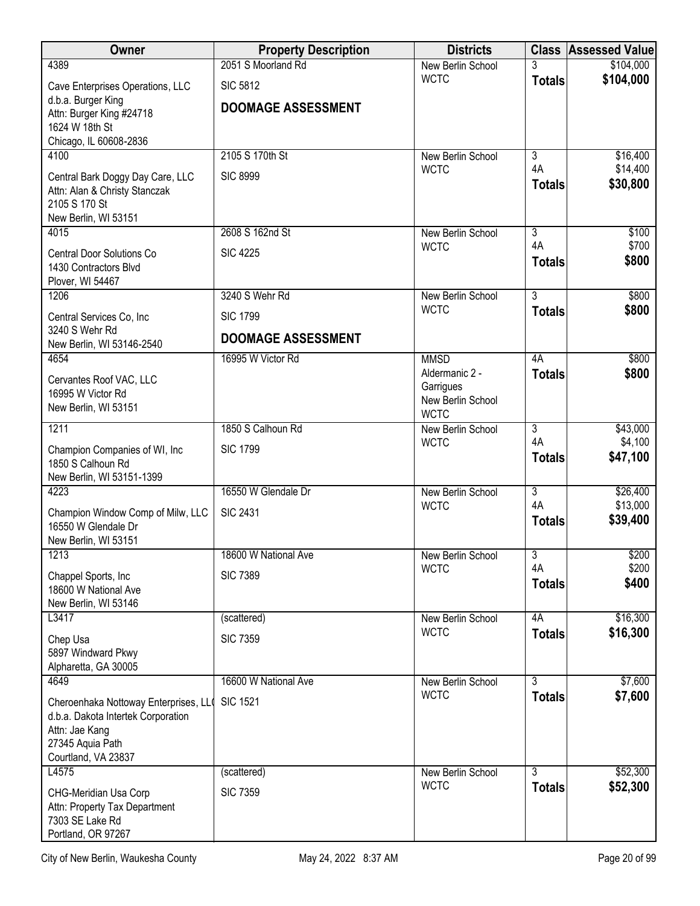| Owner | Property Description | Districts | Class | Assessed Value |
|---|---|---|---|---|
| 4389<br>Cave Enterprises Operations, LLC<br>d.b.a. Burger King<br>Attn: Burger King #24718<br>1624 W 18th St<br>Chicago, IL 60608-2836 | 2051 S Moorland Rd<br>SIC 5812<br>**DOOMAGE ASSESSMENT** | New Berlin School<br>WCTC | 3<br>**Totals** | \$104,000<br>**\$104,000** |
| 4100<br>Central Bark Doggy Day Care, LLC<br>Attn: Alan & Christy Stanczak<br>2105 S 170 St<br>New Berlin, WI 53151 | 2105 S 170th St<br>SIC 8999 | New Berlin School<br>WCTC | 3<br>4A<br>**Totals** | \$16,400<br>\$14,400<br>**\$30,800** |
| 4015<br>Central Door Solutions Co<br>1430 Contractors Blvd<br>Plover, WI 54467 | 2608 S 162nd St<br>SIC 4225 | New Berlin School<br>WCTC | 3<br>4A<br>**Totals** | \$100<br>\$700<br>**\$800** |
| 1206<br>Central Services Co, Inc<br>3240 S Wehr Rd<br>New Berlin, WI 53146-2540 | 3240 S Wehr Rd<br>SIC 1799<br>**DOOMAGE ASSESSMENT** | New Berlin School<br>WCTC | 3<br>**Totals** | \$800<br>**\$800** |
| 4654<br>Cervantes Roof VAC, LLC<br>16995 W Victor Rd<br>New Berlin, WI 53151 | 16995 W Victor Rd | MMSD<br>Aldermanic 2 - Garrigues<br>New Berlin School<br>WCTC | 4A<br>**Totals** | \$800<br>**\$800** |
| 1211<br>Champion Companies of WI, Inc<br>1850 S Calhoun Rd<br>New Berlin, WI 53151-1399 | 1850 S Calhoun Rd<br>SIC 1799 | New Berlin School<br>WCTC | 3<br>4A<br>**Totals** | \$43,000<br>\$4,100<br>**\$47,100** |
| 4223<br>Champion Window Comp of Milw, LLC<br>16550 W Glendale Dr<br>New Berlin, WI 53151 | 16550 W Glendale Dr<br>SIC 2431 | New Berlin School<br>WCTC | 3<br>4A<br>**Totals** | \$26,400<br>\$13,000<br>**\$39,400** |
| 1213<br>Chappel Sports, Inc<br>18600 W National Ave<br>New Berlin, WI 53146 | 18600 W National Ave<br>SIC 7389 | New Berlin School<br>WCTC | 3<br>4A<br>**Totals** | \$200<br>\$200<br>**\$400** |
| L3417<br>Chep Usa<br>5897 Windward Pkwy<br>Alpharetta, GA 30005 | (scattered)<br>SIC 7359 | New Berlin School<br>WCTC | 4A<br>**Totals** | \$16,300<br>**\$16,300** |
| 4649<br>Cheroenhaka Nottoway Enterprises, LL(<br>d.b.a. Dakota Intertek Corporation<br>Attn: Jae Kang<br>27345 Aquia Path<br>Courtland, VA 23837 | 16600 W National Ave<br>SIC 1521 | New Berlin School<br>WCTC | 3<br>**Totals** | \$7,600<br>**\$7,600** |
| L4575<br>CHG-Meridian Usa Corp<br>Attn: Property Tax Department<br>7303 SE Lake Rd<br>Portland, OR 97267 | (scattered)<br>SIC 7359 | New Berlin School<br>WCTC | 3<br>**Totals** | \$52,300<br>**\$52,300** |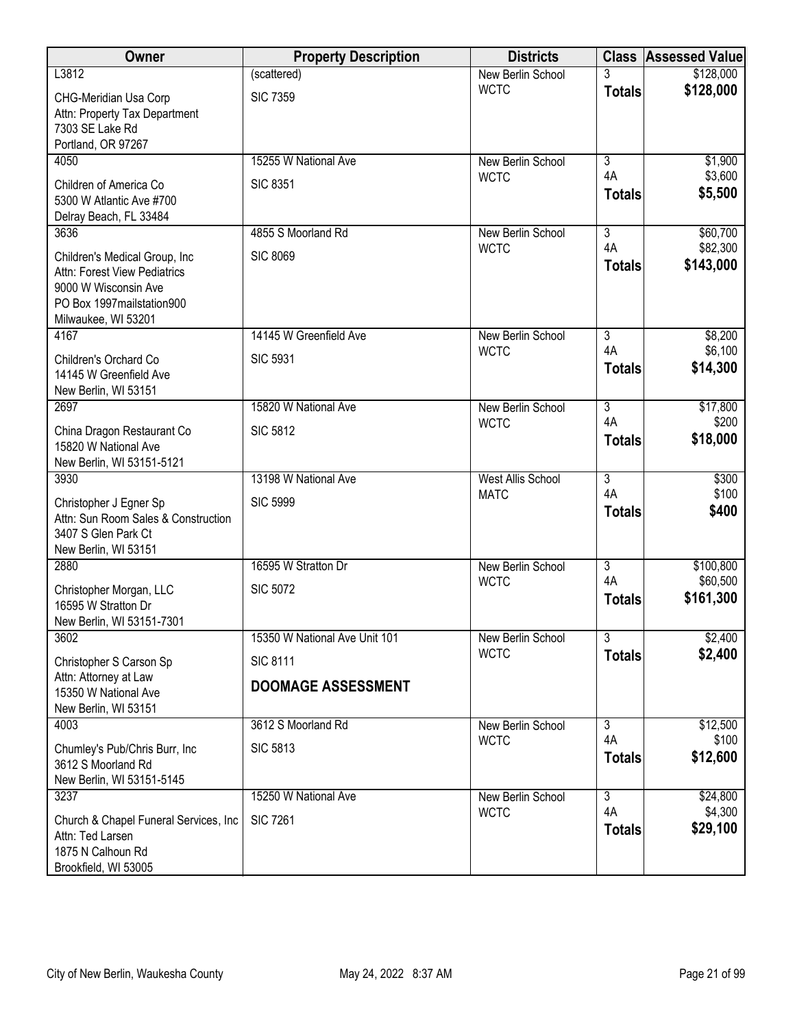| Owner | Property Description | Districts | Class | Assessed Value |
|---|---|---|---|---|
| L3812<br>CHG-Meridian Usa Corp<br>Attn: Property Tax Department<br>7303 SE Lake Rd<br>Portland, OR 97267 | (scattered)<br>SIC 7359 | New Berlin School<br>WCTC | 3<br>**Totals** | $128,000<br>**$128,000** |
| 4050<br>Children of America Co<br>5300 W Atlantic Ave #700<br>Delray Beach, FL 33484 | 15255 W National Ave<br>SIC 8351 | New Berlin School<br>WCTC | 3<br>4A<br>**Totals** | $1,900<br>$3,600<br>**$5,500** |
| 3636<br>Children's Medical Group, Inc<br>Attn: Forest View Pediatrics<br>9000 W Wisconsin Ave<br>PO Box 1997mailstation900<br>Milwaukee, WI 53201 | 4855 S Moorland Rd<br>SIC 8069 | New Berlin School<br>WCTC | 3<br>4A<br>**Totals** | $60,700<br>$82,300<br>**$143,000** |
| 4167<br>Children's Orchard Co<br>14145 W Greenfield Ave<br>New Berlin, WI 53151 | 14145 W Greenfield Ave<br>SIC 5931 | New Berlin School<br>WCTC | 3<br>4A<br>**Totals** | $8,200<br>$6,100<br>**$14,300** |
| 2697<br>China Dragon Restaurant Co<br>15820 W National Ave<br>New Berlin, WI 53151-5121 | 15820 W National Ave<br>SIC 5812 | New Berlin School<br>WCTC | 3<br>4A<br>**Totals** | $17,800<br>$200<br>**$18,000** |
| 3930<br>Christopher J Egner Sp<br>Attn: Sun Room Sales & Construction<br>3407 S Glen Park Ct<br>New Berlin, WI 53151 | 13198 W National Ave<br>SIC 5999 | West Allis School<br>MATC | 3<br>4A<br>**Totals** | $300<br>$100<br>**$400** |
| 2880<br>Christopher Morgan, LLC<br>16595 W Stratton Dr<br>New Berlin, WI 53151-7301 | 16595 W Stratton Dr<br>SIC 5072 | New Berlin School<br>WCTC | 3<br>4A<br>**Totals** | $100,800<br>$60,500<br>**$161,300** |
| 3602<br>Christopher S Carson Sp<br>Attn: Attorney at Law<br>15350 W National Ave<br>New Berlin, WI 53151 | 15350 W National Ave Unit 101<br>SIC 8111<br>**DOOMAGE ASSESSMENT** | New Berlin School<br>WCTC | 3<br>**Totals** | $2,400<br>**$2,400** |
| 4003<br>Chumley's Pub/Chris Burr, Inc<br>3612 S Moorland Rd<br>New Berlin, WI 53151-5145 | 3612 S Moorland Rd<br>SIC 5813 | New Berlin School<br>WCTC | 3<br>4A<br>**Totals** | $12,500<br>$100<br>**$12,600** |
| 3237<br>Church & Chapel Funeral Services, Inc<br>Attn: Ted Larsen<br>1875 N Calhoun Rd<br>Brookfield, WI 53005 | 15250 W National Ave<br>SIC 7261 | New Berlin School<br>WCTC | 3<br>4A<br>**Totals** | $24,800<br>$4,300<br>**$29,100** |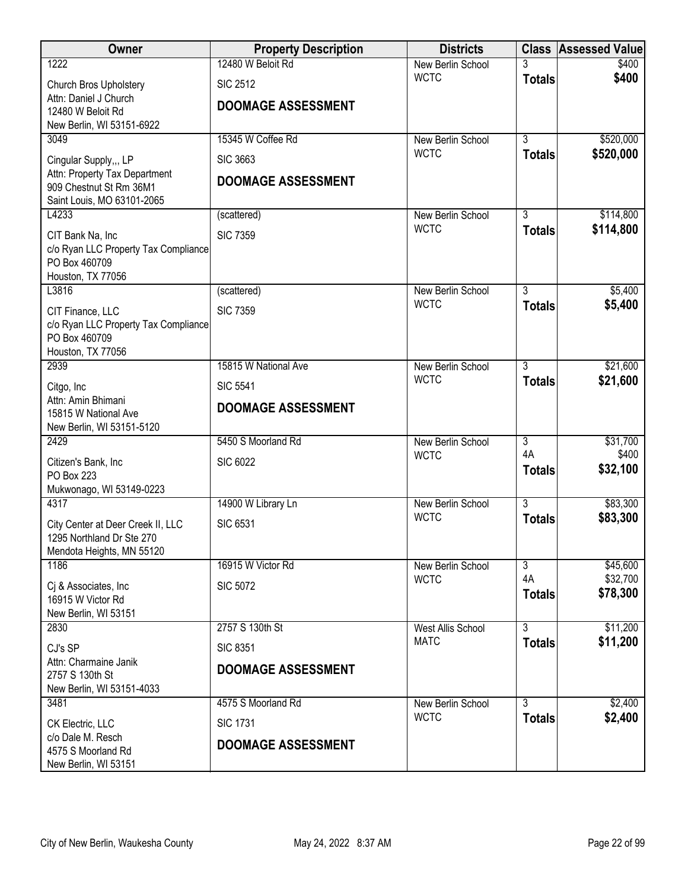| Owner | Property Description | Districts | Class | Assessed Value |
|---|---|---|---|---|
| 1222<br>Church Bros Upholstery<br>Attn: Daniel J Church<br>12480 W Beloit Rd<br>New Berlin, WI 53151-6922 | 12480 W Beloit Rd<br>SIC 2512<br>**DOOMAGE ASSESSMENT** | New Berlin School<br>WCTC | 3<br>**Totals** | $400<br>**$400** |
| 3049<br>Cingular Supply,,, LP<br>Attn: Property Tax Department<br>909 Chestnut St Rm 36M1<br>Saint Louis, MO 63101-2065 | 15345 W Coffee Rd<br>SIC 3663<br>**DOOMAGE ASSESSMENT** | New Berlin School<br>WCTC | 3<br>**Totals** | $520,000<br>**$520,000** |
| L4233<br>CIT Bank Na, Inc<br>c/o Ryan LLC Property Tax Compliance<br>PO Box 460709<br>Houston, TX 77056 | (scattered)<br>SIC 7359 | New Berlin School<br>WCTC | 3<br>**Totals** | $114,800<br>**$114,800** |
| L3816<br>CIT Finance, LLC<br>c/o Ryan LLC Property Tax Compliance<br>PO Box 460709<br>Houston, TX 77056 | (scattered)<br>SIC 7359 | New Berlin School<br>WCTC | 3<br>**Totals** | $5,400<br>**$5,400** |
| 2939<br>Citgo, Inc<br>Attn: Amin Bhimani<br>15815 W National Ave<br>New Berlin, WI 53151-5120 | 15815 W National Ave<br>SIC 5541<br>**DOOMAGE ASSESSMENT** | New Berlin School<br>WCTC | 3<br>**Totals** | $21,600<br>**$21,600** |
| 2429<br>Citizen's Bank, Inc<br>PO Box 223<br>Mukwonago, WI 53149-0223 | 5450 S Moorland Rd<br>SIC 6022 | New Berlin School<br>WCTC | 3<br>4A<br>**Totals** | $31,700<br>$400<br>**$32,100** |
| 4317<br>City Center at Deer Creek II, LLC<br>1295 Northland Dr Ste 270<br>Mendota Heights, MN 55120 | 14900 W Library Ln<br>SIC 6531 | New Berlin School<br>WCTC | 3<br>**Totals** | $83,300<br>**$83,300** |
| 1186<br>Cj & Associates, Inc<br>16915 W Victor Rd<br>New Berlin, WI 53151 | 16915 W Victor Rd<br>SIC 5072 | New Berlin School<br>WCTC | 3<br>4A<br>**Totals** | $45,600<br>$32,700<br>**$78,300** |
| 2830<br>CJ's SP<br>Attn: Charmaine Janik<br>2757 S 130th St<br>New Berlin, WI 53151-4033 | 2757 S 130th St<br>SIC 8351<br>**DOOMAGE ASSESSMENT** | West Allis School<br>MATC | 3<br>**Totals** | $11,200<br>**$11,200** |
| 3481<br>CK Electric, LLC<br>c/o Dale M. Resch<br>4575 S Moorland Rd<br>New Berlin, WI 53151 | 4575 S Moorland Rd<br>SIC 1731<br>**DOOMAGE ASSESSMENT** | New Berlin School<br>WCTC | 3<br>**Totals** | $2,400<br>**$2,400** |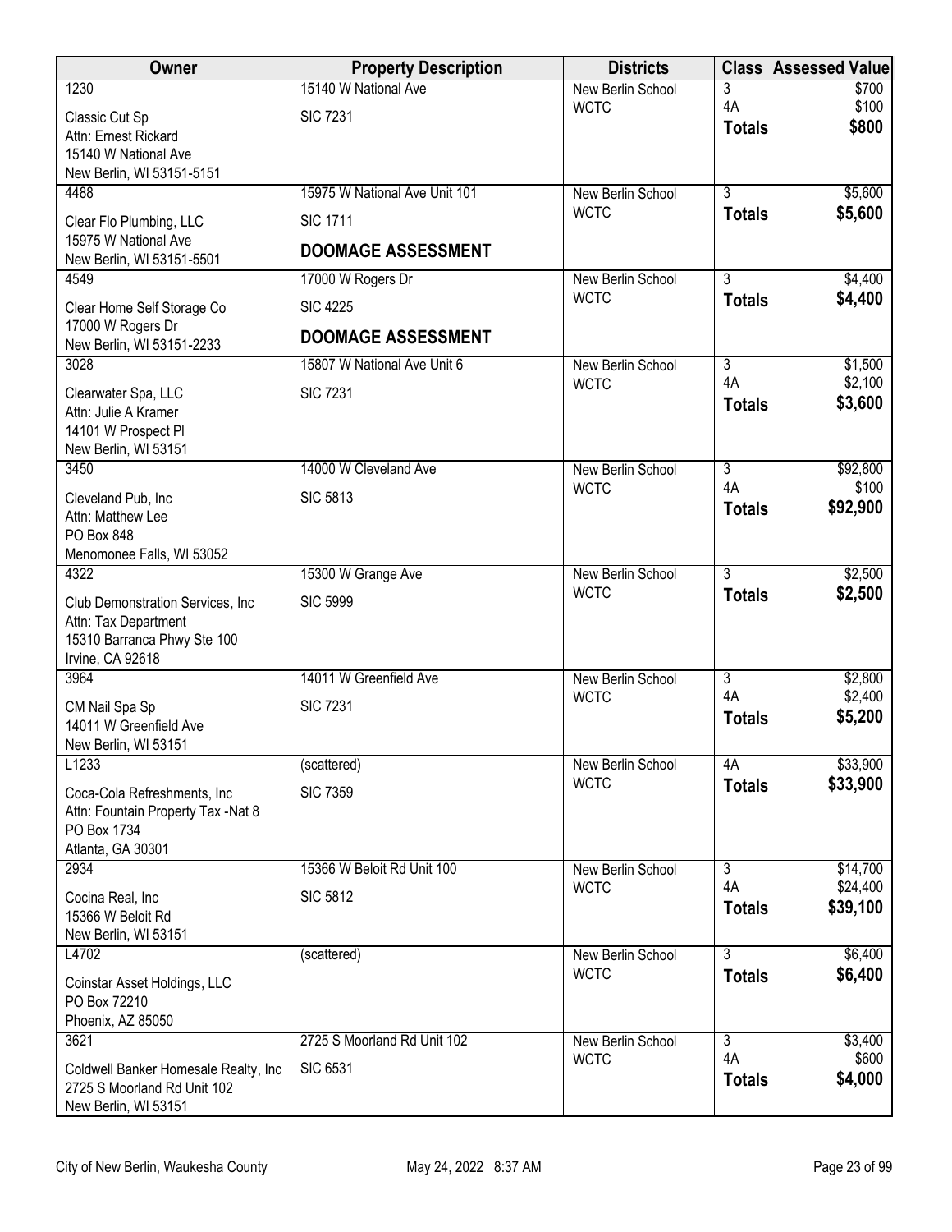| Owner | Property Description | Districts | Class | Assessed Value |
|---|---|---|---|---|
| 1230<br>Classic Cut Sp<br>Attn: Ernest Rickard<br>15140 W National Ave<br>New Berlin, WI 53151-5151 | 15140 W National Ave<br>SIC 7231 | New Berlin School<br>WCTC | 3<br>4A<br>**Totals** | $700<br>$100<br>**$800** |
| 4488<br>Clear Flo Plumbing, LLC<br>15975 W National Ave<br>New Berlin, WI 53151-5501 | 15975 W National Ave Unit 101<br>SIC 1711<br>**DOOMAGE ASSESSMENT** | New Berlin School<br>WCTC | 3<br>**Totals** | $5,600<br>**$5,600** |
| 4549<br>Clear Home Self Storage Co<br>17000 W Rogers Dr<br>New Berlin, WI 53151-2233 | 17000 W Rogers Dr<br>SIC 4225<br>**DOOMAGE ASSESSMENT** | New Berlin School<br>WCTC | 3<br>**Totals** | $4,400<br>**$4,400** |
| 3028<br>Clearwater Spa, LLC<br>Attn: Julie A Kramer<br>14101 W Prospect Pl<br>New Berlin, WI 53151 | 15807 W National Ave Unit 6<br>SIC 7231 | New Berlin School<br>WCTC | 3<br>4A<br>**Totals** | $1,500<br>$2,100<br>**$3,600** |
| 3450<br>Cleveland Pub, Inc<br>Attn: Matthew Lee<br>PO Box 848<br>Menomonee Falls, WI 53052 | 14000 W Cleveland Ave<br>SIC 5813 | New Berlin School<br>WCTC | 3<br>4A<br>**Totals** | $92,800<br>$100<br>**$92,900** |
| 4322<br>Club Demonstration Services, Inc<br>Attn: Tax Department<br>15310 Barranca Phwy Ste 100<br>Irvine, CA 92618 | 15300 W Grange Ave<br>SIC 5999 | New Berlin School<br>WCTC | 3<br>**Totals** | $2,500<br>**$2,500** |
| 3964<br>CM Nail Spa Sp<br>14011 W Greenfield Ave<br>New Berlin, WI 53151 | 14011 W Greenfield Ave<br>SIC 7231 | New Berlin School<br>WCTC | 3<br>4A<br>**Totals** | $2,800<br>$2,400<br>**$5,200** |
| L1233<br>Coca-Cola Refreshments, Inc<br>Attn: Fountain Property Tax -Nat 8<br>PO Box 1734<br>Atlanta, GA 30301 | (scattered)<br>SIC 7359 | New Berlin School<br>WCTC | 4A<br>**Totals** | $33,900<br>**$33,900** |
| 2934<br>Cocina Real, Inc<br>15366 W Beloit Rd<br>New Berlin, WI 53151 | 15366 W Beloit Rd Unit 100<br>SIC 5812 | New Berlin School<br>WCTC | 3<br>4A<br>**Totals** | $14,700<br>$24,400<br>**$39,100** |
| L4702<br>Coinstar Asset Holdings, LLC<br>PO Box 72210<br>Phoenix, AZ 85050 | (scattered) | New Berlin School<br>WCTC | 3<br>**Totals** | $6,400<br>**$6,400** |
| 3621<br>Coldwell Banker Homesale Realty, Inc<br>2725 S Moorland Rd Unit 102<br>New Berlin, WI 53151 | 2725 S Moorland Rd Unit 102<br>SIC 6531 | New Berlin School<br>WCTC | 3<br>4A<br>**Totals** | $3,400<br>$600<br>**$4,000** |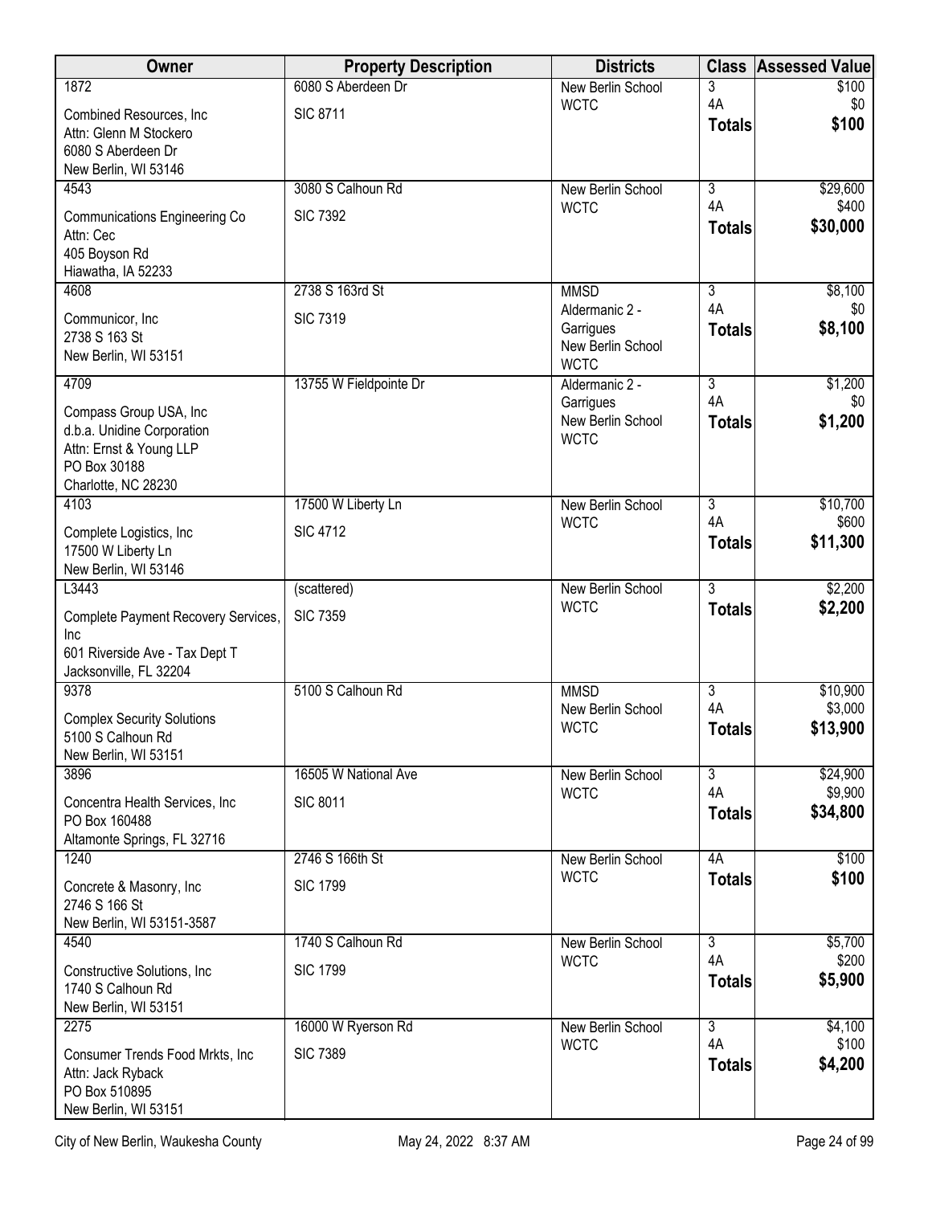| Owner | Property Description | Districts | Class | Assessed Value |
|---|---|---|---|---|
| 1872<br>Combined Resources, Inc<br>Attn: Glenn M Stockero<br>6080 S Aberdeen Dr<br>New Berlin, WI 53146 | 6080 S Aberdeen Dr<br>SIC 8711 | New Berlin School<br>WCTC | 3<br>4A<br>**Totals** | \$100<br>\$0<br>**\$100** |
| 4543<br>Communications Engineering Co<br>Attn: Cec<br>405 Boyson Rd<br>Hiawatha, IA 52233 | 3080 S Calhoun Rd<br>SIC 7392 | New Berlin School<br>WCTC | 3<br>4A<br>**Totals** | \$29,600<br>\$400<br>**\$30,000** |
| 4608<br>Communicor, Inc<br>2738 S 163 St<br>New Berlin, WI 53151 | 2738 S 163rd St<br>SIC 7319 | MMSD<br>Aldermanic 2 - Garrigues<br>New Berlin School<br>WCTC | 3<br>4A<br>**Totals** | \$8,100<br>\$0<br>**\$8,100** |
| 4709<br>Compass Group USA, Inc<br>d.b.a. Unidine Corporation<br>Attn: Ernst & Young LLP<br>PO Box 30188<br>Charlotte, NC 28230 | 13755 W Fieldpointe Dr | Aldermanic 2 - Garrigues<br>New Berlin School<br>WCTC | 3<br>4A<br>**Totals** | \$1,200<br>\$0<br>**\$1,200** |
| 4103<br>Complete Logistics, Inc<br>17500 W Liberty Ln<br>New Berlin, WI 53146 | 17500 W Liberty Ln<br>SIC 4712 | New Berlin School<br>WCTC | 3<br>4A<br>**Totals** | \$10,700<br>\$600<br>**\$11,300** |
| L3443<br>Complete Payment Recovery Services, Inc<br>601 Riverside Ave - Tax Dept T<br>Jacksonville, FL 32204 | (scattered)<br>SIC 7359 | New Berlin School<br>WCTC | 3<br>**Totals** | \$2,200<br>**\$2,200** |
| 9378<br>Complex Security Solutions<br>5100 S Calhoun Rd<br>New Berlin, WI 53151 | 5100 S Calhoun Rd | MMSD<br>New Berlin School<br>WCTC | 3<br>4A<br>**Totals** | \$10,900<br>\$3,000<br>**\$13,900** |
| 3896<br>Concentra Health Services, Inc<br>PO Box 160488<br>Altamonte Springs, FL 32716 | 16505 W National Ave<br>SIC 8011 | New Berlin School<br>WCTC | 3<br>4A<br>**Totals** | \$24,900<br>\$9,900<br>**\$34,800** |
| 1240<br>Concrete & Masonry, Inc<br>2746 S 166 St<br>New Berlin, WI 53151-3587 | 2746 S 166th St<br>SIC 1799 | New Berlin School<br>WCTC | 4A<br>**Totals** | \$100<br>**\$100** |
| 4540<br>Constructive Solutions, Inc<br>1740 S Calhoun Rd<br>New Berlin, WI 53151 | 1740 S Calhoun Rd<br>SIC 1799 | New Berlin School<br>WCTC | 3<br>4A<br>**Totals** | \$5,700<br>\$200<br>**\$5,900** |
| 2275<br>Consumer Trends Food Mrkts, Inc<br>Attn: Jack Ryback<br>PO Box 510895<br>New Berlin, WI 53151 | 16000 W Ryerson Rd<br>SIC 7389 | New Berlin School<br>WCTC | 3<br>4A<br>**Totals** | \$4,100<br>\$100<br>**\$4,200** |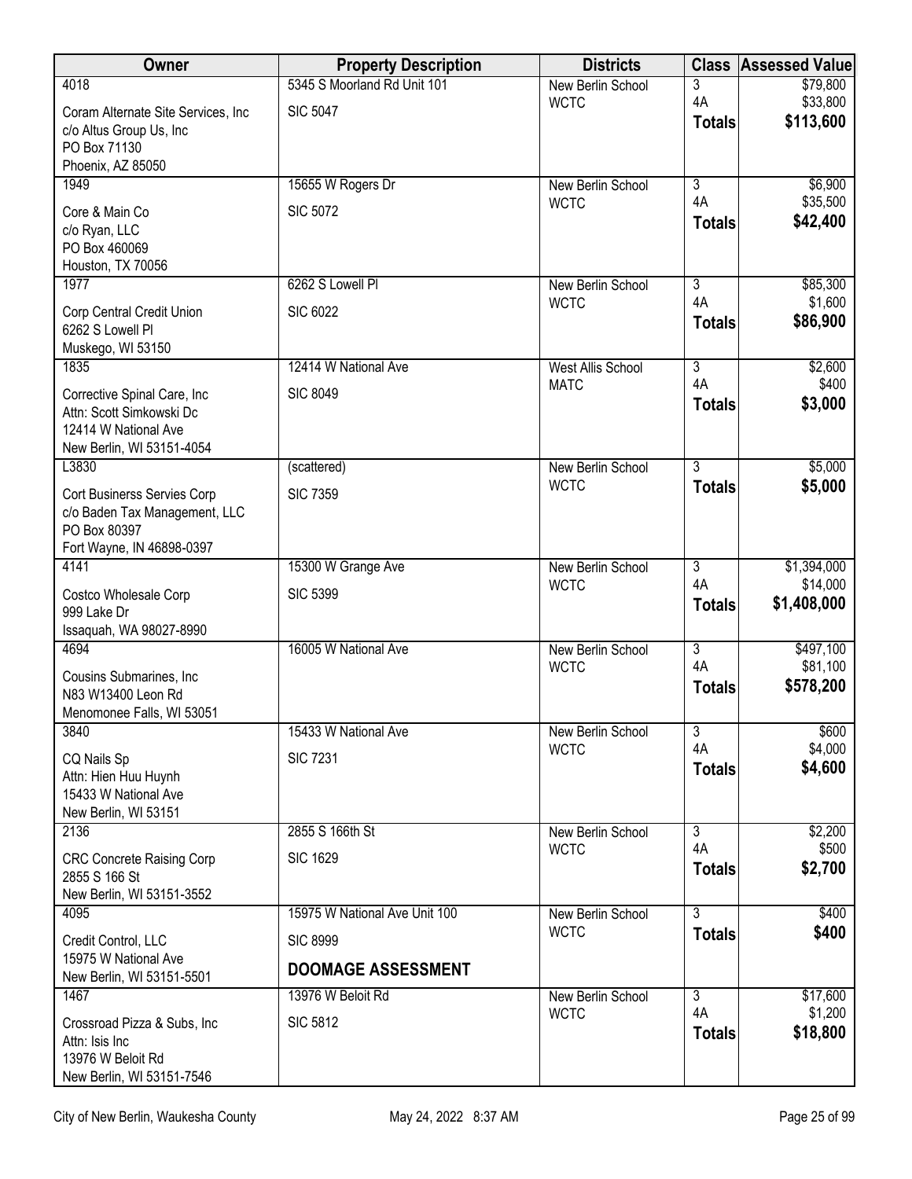| Owner | Property Description | Districts | Class | Assessed Value |
|---|---|---|---|---|
| 4018<br>Coram Alternate Site Services, Inc<br>c/o Altus Group Us, Inc<br>PO Box 71130<br>Phoenix, AZ 85050 | 5345 S Moorland Rd Unit 101<br>SIC 5047 | New Berlin School<br>WCTC | 3<br>4A<br>**Totals** | $79,800<br>$33,800<br>**$113,600** |
| 1949<br>Core & Main Co<br>c/o Ryan, LLC<br>PO Box 460069<br>Houston, TX 70056 | 15655 W Rogers Dr<br>SIC 5072 | New Berlin School<br>WCTC | 3<br>4A<br>**Totals** | $6,900<br>$35,500<br>**$42,400** |
| 1977<br>Corp Central Credit Union<br>6262 S Lowell Pl<br>Muskego, WI 53150 | 6262 S Lowell Pl<br>SIC 6022 | New Berlin School<br>WCTC | 3<br>4A<br>**Totals** | $85,300<br>$1,600<br>**$86,900** |
| 1835<br>Corrective Spinal Care, Inc<br>Attn: Scott Simkowski Dc<br>12414 W National Ave<br>New Berlin, WI 53151-4054 | 12414 W National Ave<br>SIC 8049 | West Allis School<br>MATC | 3<br>4A<br>**Totals** | $2,600<br>$400<br>**$3,000** |
| L3830<br>Cort Businerss Servies Corp<br>c/o Baden Tax Management, LLC<br>PO Box 80397<br>Fort Wayne, IN 46898-0397 | (scattered)<br>SIC 7359 | New Berlin School<br>WCTC | 3<br>**Totals** | $5,000<br>**$5,000** |
| 4141<br>Costco Wholesale Corp<br>999 Lake Dr<br>Issaquah, WA 98027-8990 | 15300 W Grange Ave<br>SIC 5399 | New Berlin School<br>WCTC | 3<br>4A<br>**Totals** | $1,394,000<br>$14,000<br>**$1,408,000** |
| 4694<br>Cousins Submarines, Inc<br>N83 W13400 Leon Rd<br>Menomonee Falls, WI 53051 | 16005 W National Ave | New Berlin School<br>WCTC | 3<br>4A<br>**Totals** | $497,100<br>$81,100<br>**$578,200** |
| 3840<br>CQ Nails Sp<br>Attn: Hien Huu Huynh<br>15433 W National Ave<br>New Berlin, WI 53151 | 15433 W National Ave<br>SIC 7231 | New Berlin School<br>WCTC | 3<br>4A<br>**Totals** | $600<br>$4,000<br>**$4,600** |
| 2136<br>CRC Concrete Raising Corp<br>2855 S 166 St<br>New Berlin, WI 53151-3552 | 2855 S 166th St<br>SIC 1629 | New Berlin School<br>WCTC | 3<br>4A<br>**Totals** | $2,200<br>$500<br>**$2,700** |
| 4095<br>Credit Control, LLC<br>15975 W National Ave<br>New Berlin, WI 53151-5501 | 15975 W National Ave Unit 100<br>SIC 8999<br>**DOOMAGE ASSESSMENT** | New Berlin School<br>WCTC | 3<br>**Totals** | $400<br>**$400** |
| 1467<br>Crossroad Pizza & Subs, Inc<br>Attn: Isis Inc<br>13976 W Beloit Rd<br>New Berlin, WI 53151-7546 | 13976 W Beloit Rd<br>SIC 5812 | New Berlin School<br>WCTC | 3<br>4A<br>**Totals** | $17,600<br>$1,200<br>**$18,800** |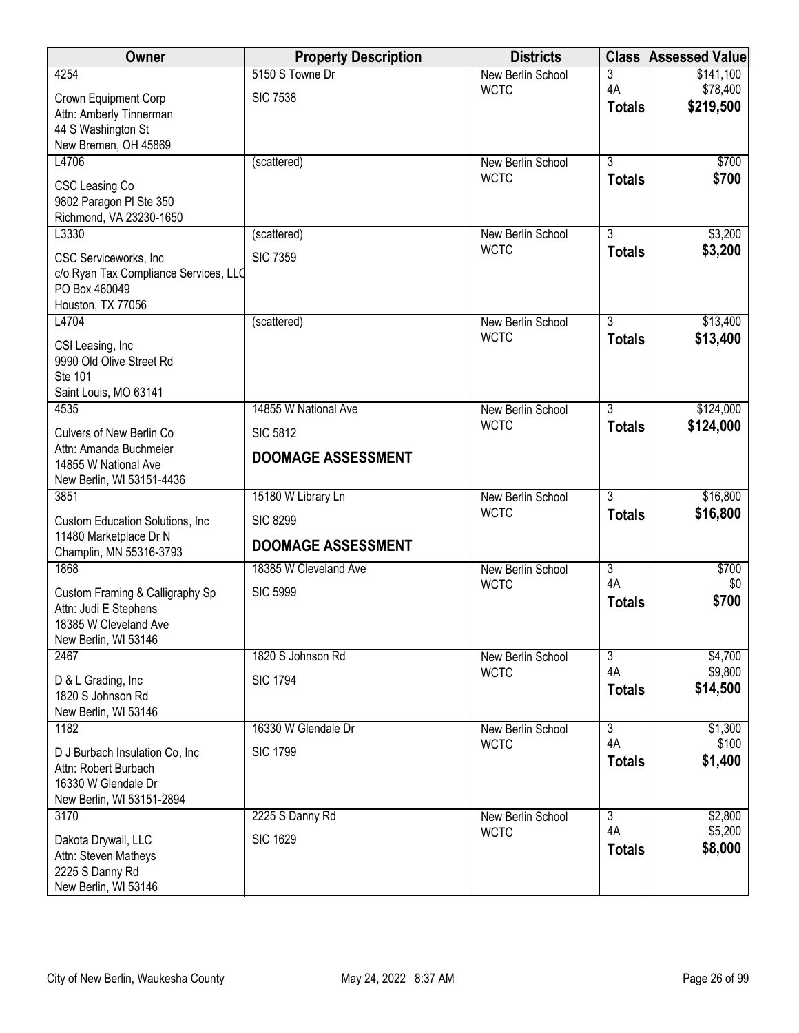| Owner | Property Description | Districts | Class | Assessed Value |
|---|---|---|---|---|
| 4254<br>Crown Equipment Corp<br>Attn: Amberly Tinnerman<br>44 S Washington St<br>New Bremen, OH 45869 | 5150 S Towne Dr<br>SIC 7538 | New Berlin School<br>WCTC | 3<br>4A<br>**Totals** | $141,100<br>$78,400<br>**$219,500** |
| L4706<br>CSC Leasing Co<br>9802 Paragon Pl Ste 350<br>Richmond, VA 23230-1650 | (scattered) | New Berlin School<br>WCTC | 3<br>**Totals** | $700<br>**$700** |
| L3330<br>CSC Serviceworks, Inc<br>c/o Ryan Tax Compliance Services, LLC<br>PO Box 460049<br>Houston, TX 77056 | (scattered)<br>SIC 7359 | New Berlin School<br>WCTC | 3<br>**Totals** | $3,200<br>**$3,200** |
| L4704<br>CSI Leasing, Inc<br>9990 Old Olive Street Rd<br>Ste 101<br>Saint Louis, MO 63141 | (scattered) | New Berlin School<br>WCTC | 3<br>**Totals** | $13,400<br>**$13,400** |
| 4535<br>Culvers of New Berlin Co<br>Attn: Amanda Buchmeier<br>14855 W National Ave<br>New Berlin, WI 53151-4436 | 14855 W National Ave<br>SIC 5812<br>**DOOMAGE ASSESSMENT** | New Berlin School<br>WCTC | 3<br>**Totals** | $124,000<br>**$124,000** |
| 3851<br>Custom Education Solutions, Inc<br>11480 Marketplace Dr N<br>Champlin, MN 55316-3793 | 15180 W Library Ln<br>SIC 8299<br>**DOOMAGE ASSESSMENT** | New Berlin School<br>WCTC | 3<br>**Totals** | $16,800<br>**$16,800** |
| 1868<br>Custom Framing & Calligraphy Sp<br>Attn: Judi E Stephens<br>18385 W Cleveland Ave<br>New Berlin, WI 53146 | 18385 W Cleveland Ave<br>SIC 5999 | New Berlin School<br>WCTC | 3<br>4A<br>**Totals** | $700<br>$0<br>**$700** |
| 2467<br>D & L Grading, Inc<br>1820 S Johnson Rd<br>New Berlin, WI 53146 | 1820 S Johnson Rd<br>SIC 1794 | New Berlin School<br>WCTC | 3<br>4A<br>**Totals** | $4,700<br>$9,800<br>**$14,500** |
| 1182<br>D J Burbach Insulation Co, Inc<br>Attn: Robert Burbach<br>16330 W Glendale Dr<br>New Berlin, WI 53151-2894 | 16330 W Glendale Dr<br>SIC 1799 | New Berlin School<br>WCTC | 3<br>4A<br>**Totals** | $1,300<br>$100<br>**$1,400** |
| 3170<br>Dakota Drywall, LLC<br>Attn: Steven Matheys<br>2225 S Danny Rd<br>New Berlin, WI 53146 | 2225 S Danny Rd<br>SIC 1629 | New Berlin School<br>WCTC | 3<br>4A<br>**Totals** | $2,800<br>$5,200<br>**$8,000** |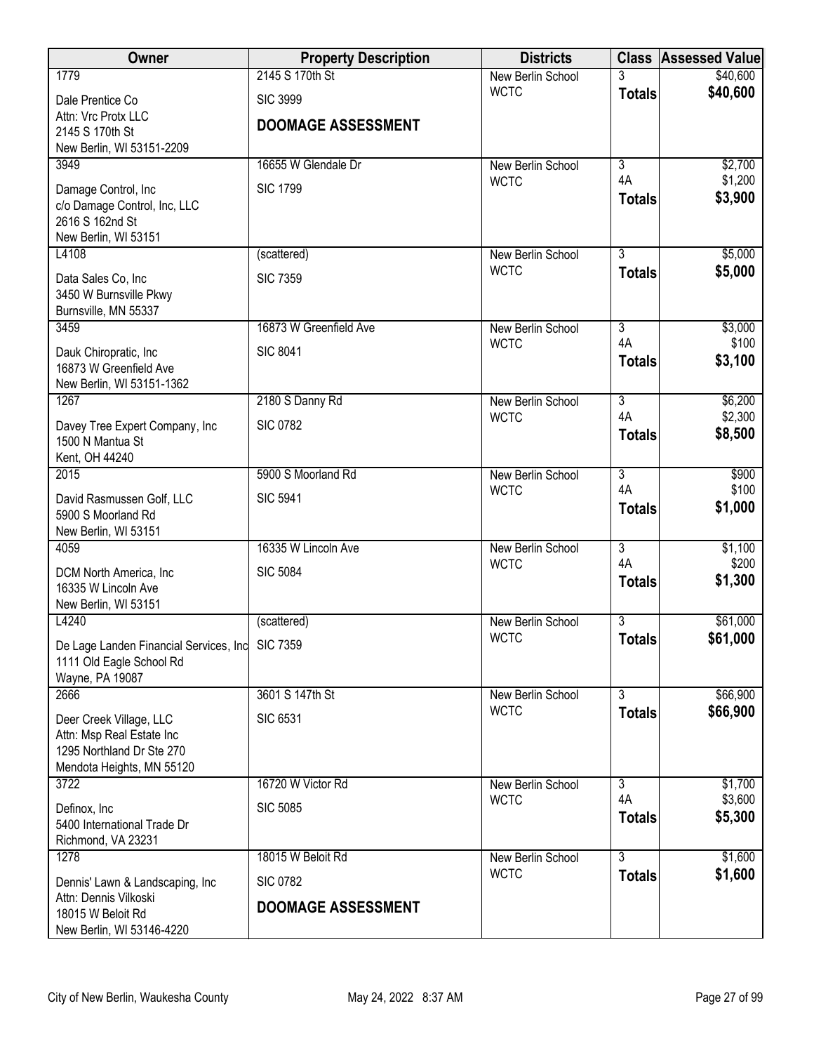| Owner | Property Description | Districts | Class | Assessed Value |
|---|---|---|---|---|
| 1779<br>Dale Prentice Co<br>Attn: Vrc Protx LLC<br>2145 S 170th St<br>New Berlin, WI 53151-2209 | 2145 S 170th St<br>SIC 3999<br>**DOOMAGE ASSESSMENT** | New Berlin School<br>WCTC | 3<br>**Totals** | $40,600<br>**$40,600** |
| 3949<br>Damage Control, Inc<br>c/o Damage Control, Inc, LLC<br>2616 S 162nd St<br>New Berlin, WI 53151 | 16655 W Glendale Dr<br>SIC 1799 | New Berlin School<br>WCTC | 3<br>4A<br>**Totals** | $2,700<br>$1,200<br>**$3,900** |
| L4108<br>Data Sales Co, Inc<br>3450 W Burnsville Pkwy<br>Burnsville, MN 55337 | (scattered)<br>SIC 7359 | New Berlin School<br>WCTC | 3<br>**Totals** | $5,000<br>**$5,000** |
| 3459<br>Dauk Chiropratic, Inc<br>16873 W Greenfield Ave<br>New Berlin, WI 53151-1362 | 16873 W Greenfield Ave<br>SIC 8041 | New Berlin School<br>WCTC | 3<br>4A<br>**Totals** | $3,000<br>$100<br>**$3,100** |
| 1267<br>Davey Tree Expert Company, Inc<br>1500 N Mantua St<br>Kent, OH 44240 | 2180 S Danny Rd<br>SIC 0782 | New Berlin School<br>WCTC | 3<br>4A<br>**Totals** | $6,200<br>$2,300<br>**$8,500** |
| 2015<br>David Rasmussen Golf, LLC<br>5900 S Moorland Rd<br>New Berlin, WI 53151 | 5900 S Moorland Rd<br>SIC 5941 | New Berlin School<br>WCTC | 3<br>4A<br>**Totals** | $900<br>$100<br>**$1,000** |
| 4059<br>DCM North America, Inc<br>16335 W Lincoln Ave<br>New Berlin, WI 53151 | 16335 W Lincoln Ave<br>SIC 5084 | New Berlin School<br>WCTC | 3<br>4A<br>**Totals** | $1,100<br>$200<br>**$1,300** |
| L4240<br>De Lage Landen Financial Services, Inc<br>1111 Old Eagle School Rd<br>Wayne, PA 19087 | (scattered)<br>SIC 7359 | New Berlin School<br>WCTC | 3<br>**Totals** | $61,000<br>**$61,000** |
| 2666<br>Deer Creek Village, LLC<br>Attn: Msp Real Estate Inc<br>1295 Northland Dr Ste 270<br>Mendota Heights, MN 55120 | 3601 S 147th St<br>SIC 6531 | New Berlin School<br>WCTC | 3<br>**Totals** | $66,900<br>**$66,900** |
| 3722<br>Definox, Inc<br>5400 International Trade Dr<br>Richmond, VA 23231 | 16720 W Victor Rd<br>SIC 5085 | New Berlin School<br>WCTC | 3<br>4A<br>**Totals** | $1,700<br>$3,600<br>**$5,300** |
| 1278<br>Dennis' Lawn & Landscaping, Inc<br>Attn: Dennis Vilkoski<br>18015 W Beloit Rd<br>New Berlin, WI 53146-4220 | 18015 W Beloit Rd<br>SIC 0782<br>**DOOMAGE ASSESSMENT** | New Berlin School<br>WCTC | 3<br>**Totals** | $1,600<br>**$1,600** |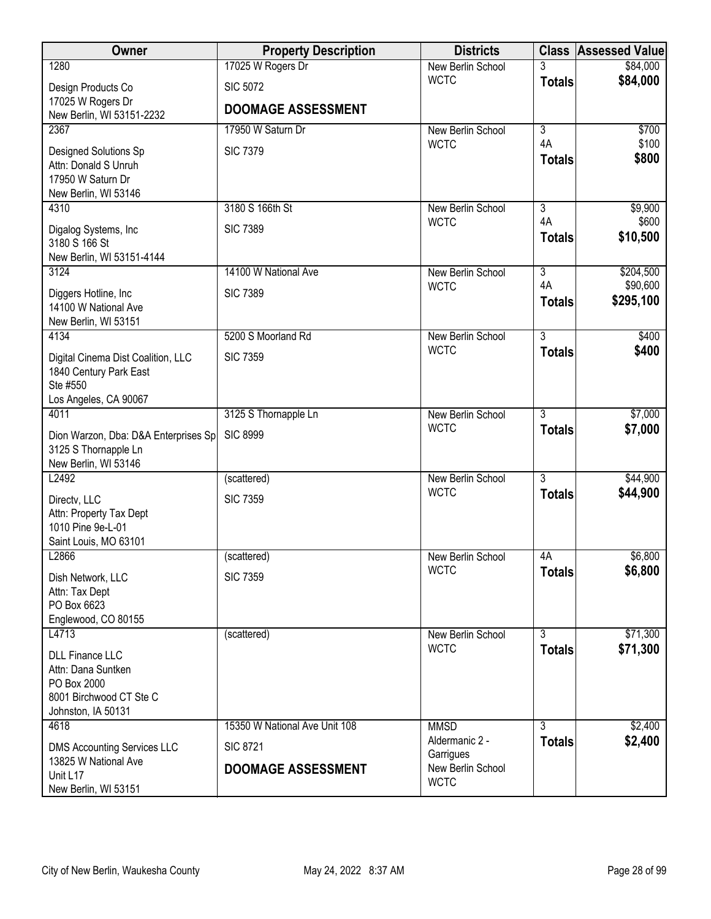| Owner | Property Description | Districts | Class | Assessed Value |
|---|---|---|---|---|
| 1280<br>Design Products Co<br>17025 W Rogers Dr<br>New Berlin, WI 53151-2232 | 17025 W Rogers Dr<br>SIC 5072<br>**DOOMAGE ASSESSMENT** | New Berlin School<br>WCTC | 3<br>**Totals** | $84,000<br>**$84,000** |
| 2367<br>Designed Solutions Sp<br>Attn: Donald S Unruh<br>17950 W Saturn Dr<br>New Berlin, WI 53146 | 17950 W Saturn Dr<br>SIC 7379 | New Berlin School<br>WCTC | 3<br>4A<br>**Totals** | $700<br>$100<br>**$800** |
| 4310<br>Digalog Systems, Inc<br>3180 S 166 St<br>New Berlin, WI 53151-4144 | 3180 S 166th St<br>SIC 7389 | New Berlin School<br>WCTC | 3<br>4A<br>**Totals** | $9,900<br>$600<br>**$10,500** |
| 3124<br>Diggers Hotline, Inc<br>14100 W National Ave<br>New Berlin, WI 53151 | 14100 W National Ave<br>SIC 7389 | New Berlin School<br>WCTC | 3<br>4A<br>**Totals** | $204,500<br>$90,600<br>**$295,100** |
| 4134<br>Digital Cinema Dist Coalition, LLC<br>1840 Century Park East<br>Ste #550<br>Los Angeles, CA 90067 | 5200 S Moorland Rd<br>SIC 7359 | New Berlin School<br>WCTC | 3<br>**Totals** | $400<br>**$400** |
| 4011<br>Dion Warzon, Dba: D&A Enterprises Sp<br>3125 S Thornapple Ln<br>New Berlin, WI 53146 | 3125 S Thornapple Ln<br>SIC 8999 | New Berlin School<br>WCTC | 3<br>**Totals** | $7,000<br>**$7,000** |
| L2492<br>Directv, LLC<br>Attn: Property Tax Dept<br>1010 Pine 9e-L-01<br>Saint Louis, MO 63101 | (scattered)<br>SIC 7359 | New Berlin School<br>WCTC | 3<br>**Totals** | $44,900<br>**$44,900** |
| L2866<br>Dish Network, LLC<br>Attn: Tax Dept<br>PO Box 6623<br>Englewood, CO 80155 | (scattered)<br>SIC 7359 | New Berlin School<br>WCTC | 4A<br>**Totals** | $6,800<br>**$6,800** |
| L4713<br>DLL Finance LLC<br>Attn: Dana Suntken<br>PO Box 2000<br>8001 Birchwood CT Ste C<br>Johnston, IA 50131 | (scattered) | New Berlin School<br>WCTC | 3<br>**Totals** | $71,300<br>**$71,300** |
| 4618<br>DMS Accounting Services LLC<br>13825 W National Ave<br>Unit L17<br>New Berlin, WI 53151 | 15350 W National Ave Unit 108<br>SIC 8721<br>**DOOMAGE ASSESSMENT** | MMSD<br>Aldermanic 2 - Garrigues<br>New Berlin School<br>WCTC | 3<br>**Totals** | $2,400<br>**$2,400** |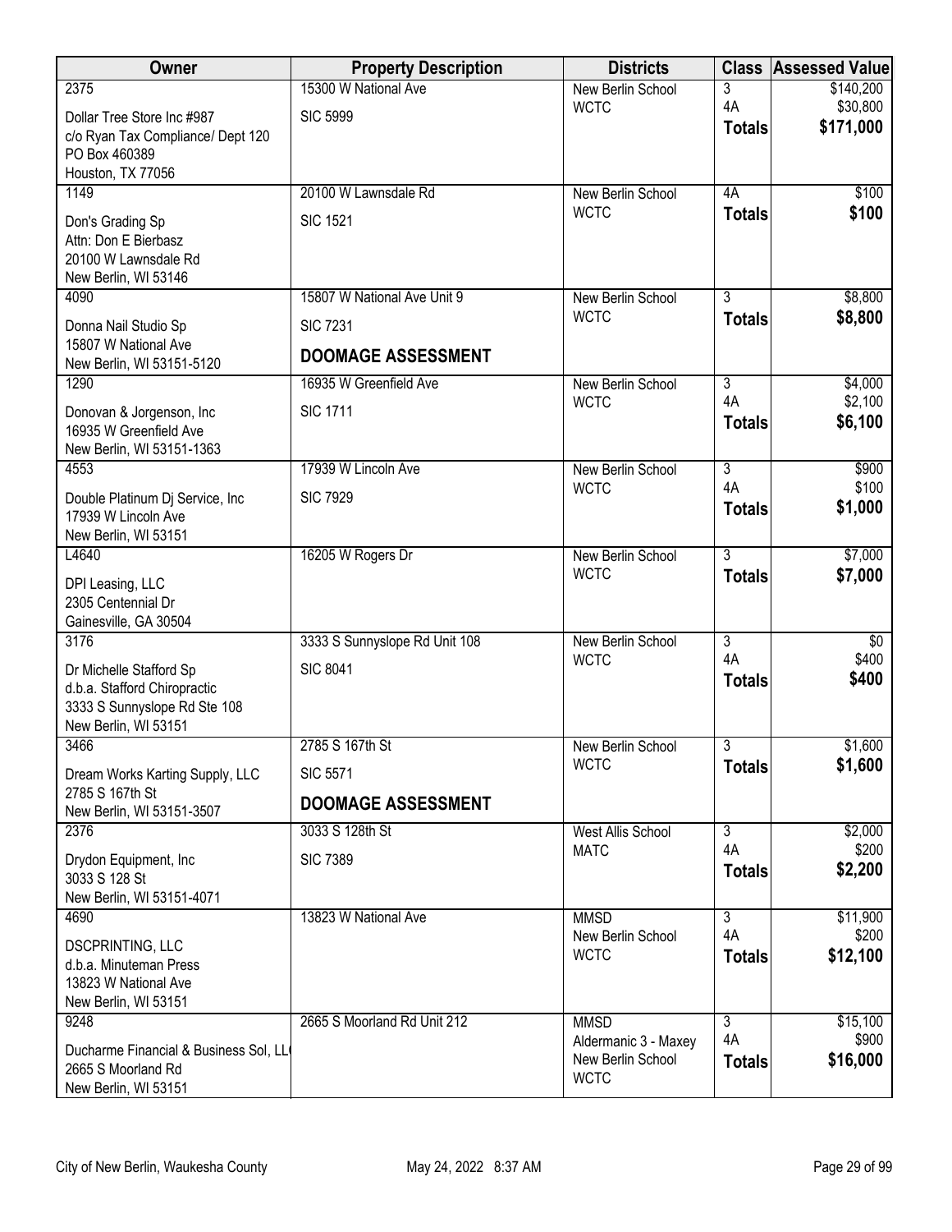| Owner | Property Description | Districts | Class | Assessed Value |
|---|---|---|---|---|
| 2375<br>Dollar Tree Store Inc #987<br>c/o Ryan Tax Compliance/ Dept 120<br>PO Box 460389<br>Houston, TX 77056 | 15300 W National Ave<br>SIC 5999 | New Berlin School<br>WCTC | 3<br>4A<br>**Totals** | $140,200<br>$30,800<br>**$171,000** |
| 1149<br>Don's Grading Sp<br>Attn: Don E Bierbasz<br>20100 W Lawnsdale Rd<br>New Berlin, WI 53146 | 20100 W Lawnsdale Rd<br>SIC 1521 | New Berlin School<br>WCTC | 4A<br>**Totals** | $100<br>**$100** |
| 4090<br>Donna Nail Studio Sp<br>15807 W National Ave<br>New Berlin, WI 53151-5120 | 15807 W National Ave Unit 9<br>SIC 7231<br>**DOOMAGE ASSESSMENT** | New Berlin School<br>WCTC | 3<br>**Totals** | $8,800<br>**$8,800** |
| 1290<br>Donovan & Jorgenson, Inc<br>16935 W Greenfield Ave<br>New Berlin, WI 53151-1363 | 16935 W Greenfield Ave<br>SIC 1711 | New Berlin School<br>WCTC | 3<br>4A<br>**Totals** | $4,000<br>$2,100<br>**$6,100** |
| 4553<br>Double Platinum Dj Service, Inc<br>17939 W Lincoln Ave<br>New Berlin, WI 53151 | 17939 W Lincoln Ave<br>SIC 7929 | New Berlin School<br>WCTC | 3<br>4A<br>**Totals** | $900<br>$100<br>**$1,000** |
| L4640<br>DPI Leasing, LLC<br>2305 Centennial Dr<br>Gainesville, GA 30504 | 16205 W Rogers Dr | New Berlin School<br>WCTC | 3<br>**Totals** | $7,000<br>**$7,000** |
| 3176<br>Dr Michelle Stafford Sp<br>d.b.a. Stafford Chiropractic<br>3333 S Sunnyslope Rd Ste 108<br>New Berlin, WI 53151 | 3333 S Sunnyslope Rd Unit 108<br>SIC 8041 | New Berlin School<br>WCTC | 3<br>4A<br>**Totals** | $0<br>$400<br>**$400** |
| 3466<br>Dream Works Karting Supply, LLC<br>2785 S 167th St<br>New Berlin, WI 53151-3507 | 2785 S 167th St<br>SIC 5571<br>**DOOMAGE ASSESSMENT** | New Berlin School<br>WCTC | 3<br>**Totals** | $1,600<br>**$1,600** |
| 2376<br>Drydon Equipment, Inc<br>3033 S 128 St<br>New Berlin, WI 53151-4071 | 3033 S 128th St<br>SIC 7389 | West Allis School<br>MATC | 3<br>4A<br>**Totals** | $2,000<br>$200<br>**$2,200** |
| 4690<br>DSCPRINTING, LLC<br>d.b.a. Minuteman Press<br>13823 W National Ave<br>New Berlin, WI 53151 | 13823 W National Ave | MMSD<br>New Berlin School<br>WCTC | 3<br>4A<br>**Totals** | $11,900<br>$200<br>**$12,100** |
| 9248<br>Ducharme Financial & Business Sol, LL(<br>2665 S Moorland Rd<br>New Berlin, WI 53151 | 2665 S Moorland Rd Unit 212 | MMSD<br>Aldermanic 3 - Maxey<br>New Berlin School<br>WCTC | 3<br>4A<br>**Totals** | $15,100<br>$900<br>**$16,000** |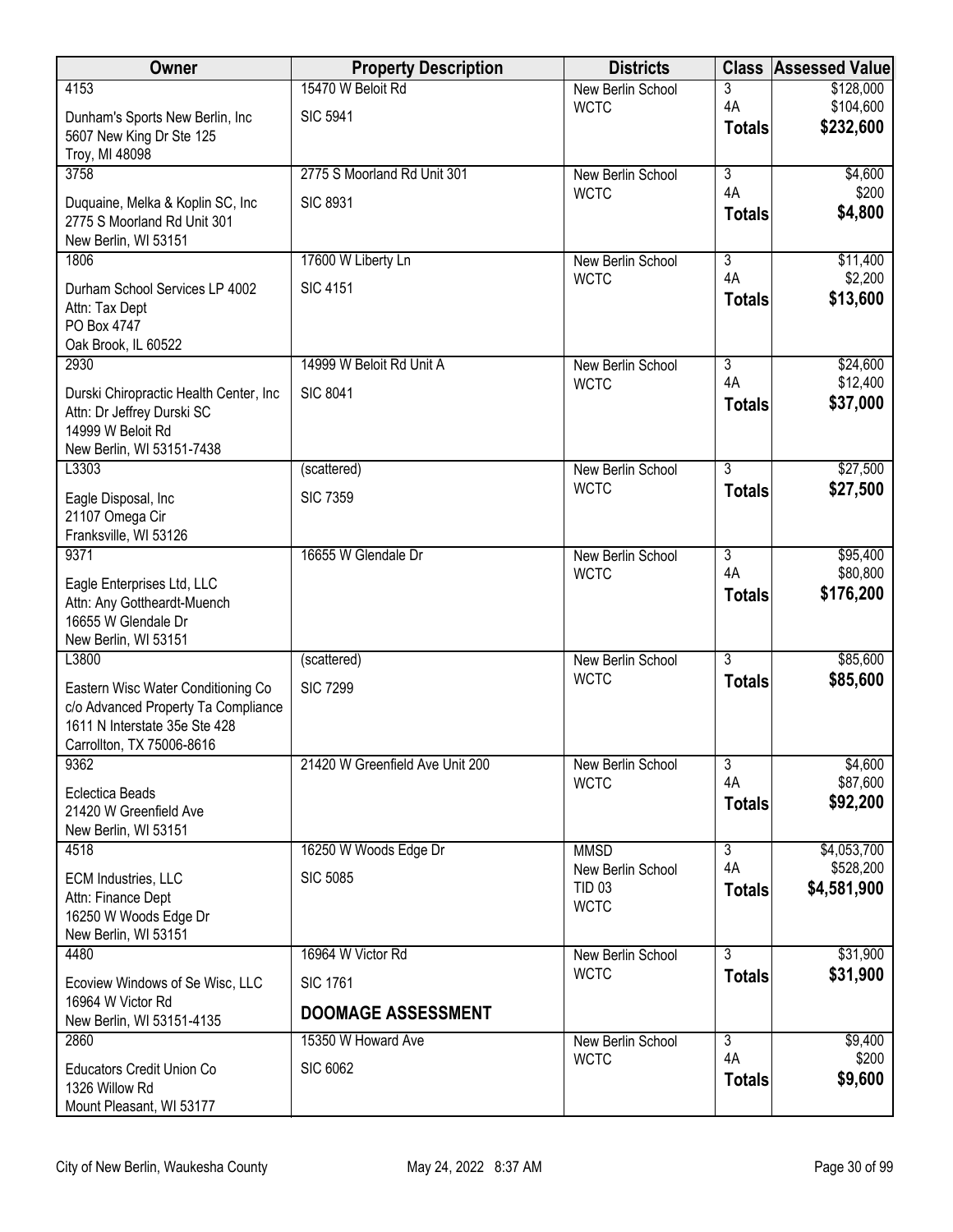| Owner | Property Description | Districts | Class | Assessed Value |
|---|---|---|---|---|
| 4153<br>Dunham's Sports New Berlin, Inc<br>5607 New King Dr Ste 125<br>Troy, MI 48098 | 15470 W Beloit Rd<br>SIC 5941 | New Berlin School<br>WCTC | 3<br>4A<br>**Totals** | $128,000<br>$104,600<br>**$232,600** |
| 3758<br>Duquaine, Melka & Koplin SC, Inc<br>2775 S Moorland Rd Unit 301<br>New Berlin, WI 53151 | 2775 S Moorland Rd Unit 301<br>SIC 8931 | New Berlin School<br>WCTC | 3<br>4A<br>**Totals** | $4,600<br>$200<br>**$4,800** |
| 1806<br>Durham School Services LP 4002<br>Attn: Tax Dept<br>PO Box 4747<br>Oak Brook, IL 60522 | 17600 W Liberty Ln<br>SIC 4151 | New Berlin School<br>WCTC | 3<br>4A<br>**Totals** | $11,400<br>$2,200<br>**$13,600** |
| 2930<br>Durski Chiropractic Health Center, Inc<br>Attn: Dr Jeffrey Durski SC<br>14999 W Beloit Rd<br>New Berlin, WI 53151-7438 | 14999 W Beloit Rd Unit A<br>SIC 8041 | New Berlin School<br>WCTC | 3<br>4A<br>**Totals** | $24,600<br>$12,400<br>**$37,000** |
| L3303<br>Eagle Disposal, Inc<br>21107 Omega Cir<br>Franksville, WI 53126 | (scattered)<br>SIC 7359 | New Berlin School<br>WCTC | 3<br>**Totals** | $27,500<br>**$27,500** |
| 9371<br>Eagle Enterprises Ltd, LLC<br>Attn: Any Gottheardt-Muench<br>16655 W Glendale Dr<br>New Berlin, WI 53151 | 16655 W Glendale Dr | New Berlin School<br>WCTC | 3<br>4A<br>**Totals** | $95,400<br>$80,800<br>**$176,200** |
| L3800<br>Eastern Wisc Water Conditioning Co<br>c/o Advanced Property Ta Compliance<br>1611 N Interstate 35e Ste 428<br>Carrollton, TX 75006-8616 | (scattered)<br>SIC 7299 | New Berlin School<br>WCTC | 3<br>**Totals** | $85,600<br>**$85,600** |
| 9362<br>Eclectica Beads<br>21420 W Greenfield Ave<br>New Berlin, WI 53151 | 21420 W Greenfield Ave Unit 200 | New Berlin School<br>WCTC | 3<br>4A<br>**Totals** | $4,600<br>$87,600<br>**$92,200** |
| 4518<br>ECM Industries, LLC<br>Attn: Finance Dept<br>16250 W Woods Edge Dr<br>New Berlin, WI 53151 | 16250 W Woods Edge Dr<br>SIC 5085 | MMSD<br>New Berlin School<br>TID 03<br>WCTC | 3<br>4A<br>**Totals** | $4,053,700<br>$528,200<br>**$4,581,900** |
| 4480<br>Ecoview Windows of Se Wisc, LLC<br>16964 W Victor Rd<br>New Berlin, WI 53151-4135 | 16964 W Victor Rd<br>SIC 1761<br>**DOOMAGE ASSESSMENT** | New Berlin School<br>WCTC | 3<br>**Totals** | $31,900<br>**$31,900** |
| 2860<br>Educators Credit Union Co<br>1326 Willow Rd<br>Mount Pleasant, WI 53177 | 15350 W Howard Ave<br>SIC 6062 | New Berlin School<br>WCTC | 3<br>4A<br>**Totals** | $9,400<br>$200<br>**$9,600** |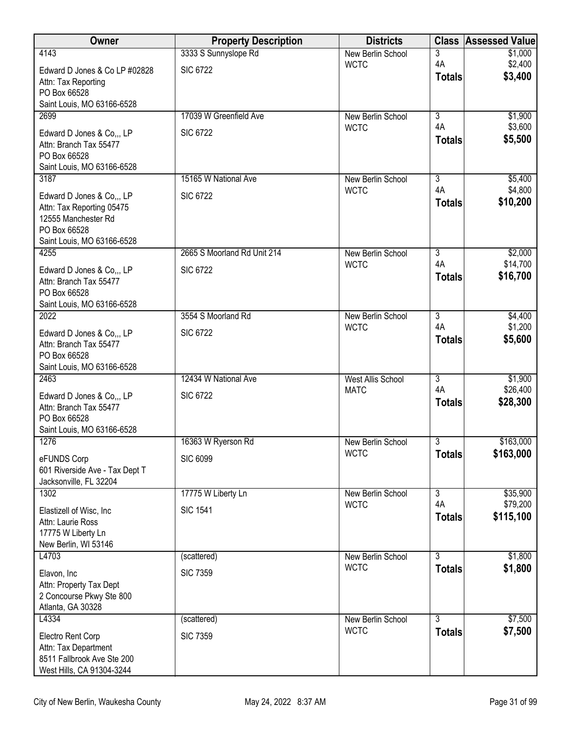| Owner | Property Description | Districts | Class | Assessed Value |
|---|---|---|---|---|
| 4143<br><br>Edward D Jones & Co LP #02828<br>Attn: Tax Reporting<br>PO Box 66528<br>Saint Louis, MO 63166-6528 | 3333 S Sunnyslope Rd<br><br>SIC 6722 | New Berlin School<br>WCTC | 3<br>4A<br>**Totals** | $1,000<br>$2,400<br>**$3,400** |
| 2699<br><br>Edward D Jones & Co,,, LP<br>Attn: Branch Tax 55477<br>PO Box 66528<br>Saint Louis, MO 63166-6528 | 17039 W Greenfield Ave<br><br>SIC 6722 | New Berlin School<br>WCTC | 3<br>4A<br>**Totals** | $1,900<br>$3,600<br>**$5,500** |
| 3187<br><br>Edward D Jones & Co,,, LP<br>Attn: Tax Reporting 05475<br>12555 Manchester Rd<br>PO Box 66528<br>Saint Louis, MO 63166-6528 | 15165 W National Ave<br><br>SIC 6722 | New Berlin School<br>WCTC | 3<br>4A<br>**Totals** | $5,400<br>$4,800<br>**$10,200** |
| 4255<br><br>Edward D Jones & Co,,, LP<br>Attn: Branch Tax 55477<br>PO Box 66528<br>Saint Louis, MO 63166-6528 | 2665 S Moorland Rd Unit 214<br><br>SIC 6722 | New Berlin School<br>WCTC | 3<br>4A<br>**Totals** | $2,000<br>$14,700<br>**$16,700** |
| 2022<br><br>Edward D Jones & Co,,, LP<br>Attn: Branch Tax 55477<br>PO Box 66528<br>Saint Louis, MO 63166-6528 | 3554 S Moorland Rd<br><br>SIC 6722 | New Berlin School<br>WCTC | 3<br>4A<br>**Totals** | $4,400<br>$1,200<br>**$5,600** |
| 2463<br><br>Edward D Jones & Co,,, LP<br>Attn: Branch Tax 55477<br>PO Box 66528<br>Saint Louis, MO 63166-6528 | 12434 W National Ave<br><br>SIC 6722 | West Allis School<br>MATC | 3<br>4A<br>**Totals** | $1,900<br>$26,400<br>**$28,300** |
| 1276<br><br>eFUNDS Corp<br>601 Riverside Ave - Tax Dept T<br>Jacksonville, FL 32204 | 16363 W Ryerson Rd<br><br>SIC 6099 | New Berlin School<br>WCTC | 3<br>**Totals** | $163,000<br>**$163,000** |
| 1302<br><br>Elastizell of Wisc, Inc<br>Attn: Laurie Ross<br>17775 W Liberty Ln<br>New Berlin, WI 53146 | 17775 W Liberty Ln<br><br>SIC 1541 | New Berlin School<br>WCTC | 3<br>4A<br>**Totals** | $35,900<br>$79,200<br>**$115,100** |
| L4703<br><br>Elavon, Inc<br>Attn: Property Tax Dept<br>2 Concourse Pkwy Ste 800<br>Atlanta, GA 30328 | (scattered)<br><br>SIC 7359 | New Berlin School<br>WCTC | 3<br>**Totals** | $1,800<br>**$1,800** |
| L4334<br><br>Electro Rent Corp<br>Attn: Tax Department<br>8511 Fallbrook Ave Ste 200<br>West Hills, CA 91304-3244 | (scattered)<br><br>SIC 7359 | New Berlin School<br>WCTC | 3<br>**Totals** | $7,500<br>**$7,500** |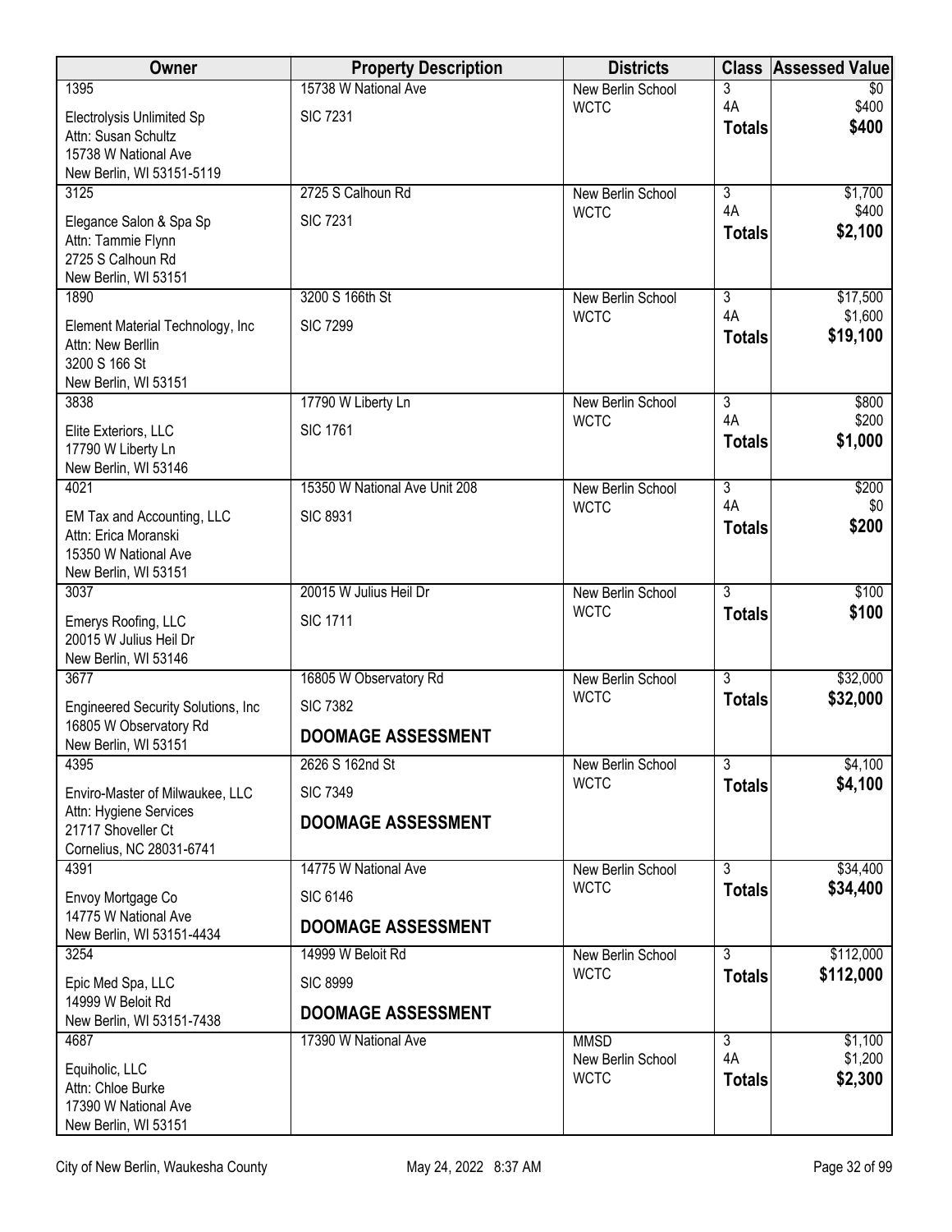| Owner | Property Description | Districts | Class | Assessed Value |
|---|---|---|---|---|
| 1395<br>Electrolysis Unlimited Sp<br>Attn: Susan Schultz<br>15738 W National Ave<br>New Berlin, WI 53151-5119 | 15738 W National Ave<br>SIC 7231 | New Berlin School<br>WCTC | 3<br>4A<br>**Totals** | $0<br>$400<br>**$400** |
| 3125<br>Elegance Salon & Spa Sp<br>Attn: Tammie Flynn<br>2725 S Calhoun Rd<br>New Berlin, WI 53151 | 2725 S Calhoun Rd<br>SIC 7231 | New Berlin School<br>WCTC | 3<br>4A<br>**Totals** | $1,700<br>$400<br>**$2,100** |
| 1890<br>Element Material Technology, Inc<br>Attn: New Berllin<br>3200 S 166 St<br>New Berlin, WI 53151 | 3200 S 166th St<br>SIC 7299 | New Berlin School<br>WCTC | 3<br>4A<br>**Totals** | $17,500<br>$1,600<br>**$19,100** |
| 3838<br>Elite Exteriors, LLC<br>17790 W Liberty Ln<br>New Berlin, WI 53146 | 17790 W Liberty Ln<br>SIC 1761 | New Berlin School<br>WCTC | 3<br>4A<br>**Totals** | $800<br>$200<br>**$1,000** |
| 4021<br>EM Tax and Accounting, LLC<br>Attn: Erica Moranski<br>15350 W National Ave<br>New Berlin, WI 53151 | 15350 W National Ave Unit 208<br>SIC 8931 | New Berlin School<br>WCTC | 3<br>4A<br>**Totals** | $200<br>$0<br>**$200** |
| 3037<br>Emerys Roofing, LLC<br>20015 W Julius Heil Dr<br>New Berlin, WI 53146 | 20015 W Julius Heil Dr<br>SIC 1711 | New Berlin School<br>WCTC | 3<br>**Totals** | $100<br>**$100** |
| 3677<br>Engineered Security Solutions, Inc<br>16805 W Observatory Rd<br>New Berlin, WI 53151 | 16805 W Observatory Rd<br>SIC 7382<br>**DOOMAGE ASSESSMENT** | New Berlin School<br>WCTC | 3<br>**Totals** | $32,000<br>**$32,000** |
| 4395<br>Enviro-Master of Milwaukee, LLC<br>Attn: Hygiene Services<br>21717 Shoveller Ct<br>Cornelius, NC 28031-6741 | 2626 S 162nd St<br>SIC 7349<br>**DOOMAGE ASSESSMENT** | New Berlin School<br>WCTC | 3<br>**Totals** | $4,100<br>**$4,100** |
| 4391<br>Envoy Mortgage Co<br>14775 W National Ave<br>New Berlin, WI 53151-4434 | 14775 W National Ave<br>SIC 6146<br>**DOOMAGE ASSESSMENT** | New Berlin School<br>WCTC | 3<br>**Totals** | $34,400<br>**$34,400** |
| 3254<br>Epic Med Spa, LLC<br>14999 W Beloit Rd<br>New Berlin, WI 53151-7438 | 14999 W Beloit Rd<br>SIC 8999<br>**DOOMAGE ASSESSMENT** | New Berlin School<br>WCTC | 3<br>**Totals** | $112,000<br>**$112,000** |
| 4687<br>Equiholic, LLC<br>Attn: Chloe Burke<br>17390 W National Ave<br>New Berlin, WI 53151 | 17390 W National Ave | MMSD<br>New Berlin School<br>WCTC | 3<br>4A<br>**Totals** | $1,100<br>$1,200<br>**$2,300** |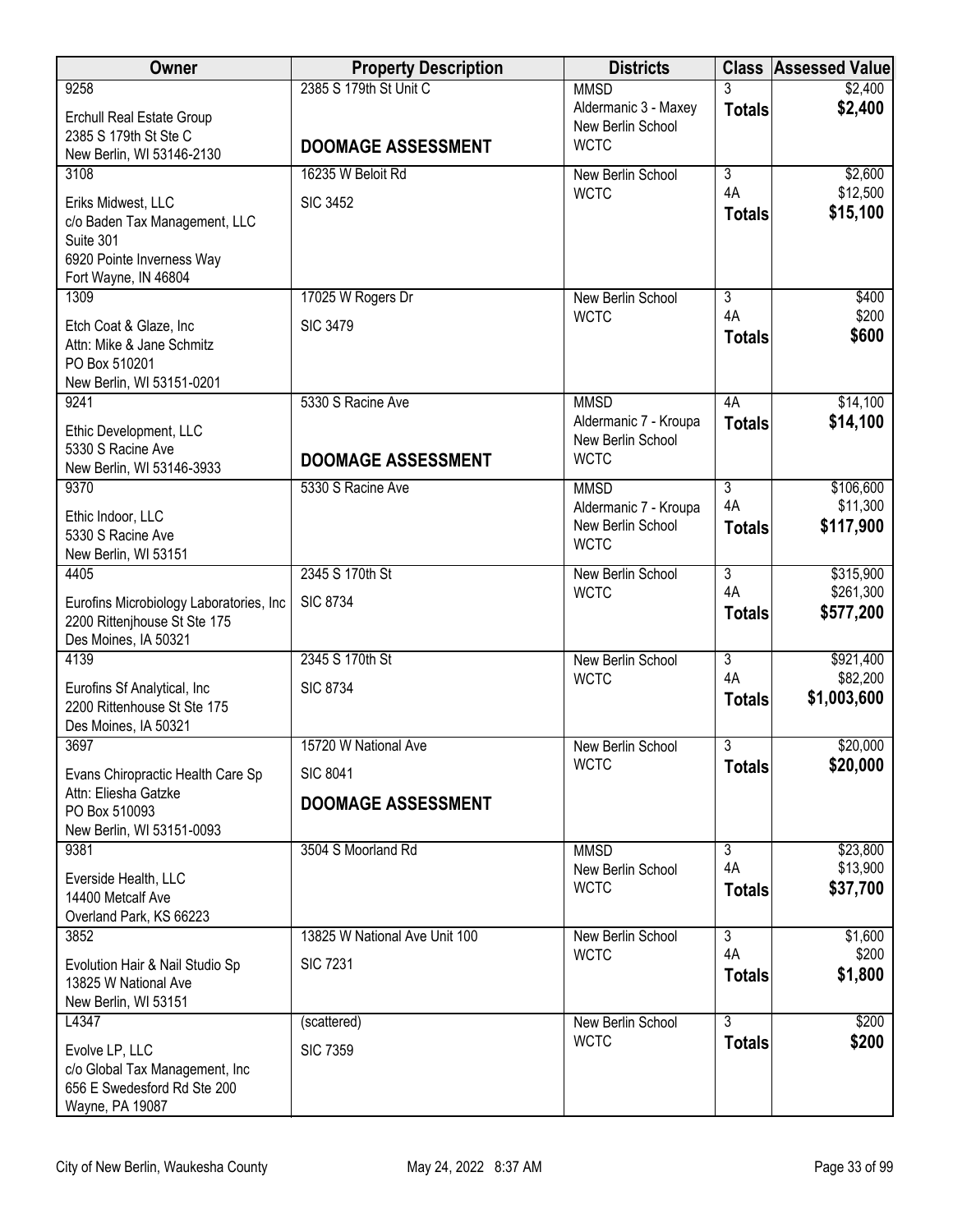| Owner | Property Description | Districts | Class | Assessed Value |
|---|---|---|---|---|
| 9258<br>Erchull Real Estate Group<br>2385 S 179th St Ste C<br>New Berlin, WI 53146-2130 | 2385 S 179th St Unit C<br><br>**DOOMAGE ASSESSMENT** | MMSD<br>Aldermanic 3 - Maxey<br>New Berlin School<br>WCTC | 3<br>**Totals** | $2,400<br>**$2,400** |
| 3108<br>Eriks Midwest, LLC<br>c/o Baden Tax Management, LLC<br>Suite 301<br>6920 Pointe Inverness Way<br>Fort Wayne, IN 46804 | 16235 W Beloit Rd<br>SIC 3452 | New Berlin School<br>WCTC | 3<br>4A<br>**Totals** | $2,600<br>$12,500<br>**$15,100** |
| 1309<br>Etch Coat & Glaze, Inc<br>Attn: Mike & Jane Schmitz<br>PO Box 510201<br>New Berlin, WI 53151-0201 | 17025 W Rogers Dr<br>SIC 3479 | New Berlin School<br>WCTC | 3<br>4A<br>**Totals** | $400<br>$200<br>**$600** |
| 9241<br>Ethic Development, LLC<br>5330 S Racine Ave<br>New Berlin, WI 53146-3933 | 5330 S Racine Ave<br><br>**DOOMAGE ASSESSMENT** | MMSD<br>Aldermanic 7 - Kroupa<br>New Berlin School<br>WCTC | 4A<br>**Totals** | $14,100<br>**$14,100** |
| 9370<br>Ethic Indoor, LLC<br>5330 S Racine Ave<br>New Berlin, WI 53151 | 5330 S Racine Ave | MMSD<br>Aldermanic 7 - Kroupa<br>New Berlin School<br>WCTC | 3<br>4A<br>**Totals** | $106,600<br>$11,300<br>**$117,900** |
| 4405<br>Eurofins Microbiology Laboratories, Inc<br>2200 Rittenjhouse St Ste 175<br>Des Moines, IA 50321 | 2345 S 170th St<br>SIC 8734 | New Berlin School<br>WCTC | 3<br>4A<br>**Totals** | $315,900<br>$261,300<br>**$577,200** |
| 4139<br>Eurofins Sf Analytical, Inc<br>2200 Rittenhouse St Ste 175<br>Des Moines, IA 50321 | 2345 S 170th St<br>SIC 8734 | New Berlin School<br>WCTC | 3<br>4A<br>**Totals** | $921,400<br>$82,200<br>**$1,003,600** |
| 3697<br>Evans Chiropractic Health Care Sp<br>Attn: Eliesha Gatzke<br>PO Box 510093<br>New Berlin, WI 53151-0093 | 15720 W National Ave<br>SIC 8041<br>**DOOMAGE ASSESSMENT** | New Berlin School<br>WCTC | 3<br>**Totals** | $20,000<br>**$20,000** |
| 9381<br>Everside Health, LLC<br>14400 Metcalf Ave<br>Overland Park, KS 66223 | 3504 S Moorland Rd | MMSD<br>New Berlin School<br>WCTC | 3<br>4A<br>**Totals** | $23,800<br>$13,900<br>**$37,700** |
| 3852<br>Evolution Hair & Nail Studio Sp<br>13825 W National Ave<br>New Berlin, WI 53151 | 13825 W National Ave Unit 100<br>SIC 7231 | New Berlin School<br>WCTC | 3<br>4A<br>**Totals** | $1,600<br>$200<br>**$1,800** |
| L4347<br>Evolve LP, LLC<br>c/o Global Tax Management, Inc<br>656 E Swedesford Rd Ste 200<br>Wayne, PA 19087 | (scattered)<br>SIC 7359 | New Berlin School<br>WCTC | 3<br>**Totals** | $200<br>**$200** |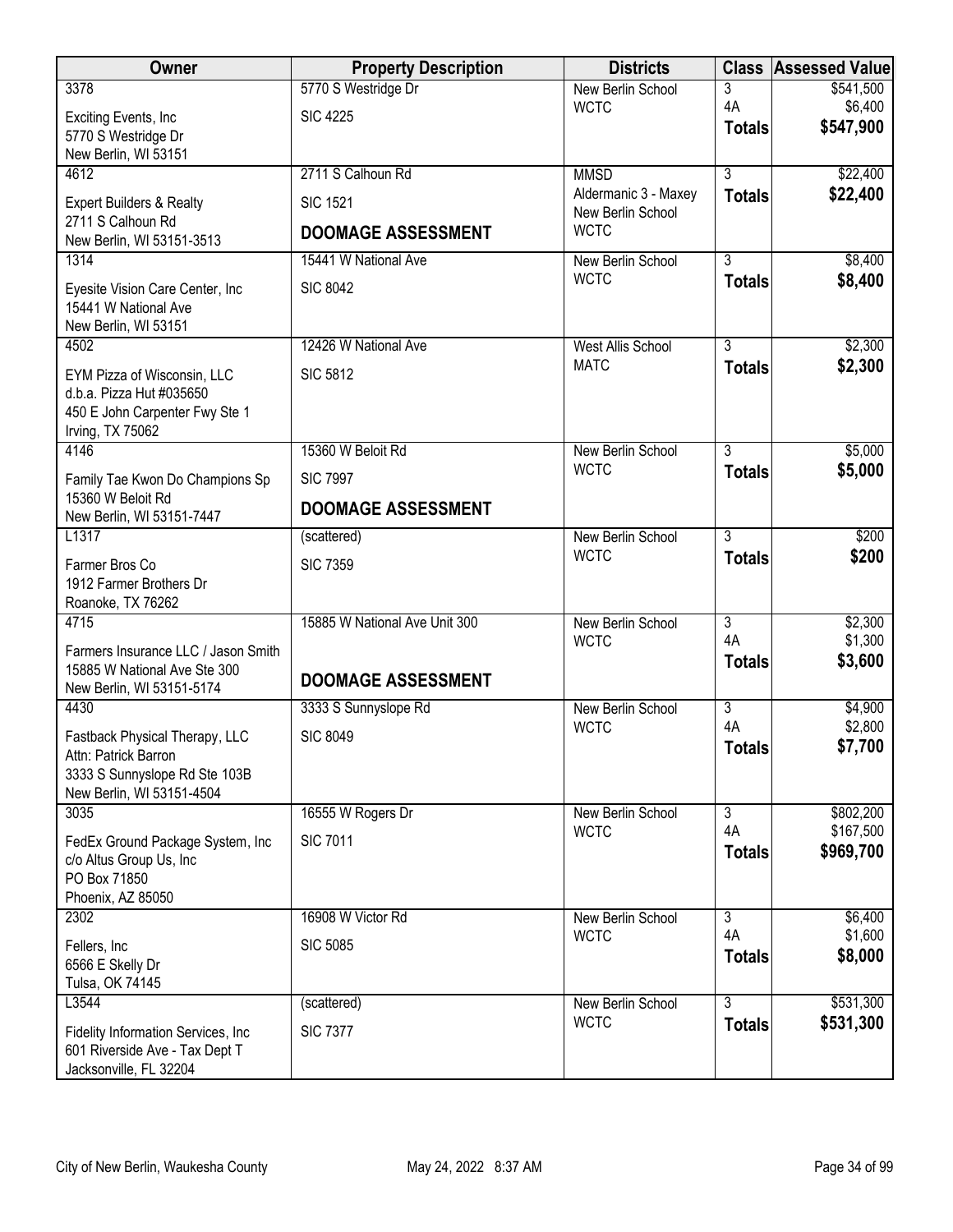| Owner | Property Description | Districts | Class | Assessed Value |
|---|---|---|---|---|
| 3378<br>Exciting Events, Inc<br>5770 S Westridge Dr<br>New Berlin, WI 53151 | 5770 S Westridge Dr<br>SIC 4225 | New Berlin School<br>WCTC | 3<br>4A<br>**Totals** | $541,500<br>$6,400<br>**$547,900** |
| 4612<br>Expert Builders & Realty<br>2711 S Calhoun Rd<br>New Berlin, WI 53151-3513 | 2711 S Calhoun Rd<br>SIC 1521<br>**DOOMAGE ASSESSMENT** | MMSD<br>Aldermanic 3 - Maxey<br>New Berlin School<br>WCTC | 3<br>**Totals** | $22,400<br>**$22,400** |
| 1314<br>Eyesite Vision Care Center, Inc<br>15441 W National Ave<br>New Berlin, WI 53151 | 15441 W National Ave<br>SIC 8042 | New Berlin School<br>WCTC | 3<br>**Totals** | $8,400<br>**$8,400** |
| 4502<br>EYM Pizza of Wisconsin, LLC<br>d.b.a. Pizza Hut #035650<br>450 E John Carpenter Fwy Ste 1<br>Irving, TX 75062 | 12426 W National Ave<br>SIC 5812 | West Allis School<br>MATC | 3<br>**Totals** | $2,300<br>**$2,300** |
| 4146<br>Family Tae Kwon Do Champions Sp<br>15360 W Beloit Rd<br>New Berlin, WI 53151-7447 | 15360 W Beloit Rd<br>SIC 7997<br>**DOOMAGE ASSESSMENT** | New Berlin School<br>WCTC | 3<br>**Totals** | $5,000<br>**$5,000** |
| L1317<br>Farmer Bros Co<br>1912 Farmer Brothers Dr<br>Roanoke, TX 76262 | (scattered)<br>SIC 7359 | New Berlin School<br>WCTC | 3<br>**Totals** | $200<br>**$200** |
| 4715<br>Farmers Insurance LLC / Jason Smith<br>15885 W National Ave Ste 300<br>New Berlin, WI 53151-5174 | 15885 W National Ave Unit 300<br>**DOOMAGE ASSESSMENT** | New Berlin School<br>WCTC | 3<br>4A<br>**Totals** | $2,300<br>$1,300<br>**$3,600** |
| 4430<br>Fastback Physical Therapy, LLC<br>Attn: Patrick Barron<br>3333 S Sunnyslope Rd Ste 103B<br>New Berlin, WI 53151-4504 | 3333 S Sunnyslope Rd<br>SIC 8049 | New Berlin School<br>WCTC | 3<br>4A<br>**Totals** | $4,900<br>$2,800<br>**$7,700** |
| 3035<br>FedEx Ground Package System, Inc<br>c/o Altus Group Us, Inc<br>PO Box 71850<br>Phoenix, AZ 85050 | 16555 W Rogers Dr<br>SIC 7011 | New Berlin School<br>WCTC | 3<br>4A<br>**Totals** | $802,200<br>$167,500<br>**$969,700** |
| 2302<br>Fellers, Inc<br>6566 E Skelly Dr<br>Tulsa, OK 74145 | 16908 W Victor Rd<br>SIC 5085 | New Berlin School<br>WCTC | 3<br>4A<br>**Totals** | $6,400<br>$1,600<br>**$8,000** |
| L3544<br>Fidelity Information Services, Inc<br>601 Riverside Ave - Tax Dept T<br>Jacksonville, FL 32204 | (scattered)<br>SIC 7377 | New Berlin School<br>WCTC | 3<br>**Totals** | $531,300<br>**$531,300** |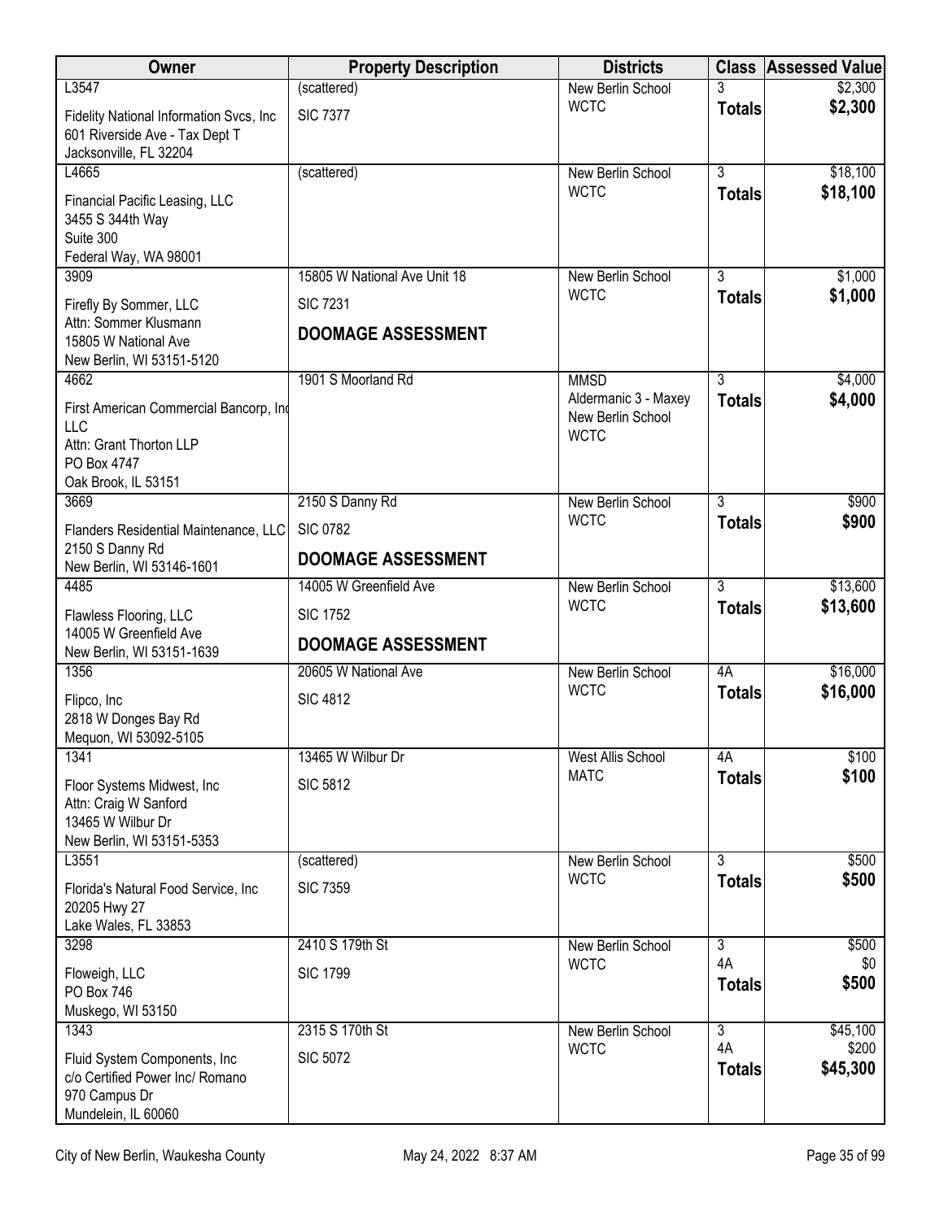| Owner | Property Description | Districts | Class | Assessed Value |
|---|---|---|---|---|
| L3547<br>Fidelity National Information Svcs, Inc<br>601 Riverside Ave - Tax Dept T<br>Jacksonville, FL 32204 | (scattered)<br>SIC 7377 | New Berlin School<br>WCTC | 3<br>**Totals** | $2,300<br>**$2,300** |
| L4665<br>Financial Pacific Leasing, LLC<br>3455 S 344th Way<br>Suite 300<br>Federal Way, WA 98001 | (scattered) | New Berlin School<br>WCTC | 3<br>**Totals** | $18,100<br>**$18,100** |
| 3909<br>Firefly By Sommer, LLC<br>Attn: Sommer Klusmann<br>15805 W National Ave<br>New Berlin, WI 53151-5120 | 15805 W National Ave Unit 18<br>SIC 7231<br>**DOOMAGE ASSESSMENT** | New Berlin School<br>WCTC | 3<br>**Totals** | $1,000<br>**$1,000** |
| 4662<br>First American Commercial Bancorp, Inc<br>LLC<br>Attn: Grant Thorton LLP<br>PO Box 4747<br>Oak Brook, IL 53151 | 1901 S Moorland Rd | MMSD<br>Aldermanic 3 - Maxey<br>New Berlin School<br>WCTC | 3<br>**Totals** | $4,000<br>**$4,000** |
| 3669<br>Flanders Residential Maintenance, LLC<br>2150 S Danny Rd<br>New Berlin, WI 53146-1601 | 2150 S Danny Rd<br>SIC 0782<br>**DOOMAGE ASSESSMENT** | New Berlin School<br>WCTC | 3<br>**Totals** | $900<br>**$900** |
| 4485<br>Flawless Flooring, LLC<br>14005 W Greenfield Ave<br>New Berlin, WI 53151-1639 | 14005 W Greenfield Ave<br>SIC 1752<br>**DOOMAGE ASSESSMENT** | New Berlin School<br>WCTC | 3<br>**Totals** | $13,600<br>**$13,600** |
| 1356<br>Flipco, Inc<br>2818 W Donges Bay Rd<br>Mequon, WI 53092-5105 | 20605 W National Ave<br>SIC 4812 | New Berlin School<br>WCTC | 4A<br>**Totals** | $16,000<br>**$16,000** |
| 1341<br>Floor Systems Midwest, Inc<br>Attn: Craig W Sanford<br>13465 W Wilbur Dr<br>New Berlin, WI 53151-5353 | 13465 W Wilbur Dr<br>SIC 5812 | West Allis School<br>MATC | 4A<br>**Totals** | $100<br>**$100** |
| L3551<br>Florida's Natural Food Service, Inc<br>20205 Hwy 27<br>Lake Wales, FL 33853 | (scattered)<br>SIC 7359 | New Berlin School<br>WCTC | 3<br>**Totals** | $500<br>**$500** |
| 3298<br>Floweigh, LLC<br>PO Box 746<br>Muskego, WI 53150 | 2410 S 179th St<br>SIC 1799 | New Berlin School<br>WCTC | 3<br>4A<br>**Totals** | $500<br>$0<br>**$500** |
| 1343<br>Fluid System Components, Inc<br>c/o Certified Power Inc/ Romano<br>970 Campus Dr<br>Mundelein, IL 60060 | 2315 S 170th St<br>SIC 5072 | New Berlin School<br>WCTC | 3<br>4A<br>**Totals** | $45,100<br>$200<br>**$45,300** |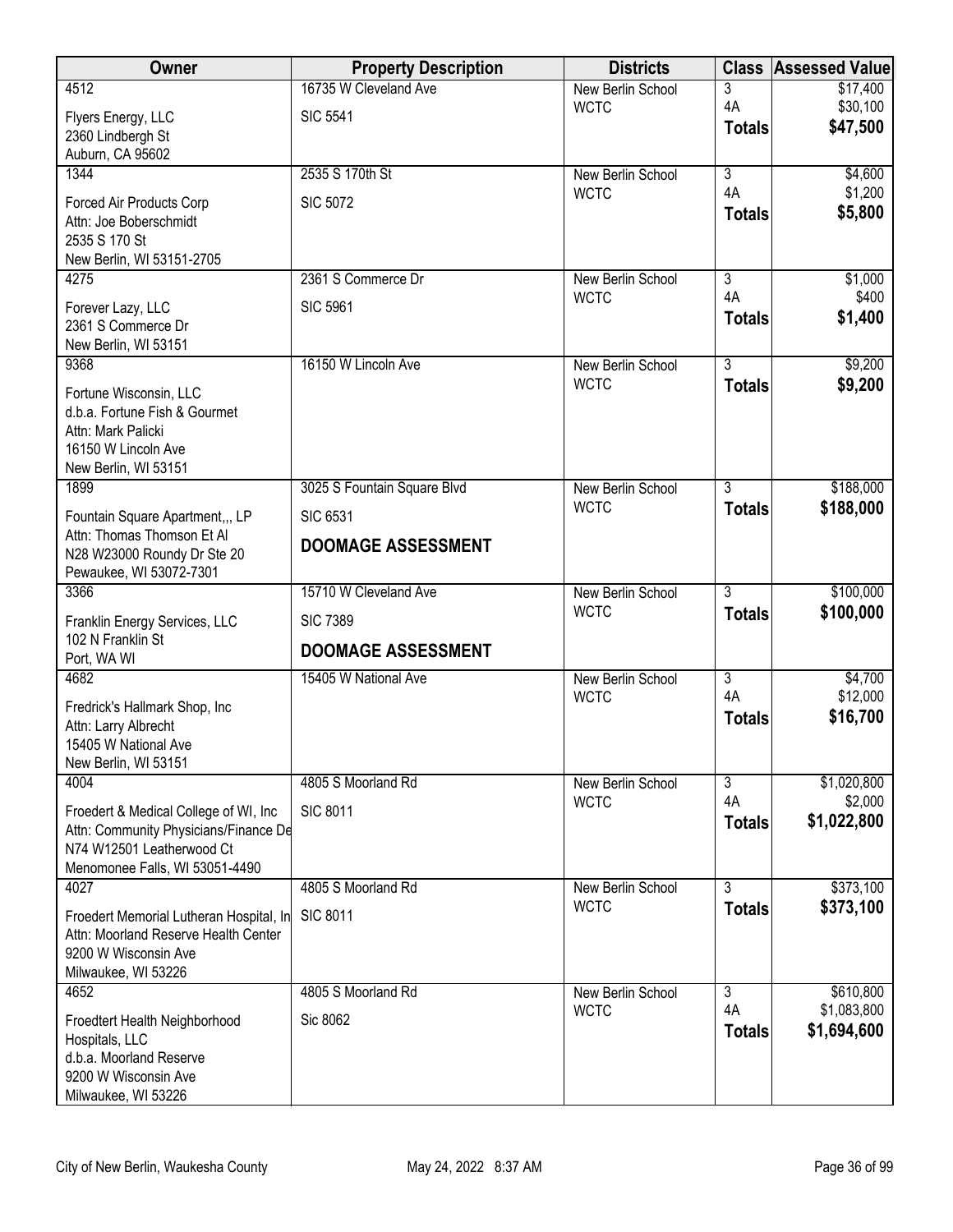| Owner | Property Description | Districts | Class | Assessed Value |
|---|---|---|---|---|
| 4512<br>Flyers Energy, LLC<br>2360 Lindbergh St<br>Auburn, CA 95602 | 16735 W Cleveland Ave<br>SIC 5541 | New Berlin School<br>WCTC | 3<br>4A<br>**Totals** | $17,400<br>$30,100<br>**$47,500** |
| 1344<br>Forced Air Products Corp<br>Attn: Joe Boberschmidt<br>2535 S 170 St<br>New Berlin, WI 53151-2705 | 2535 S 170th St<br>SIC 5072 | New Berlin School<br>WCTC | 3<br>4A<br>**Totals** | $4,600<br>$1,200<br>**$5,800** |
| 4275<br>Forever Lazy, LLC<br>2361 S Commerce Dr<br>New Berlin, WI 53151 | 2361 S Commerce Dr<br>SIC 5961 | New Berlin School<br>WCTC | 3<br>4A<br>**Totals** | $1,000<br>$400<br>**$1,400** |
| 9368<br>Fortune Wisconsin, LLC<br>d.b.a. Fortune Fish & Gourmet<br>Attn: Mark Palicki<br>16150 W Lincoln Ave<br>New Berlin, WI 53151 | 16150 W Lincoln Ave | New Berlin School<br>WCTC | 3<br>**Totals** | $9,200<br>**$9,200** |
| 1899<br>Fountain Square Apartment,,, LP<br>Attn: Thomas Thomson Et Al<br>N28 W23000 Roundy Dr Ste 20<br>Pewaukee, WI 53072-7301 | 3025 S Fountain Square Blvd<br>SIC 6531<br>**DOOMAGE ASSESSMENT** | New Berlin School<br>WCTC | 3<br>**Totals** | $188,000<br>**$188,000** |
| 3366<br>Franklin Energy Services, LLC<br>102 N Franklin St<br>Port, WA WI | 15710 W Cleveland Ave<br>SIC 7389<br>**DOOMAGE ASSESSMENT** | New Berlin School<br>WCTC | 3<br>**Totals** | $100,000<br>**$100,000** |
| 4682<br>Fredrick's Hallmark Shop, Inc<br>Attn: Larry Albrecht<br>15405 W National Ave<br>New Berlin, WI 53151 | 15405 W National Ave | New Berlin School<br>WCTC | 3<br>4A<br>**Totals** | $4,700<br>$12,000<br>**$16,700** |
| 4004<br>Froedert & Medical College of WI, Inc<br>Attn: Community Physicians/Finance De<br>N74 W12501 Leatherwood Ct<br>Menomonee Falls, WI 53051-4490 | 4805 S Moorland Rd<br>SIC 8011 | New Berlin School<br>WCTC | 3<br>4A<br>**Totals** | $1,020,800<br>$2,000<br>**$1,022,800** |
| 4027<br>Froedert Memorial Lutheran Hospital, In<br>Attn: Moorland Reserve Health Center<br>9200 W Wisconsin Ave<br>Milwaukee, WI 53226 | 4805 S Moorland Rd<br>SIC 8011 | New Berlin School<br>WCTC | 3<br>**Totals** | $373,100<br>**$373,100** |
| 4652<br>Froedtert Health Neighborhood Hospitals, LLC<br>d.b.a. Moorland Reserve<br>9200 W Wisconsin Ave<br>Milwaukee, WI 53226 | 4805 S Moorland Rd<br>Sic 8062 | New Berlin School<br>WCTC | 3<br>4A<br>**Totals** | $610,800<br>$1,083,800<br>**$1,694,600** |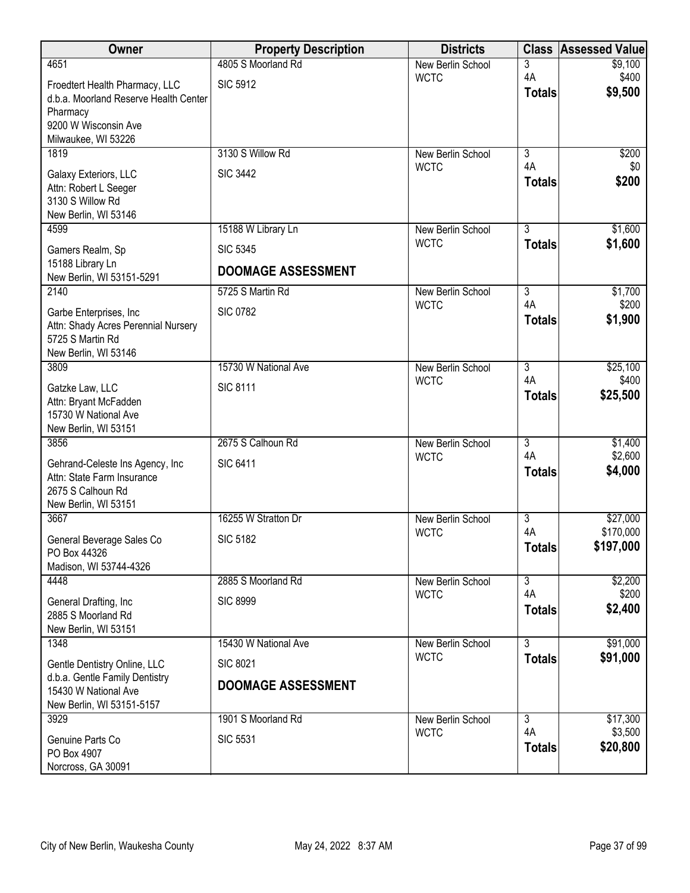| Owner | Property Description | Districts | Class | Assessed Value |
|---|---|---|---|---|
| 4651<br>Froedtert Health Pharmacy, LLC<br>d.b.a. Moorland Reserve Health Center Pharmacy<br>9200 W Wisconsin Ave<br>Milwaukee, WI 53226 | 4805 S Moorland Rd<br>SIC 5912 | New Berlin School<br>WCTC | 3<br>4A<br>**Totals** | $9,100<br>$400<br>**$9,500** |
| 1819<br>Galaxy Exteriors, LLC<br>Attn: Robert L Seeger<br>3130 S Willow Rd<br>New Berlin, WI 53146 | 3130 S Willow Rd<br>SIC 3442 | New Berlin School<br>WCTC | 3<br>4A<br>**Totals** | $200<br>$0<br>**$200** |
| 4599<br>Gamers Realm, Sp<br>15188 Library Ln<br>New Berlin, WI 53151-5291 | 15188 W Library Ln<br>SIC 5345<br>**DOOMAGE ASSESSMENT** | New Berlin School<br>WCTC | 3<br>**Totals** | $1,600<br>**$1,600** |
| 2140<br>Garbe Enterprises, Inc<br>Attn: Shady Acres Perennial Nursery<br>5725 S Martin Rd<br>New Berlin, WI 53146 | 5725 S Martin Rd<br>SIC 0782 | New Berlin School<br>WCTC | 3<br>4A<br>**Totals** | $1,700<br>$200<br>**$1,900** |
| 3809<br>Gatzke Law, LLC<br>Attn: Bryant McFadden<br>15730 W National Ave<br>New Berlin, WI 53151 | 15730 W National Ave<br>SIC 8111 | New Berlin School<br>WCTC | 3<br>4A<br>**Totals** | $25,100<br>$400<br>**$25,500** |
| 3856<br>Gehrand-Celeste Ins Agency, Inc<br>Attn: State Farm Insurance<br>2675 S Calhoun Rd<br>New Berlin, WI 53151 | 2675 S Calhoun Rd<br>SIC 6411 | New Berlin School<br>WCTC | 3<br>4A<br>**Totals** | $1,400<br>$2,600<br>**$4,000** |
| 3667<br>General Beverage Sales Co<br>PO Box 44326<br>Madison, WI 53744-4326 | 16255 W Stratton Dr<br>SIC 5182 | New Berlin School<br>WCTC | 3<br>4A<br>**Totals** | $27,000<br>$170,000<br>**$197,000** |
| 4448<br>General Drafting, Inc<br>2885 S Moorland Rd<br>New Berlin, WI 53151 | 2885 S Moorland Rd<br>SIC 8999 | New Berlin School<br>WCTC | 3<br>4A<br>**Totals** | $2,200<br>$200<br>**$2,400** |
| 1348<br>Gentle Dentistry Online, LLC<br>d.b.a. Gentle Family Dentistry<br>15430 W National Ave<br>New Berlin, WI 53151-5157 | 15430 W National Ave<br>SIC 8021<br>**DOOMAGE ASSESSMENT** | New Berlin School<br>WCTC | 3<br>**Totals** | $91,000<br>**$91,000** |
| 3929<br>Genuine Parts Co<br>PO Box 4907<br>Norcross, GA 30091 | 1901 S Moorland Rd<br>SIC 5531 | New Berlin School<br>WCTC | 3<br>4A<br>**Totals** | $17,300<br>$3,500<br>**$20,800** |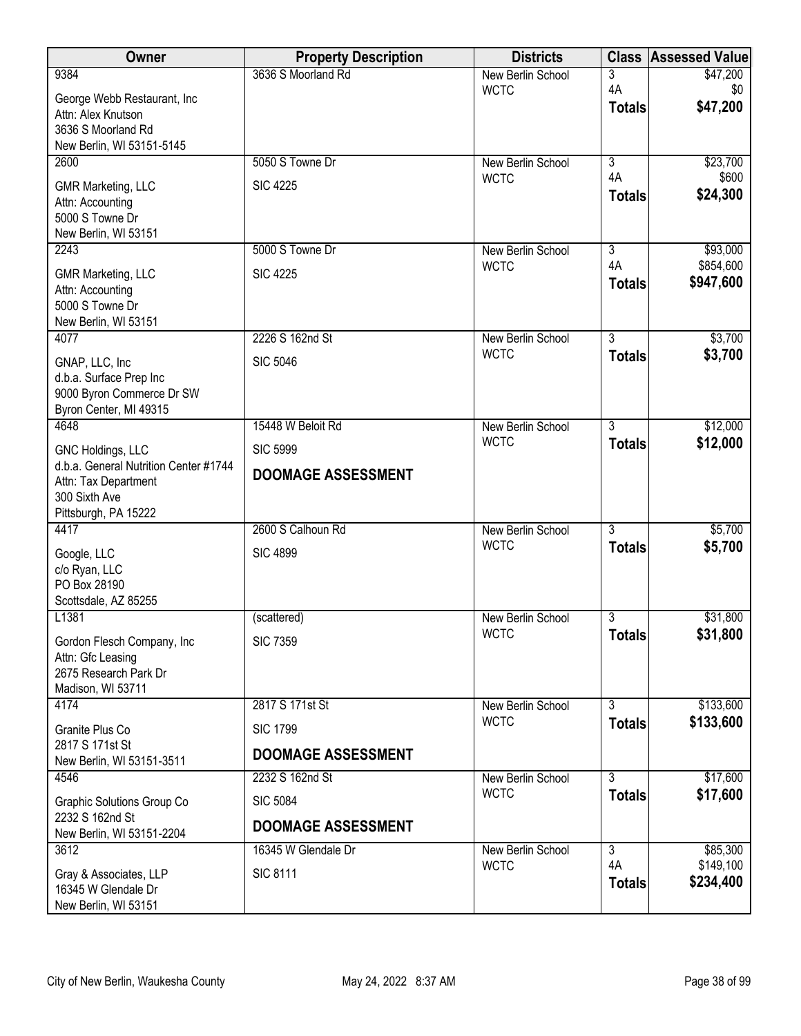| Owner | Property Description | Districts | Class | Assessed Value |
|---|---|---|---|---|
| 9384<br><br>George Webb Restaurant, Inc<br>Attn: Alex Knutson<br>3636 S Moorland Rd<br>New Berlin, WI 53151-5145 | 3636 S Moorland Rd | New Berlin School<br>WCTC | 3<br>4A<br>**Totals** | $47,200<br>$0<br>**$47,200** |
| 2600<br><br>GMR Marketing, LLC<br>Attn: Accounting<br>5000 S Towne Dr<br>New Berlin, WI 53151 | 5050 S Towne Dr<br><br>SIC 4225 | New Berlin School<br>WCTC | 3<br>4A<br>**Totals** | $23,700<br>$600<br>**$24,300** |
| 2243<br><br>GMR Marketing, LLC<br>Attn: Accounting<br>5000 S Towne Dr<br>New Berlin, WI 53151 | 5000 S Towne Dr<br><br>SIC 4225 | New Berlin School<br>WCTC | 3<br>4A<br>**Totals** | $93,000<br>$854,600<br>**$947,600** |
| 4077<br><br>GNAP, LLC, Inc<br>d.b.a. Surface Prep Inc<br>9000 Byron Commerce Dr SW<br>Byron Center, MI 49315 | 2226 S 162nd St<br><br>SIC 5046 | New Berlin School<br>WCTC | 3<br>**Totals** | $3,700<br>**$3,700** |
| 4648<br><br>GNC Holdings, LLC<br>d.b.a. General Nutrition Center #1744<br>Attn: Tax Department<br>300 Sixth Ave<br>Pittsburgh, PA 15222 | 15448 W Beloit Rd<br><br>SIC 5999<br><br>**DOOMAGE ASSESSMENT** | New Berlin School<br>WCTC | 3<br>**Totals** | $12,000<br>**$12,000** |
| 4417<br><br>Google, LLC<br>c/o Ryan, LLC<br>PO Box 28190<br>Scottsdale, AZ 85255 | 2600 S Calhoun Rd<br><br>SIC 4899 | New Berlin School<br>WCTC | 3<br>**Totals** | $5,700<br>**$5,700** |
| L1381<br><br>Gordon Flesch Company, Inc<br>Attn: Gfc Leasing<br>2675 Research Park Dr<br>Madison, WI 53711 | (scattered)<br><br>SIC 7359 | New Berlin School<br>WCTC | 3<br>**Totals** | $31,800<br>**$31,800** |
| 4174<br><br>Granite Plus Co<br>2817 S 171st St<br>New Berlin, WI 53151-3511 | 2817 S 171st St<br><br>SIC 1799<br><br>**DOOMAGE ASSESSMENT** | New Berlin School<br>WCTC | 3<br>**Totals** | $133,600<br>**$133,600** |
| 4546<br><br>Graphic Solutions Group Co<br>2232 S 162nd St<br>New Berlin, WI 53151-2204 | 2232 S 162nd St<br><br>SIC 5084<br><br>**DOOMAGE ASSESSMENT** | New Berlin School<br>WCTC | 3<br>**Totals** | $17,600<br>**$17,600** |
| 3612<br><br>Gray & Associates, LLP<br>16345 W Glendale Dr<br>New Berlin, WI 53151 | 16345 W Glendale Dr<br><br>SIC 8111 | New Berlin School<br>WCTC | 3<br>4A<br>**Totals** | $85,300<br>$149,100<br>**$234,400** |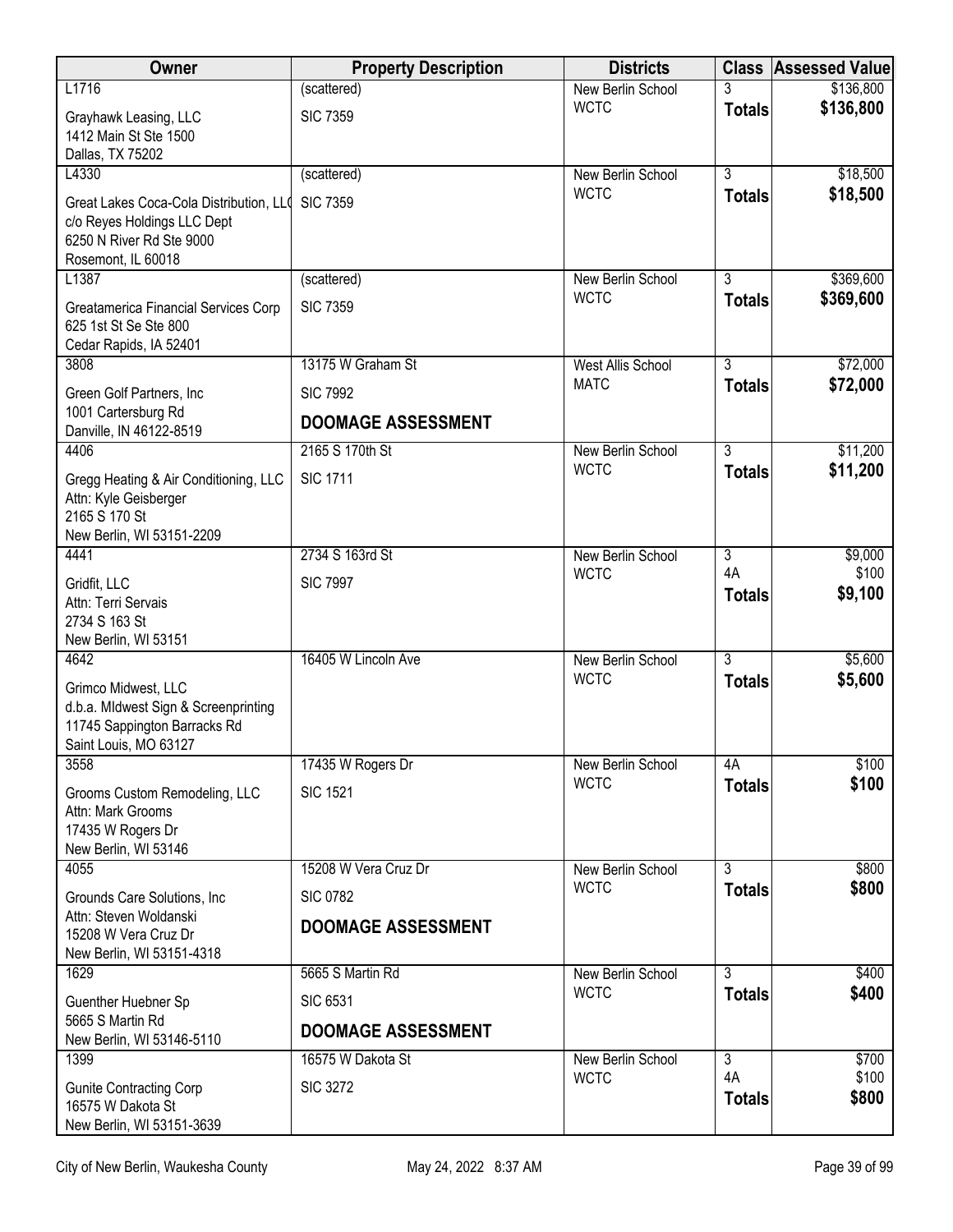| Owner | Property Description | Districts | Class | Assessed Value |
|---|---|---|---|---|
| L1716<br>Grayhawk Leasing, LLC<br>1412 Main St Ste 1500<br>Dallas, TX 75202 | (scattered)<br>SIC 7359 | New Berlin School<br>WCTC | 3<br>**Totals** | $136,800<br>**$136,800** |
| L4330<br>Great Lakes Coca-Cola Distribution, LL(<br>c/o Reyes Holdings LLC Dept<br>6250 N River Rd Ste 9000<br>Rosemont, IL 60018 | (scattered)<br>SIC 7359 | New Berlin School<br>WCTC | 3<br>**Totals** | $18,500<br>**$18,500** |
| L1387<br>Greatamerica Financial Services Corp<br>625 1st St Se Ste 800<br>Cedar Rapids, IA 52401 | (scattered)<br>SIC 7359 | New Berlin School<br>WCTC | 3<br>**Totals** | $369,600<br>**$369,600** |
| 3808<br>Green Golf Partners, Inc<br>1001 Cartersburg Rd<br>Danville, IN 46122-8519 | 13175 W Graham St<br>SIC 7992<br>**DOOMAGE ASSESSMENT** | West Allis School<br>MATC | 3<br>**Totals** | $72,000<br>**$72,000** |
| 4406<br>Gregg Heating & Air Conditioning, LLC<br>Attn: Kyle Geisberger<br>2165 S 170 St<br>New Berlin, WI 53151-2209 | 2165 S 170th St<br>SIC 1711 | New Berlin School<br>WCTC | 3<br>**Totals** | $11,200<br>**$11,200** |
| 4441<br>Gridfit, LLC<br>Attn: Terri Servais<br>2734 S 163 St<br>New Berlin, WI 53151 | 2734 S 163rd St<br>SIC 7997 | New Berlin School<br>WCTC | 3<br>4A<br>**Totals** | $9,000<br>$100<br>**$9,100** |
| 4642<br>Grimco Midwest, LLC<br>d.b.a. MIdwest Sign & Screenprinting<br>11745 Sappington Barracks Rd<br>Saint Louis, MO 63127 | 16405 W Lincoln Ave | New Berlin School<br>WCTC | 3<br>**Totals** | $5,600<br>**$5,600** |
| 3558<br>Grooms Custom Remodeling, LLC<br>Attn: Mark Grooms<br>17435 W Rogers Dr<br>New Berlin, WI 53146 | 17435 W Rogers Dr<br>SIC 1521 | New Berlin School<br>WCTC | 4A<br>**Totals** | $100<br>**$100** |
| 4055<br>Grounds Care Solutions, Inc<br>Attn: Steven Woldanski<br>15208 W Vera Cruz Dr<br>New Berlin, WI 53151-4318 | 15208 W Vera Cruz Dr<br>SIC 0782<br>**DOOMAGE ASSESSMENT** | New Berlin School<br>WCTC | 3<br>**Totals** | $800<br>**$800** |
| 1629<br>Guenther Huebner Sp<br>5665 S Martin Rd<br>New Berlin, WI 53146-5110 | 5665 S Martin Rd<br>SIC 6531<br>**DOOMAGE ASSESSMENT** | New Berlin School<br>WCTC | 3<br>**Totals** | $400<br>**$400** |
| 1399<br>Gunite Contracting Corp<br>16575 W Dakota St<br>New Berlin, WI 53151-3639 | 16575 W Dakota St<br>SIC 3272 | New Berlin School<br>WCTC | 3<br>4A<br>**Totals** | $700<br>$100<br>**$800** |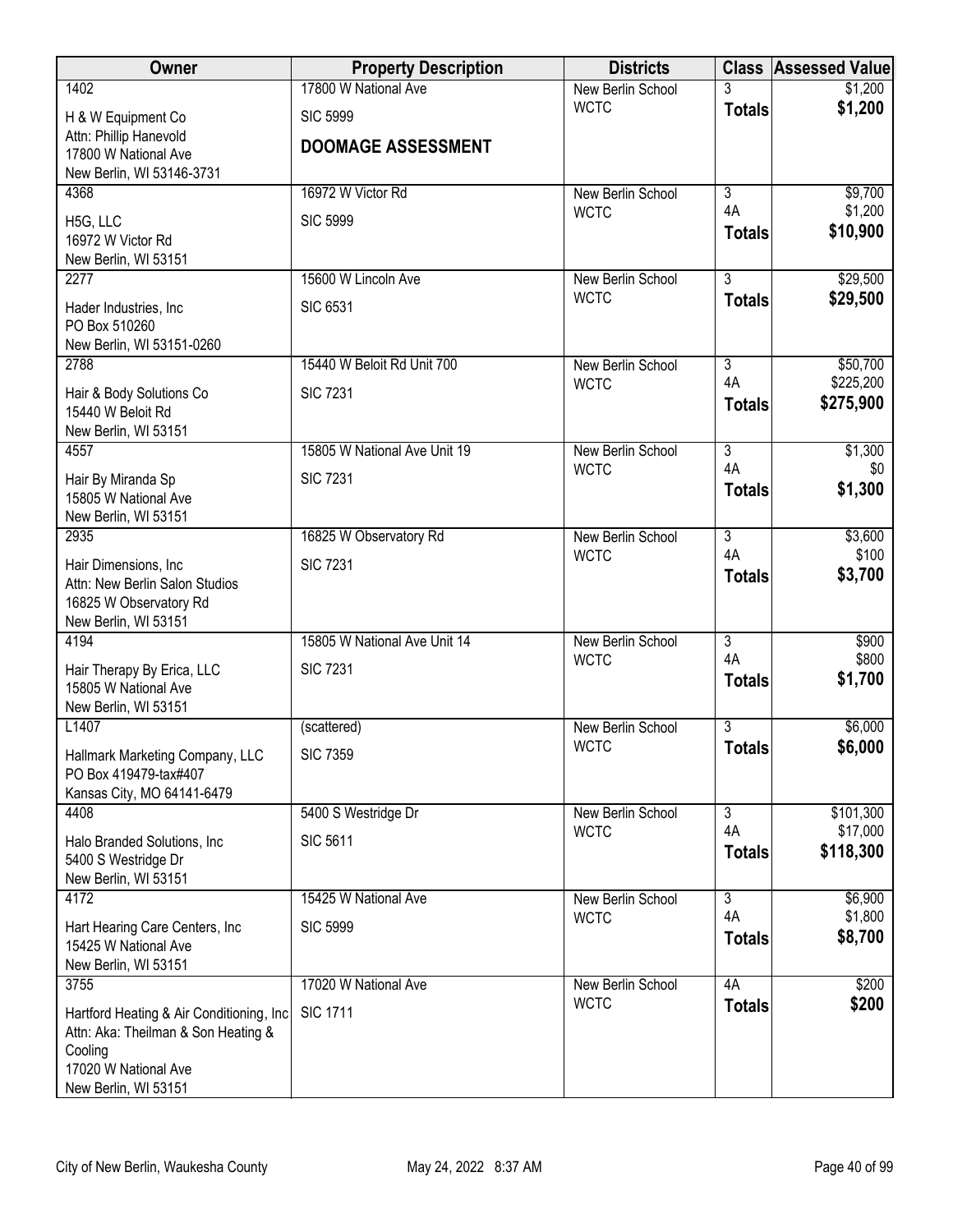| Owner | Property Description | Districts | Class | Assessed Value |
|---|---|---|---|---|
| 1402<br>H & W Equipment Co<br>Attn: Phillip Hanevold<br>17800 W National Ave<br>New Berlin, WI 53146-3731 | 17800 W National Ave<br>SIC 5999<br>**DOOMAGE ASSESSMENT** | New Berlin School<br>WCTC | 3<br>**Totals** | $1,200<br>**$1,200** |
| 4368<br>H5G, LLC<br>16972 W Victor Rd<br>New Berlin, WI 53151 | 16972 W Victor Rd<br>SIC 5999 | New Berlin School<br>WCTC | 3<br>4A<br>**Totals** | $9,700<br>$1,200<br>**$10,900** |
| 2277<br>Hader Industries, Inc<br>PO Box 510260<br>New Berlin, WI 53151-0260 | 15600 W Lincoln Ave<br>SIC 6531 | New Berlin School<br>WCTC | 3<br>**Totals** | $29,500<br>**$29,500** |
| 2788<br>Hair & Body Solutions Co<br>15440 W Beloit Rd<br>New Berlin, WI 53151 | 15440 W Beloit Rd Unit 700<br>SIC 7231 | New Berlin School<br>WCTC | 3<br>4A<br>**Totals** | $50,700<br>$225,200<br>**$275,900** |
| 4557<br>Hair By Miranda Sp<br>15805 W National Ave<br>New Berlin, WI 53151 | 15805 W National Ave Unit 19<br>SIC 7231 | New Berlin School<br>WCTC | 3<br>4A<br>**Totals** | $1,300<br>$0<br>**$1,300** |
| 2935<br>Hair Dimensions, Inc<br>Attn: New Berlin Salon Studios<br>16825 W Observatory Rd<br>New Berlin, WI 53151 | 16825 W Observatory Rd<br>SIC 7231 | New Berlin School<br>WCTC | 3<br>4A<br>**Totals** | $3,600<br>$100<br>**$3,700** |
| 4194<br>Hair Therapy By Erica, LLC<br>15805 W National Ave<br>New Berlin, WI 53151 | 15805 W National Ave Unit 14<br>SIC 7231 | New Berlin School<br>WCTC | 3<br>4A<br>**Totals** | $900<br>$800<br>**$1,700** |
| L1407<br>Hallmark Marketing Company, LLC<br>PO Box 419479-tax#407<br>Kansas City, MO 64141-6479 | (scattered)<br>SIC 7359 | New Berlin School<br>WCTC | 3<br>**Totals** | $6,000<br>**$6,000** |
| 4408<br>Halo Branded Solutions, Inc<br>5400 S Westridge Dr<br>New Berlin, WI 53151 | 5400 S Westridge Dr<br>SIC 5611 | New Berlin School<br>WCTC | 3<br>4A<br>**Totals** | $101,300<br>$17,000<br>**$118,300** |
| 4172<br>Hart Hearing Care Centers, Inc<br>15425 W National Ave<br>New Berlin, WI 53151 | 15425 W National Ave<br>SIC 5999 | New Berlin School<br>WCTC | 3<br>4A<br>**Totals** | $6,900<br>$1,800<br>**$8,700** |
| 3755<br>Hartford Heating & Air Conditioning, Inc<br>Attn: Aka: Theilman & Son Heating & Cooling<br>17020 W National Ave<br>New Berlin, WI 53151 | 17020 W National Ave<br>SIC 1711 | New Berlin School<br>WCTC | 4A<br>**Totals** | $200<br>**$200** |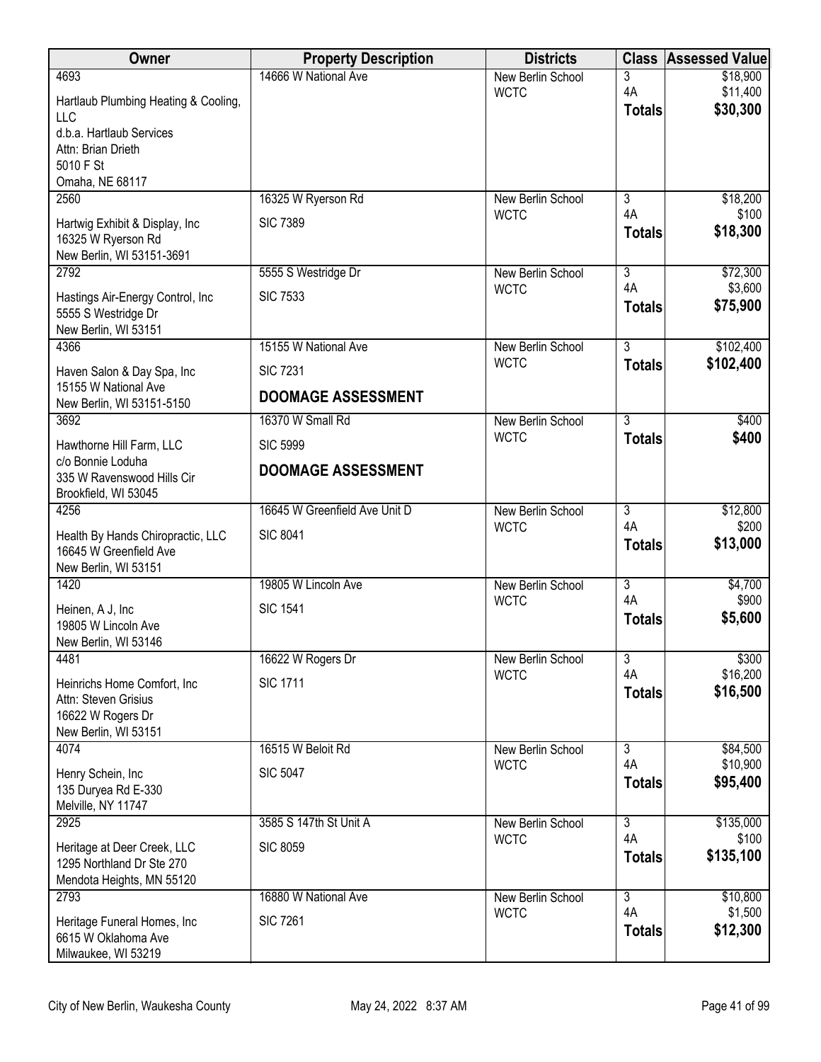| Owner | Property Description | Districts | Class | Assessed Value |
|---|---|---|---|---|
| 4693<br>Hartlaub Plumbing Heating & Cooling, LLC<br>d.b.a. Hartlaub Services<br>Attn: Brian Drieth<br>5010 F St<br>Omaha, NE 68117 | 14666 W National Ave | New Berlin School<br>WCTC | 3<br>4A<br>**Totals** | $18,900<br>$11,400<br>**$30,300** |
| 2560<br>Hartwig Exhibit & Display, Inc<br>16325 W Ryerson Rd<br>New Berlin, WI 53151-3691 | 16325 W Ryerson Rd<br>SIC 7389 | New Berlin School<br>WCTC | 3<br>4A<br>**Totals** | $18,200<br>$100<br>**$18,300** |
| 2792<br>Hastings Air-Energy Control, Inc<br>5555 S Westridge Dr<br>New Berlin, WI 53151 | 5555 S Westridge Dr<br>SIC 7533 | New Berlin School<br>WCTC | 3<br>4A<br>**Totals** | $72,300<br>$3,600<br>**$75,900** |
| 4366<br>Haven Salon & Day Spa, Inc<br>15155 W National Ave<br>New Berlin, WI 53151-5150 | 15155 W National Ave<br>SIC 7231<br>**DOOMAGE ASSESSMENT** | New Berlin School<br>WCTC | 3<br>**Totals** | $102,400<br>**$102,400** |
| 3692<br>Hawthorne Hill Farm, LLC<br>c/o Bonnie Loduha<br>335 W Ravenswood Hills Cir<br>Brookfield, WI 53045 | 16370 W Small Rd<br>SIC 5999<br>**DOOMAGE ASSESSMENT** | New Berlin School<br>WCTC | 3<br>**Totals** | $400<br>**$400** |
| 4256<br>Health By Hands Chiropractic, LLC<br>16645 W Greenfield Ave<br>New Berlin, WI 53151 | 16645 W Greenfield Ave Unit D<br>SIC 8041 | New Berlin School<br>WCTC | 3<br>4A<br>**Totals** | $12,800<br>$200<br>**$13,000** |
| 1420<br>Heinen, A J, Inc<br>19805 W Lincoln Ave<br>New Berlin, WI 53146 | 19805 W Lincoln Ave<br>SIC 1541 | New Berlin School<br>WCTC | 3<br>4A<br>**Totals** | $4,700<br>$900<br>**$5,600** |
| 4481<br>Heinrichs Home Comfort, Inc<br>Attn: Steven Grisius<br>16622 W Rogers Dr<br>New Berlin, WI 53151 | 16622 W Rogers Dr<br>SIC 1711 | New Berlin School<br>WCTC | 3<br>4A<br>**Totals** | $300<br>$16,200<br>**$16,500** |
| 4074<br>Henry Schein, Inc<br>135 Duryea Rd E-330<br>Melville, NY 11747 | 16515 W Beloit Rd<br>SIC 5047 | New Berlin School<br>WCTC | 3<br>4A<br>**Totals** | $84,500<br>$10,900<br>**$95,400** |
| 2925<br>Heritage at Deer Creek, LLC<br>1295 Northland Dr Ste 270<br>Mendota Heights, MN 55120 | 3585 S 147th St Unit A<br>SIC 8059 | New Berlin School<br>WCTC | 3<br>4A<br>**Totals** | $135,000<br>$100<br>**$135,100** |
| 2793<br>Heritage Funeral Homes, Inc<br>6615 W Oklahoma Ave<br>Milwaukee, WI 53219 | 16880 W National Ave<br>SIC 7261 | New Berlin School<br>WCTC | 3<br>4A<br>**Totals** | $10,800<br>$1,500<br>**$12,300** |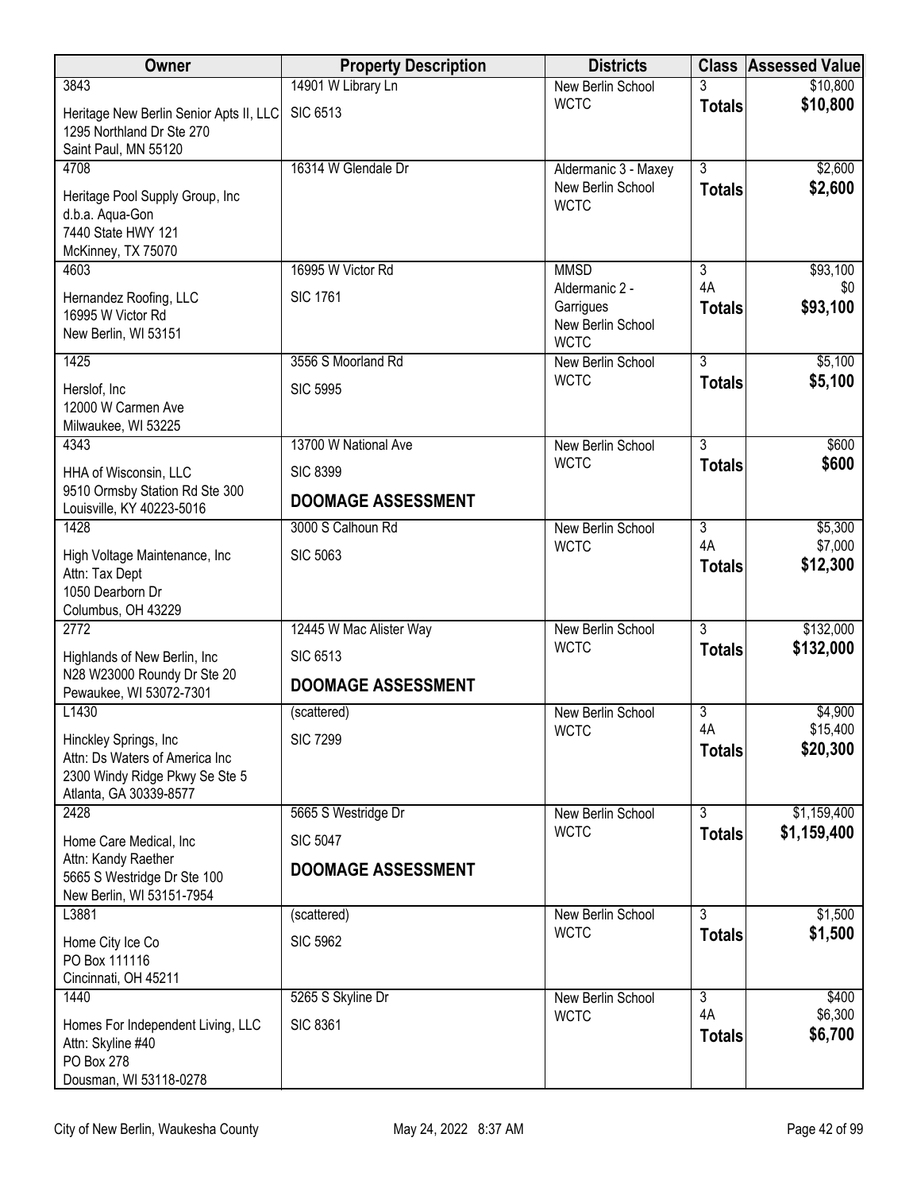| Owner | Property Description | Districts | Class | Assessed Value |
|---|---|---|---|---|
| 3843<br>Heritage New Berlin Senior Apts II, LLC<br>1295 Northland Dr Ste 270<br>Saint Paul, MN 55120 | 14901 W Library Ln<br>SIC 6513 | New Berlin School<br>WCTC | 3<br>**Totals** | $10,800<br>**$10,800** |
| 4708<br>Heritage Pool Supply Group, Inc<br>d.b.a. Aqua-Gon<br>7440 State HWY 121<br>McKinney, TX 75070 | 16314 W Glendale Dr | Aldermanic 3 - Maxey<br>New Berlin School<br>WCTC | 3<br>**Totals** | $2,600<br>**$2,600** |
| 4603<br>Hernandez Roofing, LLC<br>16995 W Victor Rd<br>New Berlin, WI 53151 | 16995 W Victor Rd<br>SIC 1761 | MMSD<br>Aldermanic 2 - Garrigues<br>New Berlin School<br>WCTC | 3<br>4A<br>**Totals** | $93,100<br>$0<br>**$93,100** |
| 1425<br>Herslof, Inc<br>12000 W Carmen Ave<br>Milwaukee, WI 53225 | 3556 S Moorland Rd<br>SIC 5995 | New Berlin School<br>WCTC | 3<br>**Totals** | $5,100<br>**$5,100** |
| 4343<br>HHA of Wisconsin, LLC<br>9510 Ormsby Station Rd Ste 300<br>Louisville, KY 40223-5016 | 13700 W National Ave<br>SIC 8399<br>**DOOMAGE ASSESSMENT** | New Berlin School<br>WCTC | 3<br>**Totals** | $600<br>**$600** |
| 1428<br>High Voltage Maintenance, Inc<br>Attn: Tax Dept<br>1050 Dearborn Dr<br>Columbus, OH 43229 | 3000 S Calhoun Rd<br>SIC 5063 | New Berlin School<br>WCTC | 3<br>4A<br>**Totals** | $5,300<br>$7,000<br>**$12,300** |
| 2772<br>Highlands of New Berlin, Inc<br>N28 W23000 Roundy Dr Ste 20<br>Pewaukee, WI 53072-7301 | 12445 W Mac Alister Way<br>SIC 6513<br>**DOOMAGE ASSESSMENT** | New Berlin School<br>WCTC | 3<br>**Totals** | $132,000<br>**$132,000** |
| L1430<br>Hinckley Springs, Inc<br>Attn: Ds Waters of America Inc<br>2300 Windy Ridge Pkwy Se Ste 5<br>Atlanta, GA 30339-8577 | (scattered)<br>SIC 7299 | New Berlin School<br>WCTC | 3<br>4A<br>**Totals** | $4,900<br>$15,400<br>**$20,300** |
| 2428<br>Home Care Medical, Inc<br>Attn: Kandy Raether<br>5665 S Westridge Dr Ste 100<br>New Berlin, WI 53151-7954 | 5665 S Westridge Dr<br>SIC 5047<br>**DOOMAGE ASSESSMENT** | New Berlin School<br>WCTC | 3<br>**Totals** | $1,159,400<br>**$1,159,400** |
| L3881<br>Home City Ice Co<br>PO Box 111116<br>Cincinnati, OH 45211 | (scattered)<br>SIC 5962 | New Berlin School<br>WCTC | 3<br>**Totals** | $1,500<br>**$1,500** |
| 1440<br>Homes For Independent Living, LLC<br>Attn: Skyline #40<br>PO Box 278<br>Dousman, WI 53118-0278 | 5265 S Skyline Dr<br>SIC 8361 | New Berlin School<br>WCTC | 3<br>4A<br>**Totals** | $400<br>$6,300<br>**$6,700** |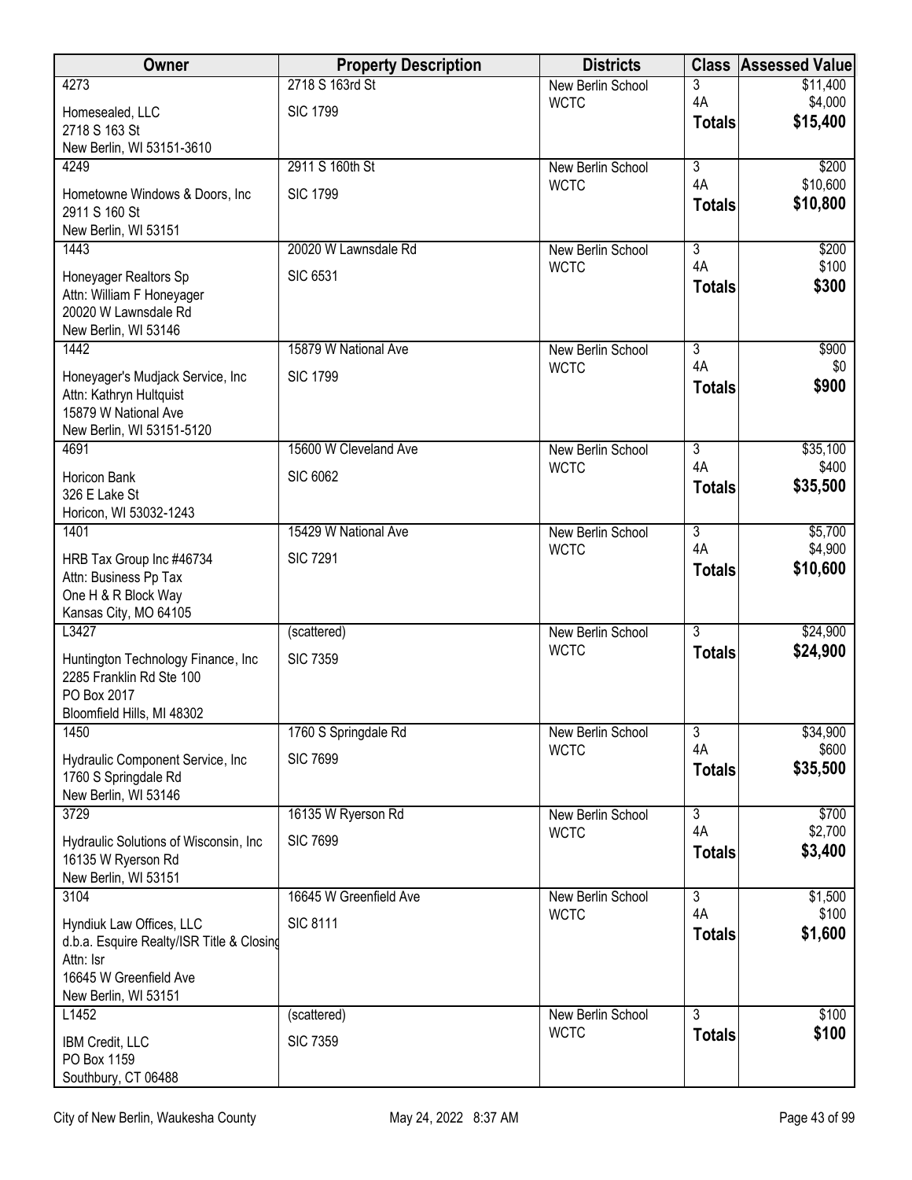| Owner | Property Description | Districts | Class | Assessed Value |
|---|---|---|---|---|
| 4273<br>Homesealed, LLC<br>2718 S 163 St<br>New Berlin, WI 53151-3610 | 2718 S 163rd St<br>SIC 1799 | New Berlin School<br>WCTC | 3<br>4A<br>**Totals** | $11,400<br>$4,000<br>**$15,400** |
| 4249<br>Hometowne Windows & Doors, Inc<br>2911 S 160 St<br>New Berlin, WI 53151 | 2911 S 160th St<br>SIC 1799 | New Berlin School<br>WCTC | 3<br>4A<br>**Totals** | $200<br>$10,600<br>**$10,800** |
| 1443<br>Honeyager Realtors Sp<br>Attn: William F Honeyager<br>20020 W Lawnsdale Rd<br>New Berlin, WI 53146 | 20020 W Lawnsdale Rd<br>SIC 6531 | New Berlin School<br>WCTC | 3<br>4A<br>**Totals** | $200<br>$100<br>**$300** |
| 1442<br>Honeyager's Mudjack Service, Inc<br>Attn: Kathryn Hultquist<br>15879 W National Ave<br>New Berlin, WI 53151-5120 | 15879 W National Ave<br>SIC 1799 | New Berlin School<br>WCTC | 3<br>4A<br>**Totals** | $900<br>$0<br>**$900** |
| 4691<br>Horicon Bank<br>326 E Lake St<br>Horicon, WI 53032-1243 | 15600 W Cleveland Ave<br>SIC 6062 | New Berlin School<br>WCTC | 3<br>4A<br>**Totals** | $35,100<br>$400<br>**$35,500** |
| 1401<br>HRB Tax Group Inc #46734<br>Attn: Business Pp Tax<br>One H & R Block Way<br>Kansas City, MO 64105 | 15429 W National Ave<br>SIC 7291 | New Berlin School<br>WCTC | 3<br>4A<br>**Totals** | $5,700<br>$4,900<br>**$10,600** |
| L3427<br>Huntington Technology Finance, Inc<br>2285 Franklin Rd Ste 100<br>PO Box 2017<br>Bloomfield Hills, MI 48302 | (scattered)<br>SIC 7359 | New Berlin School<br>WCTC | 3<br>**Totals** | $24,900<br>**$24,900** |
| 1450<br>Hydraulic Component Service, Inc<br>1760 S Springdale Rd<br>New Berlin, WI 53146 | 1760 S Springdale Rd<br>SIC 7699 | New Berlin School<br>WCTC | 3<br>4A<br>**Totals** | $34,900<br>$600<br>**$35,500** |
| 3729<br>Hydraulic Solutions of Wisconsin, Inc<br>16135 W Ryerson Rd<br>New Berlin, WI 53151 | 16135 W Ryerson Rd<br>SIC 7699 | New Berlin School<br>WCTC | 3<br>4A<br>**Totals** | $700<br>$2,700<br>**$3,400** |
| 3104<br>Hyndiuk Law Offices, LLC<br>d.b.a. Esquire Realty/ISR Title & Closing<br>Attn: Isr<br>16645 W Greenfield Ave<br>New Berlin, WI 53151 | 16645 W Greenfield Ave<br>SIC 8111 | New Berlin School<br>WCTC | 3<br>4A<br>**Totals** | $1,500<br>$100<br>**$1,600** |
| L1452<br>IBM Credit, LLC<br>PO Box 1159<br>Southbury, CT 06488 | (scattered)<br>SIC 7359 | New Berlin School<br>WCTC | 3<br>**Totals** | $100<br>**$100** |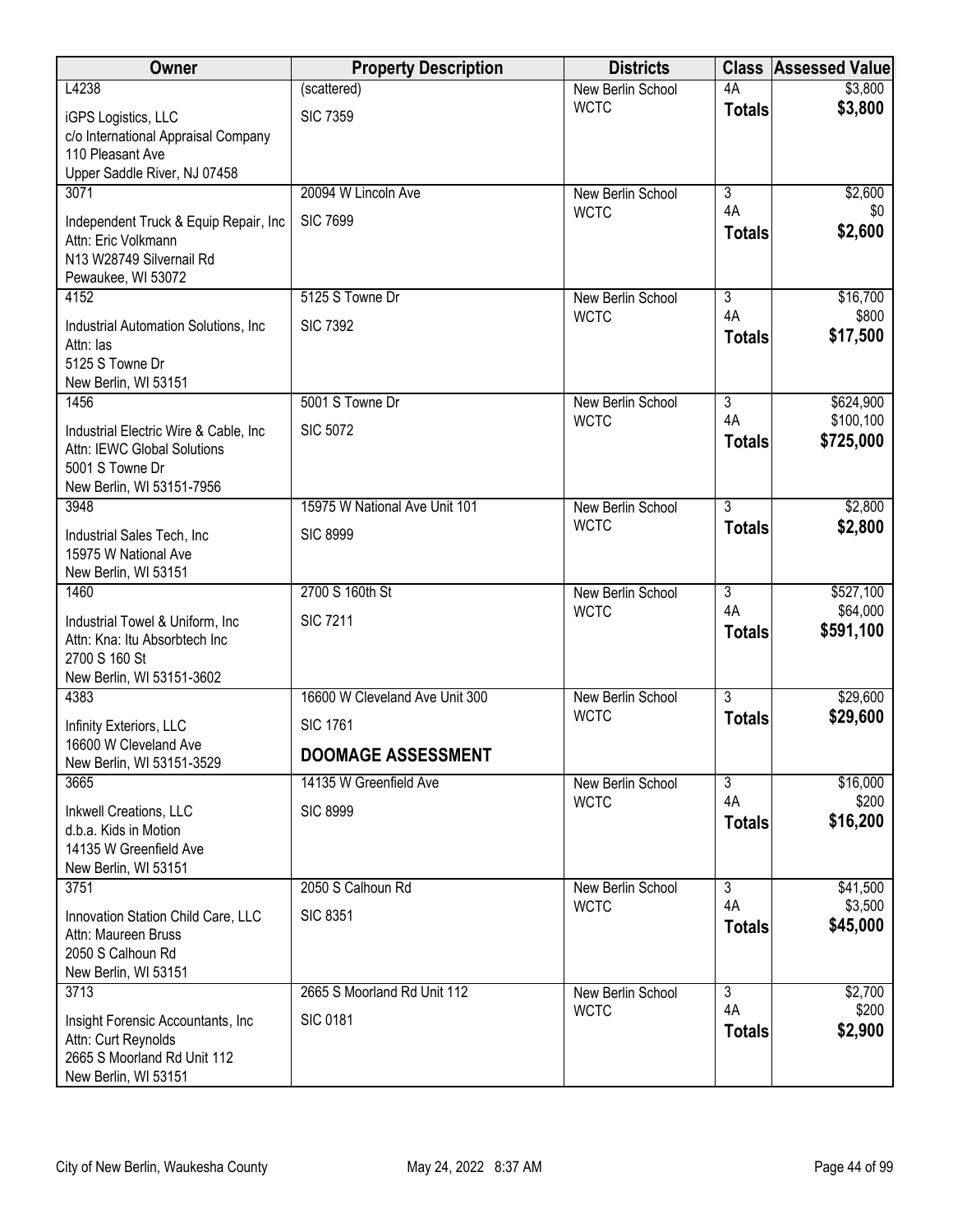| Owner | Property Description | Districts | Class | Assessed Value |
|---|---|---|---|---|
| L4238<br>iGPS Logistics, LLC<br>c/o International Appraisal Company<br>110 Pleasant Ave<br>Upper Saddle River, NJ 07458 | (scattered)<br>SIC 7359 | New Berlin School<br>WCTC | 4A<br>**Totals** | $3,800<br>**$3,800** |
| 3071<br>Independent Truck & Equip Repair, Inc<br>Attn: Eric Volkmann<br>N13 W28749 Silvernail Rd<br>Pewaukee, WI 53072 | 20094 W Lincoln Ave<br>SIC 7699 | New Berlin School<br>WCTC | 3<br>4A<br>**Totals** | $2,600<br>$0<br>**$2,600** |
| 4152<br>Industrial Automation Solutions, Inc<br>Attn: Ias<br>5125 S Towne Dr<br>New Berlin, WI 53151 | 5125 S Towne Dr<br>SIC 7392 | New Berlin School<br>WCTC | 3<br>4A<br>**Totals** | $16,700<br>$800<br>**$17,500** |
| 1456<br>Industrial Electric Wire & Cable, Inc<br>Attn: IEWC Global Solutions<br>5001 S Towne Dr<br>New Berlin, WI 53151-7956 | 5001 S Towne Dr<br>SIC 5072 | New Berlin School<br>WCTC | 3<br>4A<br>**Totals** | $624,900<br>$100,100<br>**$725,000** |
| 3948<br>Industrial Sales Tech, Inc<br>15975 W National Ave<br>New Berlin, WI 53151 | 15975 W National Ave Unit 101<br>SIC 8999 | New Berlin School<br>WCTC | 3<br>**Totals** | $2,800<br>**$2,800** |
| 1460<br>Industrial Towel & Uniform, Inc<br>Attn: Kna: Itu Absorbtech Inc<br>2700 S 160 St<br>New Berlin, WI 53151-3602 | 2700 S 160th St<br>SIC 7211 | New Berlin School<br>WCTC | 3<br>4A<br>**Totals** | $527,100<br>$64,000<br>**$591,100** |
| 4383<br>Infinity Exteriors, LLC<br>16600 W Cleveland Ave<br>New Berlin, WI 53151-3529 | 16600 W Cleveland Ave Unit 300<br>SIC 1761<br>**DOOMAGE ASSESSMENT** | New Berlin School<br>WCTC | 3<br>**Totals** | $29,600<br>**$29,600** |
| 3665<br>Inkwell Creations, LLC<br>d.b.a. Kids in Motion<br>14135 W Greenfield Ave<br>New Berlin, WI 53151 | 14135 W Greenfield Ave<br>SIC 8999 | New Berlin School<br>WCTC | 3<br>4A<br>**Totals** | $16,000<br>$200<br>**$16,200** |
| 3751<br>Innovation Station Child Care, LLC<br>Attn: Maureen Bruss<br>2050 S Calhoun Rd<br>New Berlin, WI 53151 | 2050 S Calhoun Rd<br>SIC 8351 | New Berlin School<br>WCTC | 3<br>4A<br>**Totals** | $41,500<br>$3,500<br>**$45,000** |
| 3713<br>Insight Forensic Accountants, Inc<br>Attn: Curt Reynolds<br>2665 S Moorland Rd Unit 112<br>New Berlin, WI 53151 | 2665 S Moorland Rd Unit 112<br>SIC 0181 | New Berlin School<br>WCTC | 3<br>4A<br>**Totals** | $2,700<br>$200<br>**$2,900** |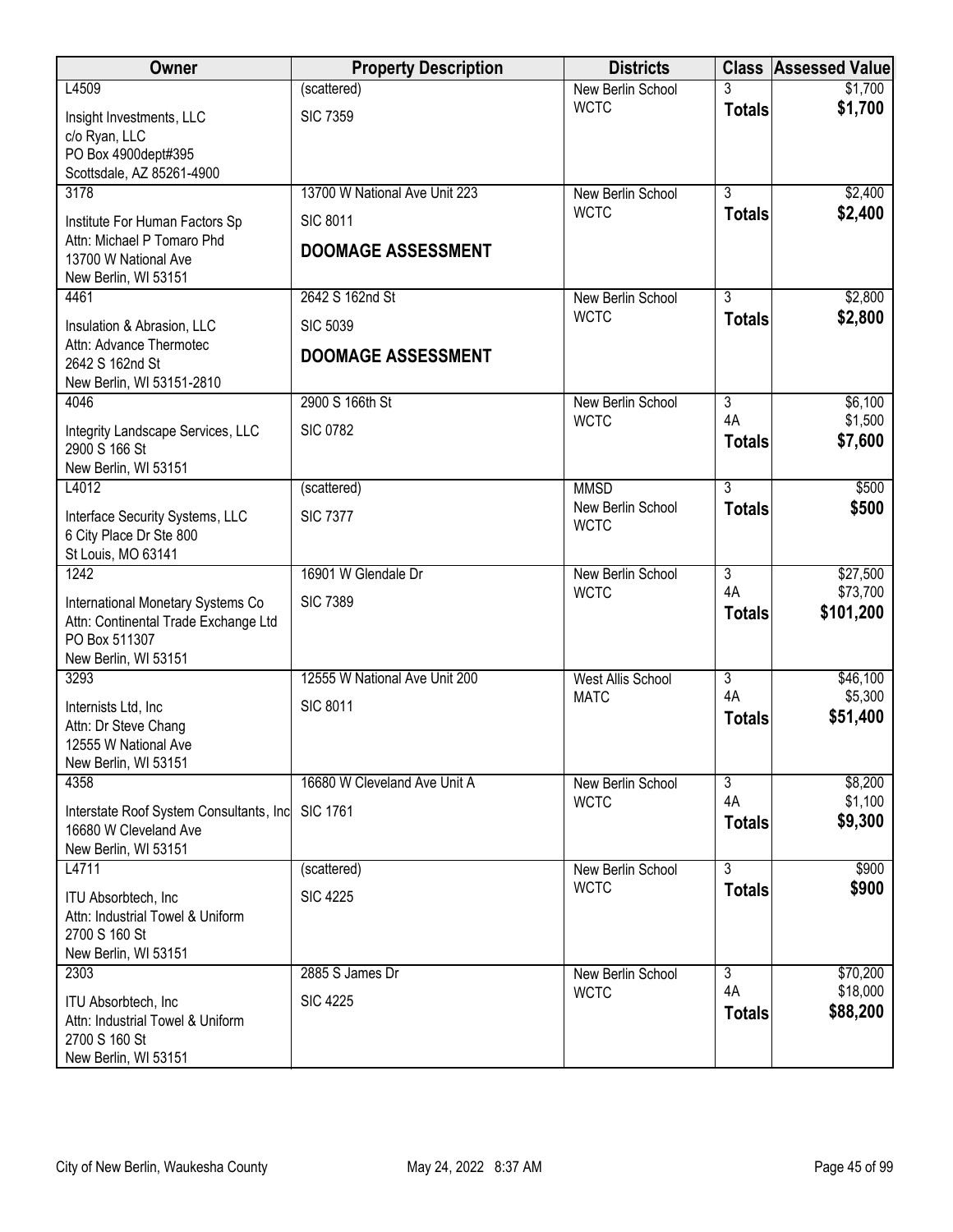| Owner | Property Description | Districts | Class | Assessed Value |
|---|---|---|---|---|
| L4509<br>Insight Investments, LLC<br>c/o Ryan, LLC<br>PO Box 4900dept#395<br>Scottsdale, AZ 85261-4900 | (scattered)<br>SIC 7359 | New Berlin School<br>WCTC | 3<br>**Totals** | $1,700<br>**$1,700** |
| 3178<br>Institute For Human Factors Sp<br>Attn: Michael P Tomaro Phd<br>13700 W National Ave<br>New Berlin, WI 53151 | 13700 W National Ave Unit 223<br>SIC 8011<br>**DOOMAGE ASSESSMENT** | New Berlin School<br>WCTC | 3<br>**Totals** | $2,400<br>**$2,400** |
| 4461<br>Insulation & Abrasion, LLC<br>Attn: Advance Thermotec<br>2642 S 162nd St<br>New Berlin, WI 53151-2810 | 2642 S 162nd St<br>SIC 5039<br>**DOOMAGE ASSESSMENT** | New Berlin School<br>WCTC | 3<br>**Totals** | $2,800<br>**$2,800** |
| 4046<br>Integrity Landscape Services, LLC<br>2900 S 166 St<br>New Berlin, WI 53151 | 2900 S 166th St<br>SIC 0782 | New Berlin School<br>WCTC | 3<br>4A<br>**Totals** | $6,100<br>$1,500<br>**$7,600** |
| L4012<br>Interface Security Systems, LLC<br>6 City Place Dr Ste 800<br>St Louis, MO 63141 | (scattered)<br>SIC 7377 | MMSD<br>New Berlin School<br>WCTC | 3<br>**Totals** | $500<br>**$500** |
| 1242<br>International Monetary Systems Co<br>Attn: Continental Trade Exchange Ltd<br>PO Box 511307<br>New Berlin, WI 53151 | 16901 W Glendale Dr<br>SIC 7389 | New Berlin School<br>WCTC | 3<br>4A<br>**Totals** | $27,500<br>$73,700<br>**$101,200** |
| 3293<br>Internists Ltd, Inc<br>Attn: Dr Steve Chang<br>12555 W National Ave<br>New Berlin, WI 53151 | 12555 W National Ave Unit 200<br>SIC 8011 | West Allis School<br>MATC | 3<br>4A<br>**Totals** | $46,100<br>$5,300<br>**$51,400** |
| 4358<br>Interstate Roof System Consultants, Inc<br>16680 W Cleveland Ave<br>New Berlin, WI 53151 | 16680 W Cleveland Ave Unit A<br>SIC 1761 | New Berlin School<br>WCTC | 3<br>4A<br>**Totals** | $8,200<br>$1,100<br>**$9,300** |
| L4711<br>ITU Absorbtech, Inc<br>Attn: Industrial Towel & Uniform<br>2700 S 160 St<br>New Berlin, WI 53151 | (scattered)<br>SIC 4225 | New Berlin School<br>WCTC | 3<br>**Totals** | $900<br>**$900** |
| 2303<br>ITU Absorbtech, Inc<br>Attn: Industrial Towel & Uniform<br>2700 S 160 St<br>New Berlin, WI 53151 | 2885 S James Dr<br>SIC 4225 | New Berlin School<br>WCTC | 3<br>4A<br>**Totals** | $70,200<br>$18,000<br>**$88,200** |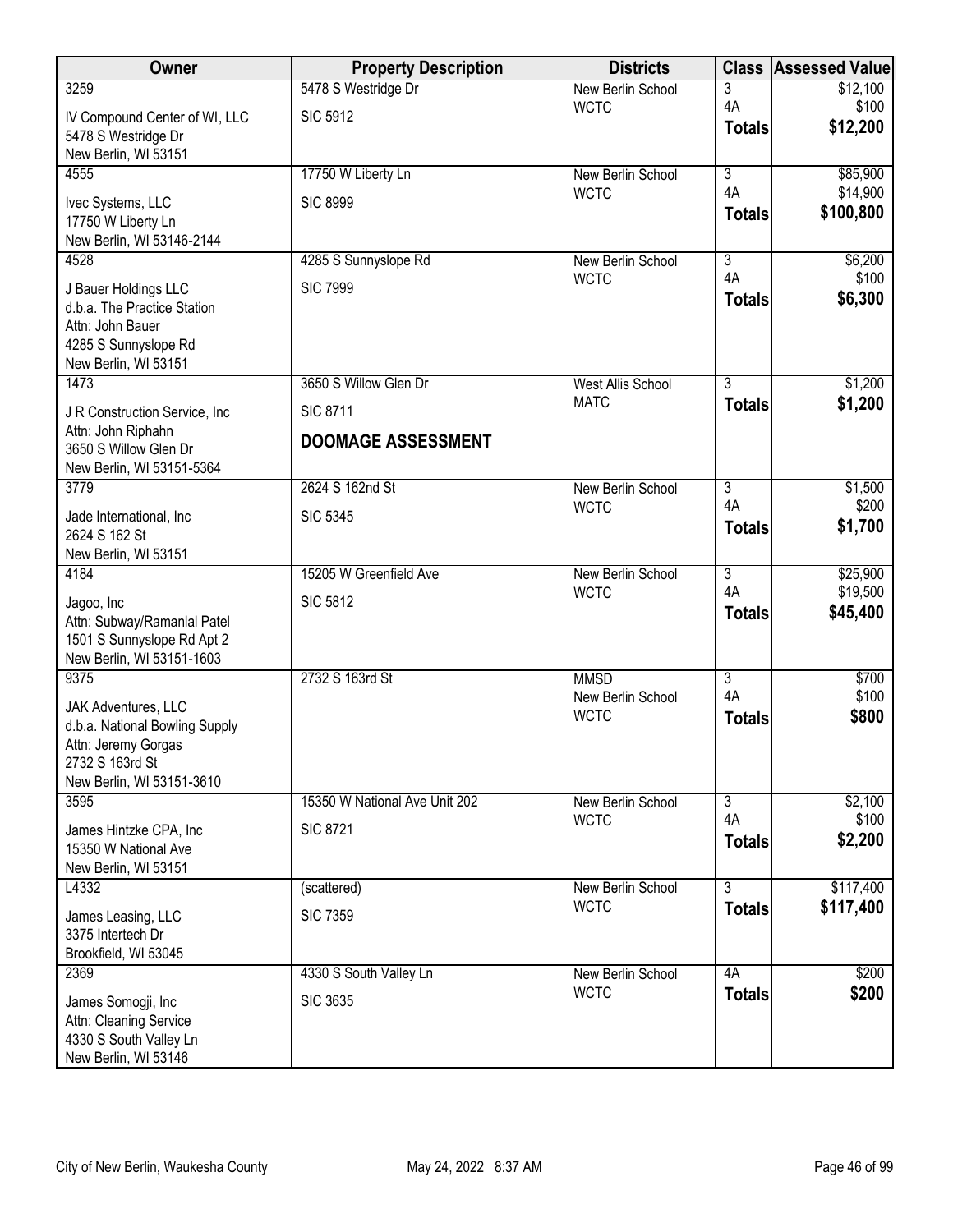| Owner | Property Description | Districts | Class | Assessed Value |
|---|---|---|---|---|
| 3259<br>IV Compound Center of WI, LLC<br>5478 S Westridge Dr<br>New Berlin, WI 53151 | 5478 S Westridge Dr<br>SIC 5912 | New Berlin School<br>WCTC | 3<br>4A<br>**Totals** | $12,100<br>$100<br>**$12,200** |
| 4555<br>Ivec Systems, LLC<br>17750 W Liberty Ln<br>New Berlin, WI 53146-2144 | 17750 W Liberty Ln<br>SIC 8999 | New Berlin School<br>WCTC | 3<br>4A<br>**Totals** | $85,900<br>$14,900<br>**$100,800** |
| 4528<br>J Bauer Holdings LLC<br>d.b.a. The Practice Station<br>Attn: John Bauer<br>4285 S Sunnyslope Rd<br>New Berlin, WI 53151 | 4285 S Sunnyslope Rd<br>SIC 7999 | New Berlin School<br>WCTC | 3<br>4A<br>**Totals** | $6,200<br>$100<br>**$6,300** |
| 1473<br>J R Construction Service, Inc<br>Attn: John Riphahn<br>3650 S Willow Glen Dr<br>New Berlin, WI 53151-5364 | 3650 S Willow Glen Dr<br>SIC 8711<br>**DOOMAGE ASSESSMENT** | West Allis School<br>MATC | 3<br>**Totals** | $1,200<br>**$1,200** |
| 3779<br>Jade International, Inc<br>2624 S 162 St<br>New Berlin, WI 53151 | 2624 S 162nd St<br>SIC 5345 | New Berlin School<br>WCTC | 3<br>4A<br>**Totals** | $1,500<br>$200<br>**$1,700** |
| 4184<br>Jagoo, Inc<br>Attn: Subway/Ramanlal Patel<br>1501 S Sunnyslope Rd Apt 2<br>New Berlin, WI 53151-1603 | 15205 W Greenfield Ave<br>SIC 5812 | New Berlin School<br>WCTC | 3<br>4A<br>**Totals** | $25,900<br>$19,500<br>**$45,400** |
| 9375<br>JAK Adventures, LLC<br>d.b.a. National Bowling Supply<br>Attn: Jeremy Gorgas<br>2732 S 163rd St<br>New Berlin, WI 53151-3610 | 2732 S 163rd St | MMSD<br>New Berlin School<br>WCTC | 3<br>4A<br>**Totals** | $700<br>$100<br>**$800** |
| 3595<br>James Hintzke CPA, Inc<br>15350 W National Ave<br>New Berlin, WI 53151 | 15350 W National Ave Unit 202<br>SIC 8721 | New Berlin School<br>WCTC | 3<br>4A<br>**Totals** | $2,100<br>$100<br>**$2,200** |
| L4332<br>James Leasing, LLC<br>3375 Intertech Dr<br>Brookfield, WI 53045 | (scattered)<br>SIC 7359 | New Berlin School<br>WCTC | 3<br>**Totals** | $117,400<br>**$117,400** |
| 2369<br>James Somogji, Inc<br>Attn: Cleaning Service<br>4330 S South Valley Ln<br>New Berlin, WI 53146 | 4330 S South Valley Ln<br>SIC 3635 | New Berlin School<br>WCTC | 4A<br>**Totals** | $200<br>**$200** |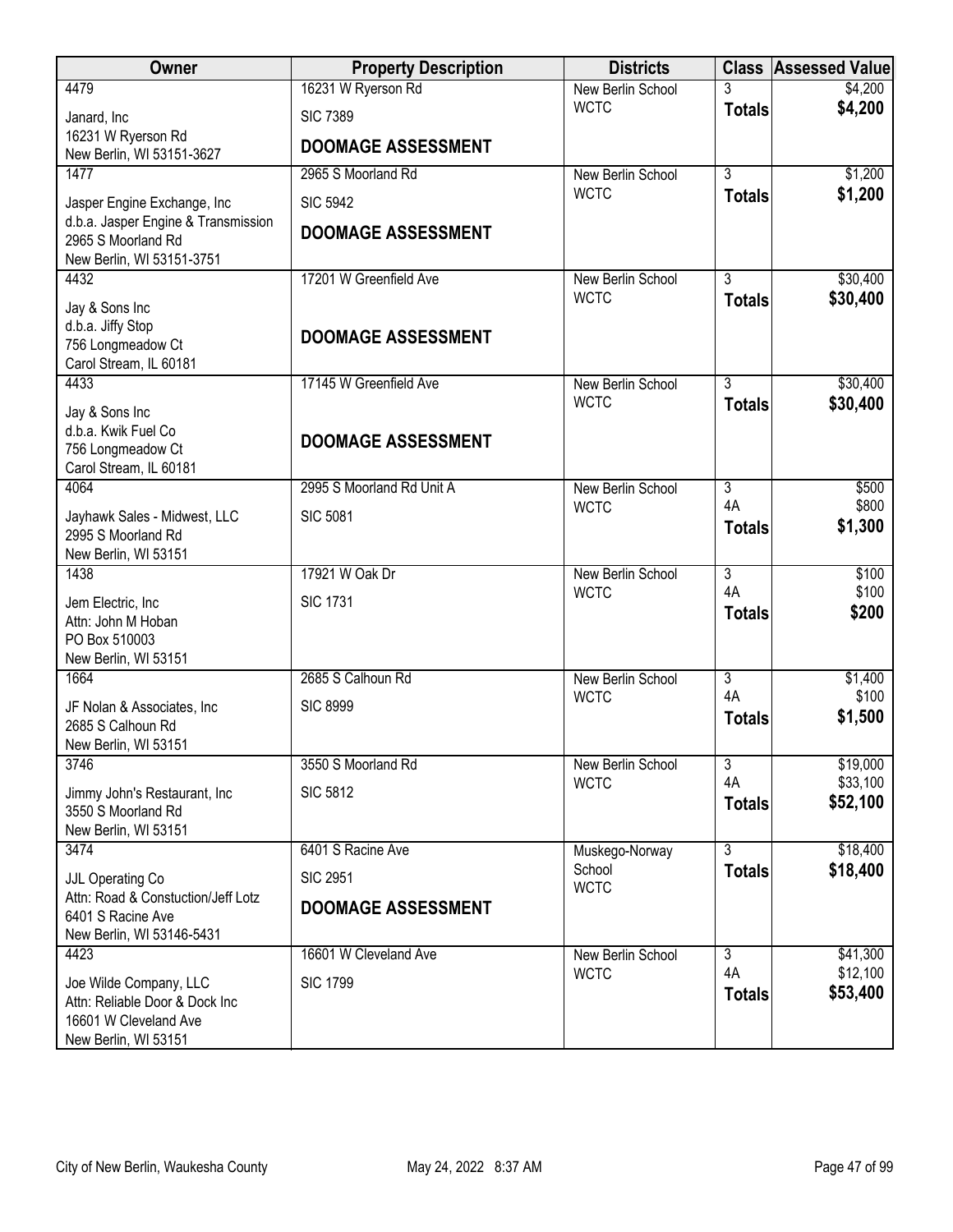| Owner | Property Description | Districts | Class | Assessed Value |
|---|---|---|---|---|
| 4479<br>Janard, Inc<br>16231 W Ryerson Rd<br>New Berlin, WI 53151-3627 | 16231 W Ryerson Rd<br>SIC 7389<br>**DOOMAGE ASSESSMENT** | New Berlin School<br>WCTC | 3<br>**Totals** | $4,200<br>**$4,200** |
| 1477<br>Jasper Engine Exchange, Inc<br>d.b.a. Jasper Engine & Transmission<br>2965 S Moorland Rd<br>New Berlin, WI 53151-3751 | 2965 S Moorland Rd<br>SIC 5942<br>**DOOMAGE ASSESSMENT** | New Berlin School<br>WCTC | 3<br>**Totals** | $1,200<br>**$1,200** |
| 4432<br>Jay & Sons Inc<br>d.b.a. Jiffy Stop<br>756 Longmeadow Ct<br>Carol Stream, IL 60181 | 17201 W Greenfield Ave<br>**DOOMAGE ASSESSMENT** | New Berlin School<br>WCTC | 3<br>**Totals** | $30,400<br>**$30,400** |
| 4433<br>Jay & Sons Inc<br>d.b.a. Kwik Fuel Co<br>756 Longmeadow Ct<br>Carol Stream, IL 60181 | 17145 W Greenfield Ave<br>**DOOMAGE ASSESSMENT** | New Berlin School<br>WCTC | 3<br>**Totals** | $30,400<br>**$30,400** |
| 4064<br>Jayhawk Sales - Midwest, LLC<br>2995 S Moorland Rd<br>New Berlin, WI 53151 | 2995 S Moorland Rd Unit A<br>SIC 5081 | New Berlin School<br>WCTC | 3<br>4A<br>**Totals** | $500<br>$800<br>**$1,300** |
| 1438<br>Jem Electric, Inc<br>Attn: John M Hoban<br>PO Box 510003<br>New Berlin, WI 53151 | 17921 W Oak Dr<br>SIC 1731 | New Berlin School<br>WCTC | 3<br>4A<br>**Totals** | $100<br>$100<br>**$200** |
| 1664<br>JF Nolan & Associates, Inc<br>2685 S Calhoun Rd<br>New Berlin, WI 53151 | 2685 S Calhoun Rd<br>SIC 8999 | New Berlin School<br>WCTC | 3<br>4A<br>**Totals** | $1,400<br>$100<br>**$1,500** |
| 3746<br>Jimmy John's Restaurant, Inc<br>3550 S Moorland Rd<br>New Berlin, WI 53151 | 3550 S Moorland Rd<br>SIC 5812 | New Berlin School<br>WCTC | 3<br>4A<br>**Totals** | $19,000<br>$33,100<br>**$52,100** |
| 3474<br>JJL Operating Co<br>Attn: Road & Constuction/Jeff Lotz<br>6401 S Racine Ave<br>New Berlin, WI 53146-5431 | 6401 S Racine Ave<br>SIC 2951<br>**DOOMAGE ASSESSMENT** | Muskego-Norway School<br>WCTC | 3<br>**Totals** | $18,400<br>**$18,400** |
| 4423<br>Joe Wilde Company, LLC<br>Attn: Reliable Door & Dock Inc<br>16601 W Cleveland Ave<br>New Berlin, WI 53151 | 16601 W Cleveland Ave<br>SIC 1799 | New Berlin School<br>WCTC | 3<br>4A<br>**Totals** | $41,300<br>$12,100<br>**$53,400** |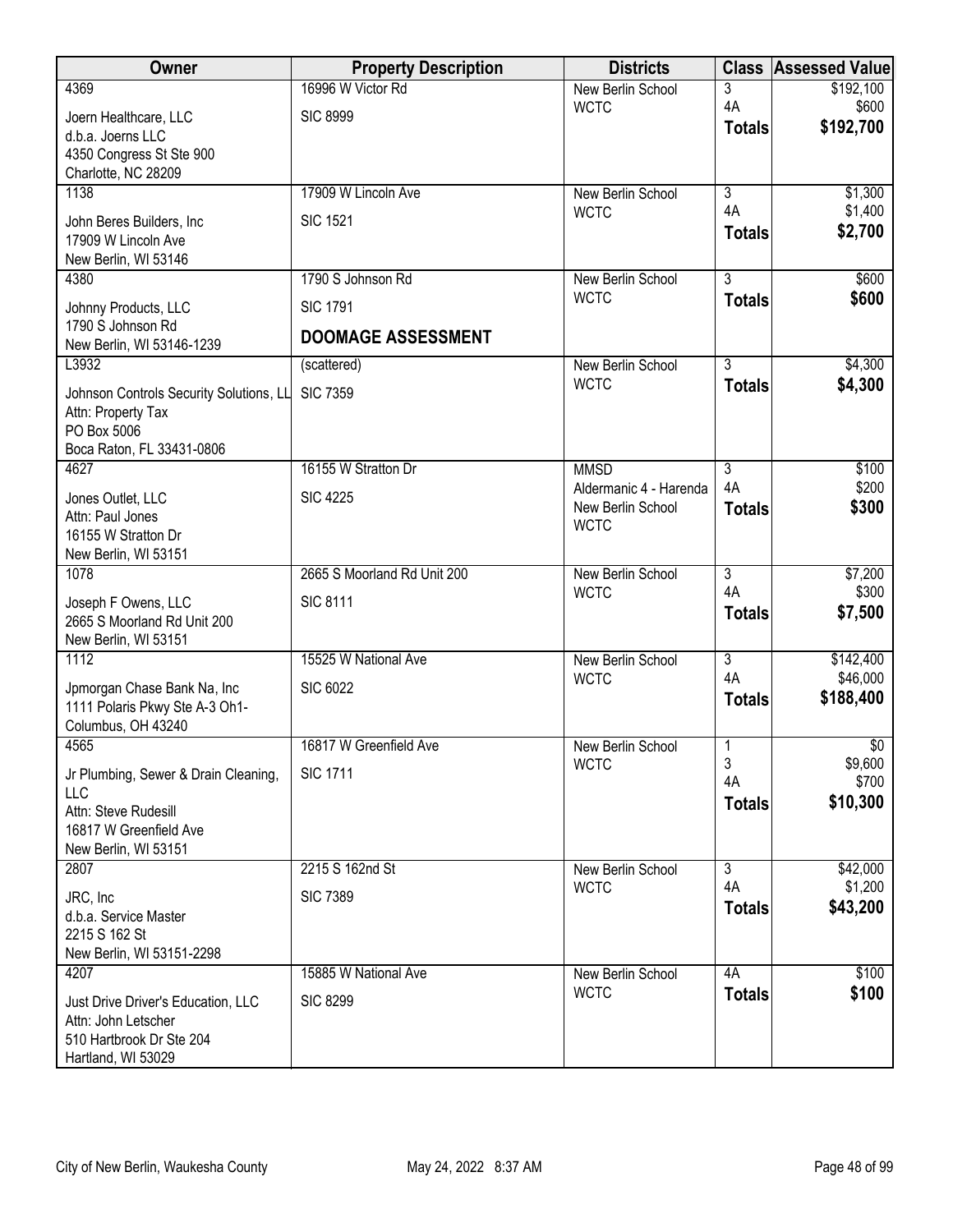| Owner | Property Description | Districts | Class | Assessed Value |
|---|---|---|---|---|
| 4369<br>Joern Healthcare, LLC<br>d.b.a. Joerns LLC<br>4350 Congress St Ste 900<br>Charlotte, NC 28209 | 16996 W Victor Rd<br>SIC 8999 | New Berlin School<br>WCTC | 3<br>4A<br>**Totals** | $192,100<br>$600<br>**$192,700** |
| 1138<br>John Beres Builders, Inc<br>17909 W Lincoln Ave<br>New Berlin, WI 53146 | 17909 W Lincoln Ave<br>SIC 1521 | New Berlin School<br>WCTC | 3<br>4A<br>**Totals** | $1,300<br>$1,400<br>**$2,700** |
| 4380<br>Johnny Products, LLC<br>1790 S Johnson Rd<br>New Berlin, WI 53146-1239 | 1790 S Johnson Rd<br>SIC 1791<br>**DOOMAGE ASSESSMENT** | New Berlin School<br>WCTC | 3<br>**Totals** | $600<br>**$600** |
| L3932<br>Johnson Controls Security Solutions, LL<br>Attn: Property Tax<br>PO Box 5006<br>Boca Raton, FL 33431-0806 | (scattered)<br>SIC 7359 | New Berlin School<br>WCTC | 3<br>**Totals** | $4,300<br>**$4,300** |
| 4627<br>Jones Outlet, LLC<br>Attn: Paul Jones<br>16155 W Stratton Dr<br>New Berlin, WI 53151 | 16155 W Stratton Dr<br>SIC 4225 | MMSD<br>Aldermanic 4 - Harenda<br>New Berlin School<br>WCTC | 3<br>4A<br>**Totals** | $100<br>$200<br>**$300** |
| 1078<br>Joseph F Owens, LLC<br>2665 S Moorland Rd Unit 200<br>New Berlin, WI 53151 | 2665 S Moorland Rd Unit 200<br>SIC 8111 | New Berlin School<br>WCTC | 3<br>4A<br>**Totals** | $7,200<br>$300<br>**$7,500** |
| 1112<br>Jpmorgan Chase Bank Na, Inc<br>1111 Polaris Pkwy Ste A-3 Oh1-<br>Columbus, OH 43240 | 15525 W National Ave<br>SIC 6022 | New Berlin School<br>WCTC | 3<br>4A<br>**Totals** | $142,400<br>$46,000<br>**$188,400** |
| 4565<br>Jr Plumbing, Sewer & Drain Cleaning, LLC<br>Attn: Steve Rudesill<br>16817 W Greenfield Ave<br>New Berlin, WI 53151 | 16817 W Greenfield Ave<br>SIC 1711 | New Berlin School<br>WCTC | 1<br>3<br>4A<br>**Totals** | $0<br>$9,600<br>$700<br>**$10,300** |
| 2807<br>JRC, Inc<br>d.b.a. Service Master<br>2215 S 162 St<br>New Berlin, WI 53151-2298 | 2215 S 162nd St<br>SIC 7389 | New Berlin School<br>WCTC | 3<br>4A<br>**Totals** | $42,000<br>$1,200<br>**$43,200** |
| 4207<br>Just Drive Driver's Education, LLC<br>Attn: John Letscher<br>510 Hartbrook Dr Ste 204<br>Hartland, WI 53029 | 15885 W National Ave<br>SIC 8299 | New Berlin School<br>WCTC | 4A<br>**Totals** | $100<br>**$100** |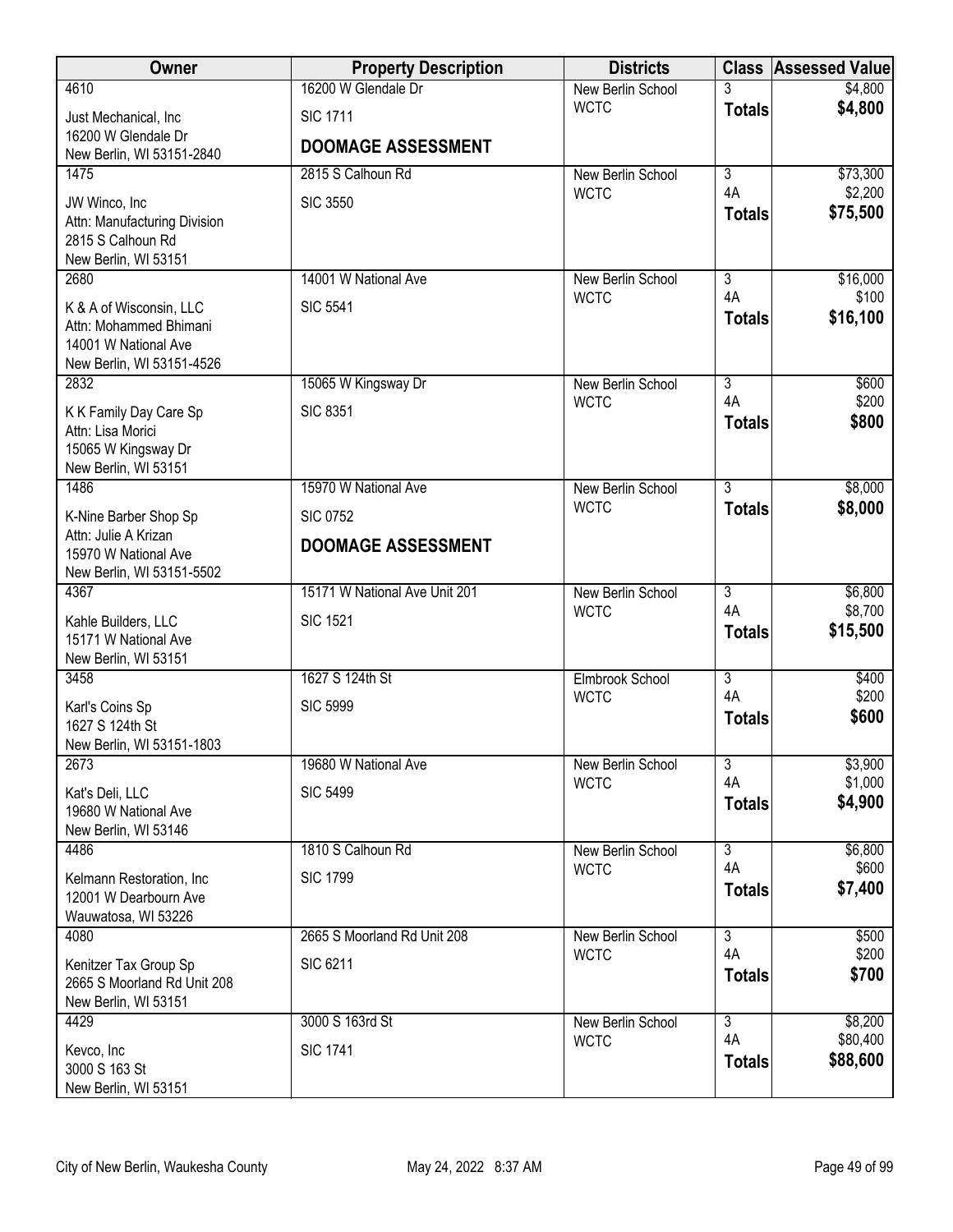| Owner | Property Description | Districts | Class | Assessed Value |
|---|---|---|---|---|
| 4610<br>Just Mechanical, Inc<br>16200 W Glendale Dr<br>New Berlin, WI 53151-2840 | 16200 W Glendale Dr<br>SIC 1711<br>**DOOMAGE ASSESSMENT** | New Berlin School<br>WCTC | 3<br>**Totals** | $4,800<br>**$4,800** |
| 1475<br>JW Winco, Inc<br>Attn: Manufacturing Division<br>2815 S Calhoun Rd<br>New Berlin, WI 53151 | 2815 S Calhoun Rd<br>SIC 3550 | New Berlin School<br>WCTC | 3<br>4A<br>**Totals** | $73,300<br>$2,200<br>**$75,500** |
| 2680<br>K & A of Wisconsin, LLC<br>Attn: Mohammed Bhimani<br>14001 W National Ave<br>New Berlin, WI 53151-4526 | 14001 W National Ave<br>SIC 5541 | New Berlin School<br>WCTC | 3<br>4A<br>**Totals** | $16,000<br>$100<br>**$16,100** |
| 2832<br>K K Family Day Care Sp<br>Attn: Lisa Morici<br>15065 W Kingsway Dr<br>New Berlin, WI 53151 | 15065 W Kingsway Dr<br>SIC 8351 | New Berlin School<br>WCTC | 3<br>4A<br>**Totals** | $600<br>$200<br>**$800** |
| 1486<br>K-Nine Barber Shop Sp<br>Attn: Julie A Krizan<br>15970 W National Ave<br>New Berlin, WI 53151-5502 | 15970 W National Ave<br>SIC 0752<br>**DOOMAGE ASSESSMENT** | New Berlin School<br>WCTC | 3<br>**Totals** | $8,000<br>**$8,000** |
| 4367<br>Kahle Builders, LLC<br>15171 W National Ave<br>New Berlin, WI 53151 | 15171 W National Ave Unit 201<br>SIC 1521 | New Berlin School<br>WCTC | 3<br>4A<br>**Totals** | $6,800<br>$8,700<br>**$15,500** |
| 3458<br>Karl's Coins Sp<br>1627 S 124th St<br>New Berlin, WI 53151-1803 | 1627 S 124th St<br>SIC 5999 | Elmbrook School<br>WCTC | 3<br>4A<br>**Totals** | $400<br>$200<br>**$600** |
| 2673<br>Kat's Deli, LLC<br>19680 W National Ave<br>New Berlin, WI 53146 | 19680 W National Ave<br>SIC 5499 | New Berlin School<br>WCTC | 3<br>4A<br>**Totals** | $3,900<br>$1,000<br>**$4,900** |
| 4486<br>Kelmann Restoration, Inc<br>12001 W Dearbourn Ave<br>Wauwatosa, WI 53226 | 1810 S Calhoun Rd<br>SIC 1799 | New Berlin School<br>WCTC | 3<br>4A<br>**Totals** | $6,800<br>$600<br>**$7,400** |
| 4080<br>Kenitzer Tax Group Sp<br>2665 S Moorland Rd Unit 208<br>New Berlin, WI 53151 | 2665 S Moorland Rd Unit 208<br>SIC 6211 | New Berlin School<br>WCTC | 3<br>4A<br>**Totals** | $500<br>$200<br>**$700** |
| 4429<br>Kevco, Inc<br>3000 S 163 St<br>New Berlin, WI 53151 | 3000 S 163rd St<br>SIC 1741 | New Berlin School<br>WCTC | 3<br>4A<br>**Totals** | $8,200<br>$80,400<br>**$88,600** |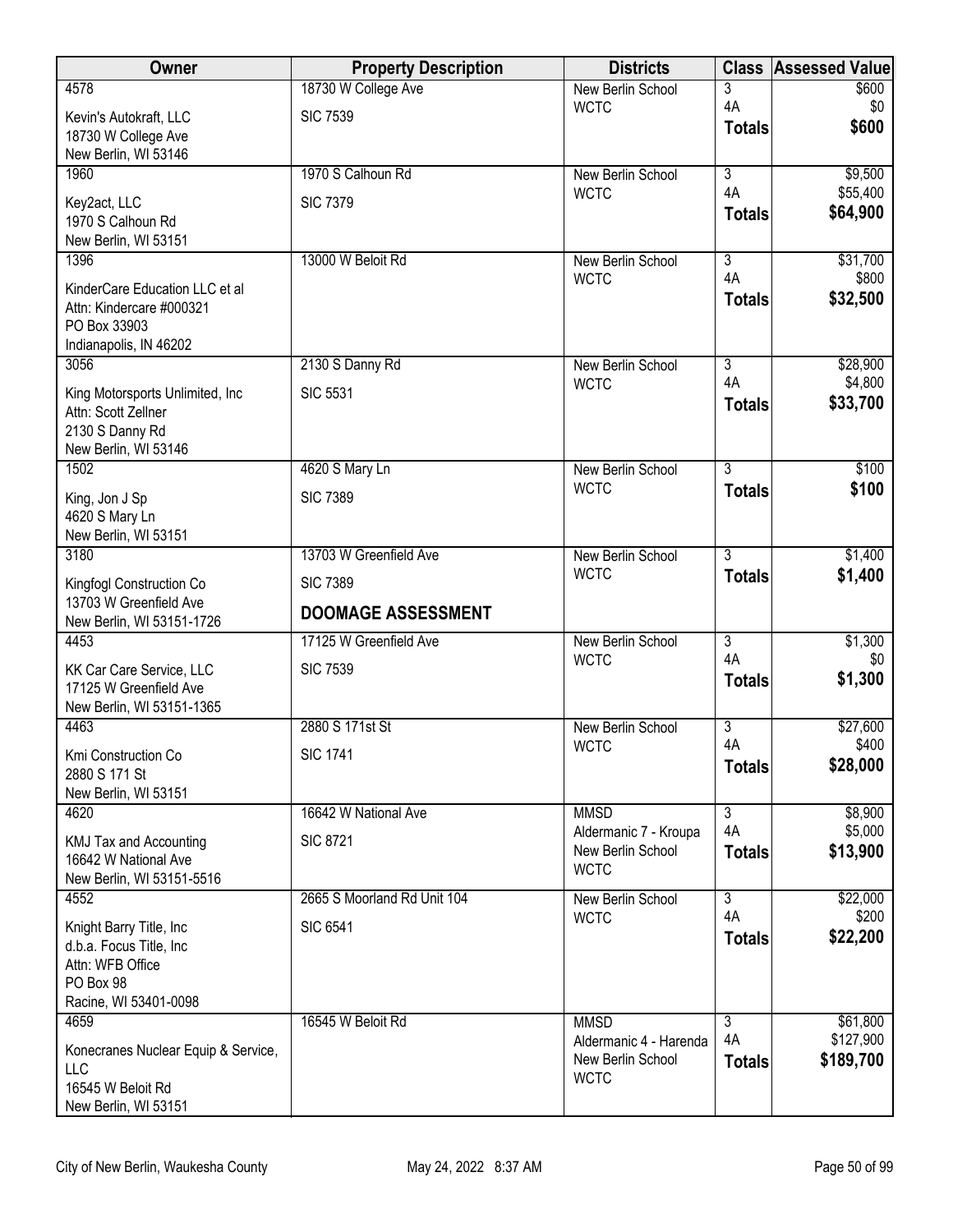| Owner | Property Description | Districts | Class | Assessed Value |
|---|---|---|---|---|
| 4578<br>Kevin's Autokraft, LLC<br>18730 W College Ave<br>New Berlin, WI 53146 | 18730 W College Ave<br>SIC 7539 | New Berlin School<br>WCTC | 3<br>4A<br>**Totals** | \$600<br>\$0<br>**\$600** |
| 1960<br>Key2act, LLC<br>1970 S Calhoun Rd<br>New Berlin, WI 53151 | 1970 S Calhoun Rd<br>SIC 7379 | New Berlin School<br>WCTC | 3<br>4A<br>**Totals** | \$9,500<br>\$55,400<br>**\$64,900** |
| 1396<br>KinderCare Education LLC et al<br>Attn: Kindercare #000321<br>PO Box 33903<br>Indianapolis, IN 46202 | 13000 W Beloit Rd | New Berlin School<br>WCTC | 3<br>4A<br>**Totals** | \$31,700<br>\$800<br>**\$32,500** |
| 3056<br>King Motorsports Unlimited, Inc<br>Attn: Scott Zellner<br>2130 S Danny Rd<br>New Berlin, WI 53146 | 2130 S Danny Rd<br>SIC 5531 | New Berlin School<br>WCTC | 3<br>4A<br>**Totals** | \$28,900<br>\$4,800<br>**\$33,700** |
| 1502<br>King, Jon J Sp<br>4620 S Mary Ln<br>New Berlin, WI 53151 | 4620 S Mary Ln<br>SIC 7389 | New Berlin School<br>WCTC | 3<br>**Totals** | \$100<br>**\$100** |
| 3180<br>Kingfogl Construction Co<br>13703 W Greenfield Ave<br>New Berlin, WI 53151-1726 | 13703 W Greenfield Ave<br>SIC 7389<br>**DOOMAGE ASSESSMENT** | New Berlin School<br>WCTC | 3<br>**Totals** | \$1,400<br>**\$1,400** |
| 4453<br>KK Car Care Service, LLC<br>17125 W Greenfield Ave<br>New Berlin, WI 53151-1365 | 17125 W Greenfield Ave<br>SIC 7539 | New Berlin School<br>WCTC | 3<br>4A<br>**Totals** | \$1,300<br>\$0<br>**\$1,300** |
| 4463<br>Kmi Construction Co<br>2880 S 171 St<br>New Berlin, WI 53151 | 2880 S 171st St<br>SIC 1741 | New Berlin School<br>WCTC | 3<br>4A<br>**Totals** | \$27,600<br>\$400<br>**\$28,000** |
| 4620<br>KMJ Tax and Accounting<br>16642 W National Ave<br>New Berlin, WI 53151-5516 | 16642 W National Ave<br>SIC 8721 | MMSD<br>Aldermanic 7 - Kroupa<br>New Berlin School<br>WCTC | 3<br>4A<br>**Totals** | \$8,900<br>\$5,000<br>**\$13,900** |
| 4552<br>Knight Barry Title, Inc<br>d.b.a. Focus Title, Inc<br>Attn: WFB Office<br>PO Box 98<br>Racine, WI 53401-0098 | 2665 S Moorland Rd Unit 104<br>SIC 6541 | New Berlin School<br>WCTC | 3<br>4A<br>**Totals** | \$22,000<br>\$200<br>**\$22,200** |
| 4659<br>Konecranes Nuclear Equip & Service, LLC<br>16545 W Beloit Rd<br>New Berlin, WI 53151 | 16545 W Beloit Rd | MMSD<br>Aldermanic 4 - Harenda<br>New Berlin School<br>WCTC | 3<br>4A<br>**Totals** | \$61,800<br>\$127,900<br>**\$189,700** |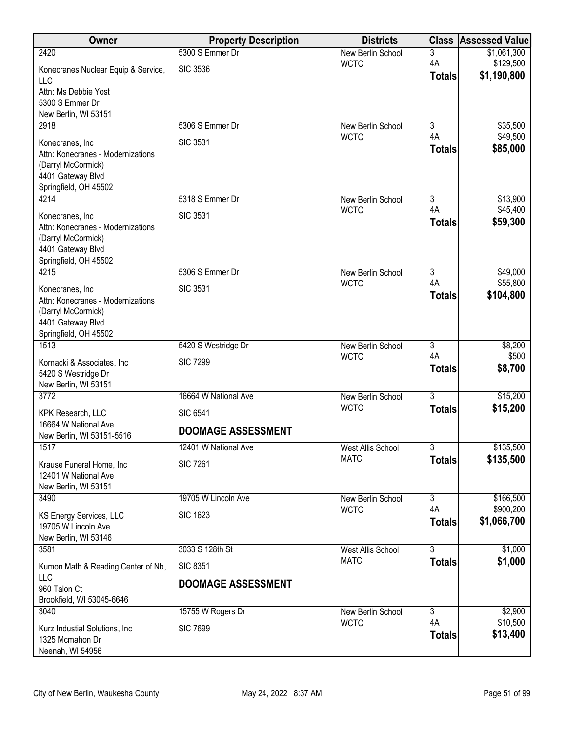| Owner | Property Description | Districts | Class | Assessed Value |
|---|---|---|---|---|
| 2420<br>Konecranes Nuclear Equip & Service, LLC<br>Attn: Ms Debbie Yost<br>5300 S Emmer Dr<br>New Berlin, WI 53151 | 5300 S Emmer Dr<br>SIC 3536 | New Berlin School<br>WCTC | 3<br>4A<br>**Totals** | $1,061,300<br>$129,500<br>**$1,190,800** |
| 2918<br>Konecranes, Inc<br>Attn: Konecranes - Modernizations (Darryl McCormick)<br>4401 Gateway Blvd<br>Springfield, OH 45502 | 5306 S Emmer Dr<br>SIC 3531 | New Berlin School<br>WCTC | 3<br>4A<br>**Totals** | $35,500<br>$49,500<br>**$85,000** |
| 4214<br>Konecranes, Inc<br>Attn: Konecranes - Modernizations (Darryl McCormick)<br>4401 Gateway Blvd<br>Springfield, OH 45502 | 5318 S Emmer Dr<br>SIC 3531 | New Berlin School<br>WCTC | 3<br>4A<br>**Totals** | $13,900<br>$45,400<br>**$59,300** |
| 4215<br>Konecranes, Inc<br>Attn: Konecranes - Modernizations (Darryl McCormick)<br>4401 Gateway Blvd<br>Springfield, OH 45502 | 5306 S Emmer Dr<br>SIC 3531 | New Berlin School<br>WCTC | 3<br>4A<br>**Totals** | $49,000<br>$55,800<br>**$104,800** |
| 1513<br>Kornacki & Associates, Inc<br>5420 S Westridge Dr<br>New Berlin, WI 53151 | 5420 S Westridge Dr<br>SIC 7299 | New Berlin School<br>WCTC | 3<br>4A<br>**Totals** | $8,200<br>$500<br>**$8,700** |
| 3772<br>KPK Research, LLC<br>16664 W National Ave<br>New Berlin, WI 53151-5516 | 16664 W National Ave<br>SIC 6541<br>**DOOMAGE ASSESSMENT** | New Berlin School<br>WCTC | 3<br>**Totals** | $15,200<br>**$15,200** |
| 1517<br>Krause Funeral Home, Inc<br>12401 W National Ave<br>New Berlin, WI 53151 | 12401 W National Ave<br>SIC 7261 | West Allis School<br>MATC | 3<br>**Totals** | $135,500<br>**$135,500** |
| 3490<br>KS Energy Services, LLC<br>19705 W Lincoln Ave<br>New Berlin, WI 53146 | 19705 W Lincoln Ave<br>SIC 1623 | New Berlin School<br>WCTC | 3<br>4A<br>**Totals** | $166,500<br>$900,200<br>**$1,066,700** |
| 3581<br>Kumon Math & Reading Center of Nb, LLC<br>960 Talon Ct<br>Brookfield, WI 53045-6646 | 3033 S 128th St<br>SIC 8351<br>**DOOMAGE ASSESSMENT** | West Allis School<br>MATC | 3<br>**Totals** | $1,000<br>**$1,000** |
| 3040<br>Kurz Industial Solutions, Inc<br>1325 Mcmahon Dr<br>Neenah, WI 54956 | 15755 W Rogers Dr<br>SIC 7699 | New Berlin School<br>WCTC | 3<br>4A<br>**Totals** | $2,900<br>$10,500<br>**$13,400** |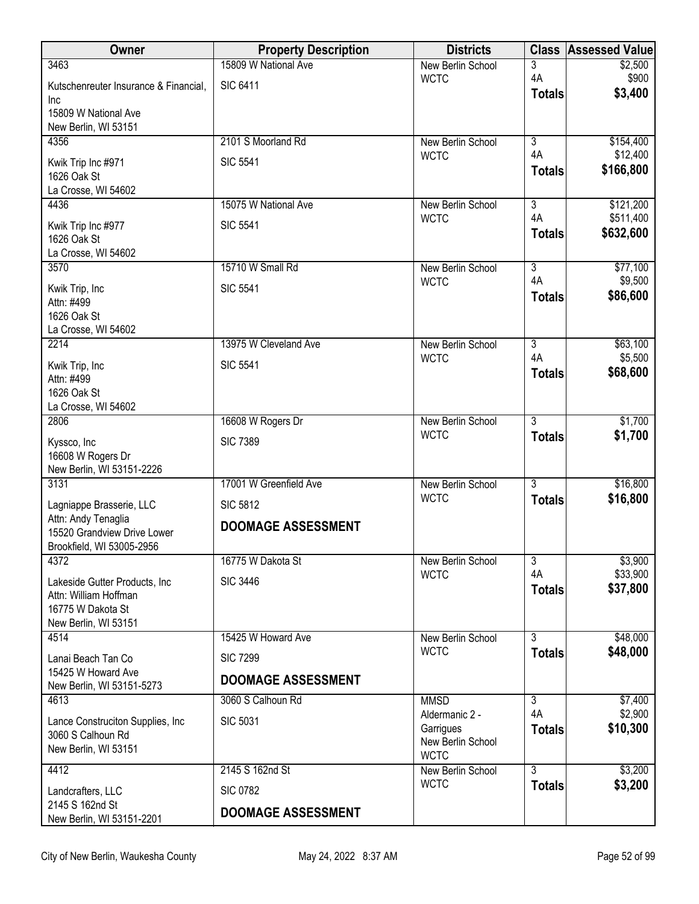| Owner | Property Description | Districts | Class | Assessed Value |
|---|---|---|---|---|
| 3463<br>Kutschenreuter Insurance & Financial, Inc<br>15809 W National Ave<br>New Berlin, WI 53151 | 15809 W National Ave<br>SIC 6411 | New Berlin School<br>WCTC | 3<br>4A<br>**Totals** | $2,500<br>$900<br>**$3,400** |
| 4356<br>Kwik Trip Inc #971<br>1626 Oak St<br>La Crosse, WI 54602 | 2101 S Moorland Rd<br>SIC 5541 | New Berlin School<br>WCTC | 3<br>4A<br>**Totals** | $154,400<br>$12,400<br>**$166,800** |
| 4436<br>Kwik Trip Inc #977<br>1626 Oak St<br>La Crosse, WI 54602 | 15075 W National Ave<br>SIC 5541 | New Berlin School<br>WCTC | 3<br>4A<br>**Totals** | $121,200<br>$511,400<br>**$632,600** |
| 3570<br>Kwik Trip, Inc<br>Attn: #499<br>1626 Oak St<br>La Crosse, WI 54602 | 15710 W Small Rd<br>SIC 5541 | New Berlin School<br>WCTC | 3<br>4A<br>**Totals** | $77,100<br>$9,500<br>**$86,600** |
| 2214<br>Kwik Trip, Inc<br>Attn: #499<br>1626 Oak St<br>La Crosse, WI 54602 | 13975 W Cleveland Ave<br>SIC 5541 | New Berlin School<br>WCTC | 3<br>4A<br>**Totals** | $63,100<br>$5,500<br>**$68,600** |
| 2806<br>Kyssco, Inc<br>16608 W Rogers Dr<br>New Berlin, WI 53151-2226 | 16608 W Rogers Dr<br>SIC 7389 | New Berlin School<br>WCTC | 3<br>**Totals** | $1,700<br>**$1,700** |
| 3131<br>Lagniappe Brasserie, LLC<br>Attn: Andy Tenaglia<br>15520 Grandview Drive Lower<br>Brookfield, WI 53005-2956 | 17001 W Greenfield Ave<br>SIC 5812<br>**DOOMAGE ASSESSMENT** | New Berlin School<br>WCTC | 3<br>**Totals** | $16,800<br>**$16,800** |
| 4372<br>Lakeside Gutter Products, Inc<br>Attn: William Hoffman<br>16775 W Dakota St<br>New Berlin, WI 53151 | 16775 W Dakota St<br>SIC 3446 | New Berlin School<br>WCTC | 3<br>4A<br>**Totals** | $3,900<br>$33,900<br>**$37,800** |
| 4514<br>Lanai Beach Tan Co<br>15425 W Howard Ave<br>New Berlin, WI 53151-5273 | 15425 W Howard Ave<br>SIC 7299<br>**DOOMAGE ASSESSMENT** | New Berlin School<br>WCTC | 3<br>**Totals** | $48,000<br>**$48,000** |
| 4613<br>Lance Construciton Supplies, Inc<br>3060 S Calhoun Rd<br>New Berlin, WI 53151 | 3060 S Calhoun Rd<br>SIC 5031 | MMSD<br>Aldermanic 2 - Garrigues<br>New Berlin School<br>WCTC | 3<br>4A<br>**Totals** | $7,400<br>$2,900<br>**$10,300** |
| 4412<br>Landcrafters, LLC<br>2145 S 162nd St<br>New Berlin, WI 53151-2201 | 2145 S 162nd St<br>SIC 0782<br>**DOOMAGE ASSESSMENT** | New Berlin School<br>WCTC | 3<br>**Totals** | $3,200<br>**$3,200** |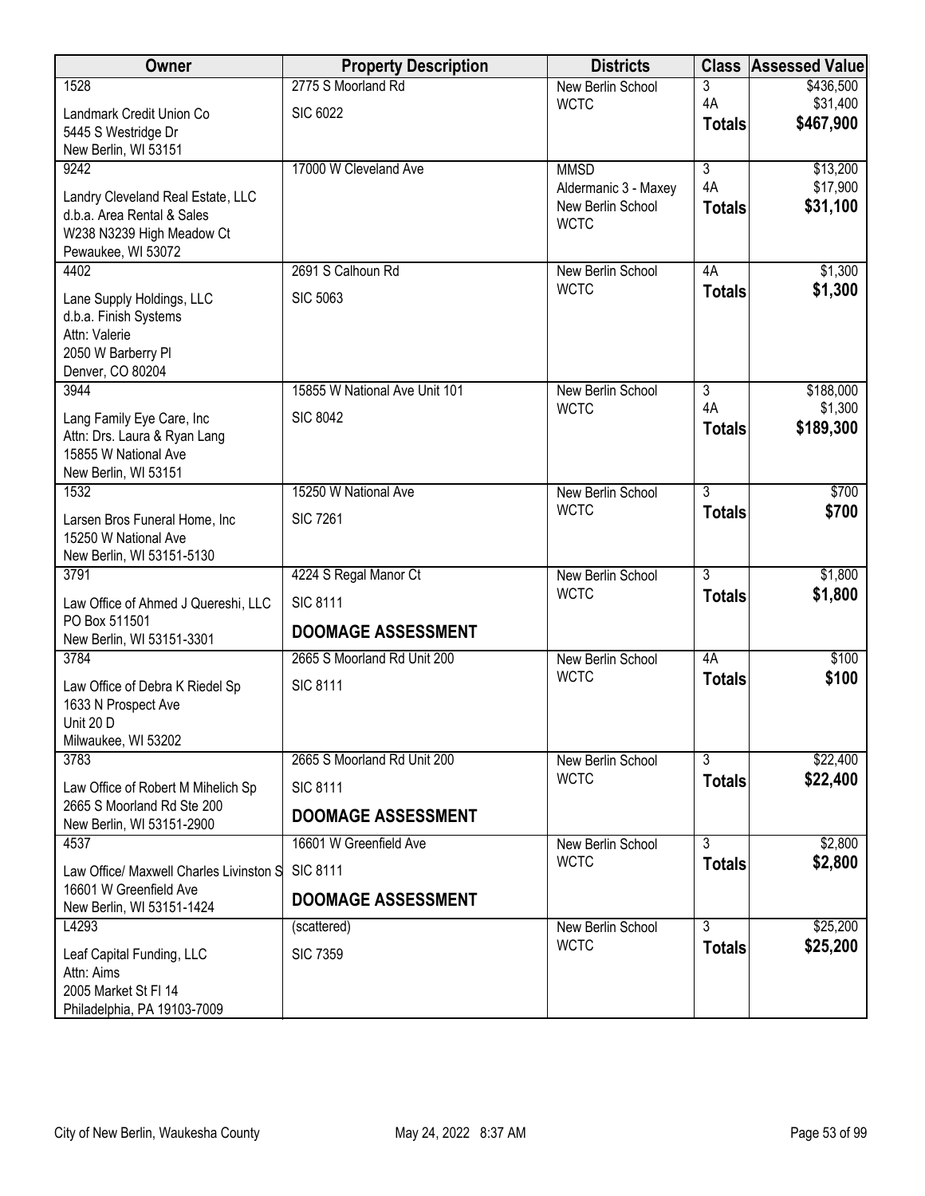| Owner | Property Description | Districts | Class | Assessed Value |
|---|---|---|---|---|
| 1528<br>Landmark Credit Union Co<br>5445 S Westridge Dr<br>New Berlin, WI 53151 | 2775 S Moorland Rd<br>SIC 6022 | New Berlin School<br>WCTC | 3<br>4A<br>**Totals** | \$436,500<br>\$31,400<br>**\$467,900** |
| 9242<br>Landry Cleveland Real Estate, LLC<br>d.b.a. Area Rental & Sales<br>W238 N3239 High Meadow Ct<br>Pewaukee, WI 53072 | 17000 W Cleveland Ave | MMSD<br>Aldermanic 3 - Maxey<br>New Berlin School<br>WCTC | 3<br>4A<br>**Totals** | \$13,200<br>\$17,900<br>**\$31,100** |
| 4402<br>Lane Supply Holdings, LLC<br>d.b.a. Finish Systems<br>Attn: Valerie<br>2050 W Barberry Pl<br>Denver, CO 80204 | 2691 S Calhoun Rd<br>SIC 5063 | New Berlin School<br>WCTC | 4A<br>**Totals** | \$1,300<br>**\$1,300** |
| 3944<br>Lang Family Eye Care, Inc<br>Attn: Drs. Laura & Ryan Lang<br>15855 W National Ave<br>New Berlin, WI 53151 | 15855 W National Ave Unit 101<br>SIC 8042 | New Berlin School<br>WCTC | 3<br>4A<br>**Totals** | \$188,000<br>\$1,300<br>**\$189,300** |
| 1532<br>Larsen Bros Funeral Home, Inc<br>15250 W National Ave<br>New Berlin, WI 53151-5130 | 15250 W National Ave<br>SIC 7261 | New Berlin School<br>WCTC | 3<br>**Totals** | \$700<br>**\$700** |
| 3791<br>Law Office of Ahmed J Quereshi, LLC<br>PO Box 511501<br>New Berlin, WI 53151-3301 | 4224 S Regal Manor Ct<br>SIC 8111<br>**DOOMAGE ASSESSMENT** | New Berlin School<br>WCTC | 3<br>**Totals** | \$1,800<br>**\$1,800** |
| 3784<br>Law Office of Debra K Riedel Sp<br>1633 N Prospect Ave<br>Unit 20 D<br>Milwaukee, WI 53202 | 2665 S Moorland Rd Unit 200<br>SIC 8111 | New Berlin School<br>WCTC | 4A<br>**Totals** | \$100<br>**\$100** |
| 3783<br>Law Office of Robert M Mihelich Sp<br>2665 S Moorland Rd Ste 200<br>New Berlin, WI 53151-2900 | 2665 S Moorland Rd Unit 200<br>SIC 8111<br>**DOOMAGE ASSESSMENT** | New Berlin School<br>WCTC | 3<br>**Totals** | \$22,400<br>**\$22,400** |
| 4537<br>Law Office/ Maxwell Charles Livinston S<br>16601 W Greenfield Ave<br>New Berlin, WI 53151-1424 | 16601 W Greenfield Ave<br>SIC 8111<br>**DOOMAGE ASSESSMENT** | New Berlin School<br>WCTC | 3<br>**Totals** | \$2,800<br>**\$2,800** |
| L4293<br>Leaf Capital Funding, LLC<br>Attn: Aims<br>2005 Market St Fl 14<br>Philadelphia, PA 19103-7009 | (scattered)<br>SIC 7359 | New Berlin School<br>WCTC | 3<br>**Totals** | \$25,200<br>**\$25,200** |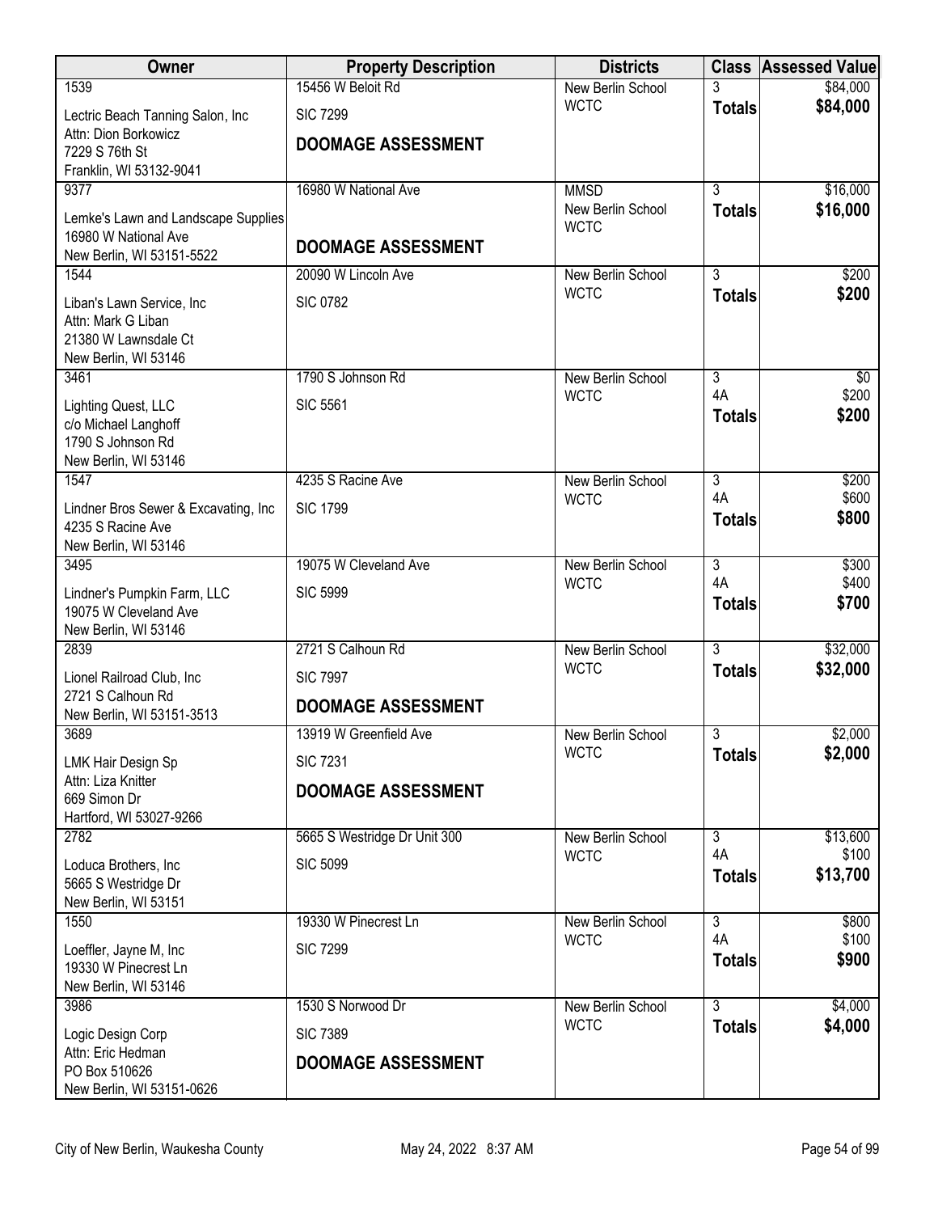| Owner | Property Description | Districts | Class | Assessed Value |
|---|---|---|---|---|
| 1539<br>Lectric Beach Tanning Salon, Inc<br>Attn: Dion Borkowicz<br>7229 S 76th St<br>Franklin, WI 53132-9041 | 15456 W Beloit Rd<br>SIC 7299<br>**DOOMAGE ASSESSMENT** | New Berlin School<br>WCTC | 3<br>**Totals** | $84,000<br>**$84,000** |
| 9377<br>Lemke's Lawn and Landscape Supplies<br>16980 W National Ave<br>New Berlin, WI 53151-5522 | 16980 W National Ave<br>**DOOMAGE ASSESSMENT** | MMSD<br>New Berlin School<br>WCTC | 3<br>**Totals** | $16,000<br>**$16,000** |
| 1544<br>Liban's Lawn Service, Inc<br>Attn: Mark G Liban<br>21380 W Lawnsdale Ct<br>New Berlin, WI 53146 | 20090 W Lincoln Ave<br>SIC 0782 | New Berlin School<br>WCTC | 3<br>**Totals** | $200<br>**$200** |
| 3461<br>Lighting Quest, LLC<br>c/o Michael Langhoff<br>1790 S Johnson Rd<br>New Berlin, WI 53146 | 1790 S Johnson Rd<br>SIC 5561 | New Berlin School<br>WCTC | 3<br>4A<br>**Totals** | $0<br>$200<br>**$200** |
| 1547<br>Lindner Bros Sewer & Excavating, Inc<br>4235 S Racine Ave<br>New Berlin, WI 53146 | 4235 S Racine Ave<br>SIC 1799 | New Berlin School<br>WCTC | 3<br>4A<br>**Totals** | $200<br>$600<br>**$800** |
| 3495<br>Lindner's Pumpkin Farm, LLC<br>19075 W Cleveland Ave<br>New Berlin, WI 53146 | 19075 W Cleveland Ave<br>SIC 5999 | New Berlin School<br>WCTC | 3<br>4A<br>**Totals** | $300<br>$400<br>**$700** |
| 2839<br>Lionel Railroad Club, Inc<br>2721 S Calhoun Rd<br>New Berlin, WI 53151-3513 | 2721 S Calhoun Rd<br>SIC 7997<br>**DOOMAGE ASSESSMENT** | New Berlin School<br>WCTC | 3<br>**Totals** | $32,000<br>**$32,000** |
| 3689<br>LMK Hair Design Sp<br>Attn: Liza Knitter<br>669 Simon Dr<br>Hartford, WI 53027-9266 | 13919 W Greenfield Ave<br>SIC 7231<br>**DOOMAGE ASSESSMENT** | New Berlin School<br>WCTC | 3<br>**Totals** | $2,000<br>**$2,000** |
| 2782<br>Loduca Brothers, Inc<br>5665 S Westridge Dr<br>New Berlin, WI 53151 | 5665 S Westridge Dr Unit 300<br>SIC 5099 | New Berlin School<br>WCTC | 3<br>4A<br>**Totals** | $13,600<br>$100<br>**$13,700** |
| 1550<br>Loeffler, Jayne M, Inc<br>19330 W Pinecrest Ln<br>New Berlin, WI 53146 | 19330 W Pinecrest Ln<br>SIC 7299 | New Berlin School<br>WCTC | 3<br>4A<br>**Totals** | $800<br>$100<br>**$900** |
| 3986<br>Logic Design Corp<br>Attn: Eric Hedman<br>PO Box 510626<br>New Berlin, WI 53151-0626 | 1530 S Norwood Dr<br>SIC 7389<br>**DOOMAGE ASSESSMENT** | New Berlin School<br>WCTC | 3<br>**Totals** | $4,000<br>**$4,000** |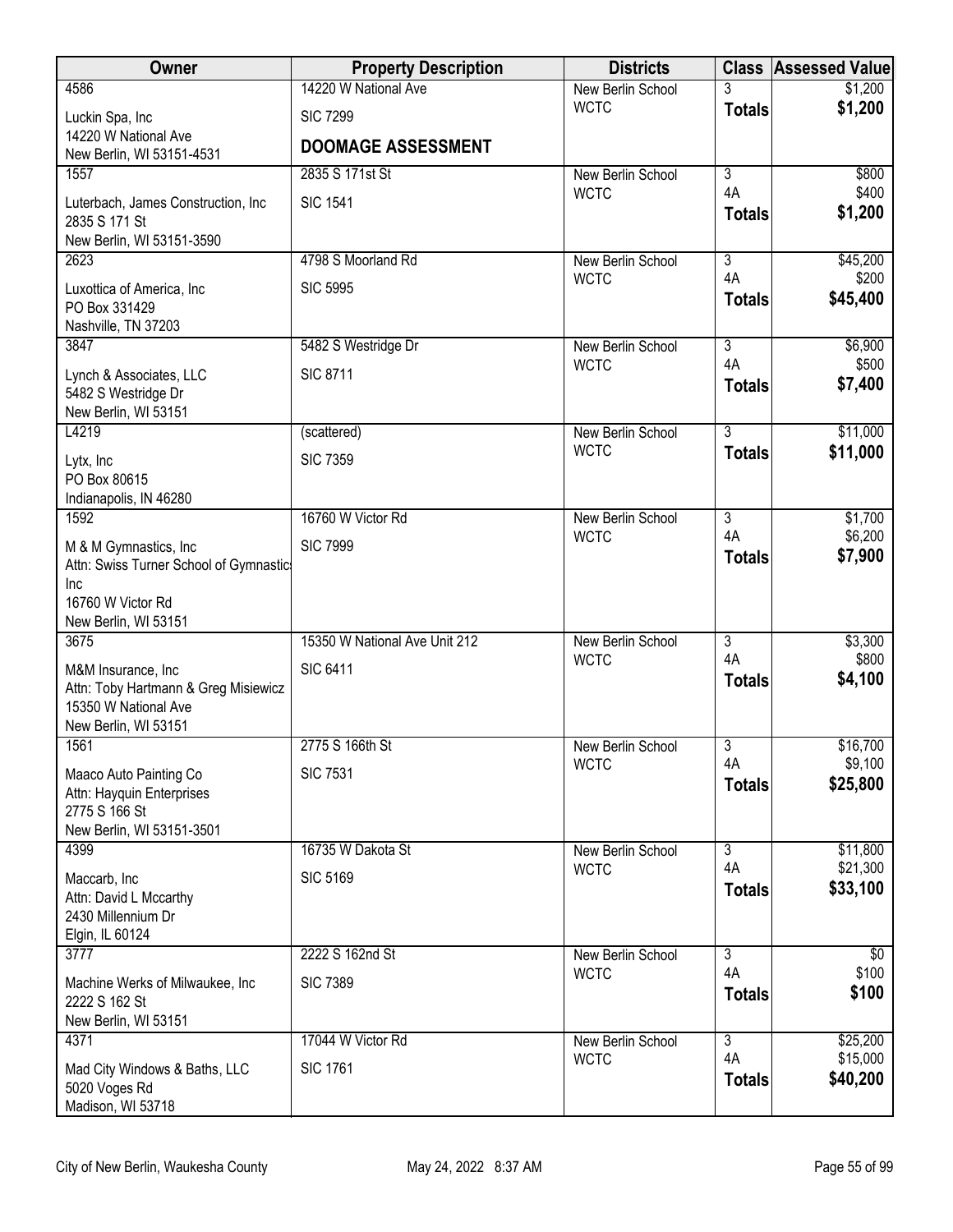| Owner | Property Description | Districts | Class | Assessed Value |
|---|---|---|---|---|
| 4586<br>Luckin Spa, Inc<br>14220 W National Ave<br>New Berlin, WI 53151-4531 | 14220 W National Ave<br>SIC 7299<br>**DOOMAGE ASSESSMENT** | New Berlin School<br>WCTC | 3<br>**Totals** | $1,200<br>**$1,200** |
| 1557<br>Luterbach, James Construction, Inc<br>2835 S 171 St<br>New Berlin, WI 53151-3590 | 2835 S 171st St<br>SIC 1541 | New Berlin School<br>WCTC | 3<br>4A<br>**Totals** | $800<br>$400<br>**$1,200** |
| 2623<br>Luxottica of America, Inc<br>PO Box 331429<br>Nashville, TN 37203 | 4798 S Moorland Rd<br>SIC 5995 | New Berlin School<br>WCTC | 3<br>4A<br>**Totals** | $45,200<br>$200<br>**$45,400** |
| 3847<br>Lynch & Associates, LLC<br>5482 S Westridge Dr<br>New Berlin, WI 53151 | 5482 S Westridge Dr<br>SIC 8711 | New Berlin School<br>WCTC | 3<br>4A<br>**Totals** | $6,900<br>$500<br>**$7,400** |
| L4219<br>Lytx, Inc<br>PO Box 80615<br>Indianapolis, IN 46280 | (scattered)<br>SIC 7359 | New Berlin School<br>WCTC | 3<br>**Totals** | $11,000<br>**$11,000** |
| 1592<br>M & M Gymnastics, Inc<br>Attn: Swiss Turner School of Gymnastics Inc<br>16760 W Victor Rd<br>New Berlin, WI 53151 | 16760 W Victor Rd<br>SIC 7999 | New Berlin School<br>WCTC | 3<br>4A<br>**Totals** | $1,700<br>$6,200<br>**$7,900** |
| 3675<br>M&M Insurance, Inc<br>Attn: Toby Hartmann & Greg Misiewicz<br>15350 W National Ave<br>New Berlin, WI 53151 | 15350 W National Ave Unit 212<br>SIC 6411 | New Berlin School<br>WCTC | 3<br>4A<br>**Totals** | $3,300<br>$800<br>**$4,100** |
| 1561<br>Maaco Auto Painting Co<br>Attn: Hayquin Enterprises<br>2775 S 166 St<br>New Berlin, WI 53151-3501 | 2775 S 166th St<br>SIC 7531 | New Berlin School<br>WCTC | 3<br>4A<br>**Totals** | $16,700<br>$9,100<br>**$25,800** |
| 4399<br>Maccarb, Inc<br>Attn: David L Mccarthy<br>2430 Millennium Dr<br>Elgin, IL 60124 | 16735 W Dakota St<br>SIC 5169 | New Berlin School<br>WCTC | 3<br>4A<br>**Totals** | $11,800<br>$21,300<br>**$33,100** |
| 3777<br>Machine Werks of Milwaukee, Inc<br>2222 S 162 St<br>New Berlin, WI 53151 | 2222 S 162nd St<br>SIC 7389 | New Berlin School<br>WCTC | 3<br>4A<br>**Totals** | $0<br>$100<br>**$100** |
| 4371<br>Mad City Windows & Baths, LLC<br>5020 Voges Rd<br>Madison, WI 53718 | 17044 W Victor Rd<br>SIC 1761 | New Berlin School<br>WCTC | 3<br>4A<br>**Totals** | $25,200<br>$15,000<br>**$40,200** |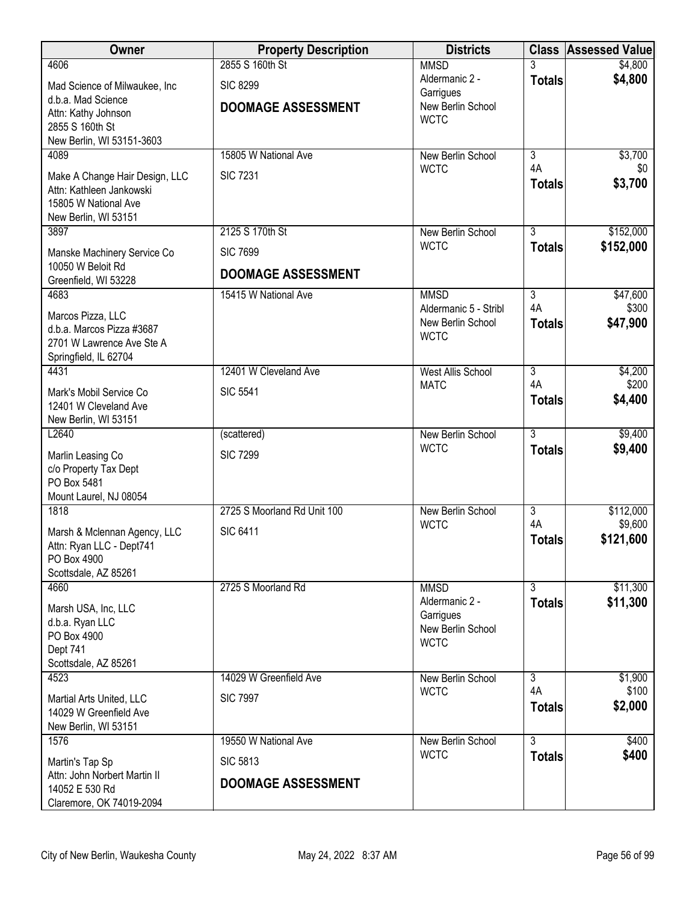| Owner | Property Description | Districts | Class | Assessed Value |
|---|---|---|---|---|
| 4606<br>Mad Science of Milwaukee, Inc<br>d.b.a. Mad Science<br>Attn: Kathy Johnson<br>2855 S 160th St<br>New Berlin, WI 53151-3603 | 2855 S 160th St<br>SIC 8299<br>**DOOMAGE ASSESSMENT** | MMSD<br>Aldermanic 2 - Garrigues<br>New Berlin School<br>WCTC | 3<br>**Totals** | $4,800<br>**$4,800** |
| 4089<br>Make A Change Hair Design, LLC<br>Attn: Kathleen Jankowski<br>15805 W National Ave<br>New Berlin, WI 53151 | 15805 W National Ave<br>SIC 7231 | New Berlin School<br>WCTC | 3<br>4A<br>**Totals** | $3,700<br>$0<br>**$3,700** |
| 3897<br>Manske Machinery Service Co<br>10050 W Beloit Rd<br>Greenfield, WI 53228 | 2125 S 170th St<br>SIC 7699<br>**DOOMAGE ASSESSMENT** | New Berlin School<br>WCTC | 3<br>**Totals** | $152,000<br>**$152,000** |
| 4683<br>Marcos Pizza, LLC<br>d.b.a. Marcos Pizza #3687<br>2701 W Lawrence Ave Ste A<br>Springfield, IL 62704 | 15415 W National Ave | MMSD<br>Aldermanic 5 - Stribl<br>New Berlin School<br>WCTC | 3<br>4A<br>**Totals** | $47,600<br>$300<br>**$47,900** |
| 4431<br>Mark's Mobil Service Co<br>12401 W Cleveland Ave<br>New Berlin, WI 53151 | 12401 W Cleveland Ave<br>SIC 5541 | West Allis School<br>MATC | 3<br>4A<br>**Totals** | $4,200<br>$200<br>**$4,400** |
| L2640<br>Marlin Leasing Co<br>c/o Property Tax Dept<br>PO Box 5481<br>Mount Laurel, NJ 08054 | (scattered)<br>SIC 7299 | New Berlin School<br>WCTC | 3<br>**Totals** | $9,400<br>**$9,400** |
| 1818<br>Marsh & Mclennan Agency, LLC<br>Attn: Ryan LLC - Dept741<br>PO Box 4900<br>Scottsdale, AZ 85261 | 2725 S Moorland Rd Unit 100<br>SIC 6411 | New Berlin School<br>WCTC | 3<br>4A<br>**Totals** | $112,000<br>$9,600<br>**$121,600** |
| 4660<br>Marsh USA, Inc, LLC<br>d.b.a. Ryan LLC<br>PO Box 4900<br>Dept 741<br>Scottsdale, AZ 85261 | 2725 S Moorland Rd | MMSD<br>Aldermanic 2 - Garrigues<br>New Berlin School<br>WCTC | 3<br>**Totals** | $11,300<br>**$11,300** |
| 4523<br>Martial Arts United, LLC<br>14029 W Greenfield Ave<br>New Berlin, WI 53151 | 14029 W Greenfield Ave<br>SIC 7997 | New Berlin School<br>WCTC | 3<br>4A<br>**Totals** | $1,900<br>$100<br>**$2,000** |
| 1576<br>Martin's Tap Sp<br>Attn: John Norbert Martin II<br>14052 E 530 Rd<br>Claremore, OK 74019-2094 | 19550 W National Ave<br>SIC 5813<br>**DOOMAGE ASSESSMENT** | New Berlin School<br>WCTC | 3<br>**Totals** | $400<br>**$400** |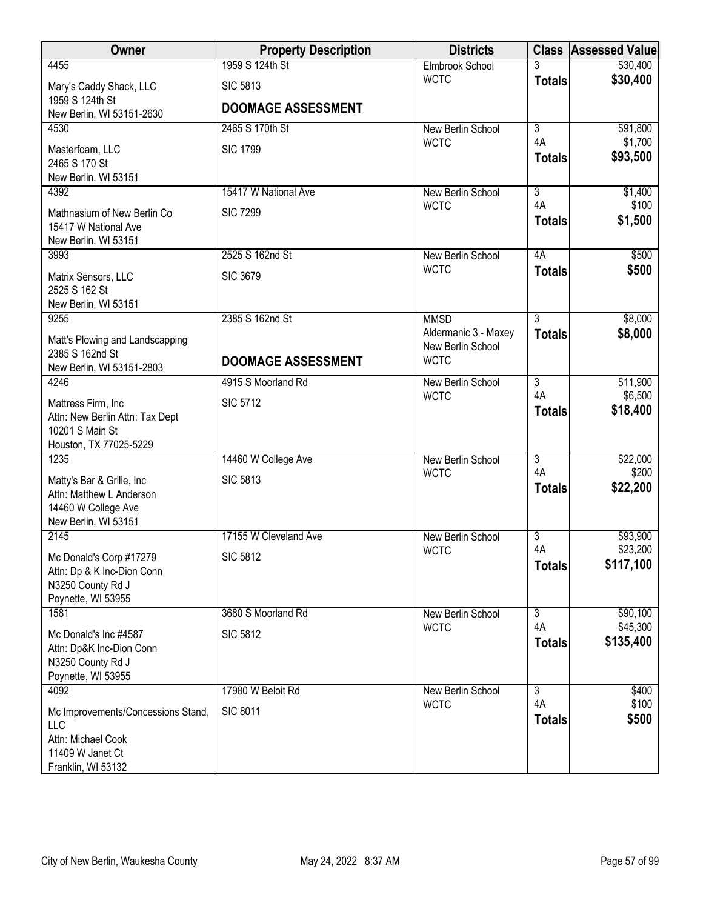| Owner | Property Description | Districts | Class | Assessed Value |
|---|---|---|---|---|
| 4455<br>Mary's Caddy Shack, LLC<br>1959 S 124th St<br>New Berlin, WI 53151-2630 | 1959 S 124th St<br>SIC 5813<br>**DOOMAGE ASSESSMENT** | Elmbrook School<br>WCTC | 3<br>**Totals** | $30,400<br>**$30,400** |
| 4530<br>Masterfoam, LLC<br>2465 S 170 St<br>New Berlin, WI 53151 | 2465 S 170th St<br>SIC 1799 | New Berlin School<br>WCTC | 3<br>4A<br>**Totals** | $91,800<br>$1,700<br>**$93,500** |
| 4392<br>Mathnasium of New Berlin Co<br>15417 W National Ave<br>New Berlin, WI 53151 | 15417 W National Ave<br>SIC 7299 | New Berlin School<br>WCTC | 3<br>4A<br>**Totals** | $1,400<br>$100<br>**$1,500** |
| 3993<br>Matrix Sensors, LLC<br>2525 S 162 St<br>New Berlin, WI 53151 | 2525 S 162nd St<br>SIC 3679 | New Berlin School<br>WCTC | 4A<br>**Totals** | $500<br>**$500** |
| 9255<br>Matt's Plowing and Landscapping<br>2385 S 162nd St<br>New Berlin, WI 53151-2803 | 2385 S 162nd St<br>**DOOMAGE ASSESSMENT** | MMSD<br>Aldermanic 3 - Maxey<br>New Berlin School<br>WCTC | 3<br>**Totals** | $8,000<br>**$8,000** |
| 4246<br>Mattress Firm, Inc<br>Attn: New Berlin Attn: Tax Dept<br>10201 S Main St<br>Houston, TX 77025-5229 | 4915 S Moorland Rd<br>SIC 5712 | New Berlin School<br>WCTC | 3<br>4A<br>**Totals** | $11,900<br>$6,500<br>**$18,400** |
| 1235<br>Matty's Bar & Grille, Inc<br>Attn: Matthew L Anderson<br>14460 W College Ave<br>New Berlin, WI 53151 | 14460 W College Ave<br>SIC 5813 | New Berlin School<br>WCTC | 3<br>4A<br>**Totals** | $22,000<br>$200<br>**$22,200** |
| 2145<br>Mc Donald's Corp #17279<br>Attn: Dp & K Inc-Dion Conn<br>N3250 County Rd J<br>Poynette, WI 53955 | 17155 W Cleveland Ave<br>SIC 5812 | New Berlin School<br>WCTC | 3<br>4A<br>**Totals** | $93,900<br>$23,200<br>**$117,100** |
| 1581<br>Mc Donald's Inc #4587<br>Attn: Dp&K Inc-Dion Conn<br>N3250 County Rd J<br>Poynette, WI 53955 | 3680 S Moorland Rd<br>SIC 5812 | New Berlin School<br>WCTC | 3<br>4A<br>**Totals** | $90,100<br>$45,300<br>**$135,400** |
| 4092<br>Mc Improvements/Concessions Stand, LLC<br>Attn: Michael Cook<br>11409 W Janet Ct<br>Franklin, WI 53132 | 17980 W Beloit Rd<br>SIC 8011 | New Berlin School<br>WCTC | 3<br>4A<br>**Totals** | $400<br>$100<br>**$500** |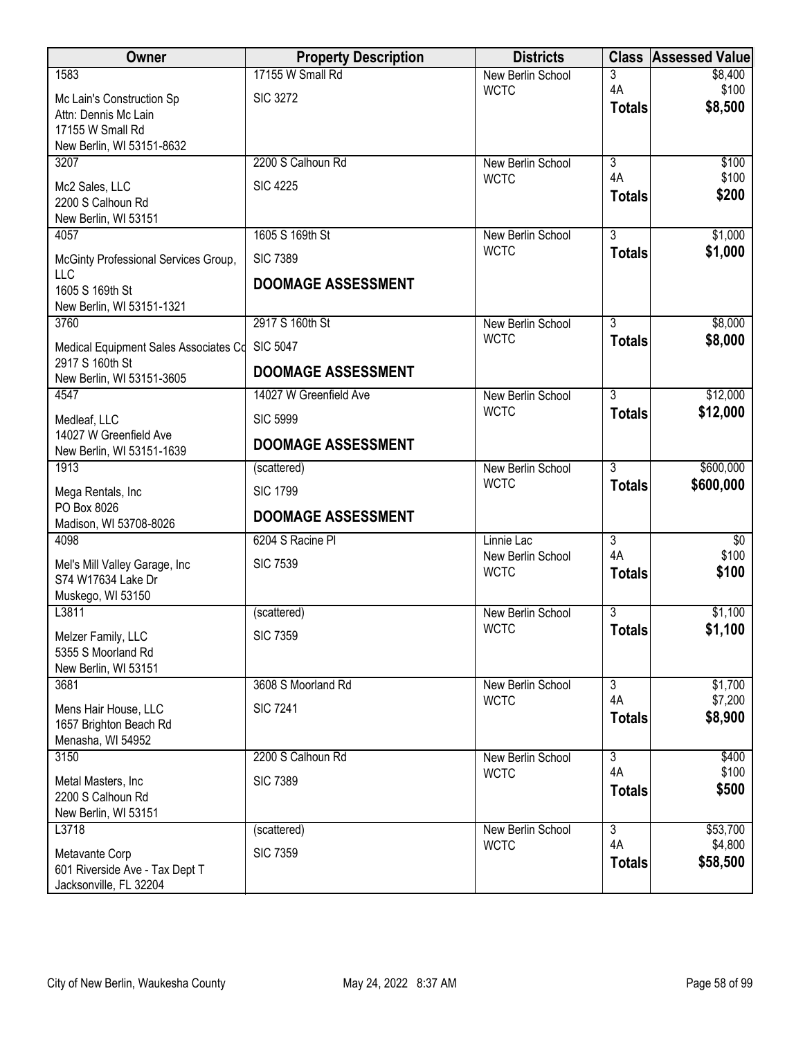| Owner | Property Description | Districts | Class | Assessed Value |
|---|---|---|---|---|
| 1583<br>Mc Lain's Construction Sp<br>Attn: Dennis Mc Lain<br>17155 W Small Rd<br>New Berlin, WI 53151-8632 | 17155 W Small Rd<br>SIC 3272 | New Berlin School<br>WCTC | 3<br>4A<br>**Totals** | $8,400<br>$100<br>**$8,500** |
| 3207<br>Mc2 Sales, LLC<br>2200 S Calhoun Rd<br>New Berlin, WI 53151 | 2200 S Calhoun Rd<br>SIC 4225 | New Berlin School<br>WCTC | 3<br>4A<br>**Totals** | $100<br>$100<br>**$200** |
| 4057<br>McGinty Professional Services Group, LLC<br>1605 S 169th St<br>New Berlin, WI 53151-1321 | 1605 S 169th St<br>SIC 7389<br>**DOOMAGE ASSESSMENT** | New Berlin School<br>WCTC | 3<br>**Totals** | $1,000<br>**$1,000** |
| 3760<br>Medical Equipment Sales Associates Co<br>2917 S 160th St<br>New Berlin, WI 53151-3605 | 2917 S 160th St<br>SIC 5047<br>**DOOMAGE ASSESSMENT** | New Berlin School<br>WCTC | 3<br>**Totals** | $8,000<br>**$8,000** |
| 4547<br>Medleaf, LLC<br>14027 W Greenfield Ave<br>New Berlin, WI 53151-1639 | 14027 W Greenfield Ave<br>SIC 5999<br>**DOOMAGE ASSESSMENT** | New Berlin School<br>WCTC | 3<br>**Totals** | $12,000<br>**$12,000** |
| 1913<br>Mega Rentals, Inc<br>PO Box 8026<br>Madison, WI 53708-8026 | (scattered)<br>SIC 1799<br>**DOOMAGE ASSESSMENT** | New Berlin School<br>WCTC | 3<br>**Totals** | $600,000<br>**$600,000** |
| 4098<br>Mel's Mill Valley Garage, Inc<br>S74 W17634 Lake Dr<br>Muskego, WI 53150 | 6204 S Racine Pl<br>SIC 7539 | Linnie Lac<br>New Berlin School<br>WCTC | 3<br>4A<br>**Totals** | $0<br>$100<br>**$100** |
| L3811<br>Melzer Family, LLC<br>5355 S Moorland Rd<br>New Berlin, WI 53151 | (scattered)<br>SIC 7359 | New Berlin School<br>WCTC | 3<br>**Totals** | $1,100<br>**$1,100** |
| 3681<br>Mens Hair House, LLC<br>1657 Brighton Beach Rd<br>Menasha, WI 54952 | 3608 S Moorland Rd<br>SIC 7241 | New Berlin School<br>WCTC | 3<br>4A<br>**Totals** | $1,700<br>$7,200<br>**$8,900** |
| 3150<br>Metal Masters, Inc<br>2200 S Calhoun Rd<br>New Berlin, WI 53151 | 2200 S Calhoun Rd<br>SIC 7389 | New Berlin School<br>WCTC | 3<br>4A<br>**Totals** | $400<br>$100<br>**$500** |
| L3718<br>Metavante Corp<br>601 Riverside Ave - Tax Dept T<br>Jacksonville, FL 32204 | (scattered)<br>SIC 7359 | New Berlin School<br>WCTC | 3<br>4A<br>**Totals** | $53,700<br>$4,800<br>**$58,500** |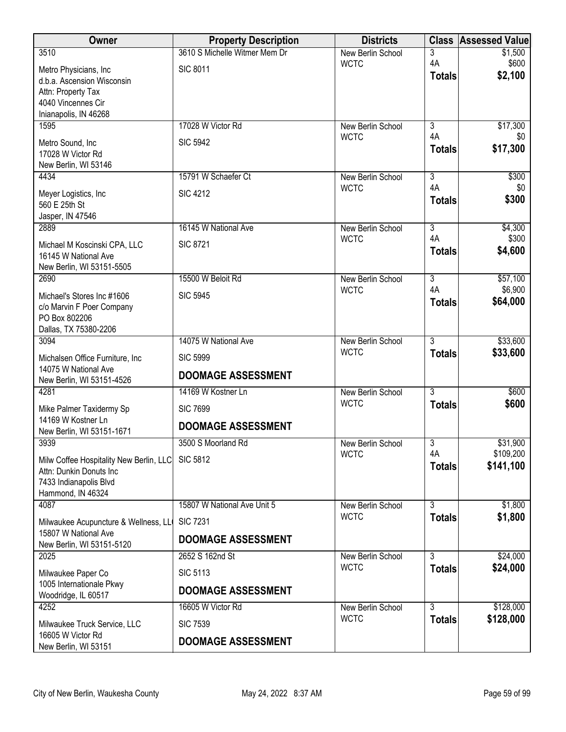| Owner | Property Description | Districts | Class | Assessed Value |
|---|---|---|---|---|
| 3510<br>Metro Physicians, Inc<br>d.b.a. Ascension Wisconsin<br>Attn: Property Tax<br>4040 Vincennes Cir<br>Inianapolis, IN 46268 | 3610 S Michelle Witmer Mem Dr<br>SIC 8011 | New Berlin School<br>WCTC | 3<br>4A<br>**Totals** | $1,500<br>$600<br>**$2,100** |
| 1595<br>Metro Sound, Inc<br>17028 W Victor Rd<br>New Berlin, WI 53146 | 17028 W Victor Rd<br>SIC 5942 | New Berlin School<br>WCTC | 3<br>4A<br>**Totals** | $17,300<br>$0<br>**$17,300** |
| 4434<br>Meyer Logistics, Inc<br>560 E 25th St<br>Jasper, IN 47546 | 15791 W Schaefer Ct<br>SIC 4212 | New Berlin School<br>WCTC | 3<br>4A<br>**Totals** | $300<br>$0<br>**$300** |
| 2889<br>Michael M Koscinski CPA, LLC<br>16145 W National Ave<br>New Berlin, WI 53151-5505 | 16145 W National Ave<br>SIC 8721 | New Berlin School<br>WCTC | 3<br>4A<br>**Totals** | $4,300<br>$300<br>**$4,600** |
| 2690<br>Michael's Stores Inc #1606<br>c/o Marvin F Poer Company<br>PO Box 802206<br>Dallas, TX 75380-2206 | 15500 W Beloit Rd<br>SIC 5945 | New Berlin School<br>WCTC | 3<br>4A<br>**Totals** | $57,100<br>$6,900<br>**$64,000** |
| 3094<br>Michalsen Office Furniture, Inc<br>14075 W National Ave<br>New Berlin, WI 53151-4526 | 14075 W National Ave<br>SIC 5999<br>**DOOMAGE ASSESSMENT** | New Berlin School<br>WCTC | 3<br>**Totals** | $33,600<br>**$33,600** |
| 4281<br>Mike Palmer Taxidermy Sp<br>14169 W Kostner Ln<br>New Berlin, WI 53151-1671 | 14169 W Kostner Ln<br>SIC 7699<br>**DOOMAGE ASSESSMENT** | New Berlin School<br>WCTC | 3<br>**Totals** | $600<br>**$600** |
| 3939<br>Milw Coffee Hospitality New Berlin, LLC<br>Attn: Dunkin Donuts Inc<br>7433 Indianapolis Blvd<br>Hammond, IN 46324 | 3500 S Moorland Rd<br>SIC 5812 | New Berlin School<br>WCTC | 3<br>4A<br>**Totals** | $31,900<br>$109,200<br>**$141,100** |
| 4087<br>Milwaukee Acupuncture & Wellness, LL<br>15807 W National Ave<br>New Berlin, WI 53151-5120 | 15807 W National Ave Unit 5<br>SIC 7231<br>**DOOMAGE ASSESSMENT** | New Berlin School<br>WCTC | 3<br>**Totals** | $1,800<br>**$1,800** |
| 2025<br>Milwaukee Paper Co<br>1005 Internationale Pkwy<br>Woodridge, IL 60517 | 2652 S 162nd St<br>SIC 5113<br>**DOOMAGE ASSESSMENT** | New Berlin School<br>WCTC | 3<br>**Totals** | $24,000<br>**$24,000** |
| 4252<br>Milwaukee Truck Service, LLC<br>16605 W Victor Rd<br>New Berlin, WI 53151 | 16605 W Victor Rd<br>SIC 7539<br>**DOOMAGE ASSESSMENT** | New Berlin School<br>WCTC | 3<br>**Totals** | $128,000<br>**$128,000** |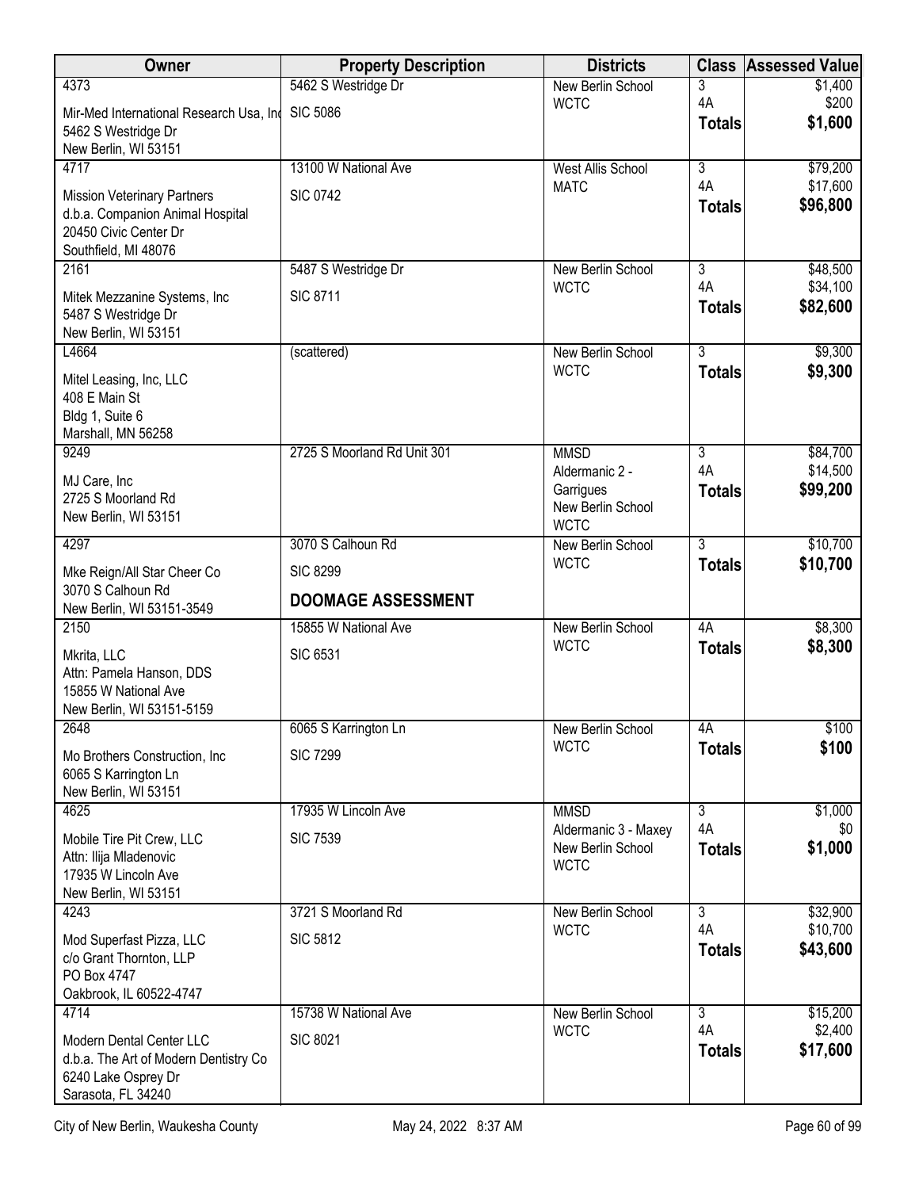| Owner | Property Description | Districts | Class | Assessed Value |
|---|---|---|---|---|
| 4373<br>Mir-Med International Research Usa, Inc<br>5462 S Westridge Dr<br>New Berlin, WI 53151 | 5462 S Westridge Dr<br>SIC 5086 | New Berlin School<br>WCTC | 3<br>4A<br>**Totals** | $1,400<br>$200<br>**$1,600** |
| 4717<br>Mission Veterinary Partners<br>d.b.a. Companion Animal Hospital<br>20450 Civic Center Dr<br>Southfield, MI 48076 | 13100 W National Ave<br>SIC 0742 | West Allis School<br>MATC | 3<br>4A<br>**Totals** | $79,200<br>$17,600<br>**$96,800** |
| 2161<br>Mitek Mezzanine Systems, Inc<br>5487 S Westridge Dr<br>New Berlin, WI 53151 | 5487 S Westridge Dr<br>SIC 8711 | New Berlin School<br>WCTC | 3<br>4A<br>**Totals** | $48,500<br>$34,100<br>**$82,600** |
| L4664<br>Mitel Leasing, Inc, LLC<br>408 E Main St<br>Bldg 1, Suite 6<br>Marshall, MN 56258 | (scattered) | New Berlin School<br>WCTC | 3<br>**Totals** | $9,300<br>**$9,300** |
| 9249<br>MJ Care, Inc<br>2725 S Moorland Rd<br>New Berlin, WI 53151 | 2725 S Moorland Rd Unit 301 | MMSD<br>Aldermanic 2 - Garrigues<br>New Berlin School<br>WCTC | 3<br>4A<br>**Totals** | $84,700<br>$14,500<br>**$99,200** |
| 4297<br>Mke Reign/All Star Cheer Co<br>3070 S Calhoun Rd<br>New Berlin, WI 53151-3549 | 3070 S Calhoun Rd<br>SIC 8299<br>**DOOMAGE ASSESSMENT** | New Berlin School<br>WCTC | 3<br>**Totals** | $10,700<br>**$10,700** |
| 2150<br>Mkrita, LLC<br>Attn: Pamela Hanson, DDS<br>15855 W National Ave<br>New Berlin, WI 53151-5159 | 15855 W National Ave<br>SIC 6531 | New Berlin School<br>WCTC | 4A<br>**Totals** | $8,300<br>**$8,300** |
| 2648<br>Mo Brothers Construction, Inc<br>6065 S Karrington Ln<br>New Berlin, WI 53151 | 6065 S Karrington Ln<br>SIC 7299 | New Berlin School<br>WCTC | 4A<br>**Totals** | $100<br>**$100** |
| 4625<br>Mobile Tire Pit Crew, LLC<br>Attn: Ilija Mladenovic<br>17935 W Lincoln Ave<br>New Berlin, WI 53151 | 17935 W Lincoln Ave<br>SIC 7539 | MMSD<br>Aldermanic 3 - Maxey<br>New Berlin School<br>WCTC | 3<br>4A<br>**Totals** | $1,000<br>$0<br>**$1,000** |
| 4243<br>Mod Superfast Pizza, LLC<br>c/o Grant Thornton, LLP<br>PO Box 4747<br>Oakbrook, IL 60522-4747 | 3721 S Moorland Rd<br>SIC 5812 | New Berlin School<br>WCTC | 3<br>4A<br>**Totals** | $32,900<br>$10,700<br>**$43,600** |
| 4714<br>Modern Dental Center LLC<br>d.b.a. The Art of Modern Dentistry Co<br>6240 Lake Osprey Dr<br>Sarasota, FL 34240 | 15738 W National Ave<br>SIC 8021 | New Berlin School<br>WCTC | 3<br>4A<br>**Totals** | $15,200<br>$2,400<br>**$17,600** |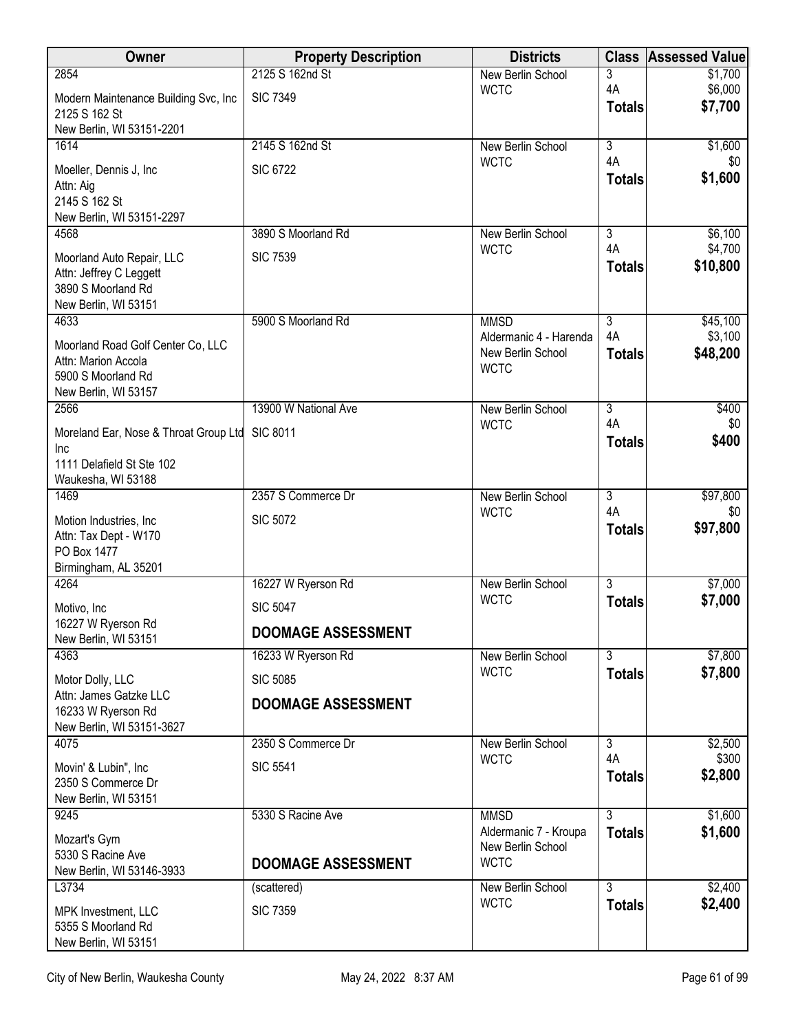| Owner | Property Description | Districts | Class | Assessed Value |
|---|---|---|---|---|
| 2854<br>Modern Maintenance Building Svc, Inc<br>2125 S 162 St<br>New Berlin, WI 53151-2201 | 2125 S 162nd St<br>SIC 7349 | New Berlin School<br>WCTC | 3<br>4A<br>**Totals** | $1,700<br>$6,000<br>**$7,700** |
| 1614<br>Moeller, Dennis J, Inc<br>Attn: Aig<br>2145 S 162 St<br>New Berlin, WI 53151-2297 | 2145 S 162nd St<br>SIC 6722 | New Berlin School<br>WCTC | 3<br>4A<br>**Totals** | $1,600<br>$0<br>**$1,600** |
| 4568<br>Moorland Auto Repair, LLC<br>Attn: Jeffrey C Leggett<br>3890 S Moorland Rd<br>New Berlin, WI 53151 | 3890 S Moorland Rd<br>SIC 7539 | New Berlin School<br>WCTC | 3<br>4A<br>**Totals** | $6,100<br>$4,700<br>**$10,800** |
| 4633<br>Moorland Road Golf Center Co, LLC<br>Attn: Marion Accola<br>5900 S Moorland Rd<br>New Berlin, WI 53157 | 5900 S Moorland Rd | MMSD<br>Aldermanic 4 - Harenda<br>New Berlin School<br>WCTC | 3<br>4A<br>**Totals** | $45,100<br>$3,100<br>**$48,200** |
| 2566<br>Moreland Ear, Nose & Throat Group Ltd Inc<br>1111 Delafield St Ste 102<br>Waukesha, WI 53188 | 13900 W National Ave<br>SIC 8011 | New Berlin School<br>WCTC | 3<br>4A<br>**Totals** | $400<br>$0<br>**$400** |
| 1469<br>Motion Industries, Inc<br>Attn: Tax Dept - W170<br>PO Box 1477<br>Birmingham, AL 35201 | 2357 S Commerce Dr<br>SIC 5072 | New Berlin School<br>WCTC | 3<br>4A<br>**Totals** | $97,800<br>$0<br>**$97,800** |
| 4264<br>Motivo, Inc<br>16227 W Ryerson Rd<br>New Berlin, WI 53151 | 16227 W Ryerson Rd<br>SIC 5047<br>**DOOMAGE ASSESSMENT** | New Berlin School<br>WCTC | 3<br>**Totals** | $7,000<br>**$7,000** |
| 4363<br>Motor Dolly, LLC<br>Attn: James Gatzke LLC<br>16233 W Ryerson Rd<br>New Berlin, WI 53151-3627 | 16233 W Ryerson Rd<br>SIC 5085<br>**DOOMAGE ASSESSMENT** | New Berlin School<br>WCTC | 3<br>**Totals** | $7,800<br>**$7,800** |
| 4075<br>Movin' & Lubin", Inc<br>2350 S Commerce Dr<br>New Berlin, WI 53151 | 2350 S Commerce Dr<br>SIC 5541 | New Berlin School<br>WCTC | 3<br>4A<br>**Totals** | $2,500<br>$300<br>**$2,800** |
| 9245<br>Mozart's Gym<br>5330 S Racine Ave<br>New Berlin, WI 53146-3933 | 5330 S Racine Ave<br>**DOOMAGE ASSESSMENT** | MMSD<br>Aldermanic 7 - Kroupa<br>New Berlin School<br>WCTC | 3<br>**Totals** | $1,600<br>**$1,600** |
| L3734<br>MPK Investment, LLC<br>5355 S Moorland Rd<br>New Berlin, WI 53151 | (scattered)<br>SIC 7359 | New Berlin School<br>WCTC | 3<br>**Totals** | $2,400<br>**$2,400** |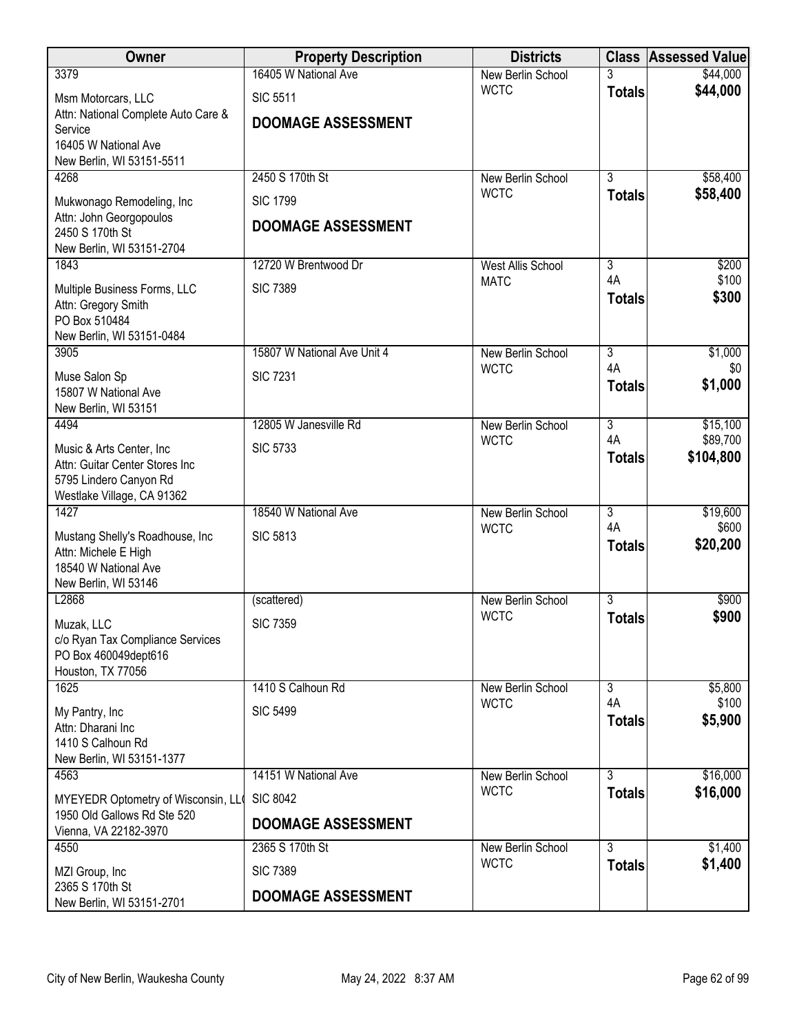| Owner | Property Description | Districts | Class | Assessed Value |
|---|---|---|---|---|
| 3379<br>Msm Motorcars, LLC<br>Attn: National Complete Auto Care & Service<br>16405 W National Ave<br>New Berlin, WI 53151-5511 | 16405 W National Ave<br>SIC 5511<br>**DOOMAGE ASSESSMENT** | New Berlin School<br>WCTC | 3<br>**Totals** | \$44,000<br>**\$44,000** |
| 4268<br>Mukwonago Remodeling, Inc<br>Attn: John Georgopoulos<br>2450 S 170th St<br>New Berlin, WI 53151-2704 | 2450 S 170th St<br>SIC 1799<br>**DOOMAGE ASSESSMENT** | New Berlin School<br>WCTC | 3<br>**Totals** | \$58,400<br>**\$58,400** |
| 1843<br>Multiple Business Forms, LLC<br>Attn: Gregory Smith<br>PO Box 510484<br>New Berlin, WI 53151-0484 | 12720 W Brentwood Dr<br>SIC 7389 | West Allis School<br>MATC | 3<br>4A<br>**Totals** | \$200<br>\$100<br>**\$300** |
| 3905<br>Muse Salon Sp<br>15807 W National Ave<br>New Berlin, WI 53151 | 15807 W National Ave Unit 4<br>SIC 7231 | New Berlin School<br>WCTC | 3<br>4A<br>**Totals** | \$1,000<br>\$0<br>**\$1,000** |
| 4494<br>Music & Arts Center, Inc<br>Attn: Guitar Center Stores Inc<br>5795 Lindero Canyon Rd<br>Westlake Village, CA 91362 | 12805 W Janesville Rd<br>SIC 5733 | New Berlin School<br>WCTC | 3<br>4A<br>**Totals** | \$15,100<br>\$89,700<br>**\$104,800** |
| 1427<br>Mustang Shelly's Roadhouse, Inc<br>Attn: Michele E High<br>18540 W National Ave<br>New Berlin, WI 53146 | 18540 W National Ave<br>SIC 5813 | New Berlin School<br>WCTC | 3<br>4A<br>**Totals** | \$19,600<br>\$600<br>**\$20,200** |
| L2868<br>Muzak, LLC<br>c/o Ryan Tax Compliance Services<br>PO Box 460049dept616<br>Houston, TX 77056 | (scattered)<br>SIC 7359 | New Berlin School<br>WCTC | 3<br>**Totals** | \$900<br>**\$900** |
| 1625<br>My Pantry, Inc<br>Attn: Dharani Inc<br>1410 S Calhoun Rd<br>New Berlin, WI 53151-1377 | 1410 S Calhoun Rd<br>SIC 5499 | New Berlin School<br>WCTC | 3<br>4A<br>**Totals** | \$5,800<br>\$100<br>**\$5,900** |
| 4563<br>MYEYEDR Optometry of Wisconsin, LL(<br>1950 Old Gallows Rd Ste 520<br>Vienna, VA 22182-3970 | 14151 W National Ave<br>SIC 8042<br>**DOOMAGE ASSESSMENT** | New Berlin School<br>WCTC | 3<br>**Totals** | \$16,000<br>**\$16,000** |
| 4550<br>MZI Group, Inc<br>2365 S 170th St<br>New Berlin, WI 53151-2701 | 2365 S 170th St<br>SIC 7389<br>**DOOMAGE ASSESSMENT** | New Berlin School<br>WCTC | 3<br>**Totals** | \$1,400<br>**\$1,400** |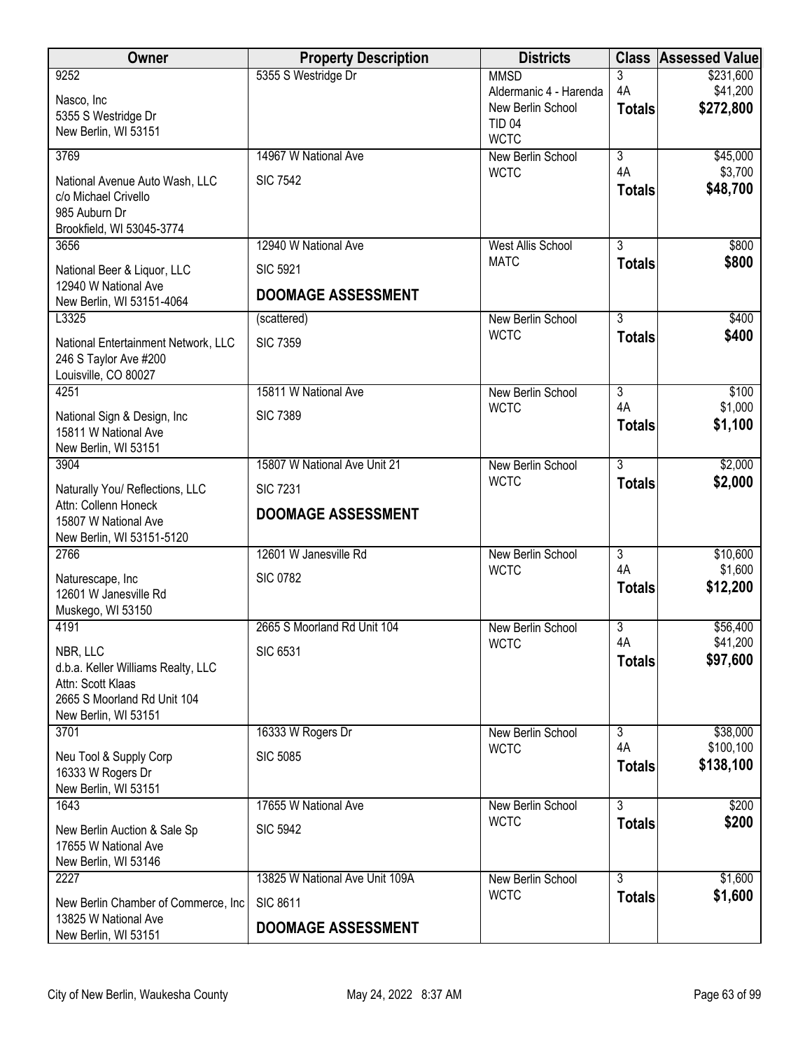| Owner | Property Description | Districts | Class | Assessed Value |
|---|---|---|---|---|
| 9252<br>Nasco, Inc<br>5355 S Westridge Dr<br>New Berlin, WI 53151 | 5355 S Westridge Dr | MMSD<br>Aldermanic 4 - Harenda<br>New Berlin School<br>TID 04<br>WCTC | 3<br>4A<br>**Totals** | $231,600<br>$41,200<br>**$272,800** |
| 3769<br>National Avenue Auto Wash, LLC<br>c/o Michael Crivello<br>985 Auburn Dr<br>Brookfield, WI 53045-3774 | 14967 W National Ave<br>SIC 7542 | New Berlin School<br>WCTC | 3<br>4A<br>**Totals** | $45,000<br>$3,700<br>**$48,700** |
| 3656<br>National Beer & Liquor, LLC<br>12940 W National Ave<br>New Berlin, WI 53151-4064 | 12940 W National Ave<br>SIC 5921<br>**DOOMAGE ASSESSMENT** | West Allis School<br>MATC | 3<br>**Totals** | $800<br>**$800** |
| L3325<br>National Entertainment Network, LLC<br>246 S Taylor Ave #200<br>Louisville, CO 80027 | (scattered)<br>SIC 7359 | New Berlin School<br>WCTC | 3<br>**Totals** | $400<br>**$400** |
| 4251<br>National Sign & Design, Inc<br>15811 W National Ave<br>New Berlin, WI 53151 | 15811 W National Ave<br>SIC 7389 | New Berlin School<br>WCTC | 3<br>4A<br>**Totals** | $100<br>$1,000<br>**$1,100** |
| 3904<br>Naturally You/ Reflections, LLC<br>Attn: Collenn Honeck<br>15807 W National Ave<br>New Berlin, WI 53151-5120 | 15807 W National Ave Unit 21<br>SIC 7231<br>**DOOMAGE ASSESSMENT** | New Berlin School<br>WCTC | 3<br>**Totals** | $2,000<br>**$2,000** |
| 2766<br>Naturescape, Inc<br>12601 W Janesville Rd<br>Muskego, WI 53150 | 12601 W Janesville Rd<br>SIC 0782 | New Berlin School<br>WCTC | 3<br>4A<br>**Totals** | $10,600<br>$1,600<br>**$12,200** |
| 4191<br>NBR, LLC<br>d.b.a. Keller Williams Realty, LLC<br>Attn: Scott Klaas<br>2665 S Moorland Rd Unit 104<br>New Berlin, WI 53151 | 2665 S Moorland Rd Unit 104<br>SIC 6531 | New Berlin School<br>WCTC | 3<br>4A<br>**Totals** | $56,400<br>$41,200<br>**$97,600** |
| 3701<br>Neu Tool & Supply Corp<br>16333 W Rogers Dr<br>New Berlin, WI 53151 | 16333 W Rogers Dr<br>SIC 5085 | New Berlin School<br>WCTC | 3<br>4A<br>**Totals** | $38,000<br>$100,100<br>**$138,100** |
| 1643<br>New Berlin Auction & Sale Sp<br>17655 W National Ave<br>New Berlin, WI 53146 | 17655 W National Ave<br>SIC 5942 | New Berlin School<br>WCTC | 3<br>**Totals** | $200<br>**$200** |
| 2227<br>New Berlin Chamber of Commerce, Inc<br>13825 W National Ave<br>New Berlin, WI 53151 | 13825 W National Ave Unit 109A<br>SIC 8611<br>**DOOMAGE ASSESSMENT** | New Berlin School<br>WCTC | 3<br>**Totals** | $1,600<br>**$1,600** |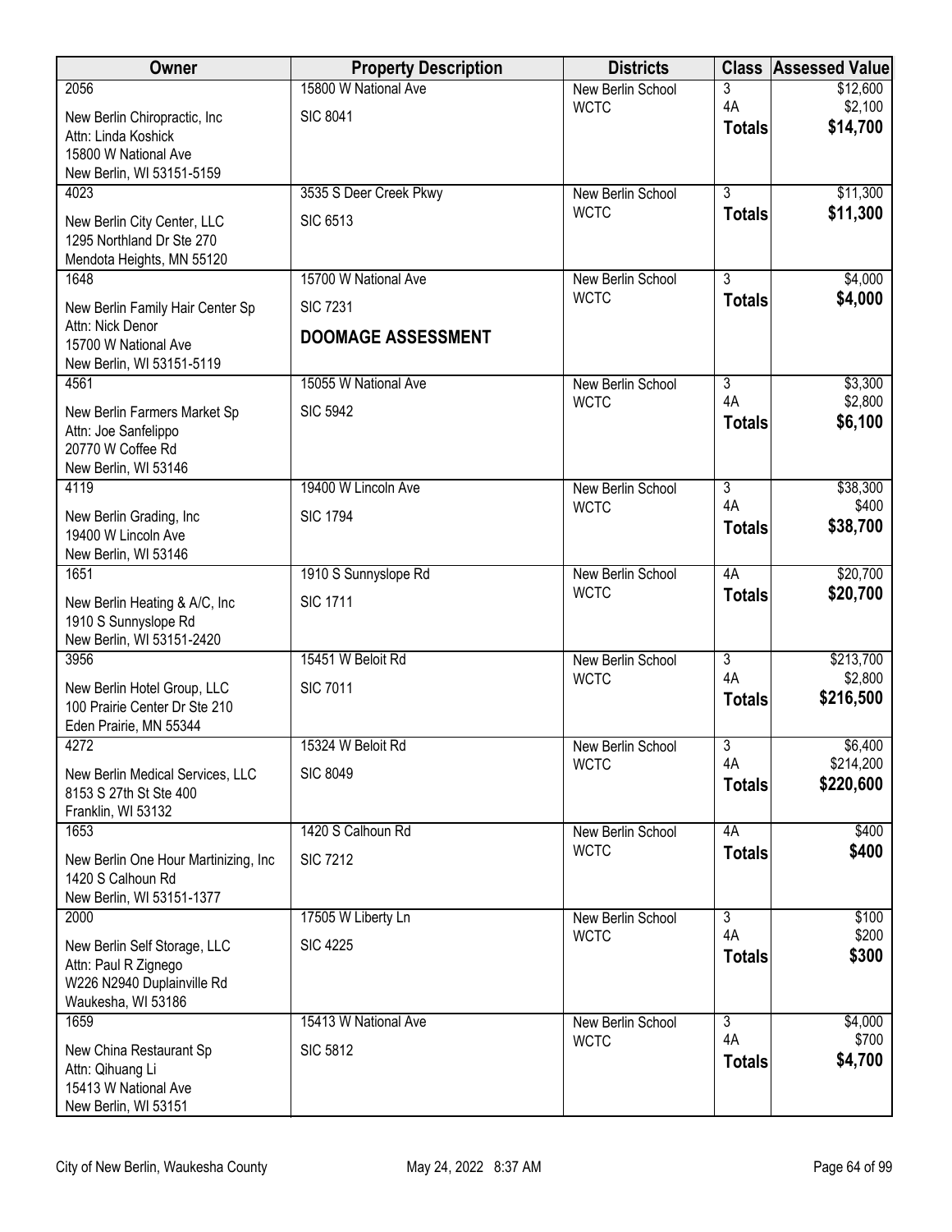| Owner | Property Description | Districts | Class | Assessed Value |
|---|---|---|---|---|
| 2056<br>New Berlin Chiropractic, Inc<br>Attn: Linda Koshick<br>15800 W National Ave<br>New Berlin, WI 53151-5159 | 15800 W National Ave<br>SIC 8041 | New Berlin School<br>WCTC | 3<br>4A<br>**Totals** | $12,600<br>$2,100<br>**$14,700** |
| 4023<br>New Berlin City Center, LLC<br>1295 Northland Dr Ste 270<br>Mendota Heights, MN 55120 | 3535 S Deer Creek Pkwy<br>SIC 6513 | New Berlin School<br>WCTC | 3<br>**Totals** | $11,300<br>**$11,300** |
| 1648<br>New Berlin Family Hair Center Sp<br>Attn: Nick Denor<br>15700 W National Ave<br>New Berlin, WI 53151-5119 | 15700 W National Ave<br>SIC 7231<br>**DOOMAGE ASSESSMENT** | New Berlin School<br>WCTC | 3<br>**Totals** | $4,000<br>**$4,000** |
| 4561<br>New Berlin Farmers Market Sp<br>Attn: Joe Sanfelippo<br>20770 W Coffee Rd<br>New Berlin, WI 53146 | 15055 W National Ave<br>SIC 5942 | New Berlin School<br>WCTC | 3<br>4A<br>**Totals** | $3,300<br>$2,800<br>**$6,100** |
| 4119<br>New Berlin Grading, Inc<br>19400 W Lincoln Ave<br>New Berlin, WI 53146 | 19400 W Lincoln Ave<br>SIC 1794 | New Berlin School<br>WCTC | 3<br>4A<br>**Totals** | $38,300<br>$400<br>**$38,700** |
| 1651<br>New Berlin Heating & A/C, Inc<br>1910 S Sunnyslope Rd<br>New Berlin, WI 53151-2420 | 1910 S Sunnyslope Rd<br>SIC 1711 | New Berlin School<br>WCTC | 4A<br>**Totals** | $20,700<br>**$20,700** |
| 3956<br>New Berlin Hotel Group, LLC<br>100 Prairie Center Dr Ste 210<br>Eden Prairie, MN 55344 | 15451 W Beloit Rd<br>SIC 7011 | New Berlin School<br>WCTC | 3<br>4A<br>**Totals** | $213,700<br>$2,800<br>**$216,500** |
| 4272<br>New Berlin Medical Services, LLC<br>8153 S 27th St Ste 400<br>Franklin, WI 53132 | 15324 W Beloit Rd<br>SIC 8049 | New Berlin School<br>WCTC | 3<br>4A<br>**Totals** | $6,400<br>$214,200<br>**$220,600** |
| 1653<br>New Berlin One Hour Martinizing, Inc<br>1420 S Calhoun Rd<br>New Berlin, WI 53151-1377 | 1420 S Calhoun Rd<br>SIC 7212 | New Berlin School<br>WCTC | 4A<br>**Totals** | $400<br>**$400** |
| 2000<br>New Berlin Self Storage, LLC<br>Attn: Paul R Zignego<br>W226 N2940 Duplainville Rd<br>Waukesha, WI 53186 | 17505 W Liberty Ln<br>SIC 4225 | New Berlin School<br>WCTC | 3<br>4A<br>**Totals** | $100<br>$200<br>**$300** |
| 1659<br>New China Restaurant Sp<br>Attn: Qihuang Li<br>15413 W National Ave<br>New Berlin, WI 53151 | 15413 W National Ave<br>SIC 5812 | New Berlin School<br>WCTC | 3<br>4A<br>**Totals** | $4,000<br>$700<br>**$4,700** |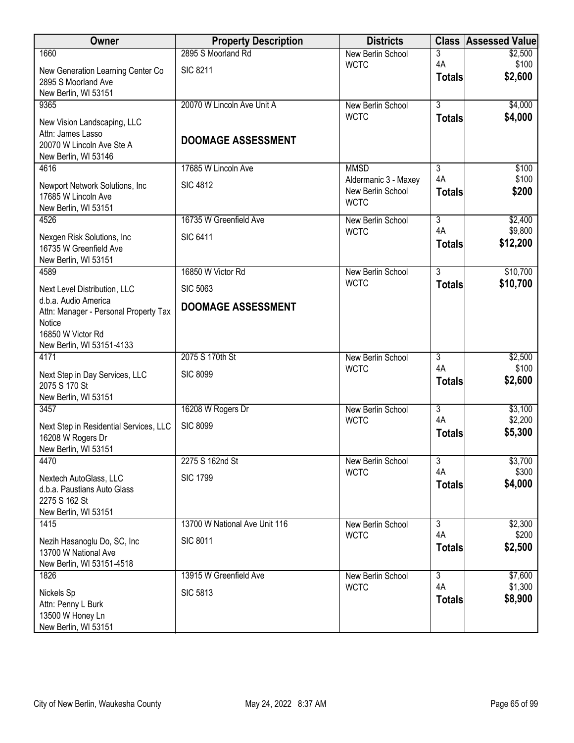| Owner | Property Description | Districts | Class | Assessed Value |
|---|---|---|---|---|
| 1660<br>New Generation Learning Center Co<br>2895 S Moorland Ave<br>New Berlin, WI 53151 | 2895 S Moorland Rd<br>SIC 8211 | New Berlin School<br>WCTC | 3<br>4A<br>**Totals** | $2,500<br>$100<br>**$2,600** |
| 9365<br>New Vision Landscaping, LLC<br>Attn: James Lasso<br>20070 W Lincoln Ave Ste A<br>New Berlin, WI 53146 | 20070 W Lincoln Ave Unit A<br>**DOOMAGE ASSESSMENT** | New Berlin School<br>WCTC | 3<br>**Totals** | $4,000<br>**$4,000** |
| 4616<br>Newport Network Solutions, Inc<br>17685 W Lincoln Ave<br>New Berlin, WI 53151 | 17685 W Lincoln Ave<br>SIC 4812 | MMSD<br>Aldermanic 3 - Maxey<br>New Berlin School<br>WCTC | 3<br>4A<br>**Totals** | $100<br>$100<br>**$200** |
| 4526<br>Nexgen Risk Solutions, Inc<br>16735 W Greenfield Ave<br>New Berlin, WI 53151 | 16735 W Greenfield Ave<br>SIC 6411 | New Berlin School<br>WCTC | 3<br>4A<br>**Totals** | $2,400<br>$9,800<br>**$12,200** |
| 4589<br>Next Level Distribution, LLC<br>d.b.a. Audio America<br>Attn: Manager - Personal Property Tax Notice<br>16850 W Victor Rd<br>New Berlin, WI 53151-4133 | 16850 W Victor Rd<br>SIC 5063<br>**DOOMAGE ASSESSMENT** | New Berlin School<br>WCTC | 3<br>**Totals** | $10,700<br>**$10,700** |
| 4171<br>Next Step in Day Services, LLC<br>2075 S 170 St<br>New Berlin, WI 53151 | 2075 S 170th St<br>SIC 8099 | New Berlin School<br>WCTC | 3<br>4A<br>**Totals** | $2,500<br>$100<br>**$2,600** |
| 3457<br>Next Step in Residential Services, LLC<br>16208 W Rogers Dr<br>New Berlin, WI 53151 | 16208 W Rogers Dr<br>SIC 8099 | New Berlin School<br>WCTC | 3<br>4A<br>**Totals** | $3,100<br>$2,200<br>**$5,300** |
| 4470<br>Nextech AutoGlass, LLC<br>d.b.a. Paustians Auto Glass<br>2275 S 162 St<br>New Berlin, WI 53151 | 2275 S 162nd St<br>SIC 1799 | New Berlin School<br>WCTC | 3<br>4A<br>**Totals** | $3,700<br>$300<br>**$4,000** |
| 1415<br>Nezih Hasanoglu Do, SC, Inc<br>13700 W National Ave<br>New Berlin, WI 53151-4518 | 13700 W National Ave Unit 116<br>SIC 8011 | New Berlin School<br>WCTC | 3<br>4A<br>**Totals** | $2,300<br>$200<br>**$2,500** |
| 1826<br>Nickels Sp<br>Attn: Penny L Burk<br>13500 W Honey Ln<br>New Berlin, WI 53151 | 13915 W Greenfield Ave<br>SIC 5813 | New Berlin School<br>WCTC | 3<br>4A<br>**Totals** | $7,600<br>$1,300<br>**$8,900** |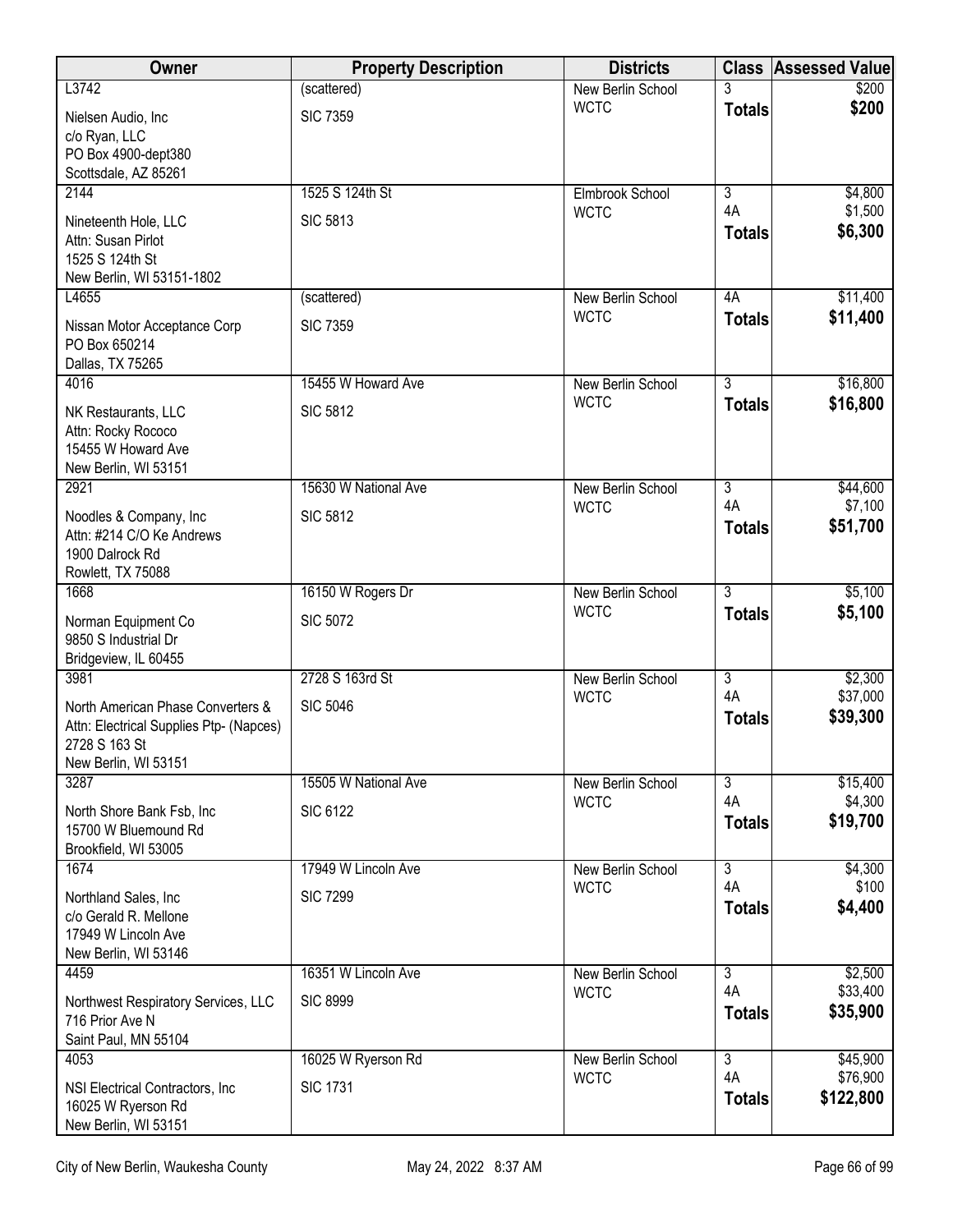| Owner | Property Description | Districts | Class | Assessed Value |
|---|---|---|---|---|
| L3742 | (scattered) | New Berlin School | 3 | $200 |
| Nielsen Audio, Inc<br>c/o Ryan, LLC<br>PO Box 4900-dept380<br>Scottsdale, AZ 85261 | SIC 7359 | WCTC | **Totals** | **$200** |
| 2144 | 1525 S 124th St | Elmbrook School | 3 | $4,800 |
| Nineteenth Hole, LLC<br>Attn: Susan Pirlot<br>1525 S 124th St<br>New Berlin, WI 53151-1802 | SIC 5813 | WCTC | 4A | $1,500 |
| | | | **Totals** | **$6,300** |
| L4655 | (scattered) | New Berlin School | 4A | $11,400 |
| Nissan Motor Acceptance Corp<br>PO Box 650214<br>Dallas, TX 75265 | SIC 7359 | WCTC | **Totals** | **$11,400** |
| 4016 | 15455 W Howard Ave | New Berlin School | 3 | $16,800 |
| NK Restaurants, LLC<br>Attn: Rocky Rococo<br>15455 W Howard Ave<br>New Berlin, WI 53151 | SIC 5812 | WCTC | **Totals** | **$16,800** |
| 2921 | 15630 W National Ave | New Berlin School | 3 | $44,600 |
| Noodles & Company, Inc<br>Attn: #214 C/O Ke Andrews<br>1900 Dalrock Rd<br>Rowlett, TX 75088 | SIC 5812 | WCTC | 4A | $7,100 |
| | | | **Totals** | **$51,700** |
| 1668 | 16150 W Rogers Dr | New Berlin School | 3 | $5,100 |
| Norman Equipment Co<br>9850 S Industrial Dr<br>Bridgeview, IL 60455 | SIC 5072 | WCTC | **Totals** | **$5,100** |
| 3981 | 2728 S 163rd St | New Berlin School | 3 | $2,300 |
| North American Phase Converters &<br>Attn: Electrical Supplies Ptp- (Napces)<br>2728 S 163 St<br>New Berlin, WI 53151 | SIC 5046 | WCTC | 4A | $37,000 |
| | | | **Totals** | **$39,300** |
| 3287 | 15505 W National Ave | New Berlin School | 3 | $15,400 |
| North Shore Bank Fsb, Inc<br>15700 W Bluemound Rd<br>Brookfield, WI 53005 | SIC 6122 | WCTC | 4A | $4,300 |
| | | | **Totals** | **$19,700** |
| 1674 | 17949 W Lincoln Ave | New Berlin School | 3 | $4,300 |
| Northland Sales, Inc<br>c/o Gerald R. Mellone<br>17949 W Lincoln Ave<br>New Berlin, WI 53146 | SIC 7299 | WCTC | 4A | $100 |
| | | | **Totals** | **$4,400** |
| 4459 | 16351 W Lincoln Ave | New Berlin School | 3 | $2,500 |
| Northwest Respiratory Services, LLC<br>716 Prior Ave N<br>Saint Paul, MN 55104 | SIC 8999 | WCTC | 4A | $33,400 |
| | | | **Totals** | **$35,900** |
| 4053 | 16025 W Ryerson Rd | New Berlin School | 3 | $45,900 |
| NSI Electrical Contractors, Inc<br>16025 W Ryerson Rd<br>New Berlin, WI 53151 | SIC 1731 | WCTC | 4A | $76,900 |
| | | | **Totals** | **$122,800** |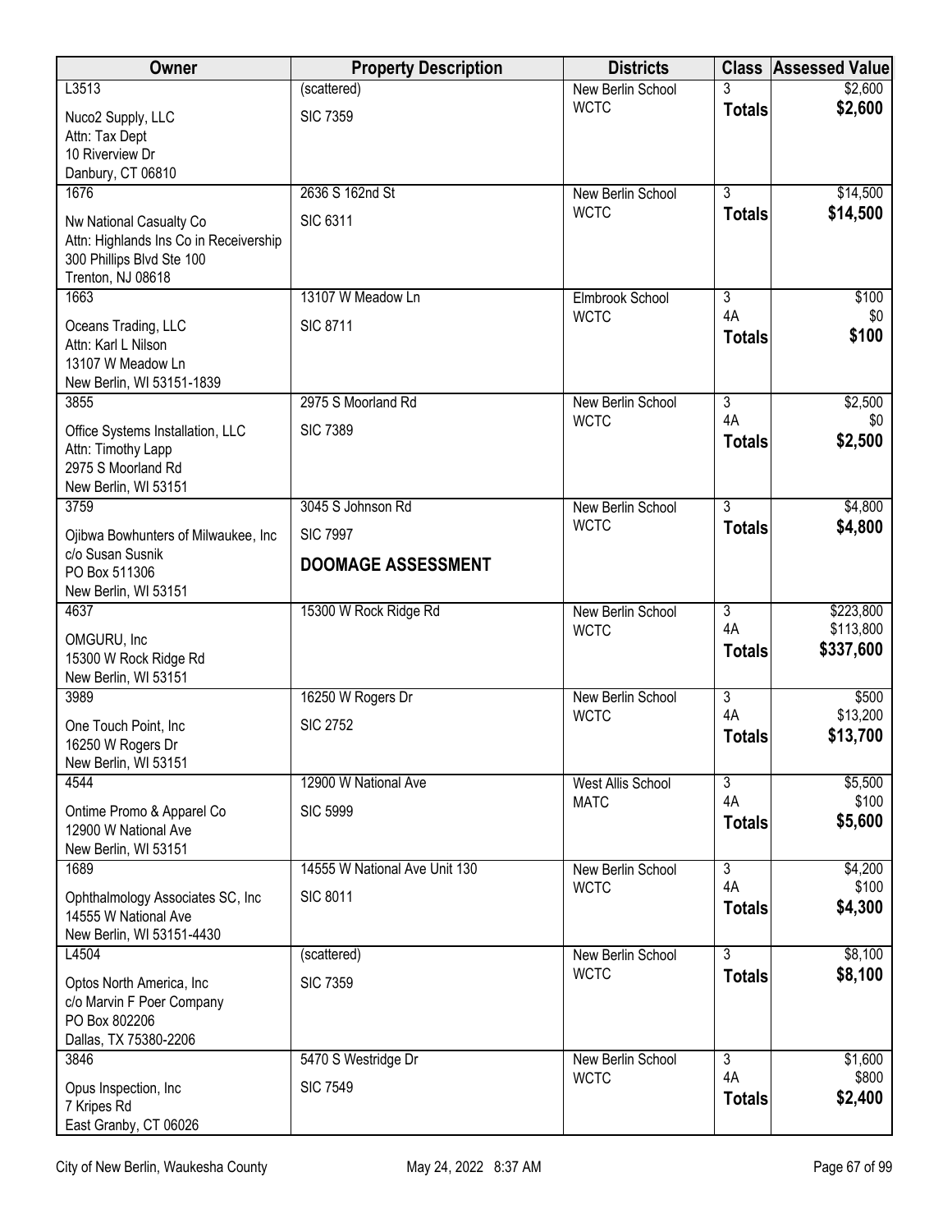| Owner | Property Description | Districts | Class | Assessed Value |
|---|---|---|---|---|
| L3513<br>Nuco2 Supply, LLC<br>Attn: Tax Dept<br>10 Riverview Dr<br>Danbury, CT 06810 | (scattered)<br>SIC 7359 | New Berlin School<br>WCTC | 3<br>**Totals** | $2,600<br>**$2,600** |
| 1676<br>Nw National Casualty Co<br>Attn: Highlands Ins Co in Receivership<br>300 Phillips Blvd Ste 100<br>Trenton, NJ 08618 | 2636 S 162nd St<br>SIC 6311 | New Berlin School<br>WCTC | 3<br>**Totals** | $14,500<br>**$14,500** |
| 1663<br>Oceans Trading, LLC<br>Attn: Karl L Nilson<br>13107 W Meadow Ln<br>New Berlin, WI 53151-1839 | 13107 W Meadow Ln<br>SIC 8711 | Elmbrook School<br>WCTC | 3<br>4A<br>**Totals** | $100<br>$0<br>**$100** |
| 3855<br>Office Systems Installation, LLC<br>Attn: Timothy Lapp<br>2975 S Moorland Rd<br>New Berlin, WI 53151 | 2975 S Moorland Rd<br>SIC 7389 | New Berlin School<br>WCTC | 3<br>4A<br>**Totals** | $2,500<br>$0<br>**$2,500** |
| 3759<br>Ojibwa Bowhunters of Milwaukee, Inc<br>c/o Susan Susnik<br>PO Box 511306<br>New Berlin, WI 53151 | 3045 S Johnson Rd<br>SIC 7997<br>**DOOMAGE ASSESSMENT** | New Berlin School<br>WCTC | 3<br>**Totals** | $4,800<br>**$4,800** |
| 4637<br>OMGURU, Inc<br>15300 W Rock Ridge Rd<br>New Berlin, WI 53151 | 15300 W Rock Ridge Rd | New Berlin School<br>WCTC | 3<br>4A<br>**Totals** | $223,800<br>$113,800<br>**$337,600** |
| 3989<br>One Touch Point, Inc<br>16250 W Rogers Dr<br>New Berlin, WI 53151 | 16250 W Rogers Dr<br>SIC 2752 | New Berlin School<br>WCTC | 3<br>4A<br>**Totals** | $500<br>$13,200<br>**$13,700** |
| 4544<br>Ontime Promo & Apparel Co<br>12900 W National Ave<br>New Berlin, WI 53151 | 12900 W National Ave<br>SIC 5999 | West Allis School<br>MATC | 3<br>4A<br>**Totals** | $5,500<br>$100<br>**$5,600** |
| 1689<br>Ophthalmology Associates SC, Inc<br>14555 W National Ave<br>New Berlin, WI 53151-4430 | 14555 W National Ave Unit 130<br>SIC 8011 | New Berlin School<br>WCTC | 3<br>4A<br>**Totals** | $4,200<br>$100<br>**$4,300** |
| L4504<br>Optos North America, Inc<br>c/o Marvin F Poer Company<br>PO Box 802206<br>Dallas, TX 75380-2206 | (scattered)<br>SIC 7359 | New Berlin School<br>WCTC | 3<br>**Totals** | $8,100<br>**$8,100** |
| 3846<br>Opus Inspection, Inc<br>7 Kripes Rd<br>East Granby, CT 06026 | 5470 S Westridge Dr<br>SIC 7549 | New Berlin School<br>WCTC | 3<br>4A<br>**Totals** | $1,600<br>$800<br>**$2,400** |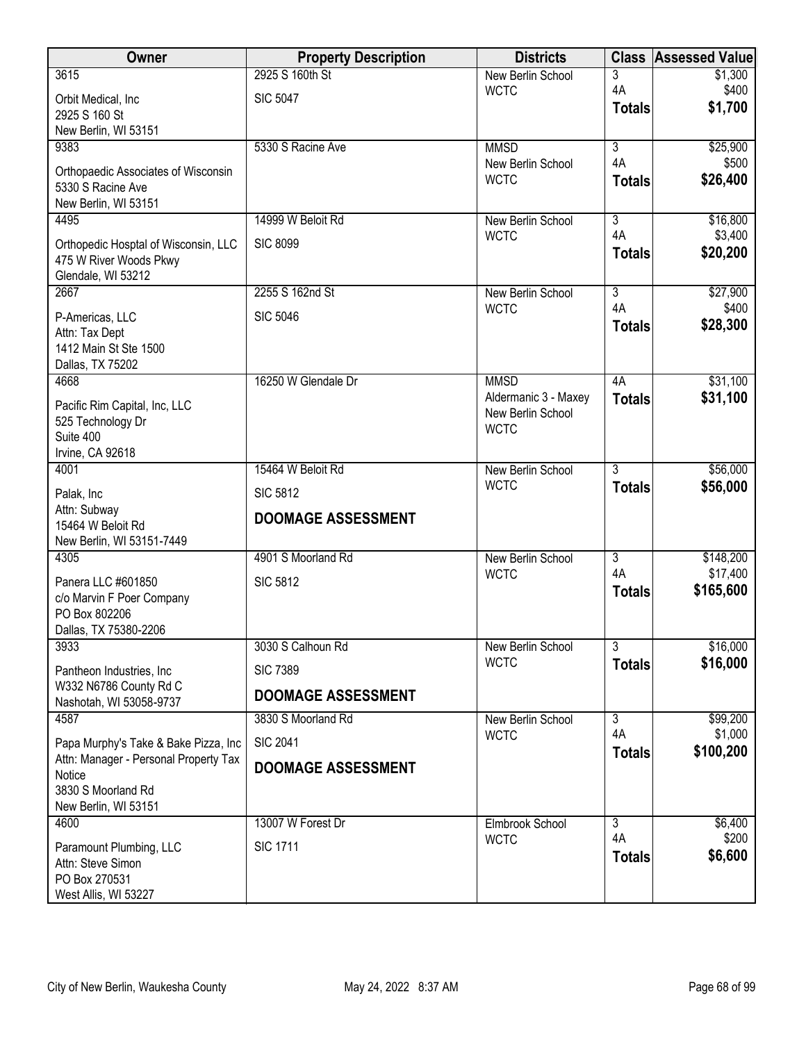| Owner | Property Description | Districts | Class | Assessed Value |
|---|---|---|---|---|
| 3615<br>Orbit Medical, Inc<br>2925 S 160 St<br>New Berlin, WI 53151 | 2925 S 160th St<br>SIC 5047 | New Berlin School<br>WCTC | 3<br>4A<br>**Totals** | $1,300<br>$400<br>**$1,700** |
| 9383<br>Orthopaedic Associates of Wisconsin<br>5330 S Racine Ave<br>New Berlin, WI 53151 | 5330 S Racine Ave | MMSD<br>New Berlin School<br>WCTC | 3<br>4A<br>**Totals** | $25,900<br>$500<br>**$26,400** |
| 4495<br>Orthopedic Hosptal of Wisconsin, LLC<br>475 W River Woods Pkwy<br>Glendale, WI 53212 | 14999 W Beloit Rd<br>SIC 8099 | New Berlin School<br>WCTC | 3<br>4A<br>**Totals** | $16,800<br>$3,400<br>**$20,200** |
| 2667<br>P-Americas, LLC<br>Attn: Tax Dept<br>1412 Main St Ste 1500<br>Dallas, TX 75202 | 2255 S 162nd St<br>SIC 5046 | New Berlin School<br>WCTC | 3<br>4A<br>**Totals** | $27,900<br>$400<br>**$28,300** |
| 4668<br>Pacific Rim Capital, Inc, LLC<br>525 Technology Dr<br>Suite 400<br>Irvine, CA 92618 | 16250 W Glendale Dr | MMSD<br>Aldermanic 3 - Maxey<br>New Berlin School<br>WCTC | 4A<br>**Totals** | $31,100<br>**$31,100** |
| 4001<br>Palak, Inc<br>Attn: Subway<br>15464 W Beloit Rd<br>New Berlin, WI 53151-7449 | 15464 W Beloit Rd<br>SIC 5812<br>**DOOMAGE ASSESSMENT** | New Berlin School<br>WCTC | 3<br>**Totals** | $56,000<br>**$56,000** |
| 4305<br>Panera LLC #601850<br>c/o Marvin F Poer Company<br>PO Box 802206<br>Dallas, TX 75380-2206 | 4901 S Moorland Rd<br>SIC 5812 | New Berlin School<br>WCTC | 3<br>4A<br>**Totals** | $148,200<br>$17,400<br>**$165,600** |
| 3933<br>Pantheon Industries, Inc<br>W332 N6786 County Rd C<br>Nashotah, WI 53058-9737 | 3030 S Calhoun Rd<br>SIC 7389<br>**DOOMAGE ASSESSMENT** | New Berlin School<br>WCTC | 3<br>**Totals** | $16,000<br>**$16,000** |
| 4587<br>Papa Murphy's Take & Bake Pizza, Inc<br>Attn: Manager - Personal Property Tax Notice<br>3830 S Moorland Rd<br>New Berlin, WI 53151 | 3830 S Moorland Rd<br>SIC 2041<br>**DOOMAGE ASSESSMENT** | New Berlin School<br>WCTC | 3<br>4A<br>**Totals** | $99,200<br>$1,000<br>**$100,200** |
| 4600<br>Paramount Plumbing, LLC<br>Attn: Steve Simon<br>PO Box 270531<br>West Allis, WI 53227 | 13007 W Forest Dr<br>SIC 1711 | Elmbrook School<br>WCTC | 3<br>4A<br>**Totals** | $6,400<br>$200<br>**$6,600** |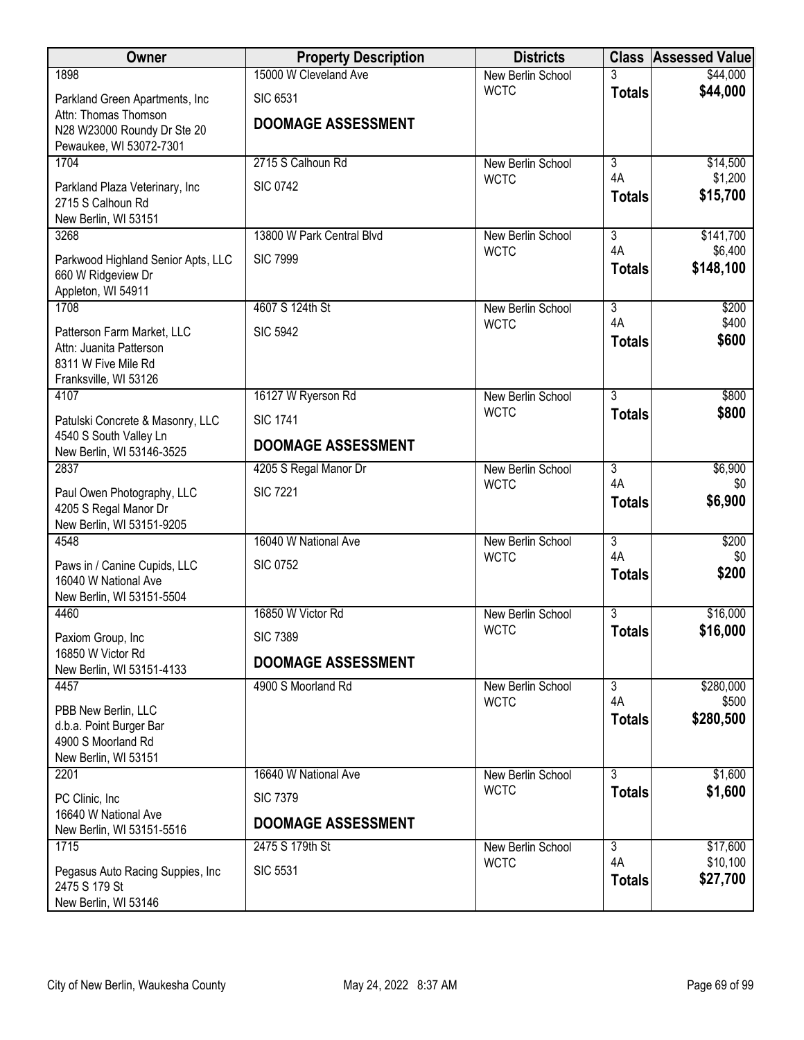| Owner | Property Description | Districts | Class | Assessed Value |
|---|---|---|---|---|
| 1898<br>Parkland Green Apartments, Inc<br>Attn: Thomas Thomson<br>N28 W23000 Roundy Dr Ste 20<br>Pewaukee, WI 53072-7301 | 15000 W Cleveland Ave<br>SIC 6531<br>**DOOMAGE ASSESSMENT** | New Berlin School<br>WCTC | 3<br>**Totals** | $44,000<br>**$44,000** |
| 1704<br>Parkland Plaza Veterinary, Inc<br>2715 S Calhoun Rd<br>New Berlin, WI 53151 | 2715 S Calhoun Rd<br>SIC 0742 | New Berlin School<br>WCTC | 3<br>4A<br>**Totals** | $14,500<br>$1,200<br>**$15,700** |
| 3268<br>Parkwood Highland Senior Apts, LLC<br>660 W Ridgeview Dr<br>Appleton, WI 54911 | 13800 W Park Central Blvd<br>SIC 7999 | New Berlin School<br>WCTC | 3<br>4A<br>**Totals** | $141,700<br>$6,400<br>**$148,100** |
| 1708<br>Patterson Farm Market, LLC<br>Attn: Juanita Patterson<br>8311 W Five Mile Rd<br>Franksville, WI 53126 | 4607 S 124th St<br>SIC 5942 | New Berlin School<br>WCTC | 3<br>4A<br>**Totals** | $200<br>$400<br>**$600** |
| 4107<br>Patulski Concrete & Masonry, LLC<br>4540 S South Valley Ln<br>New Berlin, WI 53146-3525 | 16127 W Ryerson Rd<br>SIC 1741<br>**DOOMAGE ASSESSMENT** | New Berlin School<br>WCTC | 3<br>**Totals** | $800<br>**$800** |
| 2837<br>Paul Owen Photography, LLC<br>4205 S Regal Manor Dr<br>New Berlin, WI 53151-9205 | 4205 S Regal Manor Dr<br>SIC 7221 | New Berlin School<br>WCTC | 3<br>4A<br>**Totals** | $6,900<br>$0<br>**$6,900** |
| 4548<br>Paws in / Canine Cupids, LLC<br>16040 W National Ave<br>New Berlin, WI 53151-5504 | 16040 W National Ave<br>SIC 0752 | New Berlin School<br>WCTC | 3<br>4A<br>**Totals** | $200<br>$0<br>**$200** |
| 4460<br>Paxiom Group, Inc<br>16850 W Victor Rd<br>New Berlin, WI 53151-4133 | 16850 W Victor Rd<br>SIC 7389<br>**DOOMAGE ASSESSMENT** | New Berlin School<br>WCTC | 3<br>**Totals** | $16,000<br>**$16,000** |
| 4457<br>PBB New Berlin, LLC<br>d.b.a. Point Burger Bar<br>4900 S Moorland Rd<br>New Berlin, WI 53151 | 4900 S Moorland Rd | New Berlin School<br>WCTC | 3<br>4A<br>**Totals** | $280,000<br>$500<br>**$280,500** |
| 2201<br>PC Clinic, Inc<br>16640 W National Ave<br>New Berlin, WI 53151-5516 | 16640 W National Ave<br>SIC 7379<br>**DOOMAGE ASSESSMENT** | New Berlin School<br>WCTC | 3<br>**Totals** | $1,600<br>**$1,600** |
| 1715<br>Pegasus Auto Racing Suppies, Inc<br>2475 S 179 St<br>New Berlin, WI 53146 | 2475 S 179th St<br>SIC 5531 | New Berlin School<br>WCTC | 3<br>4A<br>**Totals** | $17,600<br>$10,100<br>**$27,700** |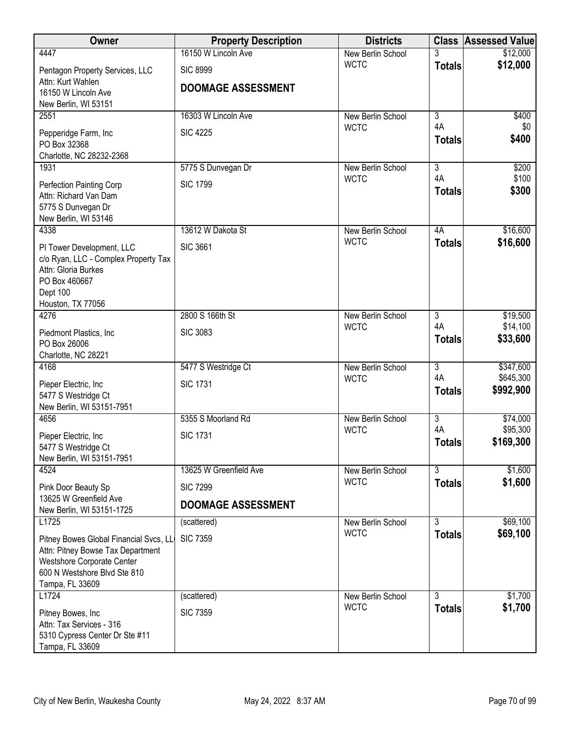| Owner | Property Description | Districts | Class | Assessed Value |
|---|---|---|---|---|
| 4447<br>Pentagon Property Services, LLC<br>Attn: Kurt Wahlen<br>16150 W Lincoln Ave<br>New Berlin, WI 53151 | 16150 W Lincoln Ave<br>SIC 8999<br>**DOOMAGE ASSESSMENT** | New Berlin School<br>WCTC | 3<br>**Totals** | $12,000<br>**$12,000** |
| 2551<br>Pepperidge Farm, Inc<br>PO Box 32368<br>Charlotte, NC 28232-2368 | 16303 W Lincoln Ave<br>SIC 4225 | New Berlin School<br>WCTC | 3<br>4A<br>**Totals** | $400<br>$0<br>**$400** |
| 1931<br>Perfection Painting Corp<br>Attn: Richard Van Dam<br>5775 S Dunvegan Dr<br>New Berlin, WI 53146 | 5775 S Dunvegan Dr<br>SIC 1799 | New Berlin School<br>WCTC | 3<br>4A<br>**Totals** | $200<br>$100<br>**$300** |
| 4338<br>PI Tower Development, LLC<br>c/o Ryan, LLC - Complex Property Tax<br>Attn: Gloria Burkes<br>PO Box 460667<br>Dept 100<br>Houston, TX 77056 | 13612 W Dakota St<br>SIC 3661 | New Berlin School<br>WCTC | 4A<br>**Totals** | $16,600<br>**$16,600** |
| 4276<br>Piedmont Plastics, Inc<br>PO Box 26006<br>Charlotte, NC 28221 | 2800 S 166th St<br>SIC 3083 | New Berlin School<br>WCTC | 3<br>4A<br>**Totals** | $19,500<br>$14,100<br>**$33,600** |
| 4168<br>Pieper Electric, Inc<br>5477 S Westridge Ct<br>New Berlin, WI 53151-7951 | 5477 S Westridge Ct<br>SIC 1731 | New Berlin School<br>WCTC | 3<br>4A<br>**Totals** | $347,600<br>$645,300<br>**$992,900** |
| 4656<br>Pieper Electric, Inc<br>5477 S Westridge Ct<br>New Berlin, WI 53151-7951 | 5355 S Moorland Rd<br>SIC 1731 | New Berlin School<br>WCTC | 3<br>4A<br>**Totals** | $74,000<br>$95,300<br>**$169,300** |
| 4524<br>Pink Door Beauty Sp<br>13625 W Greenfield Ave<br>New Berlin, WI 53151-1725 | 13625 W Greenfield Ave<br>SIC 7299<br>**DOOMAGE ASSESSMENT** | New Berlin School<br>WCTC | 3<br>**Totals** | $1,600<br>**$1,600** |
| L1725<br>Pitney Bowes Global Financial Svcs, LL<br>Attn: Pitney Bowse Tax Department<br>Westshore Corporate Center<br>600 N Westshore Blvd Ste 810<br>Tampa, FL 33609 | (scattered)<br>SIC 7359 | New Berlin School<br>WCTC | 3<br>**Totals** | $69,100<br>**$69,100** |
| L1724<br>Pitney Bowes, Inc<br>Attn: Tax Services - 316<br>5310 Cypress Center Dr Ste #11<br>Tampa, FL 33609 | (scattered)<br>SIC 7359 | New Berlin School<br>WCTC | 3<br>**Totals** | $1,700<br>**$1,700** |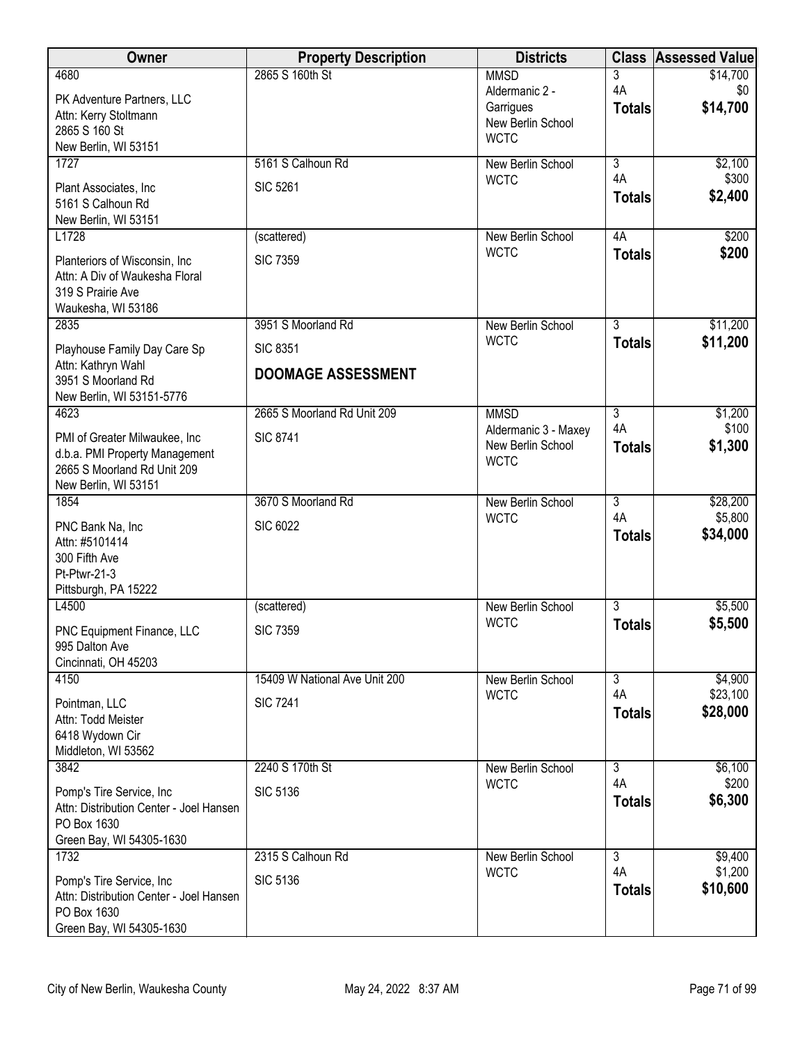| Owner | Property Description | Districts | Class | Assessed Value |
|---|---|---|---|---|
| 4680<br>PK Adventure Partners, LLC<br>Attn: Kerry Stoltmann<br>2865 S 160 St<br>New Berlin, WI 53151 | 2865 S 160th St | MMSD<br>Aldermanic 2 - Garrigues<br>New Berlin School<br>WCTC | 3<br>4A<br>**Totals** | $14,700<br>$0<br>**$14,700** |
| 1727<br>Plant Associates, Inc<br>5161 S Calhoun Rd<br>New Berlin, WI 53151 | 5161 S Calhoun Rd<br>SIC 5261 | New Berlin School<br>WCTC | 3<br>4A<br>**Totals** | $2,100<br>$300<br>**$2,400** |
| L1728<br>Planteriors of Wisconsin, Inc<br>Attn: A Div of Waukesha Floral<br>319 S Prairie Ave<br>Waukesha, WI 53186 | (scattered)<br>SIC 7359 | New Berlin School<br>WCTC | 4A<br>**Totals** | $200<br>**$200** |
| 2835<br>Playhouse Family Day Care Sp<br>Attn: Kathryn Wahl<br>3951 S Moorland Rd<br>New Berlin, WI 53151-5776 | 3951 S Moorland Rd<br>SIC 8351<br>**DOOMAGE ASSESSMENT** | New Berlin School<br>WCTC | 3<br>**Totals** | $11,200<br>**$11,200** |
| 4623<br>PMI of Greater Milwaukee, Inc<br>d.b.a. PMI Property Management<br>2665 S Moorland Rd Unit 209<br>New Berlin, WI 53151 | 2665 S Moorland Rd Unit 209<br>SIC 8741 | MMSD<br>Aldermanic 3 - Maxey<br>New Berlin School<br>WCTC | 3<br>4A<br>**Totals** | $1,200<br>$100<br>**$1,300** |
| 1854<br>PNC Bank Na, Inc<br>Attn: #5101414<br>300 Fifth Ave<br>Pt-Ptwr-21-3<br>Pittsburgh, PA 15222 | 3670 S Moorland Rd<br>SIC 6022 | New Berlin School<br>WCTC | 3<br>4A<br>**Totals** | $28,200<br>$5,800<br>**$34,000** |
| L4500<br>PNC Equipment Finance, LLC<br>995 Dalton Ave<br>Cincinnati, OH 45203 | (scattered)<br>SIC 7359 | New Berlin School<br>WCTC | 3<br>**Totals** | $5,500<br>**$5,500** |
| 4150<br>Pointman, LLC<br>Attn: Todd Meister<br>6418 Wydown Cir<br>Middleton, WI 53562 | 15409 W National Ave Unit 200<br>SIC 7241 | New Berlin School<br>WCTC | 3<br>4A<br>**Totals** | $4,900<br>$23,100<br>**$28,000** |
| 3842<br>Pomp's Tire Service, Inc<br>Attn: Distribution Center - Joel Hansen<br>PO Box 1630<br>Green Bay, WI 54305-1630 | 2240 S 170th St<br>SIC 5136 | New Berlin School<br>WCTC | 3<br>4A<br>**Totals** | $6,100<br>$200<br>**$6,300** |
| 1732<br>Pomp's Tire Service, Inc<br>Attn: Distribution Center - Joel Hansen<br>PO Box 1630<br>Green Bay, WI 54305-1630 | 2315 S Calhoun Rd<br>SIC 5136 | New Berlin School<br>WCTC | 3<br>4A<br>**Totals** | $9,400<br>$1,200<br>**$10,600** |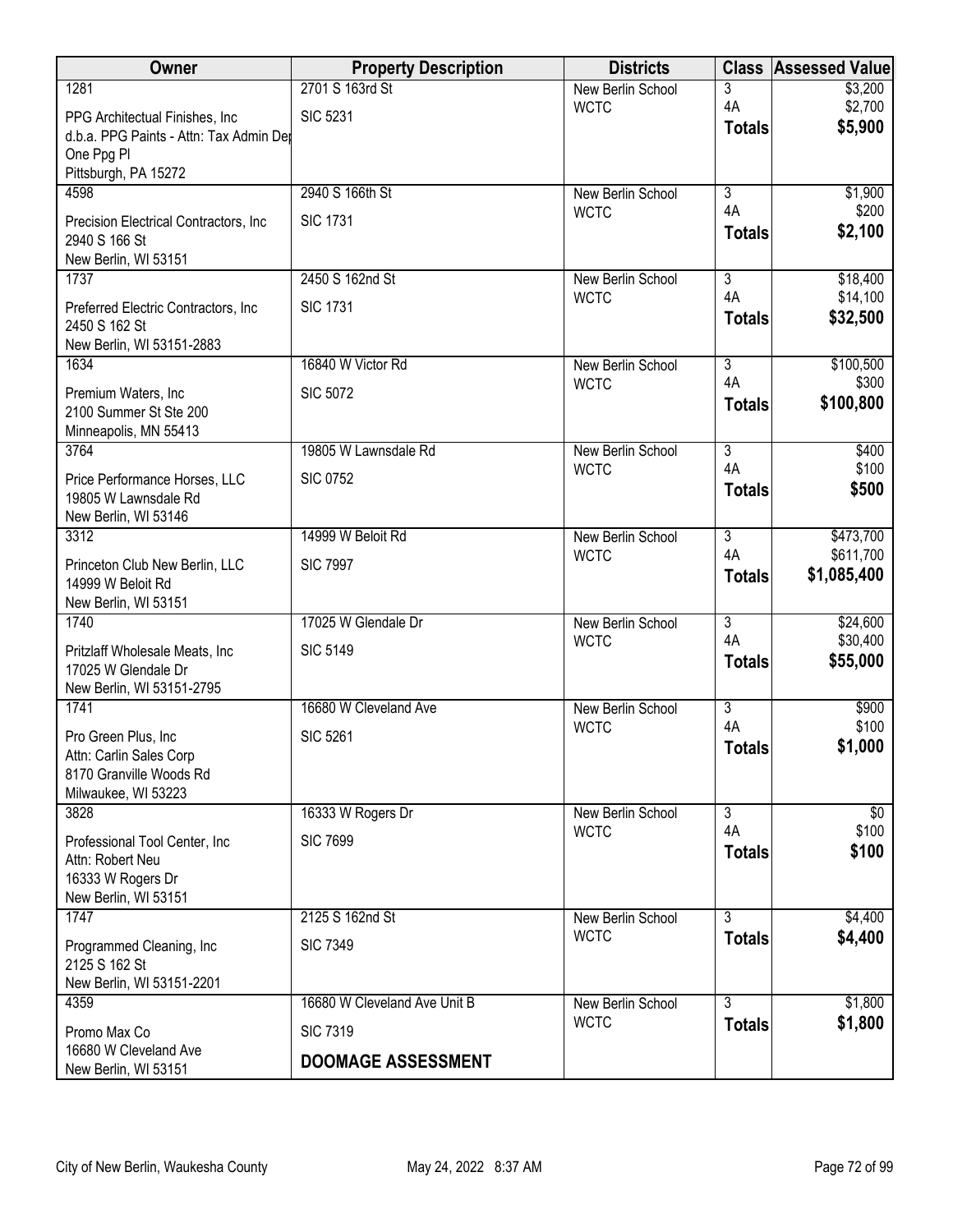| Owner | Property Description | Districts | Class | Assessed Value |
|---|---|---|---|---|
| 1281 | 2701 S 163rd St | New Berlin School | 3 | $3,200 |
| PPG Architectual Finishes, Inc<br>d.b.a. PPG Paints - Attn: Tax Admin Dep<br>One Ppg Pl<br>Pittsburgh, PA 15272 | SIC 5231 | WCTC | 4A | $2,700 |
| | | | **Totals** | **$5,900** |
| 4598 | 2940 S 166th St | New Berlin School | 3 | $1,900 |
| Precision Electrical Contractors, Inc<br>2940 S 166 St<br>New Berlin, WI 53151 | SIC 1731 | WCTC | 4A | $200 |
| | | | **Totals** | **$2,100** |
| 1737 | 2450 S 162nd St | New Berlin School | 3 | $18,400 |
| Preferred Electric Contractors, Inc<br>2450 S 162 St<br>New Berlin, WI 53151-2883 | SIC 1731 | WCTC | 4A | $14,100 |
| | | | **Totals** | **$32,500** |
| 1634 | 16840 W Victor Rd | New Berlin School | 3 | $100,500 |
| Premium Waters, Inc<br>2100 Summer St Ste 200<br>Minneapolis, MN 55413 | SIC 5072 | WCTC | 4A | $300 |
| | | | **Totals** | **$100,800** |
| 3764 | 19805 W Lawnsdale Rd | New Berlin School | 3 | $400 |
| Price Performance Horses, LLC<br>19805 W Lawnsdale Rd<br>New Berlin, WI 53146 | SIC 0752 | WCTC | 4A | $100 |
| | | | **Totals** | **$500** |
| 3312 | 14999 W Beloit Rd | New Berlin School | 3 | $473,700 |
| Princeton Club New Berlin, LLC<br>14999 W Beloit Rd<br>New Berlin, WI 53151 | SIC 7997 | WCTC | 4A | $611,700 |
| | | | **Totals** | **$1,085,400** |
| 1740 | 17025 W Glendale Dr | New Berlin School | 3 | $24,600 |
| Pritzlaff Wholesale Meats, Inc<br>17025 W Glendale Dr<br>New Berlin, WI 53151-2795 | SIC 5149 | WCTC | 4A | $30,400 |
| | | | **Totals** | **$55,000** |
| 1741 | 16680 W Cleveland Ave | New Berlin School | 3 | $900 |
| Pro Green Plus, Inc<br>Attn: Carlin Sales Corp<br>8170 Granville Woods Rd<br>Milwaukee, WI 53223 | SIC 5261 | WCTC | 4A | $100 |
| | | | **Totals** | **$1,000** |
| 3828 | 16333 W Rogers Dr | New Berlin School | 3 | $0 |
| Professional Tool Center, Inc<br>Attn: Robert Neu<br>16333 W Rogers Dr<br>New Berlin, WI 53151 | SIC 7699 | WCTC | 4A | $100 |
| | | | **Totals** | **$100** |
| 1747 | 2125 S 162nd St | New Berlin School | 3 | $4,400 |
| Programmed Cleaning, Inc<br>2125 S 162 St<br>New Berlin, WI 53151-2201 | SIC 7349 | WCTC | **Totals** | **$4,400** |
| 4359 | 16680 W Cleveland Ave Unit B | New Berlin School | 3 | $1,800 |
| Promo Max Co<br>16680 W Cleveland Ave<br>New Berlin, WI 53151 | SIC 7319<br>**DOOMAGE ASSESSMENT** | WCTC | **Totals** | **$1,800** |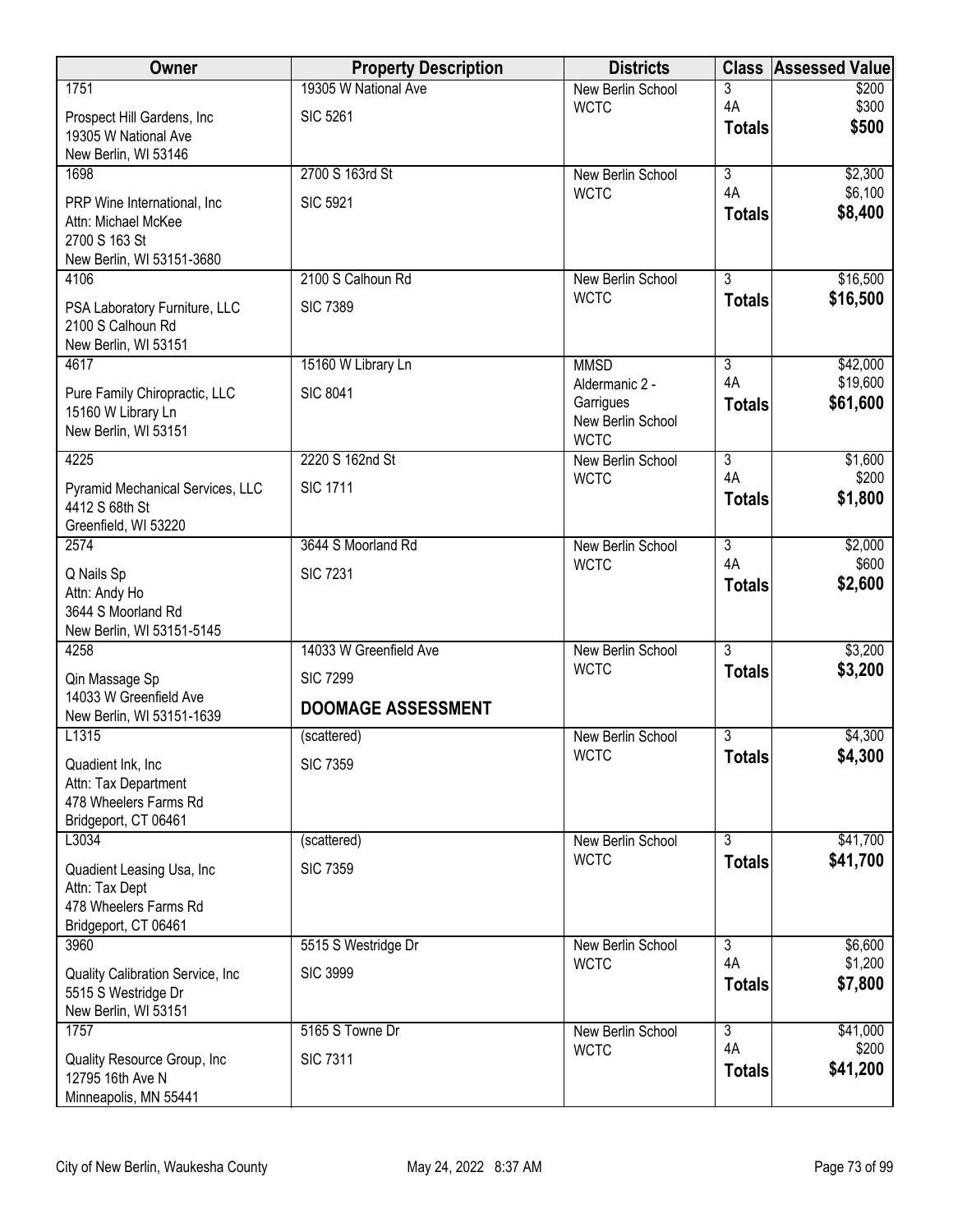| Owner | Property Description | Districts | Class | Assessed Value |
|---|---|---|---|---|
| 1751<br>Prospect Hill Gardens, Inc<br>19305 W National Ave<br>New Berlin, WI 53146 | 19305 W National Ave<br>SIC 5261 | New Berlin School<br>WCTC | 3<br>4A<br>**Totals** | $200<br>$300<br>**$500** |
| 1698<br>PRP Wine International, Inc<br>Attn: Michael McKee<br>2700 S 163 St<br>New Berlin, WI 53151-3680 | 2700 S 163rd St<br>SIC 5921 | New Berlin School<br>WCTC | 3<br>4A<br>**Totals** | $2,300<br>$6,100<br>**$8,400** |
| 4106<br>PSA Laboratory Furniture, LLC<br>2100 S Calhoun Rd<br>New Berlin, WI 53151 | 2100 S Calhoun Rd<br>SIC 7389 | New Berlin School<br>WCTC | 3<br>**Totals** | $16,500<br>**$16,500** |
| 4617<br>Pure Family Chiropractic, LLC<br>15160 W Library Ln<br>New Berlin, WI 53151 | 15160 W Library Ln<br>SIC 8041 | MMSD<br>Aldermanic 2 - Garrigues<br>New Berlin School<br>WCTC | 3<br>4A<br>**Totals** | $42,000<br>$19,600<br>**$61,600** |
| 4225<br>Pyramid Mechanical Services, LLC<br>4412 S 68th St<br>Greenfield, WI 53220 | 2220 S 162nd St<br>SIC 1711 | New Berlin School<br>WCTC | 3<br>4A<br>**Totals** | $1,600<br>$200<br>**$1,800** |
| 2574<br>Q Nails Sp<br>Attn: Andy Ho<br>3644 S Moorland Rd<br>New Berlin, WI 53151-5145 | 3644 S Moorland Rd<br>SIC 7231 | New Berlin School<br>WCTC | 3<br>4A<br>**Totals** | $2,000<br>$600<br>**$2,600** |
| 4258<br>Qin Massage Sp<br>14033 W Greenfield Ave<br>New Berlin, WI 53151-1639 | 14033 W Greenfield Ave<br>SIC 7299<br>**DOOMAGE ASSESSMENT** | New Berlin School<br>WCTC | 3<br>**Totals** | $3,200<br>**$3,200** |
| L1315<br>Quadient Ink, Inc<br>Attn: Tax Department<br>478 Wheelers Farms Rd<br>Bridgeport, CT 06461 | (scattered)<br>SIC 7359 | New Berlin School<br>WCTC | 3<br>**Totals** | $4,300<br>**$4,300** |
| L3034<br>Quadient Leasing Usa, Inc<br>Attn: Tax Dept<br>478 Wheelers Farms Rd<br>Bridgeport, CT 06461 | (scattered)<br>SIC 7359 | New Berlin School<br>WCTC | 3<br>**Totals** | $41,700<br>**$41,700** |
| 3960<br>Quality Calibration Service, Inc<br>5515 S Westridge Dr<br>New Berlin, WI 53151 | 5515 S Westridge Dr<br>SIC 3999 | New Berlin School<br>WCTC | 3<br>4A<br>**Totals** | $6,600<br>$1,200<br>**$7,800** |
| 1757<br>Quality Resource Group, Inc<br>12795 16th Ave N<br>Minneapolis, MN 55441 | 5165 S Towne Dr<br>SIC 7311 | New Berlin School<br>WCTC | 3<br>4A<br>**Totals** | $41,000<br>$200<br>**$41,200** |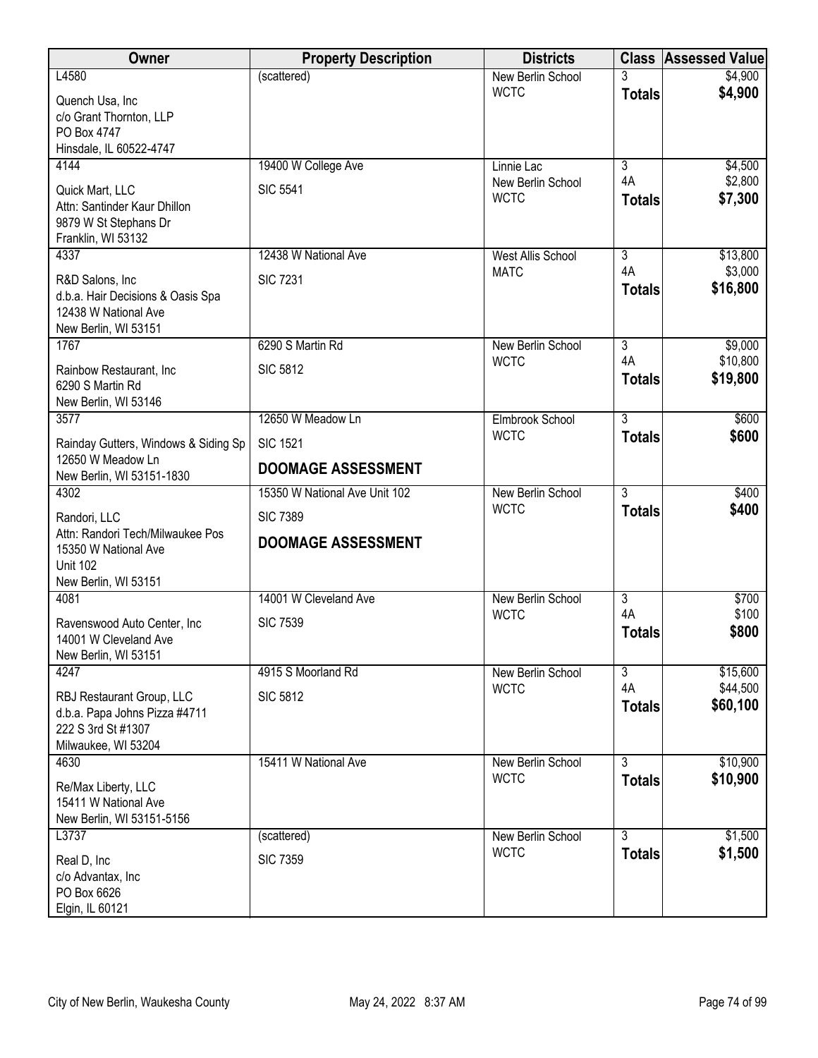| Owner | Property Description | Districts | Class | Assessed Value |
|---|---|---|---|---|
| L4580<br>Quench Usa, Inc<br>c/o Grant Thornton, LLP<br>PO Box 4747<br>Hinsdale, IL 60522-4747 | (scattered) | New Berlin School<br>WCTC | 3<br>**Totals** | $4,900<br>**$4,900** |
| 4144<br>Quick Mart, LLC<br>Attn: Santinder Kaur Dhillon<br>9879 W St Stephans Dr<br>Franklin, WI 53132 | 19400 W College Ave<br>SIC 5541 | Linnie Lac<br>New Berlin School<br>WCTC | 3<br>4A<br>**Totals** | $4,500<br>$2,800<br>**$7,300** |
| 4337<br>R&D Salons, Inc<br>d.b.a. Hair Decisions & Oasis Spa<br>12438 W National Ave<br>New Berlin, WI 53151 | 12438 W National Ave<br>SIC 7231 | West Allis School<br>MATC | 3<br>4A<br>**Totals** | $13,800<br>$3,000<br>**$16,800** |
| 1767<br>Rainbow Restaurant, Inc<br>6290 S Martin Rd<br>New Berlin, WI 53146 | 6290 S Martin Rd<br>SIC 5812 | New Berlin School<br>WCTC | 3<br>4A<br>**Totals** | $9,000<br>$10,800<br>**$19,800** |
| 3577<br>Rainday Gutters, Windows & Siding Sp<br>12650 W Meadow Ln<br>New Berlin, WI 53151-1830 | 12650 W Meadow Ln<br>SIC 1521<br>**DOOMAGE ASSESSMENT** | Elmbrook School<br>WCTC | 3<br>**Totals** | $600<br>**$600** |
| 4302<br>Randori, LLC<br>Attn: Randori Tech/Milwaukee Pos<br>15350 W National Ave<br>Unit 102<br>New Berlin, WI 53151 | 15350 W National Ave Unit 102<br>SIC 7389<br>**DOOMAGE ASSESSMENT** | New Berlin School<br>WCTC | 3<br>**Totals** | $400<br>**$400** |
| 4081<br>Ravenswood Auto Center, Inc<br>14001 W Cleveland Ave<br>New Berlin, WI 53151 | 14001 W Cleveland Ave<br>SIC 7539 | New Berlin School<br>WCTC | 3<br>4A<br>**Totals** | $700<br>$100<br>**$800** |
| 4247<br>RBJ Restaurant Group, LLC<br>d.b.a. Papa Johns Pizza #4711<br>222 S 3rd St #1307<br>Milwaukee, WI 53204 | 4915 S Moorland Rd<br>SIC 5812 | New Berlin School<br>WCTC | 3<br>4A<br>**Totals** | $15,600<br>$44,500<br>**$60,100** |
| 4630<br>Re/Max Liberty, LLC<br>15411 W National Ave<br>New Berlin, WI 53151-5156 | 15411 W National Ave | New Berlin School<br>WCTC | 3<br>**Totals** | $10,900<br>**$10,900** |
| L3737<br>Real D, Inc<br>c/o Advantax, Inc<br>PO Box 6626<br>Elgin, IL 60121 | (scattered)<br>SIC 7359 | New Berlin School<br>WCTC | 3<br>**Totals** | $1,500<br>**$1,500** |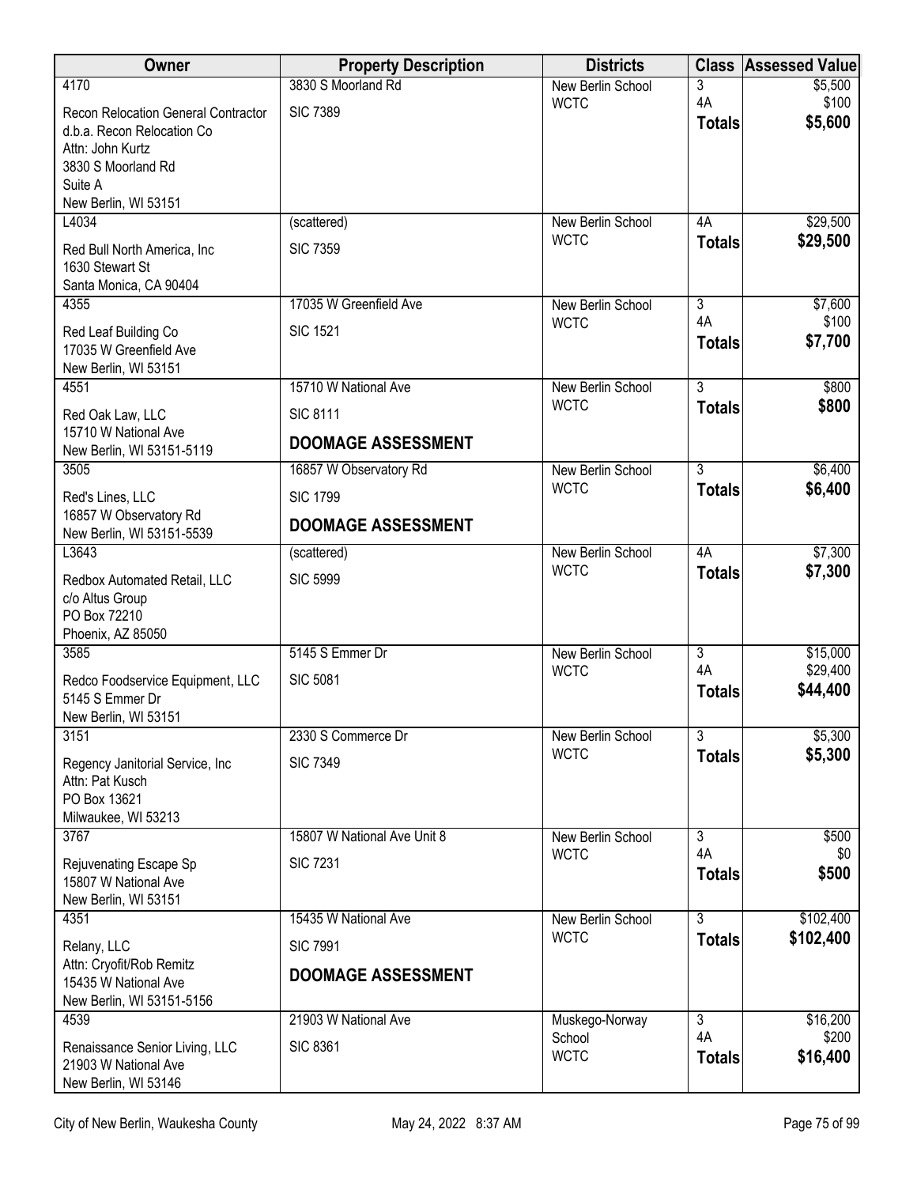| Owner | Property Description | Districts | Class | Assessed Value |
|---|---|---|---|---|
| 4170<br>Recon Relocation General Contractor<br>d.b.a. Recon Relocation Co<br>Attn: John Kurtz<br>3830 S Moorland Rd<br>Suite A<br>New Berlin, WI 53151 | 3830 S Moorland Rd<br>SIC 7389 | New Berlin School<br>WCTC | 3<br>4A<br>**Totals** | $5,500<br>$100<br>**$5,600** |
| L4034<br>Red Bull North America, Inc<br>1630 Stewart St<br>Santa Monica, CA 90404 | (scattered)<br>SIC 7359 | New Berlin School<br>WCTC | 4A<br>**Totals** | $29,500<br>**$29,500** |
| 4355<br>Red Leaf Building Co<br>17035 W Greenfield Ave<br>New Berlin, WI 53151 | 17035 W Greenfield Ave<br>SIC 1521 | New Berlin School<br>WCTC | 3<br>4A<br>**Totals** | $7,600<br>$100<br>**$7,700** |
| 4551<br>Red Oak Law, LLC<br>15710 W National Ave<br>New Berlin, WI 53151-5119 | 15710 W National Ave<br>SIC 8111<br>**DOOMAGE ASSESSMENT** | New Berlin School<br>WCTC | 3<br>**Totals** | $800<br>**$800** |
| 3505<br>Red's Lines, LLC<br>16857 W Observatory Rd<br>New Berlin, WI 53151-5539 | 16857 W Observatory Rd<br>SIC 1799<br>**DOOMAGE ASSESSMENT** | New Berlin School<br>WCTC | 3<br>**Totals** | $6,400<br>**$6,400** |
| L3643<br>Redbox Automated Retail, LLC<br>c/o Altus Group<br>PO Box 72210<br>Phoenix, AZ 85050 | (scattered)<br>SIC 5999 | New Berlin School<br>WCTC | 4A<br>**Totals** | $7,300<br>**$7,300** |
| 3585<br>Redco Foodservice Equipment, LLC<br>5145 S Emmer Dr<br>New Berlin, WI 53151 | 5145 S Emmer Dr<br>SIC 5081 | New Berlin School<br>WCTC | 3<br>4A<br>**Totals** | $15,000<br>$29,400<br>**$44,400** |
| 3151<br>Regency Janitorial Service, Inc<br>Attn: Pat Kusch<br>PO Box 13621<br>Milwaukee, WI 53213 | 2330 S Commerce Dr<br>SIC 7349 | New Berlin School<br>WCTC | 3<br>**Totals** | $5,300<br>**$5,300** |
| 3767<br>Rejuvenating Escape Sp<br>15807 W National Ave<br>New Berlin, WI 53151 | 15807 W National Ave Unit 8<br>SIC 7231 | New Berlin School<br>WCTC | 3<br>4A<br>**Totals** | $500<br>$0<br>**$500** |
| 4351<br>Relany, LLC<br>Attn: Cryofit/Rob Remitz<br>15435 W National Ave<br>New Berlin, WI 53151-5156 | 15435 W National Ave<br>SIC 7991<br>**DOOMAGE ASSESSMENT** | New Berlin School<br>WCTC | 3<br>**Totals** | $102,400<br>**$102,400** |
| 4539<br>Renaissance Senior Living, LLC<br>21903 W National Ave<br>New Berlin, WI 53146 | 21903 W National Ave<br>SIC 8361 | Muskego-Norway School<br>WCTC | 3<br>4A<br>**Totals** | $16,200<br>$200<br>**$16,400** |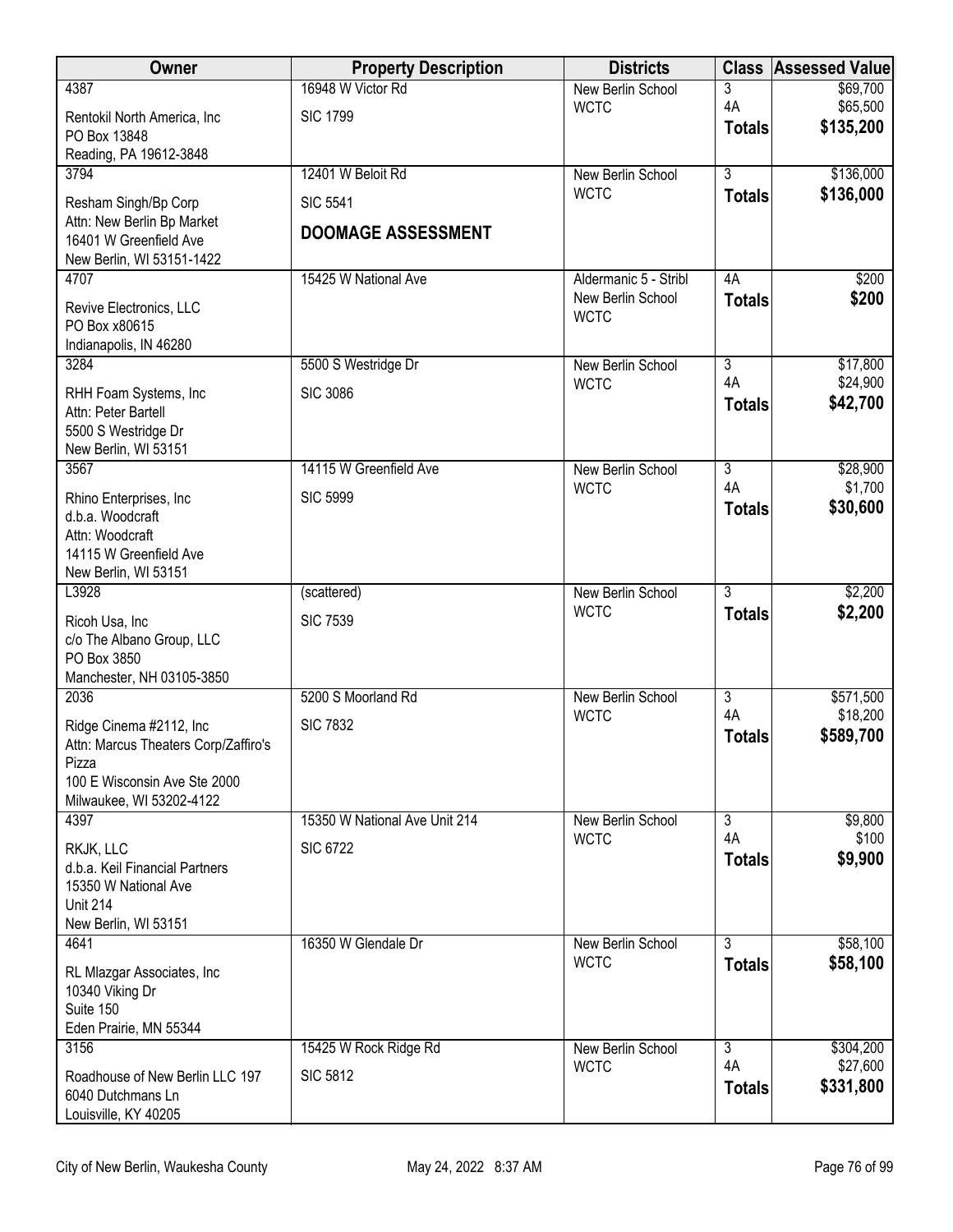| Owner | Property Description | Districts | Class | Assessed Value |
|---|---|---|---|---|
| 4387<br>Rentokil North America, Inc<br>PO Box 13848<br>Reading, PA 19612-3848 | 16948 W Victor Rd<br>SIC 1799 | New Berlin School<br>WCTC | 3<br>4A<br>**Totals** | $69,700<br>$65,500<br>**$135,200** |
| 3794<br>Resham Singh/Bp Corp<br>Attn: New Berlin Bp Market<br>16401 W Greenfield Ave<br>New Berlin, WI 53151-1422 | 12401 W Beloit Rd<br>SIC 5541<br>**DOOMAGE ASSESSMENT** | New Berlin School<br>WCTC | 3<br>**Totals** | $136,000<br>**$136,000** |
| 4707<br>Revive Electronics, LLC<br>PO Box x80615<br>Indianapolis, IN 46280 | 15425 W National Ave | Aldermanic 5 - Stribl<br>New Berlin School<br>WCTC | 4A<br>**Totals** | $200<br>**$200** |
| 3284<br>RHH Foam Systems, Inc<br>Attn: Peter Bartell<br>5500 S Westridge Dr<br>New Berlin, WI 53151 | 5500 S Westridge Dr<br>SIC 3086 | New Berlin School<br>WCTC | 3<br>4A<br>**Totals** | $17,800<br>$24,900<br>**$42,700** |
| 3567<br>Rhino Enterprises, Inc<br>d.b.a. Woodcraft<br>Attn: Woodcraft<br>14115 W Greenfield Ave<br>New Berlin, WI 53151 | 14115 W Greenfield Ave<br>SIC 5999 | New Berlin School<br>WCTC | 3<br>4A<br>**Totals** | $28,900<br>$1,700<br>**$30,600** |
| L3928<br>Ricoh Usa, Inc<br>c/o The Albano Group, LLC<br>PO Box 3850<br>Manchester, NH 03105-3850 | (scattered)<br>SIC 7539 | New Berlin School<br>WCTC | 3<br>**Totals** | $2,200<br>**$2,200** |
| 2036<br>Ridge Cinema #2112, Inc<br>Attn: Marcus Theaters Corp/Zaffiro's Pizza<br>100 E Wisconsin Ave Ste 2000<br>Milwaukee, WI 53202-4122 | 5200 S Moorland Rd<br>SIC 7832 | New Berlin School<br>WCTC | 3<br>4A<br>**Totals** | $571,500<br>$18,200<br>**$589,700** |
| 4397<br>RKJK, LLC<br>d.b.a. Keil Financial Partners<br>15350 W National Ave<br>Unit 214<br>New Berlin, WI 53151 | 15350 W National Ave Unit 214<br>SIC 6722 | New Berlin School<br>WCTC | 3<br>4A<br>**Totals** | $9,800<br>$100<br>**$9,900** |
| 4641<br>RL Mlazgar Associates, Inc<br>10340 Viking Dr<br>Suite 150<br>Eden Prairie, MN 55344 | 16350 W Glendale Dr | New Berlin School<br>WCTC | 3<br>**Totals** | $58,100<br>**$58,100** |
| 3156<br>Roadhouse of New Berlin LLC 197<br>6040 Dutchmans Ln<br>Louisville, KY 40205 | 15425 W Rock Ridge Rd<br>SIC 5812 | New Berlin School<br>WCTC | 3<br>4A<br>**Totals** | $304,200<br>$27,600<br>**$331,800** |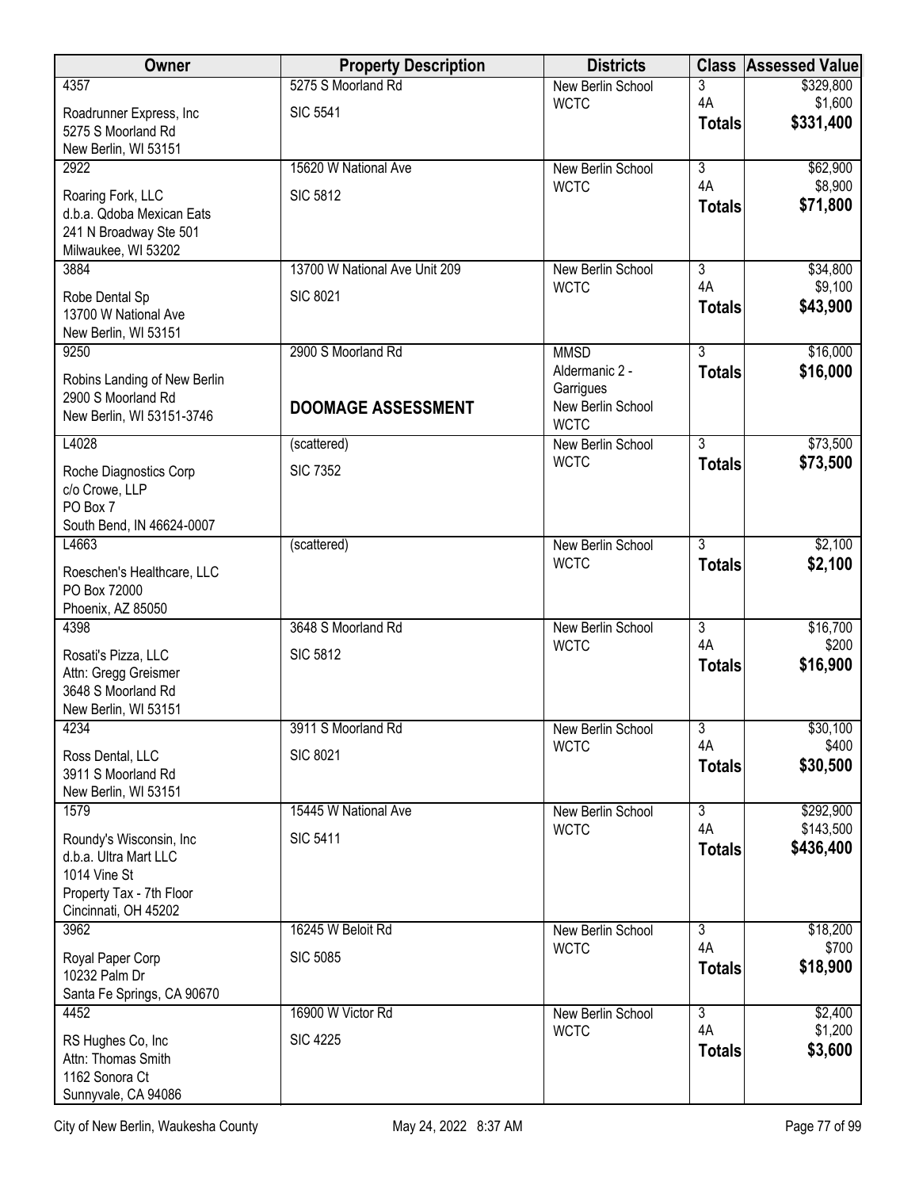| Owner | Property Description | Districts | Class | Assessed Value |
|---|---|---|---|---|
| 4357<br>Roadrunner Express, Inc<br>5275 S Moorland Rd<br>New Berlin, WI 53151 | 5275 S Moorland Rd<br>SIC 5541 | New Berlin School<br>WCTC | 3<br>4A<br>**Totals** | $329,800<br>$1,600<br>**$331,400** |
| 2922<br>Roaring Fork, LLC<br>d.b.a. Qdoba Mexican Eats<br>241 N Broadway Ste 501<br>Milwaukee, WI 53202 | 15620 W National Ave<br>SIC 5812 | New Berlin School<br>WCTC | 3<br>4A<br>**Totals** | $62,900<br>$8,900<br>**$71,800** |
| 3884<br>Robe Dental Sp<br>13700 W National Ave<br>New Berlin, WI 53151 | 13700 W National Ave Unit 209<br>SIC 8021 | New Berlin School<br>WCTC | 3<br>4A<br>**Totals** | $34,800<br>$9,100<br>**$43,900** |
| 9250<br>Robins Landing of New Berlin<br>2900 S Moorland Rd<br>New Berlin, WI 53151-3746 | 2900 S Moorland Rd<br>**DOOMAGE ASSESSMENT** | MMSD<br>Aldermanic 2 - Garrigues<br>New Berlin School<br>WCTC | 3<br>**Totals** | $16,000<br>**$16,000** |
| L4028<br>Roche Diagnostics Corp<br>c/o Crowe, LLP<br>PO Box 7<br>South Bend, IN 46624-0007 | (scattered)<br>SIC 7352 | New Berlin School<br>WCTC | 3<br>**Totals** | $73,500<br>**$73,500** |
| L4663<br>Roeschen's Healthcare, LLC<br>PO Box 72000<br>Phoenix, AZ 85050 | (scattered) | New Berlin School<br>WCTC | 3<br>**Totals** | $2,100<br>**$2,100** |
| 4398<br>Rosati's Pizza, LLC<br>Attn: Gregg Greismer<br>3648 S Moorland Rd<br>New Berlin, WI 53151 | 3648 S Moorland Rd<br>SIC 5812 | New Berlin School<br>WCTC | 3<br>4A<br>**Totals** | $16,700<br>$200<br>**$16,900** |
| 4234<br>Ross Dental, LLC<br>3911 S Moorland Rd<br>New Berlin, WI 53151 | 3911 S Moorland Rd<br>SIC 8021 | New Berlin School<br>WCTC | 3<br>4A<br>**Totals** | $30,100<br>$400<br>**$30,500** |
| 1579<br>Roundy's Wisconsin, Inc<br>d.b.a. Ultra Mart LLC<br>1014 Vine St<br>Property Tax - 7th Floor<br>Cincinnati, OH 45202 | 15445 W National Ave<br>SIC 5411 | New Berlin School<br>WCTC | 3<br>4A<br>**Totals** | $292,900<br>$143,500<br>**$436,400** |
| 3962<br>Royal Paper Corp<br>10232 Palm Dr<br>Santa Fe Springs, CA 90670 | 16245 W Beloit Rd<br>SIC 5085 | New Berlin School<br>WCTC | 3<br>4A<br>**Totals** | $18,200<br>$700<br>**$18,900** |
| 4452<br>RS Hughes Co, Inc<br>Attn: Thomas Smith<br>1162 Sonora Ct<br>Sunnyvale, CA 94086 | 16900 W Victor Rd<br>SIC 4225 | New Berlin School<br>WCTC | 3<br>4A<br>**Totals** | $2,400<br>$1,200<br>**$3,600** |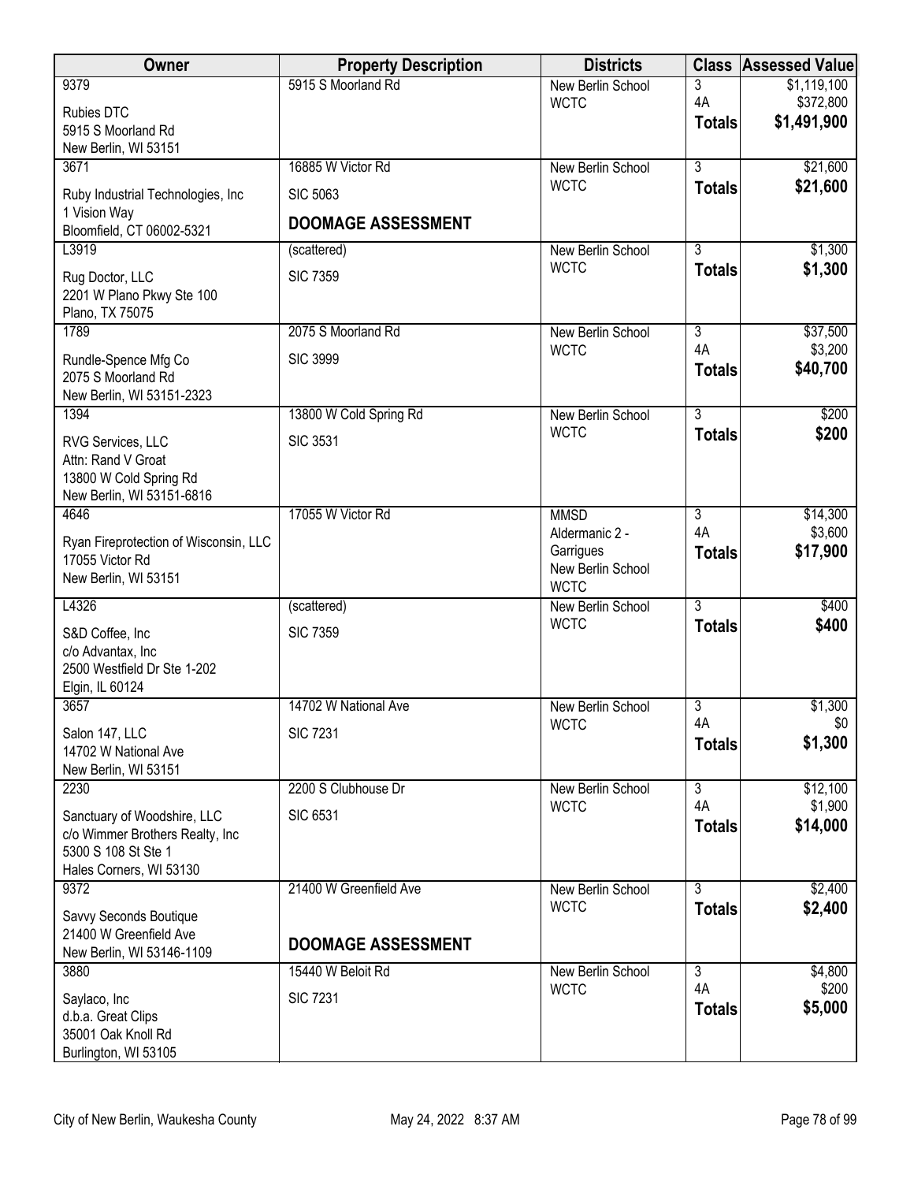| Owner | Property Description | Districts | Class | Assessed Value |
|---|---|---|---|---|
| 9379<br>Rubies DTC<br>5915 S Moorland Rd<br>New Berlin, WI 53151 | 5915 S Moorland Rd | New Berlin School<br>WCTC | 3<br>4A<br>**Totals** | $1,119,100<br>$372,800<br>**$1,491,900** |
| 3671<br>Ruby Industrial Technologies, Inc<br>1 Vision Way<br>Bloomfield, CT 06002-5321 | 16885 W Victor Rd<br>SIC 5063<br>**DOOMAGE ASSESSMENT** | New Berlin School<br>WCTC | 3<br>**Totals** | $21,600<br>**$21,600** |
| L3919<br>Rug Doctor, LLC<br>2201 W Plano Pkwy Ste 100<br>Plano, TX 75075 | (scattered)<br>SIC 7359 | New Berlin School<br>WCTC | 3<br>**Totals** | $1,300<br>**$1,300** |
| 1789<br>Rundle-Spence Mfg Co<br>2075 S Moorland Rd<br>New Berlin, WI 53151-2323 | 2075 S Moorland Rd<br>SIC 3999 | New Berlin School<br>WCTC | 3<br>4A<br>**Totals** | $37,500<br>$3,200<br>**$40,700** |
| 1394<br>RVG Services, LLC<br>Attn: Rand V Groat<br>13800 W Cold Spring Rd<br>New Berlin, WI 53151-6816 | 13800 W Cold Spring Rd<br>SIC 3531 | New Berlin School<br>WCTC | 3<br>**Totals** | $200<br>**$200** |
| 4646<br>Ryan Fireprotection of Wisconsin, LLC<br>17055 Victor Rd<br>New Berlin, WI 53151 | 17055 W Victor Rd | MMSD<br>Aldermanic 2 - Garrigues<br>New Berlin School<br>WCTC | 3<br>4A<br>**Totals** | $14,300<br>$3,600<br>**$17,900** |
| L4326<br>S&D Coffee, Inc<br>c/o Advantax, Inc<br>2500 Westfield Dr Ste 1-202<br>Elgin, IL 60124 | (scattered)<br>SIC 7359 | New Berlin School<br>WCTC | 3<br>**Totals** | $400<br>**$400** |
| 3657<br>Salon 147, LLC<br>14702 W National Ave<br>New Berlin, WI 53151 | 14702 W National Ave<br>SIC 7231 | New Berlin School<br>WCTC | 3<br>4A<br>**Totals** | $1,300<br>$0<br>**$1,300** |
| 2230<br>Sanctuary of Woodshire, LLC<br>c/o Wimmer Brothers Realty, Inc<br>5300 S 108 St Ste 1<br>Hales Corners, WI 53130 | 2200 S Clubhouse Dr<br>SIC 6531 | New Berlin School<br>WCTC | 3<br>4A<br>**Totals** | $12,100<br>$1,900<br>**$14,000** |
| 9372<br>Savvy Seconds Boutique<br>21400 W Greenfield Ave<br>New Berlin, WI 53146-1109 | 21400 W Greenfield Ave<br>**DOOMAGE ASSESSMENT** | New Berlin School<br>WCTC | 3<br>**Totals** | $2,400<br>**$2,400** |
| 3880<br>Saylaco, Inc<br>d.b.a. Great Clips<br>35001 Oak Knoll Rd<br>Burlington, WI 53105 | 15440 W Beloit Rd<br>SIC 7231 | New Berlin School<br>WCTC | 3<br>4A<br>**Totals** | $4,800<br>$200<br>**$5,000** |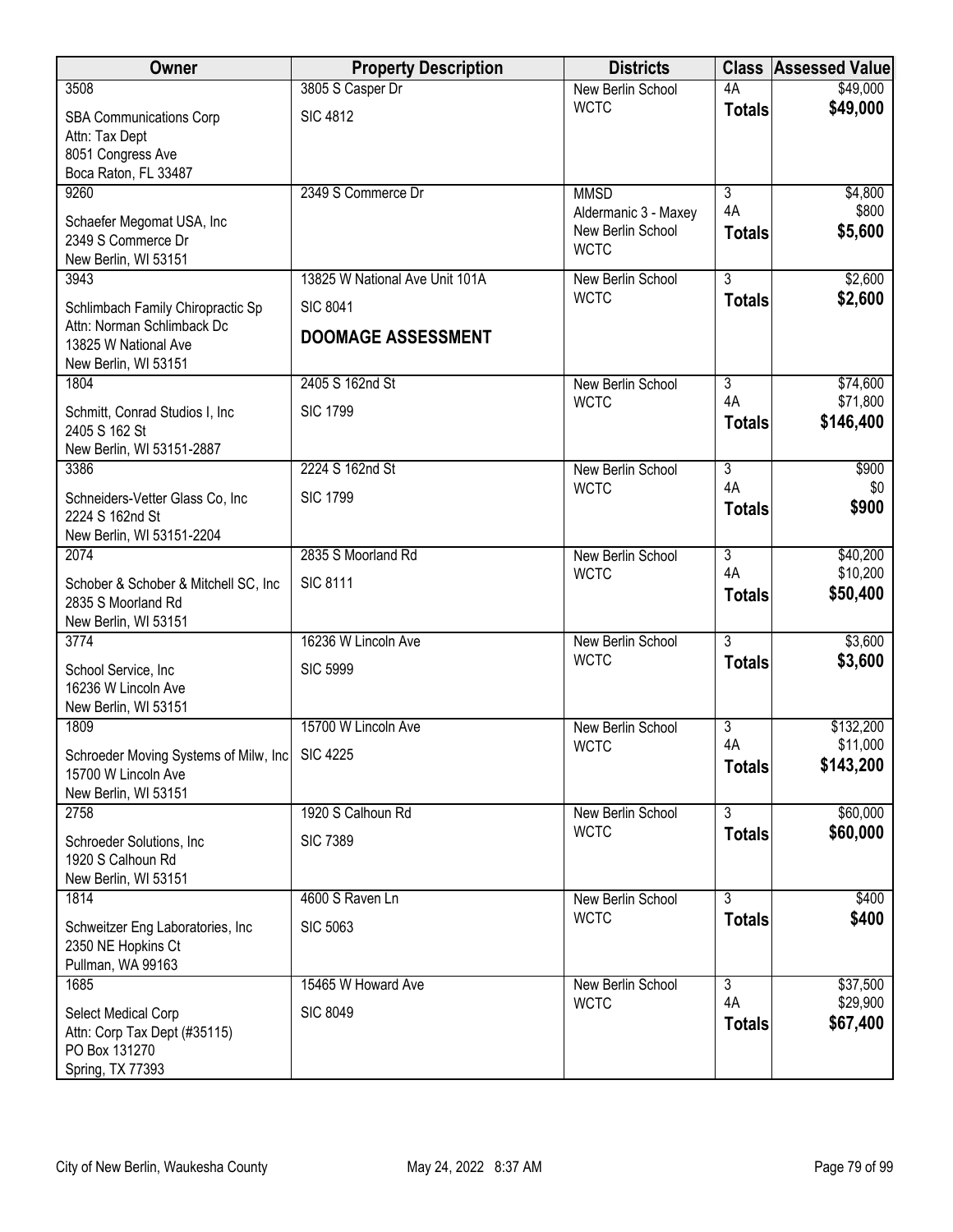| Owner | Property Description | Districts | Class | Assessed Value |
|---|---|---|---|---|
| 3508<br>SBA Communications Corp<br>Attn: Tax Dept<br>8051 Congress Ave<br>Boca Raton, FL 33487 | 3805 S Casper Dr<br>SIC 4812 | New Berlin School<br>WCTC | 4A<br>**Totals** | $49,000<br>**$49,000** |
| 9260<br>Schaefer Megomat USA, Inc<br>2349 S Commerce Dr<br>New Berlin, WI 53151 | 2349 S Commerce Dr | MMSD<br>Aldermanic 3 - Maxey<br>New Berlin School<br>WCTC | 3<br>4A<br>**Totals** | $4,800<br>$800<br>**$5,600** |
| 3943<br>Schlimbach Family Chiropractic Sp<br>Attn: Norman Schlimback Dc<br>13825 W National Ave<br>New Berlin, WI 53151 | 13825 W National Ave Unit 101A<br>SIC 8041<br>**DOOMAGE ASSESSMENT** | New Berlin School<br>WCTC | 3<br>**Totals** | $2,600<br>**$2,600** |
| 1804<br>Schmitt, Conrad Studios I, Inc<br>2405 S 162 St<br>New Berlin, WI 53151-2887 | 2405 S 162nd St<br>SIC 1799 | New Berlin School<br>WCTC | 3<br>4A<br>**Totals** | $74,600<br>$71,800<br>**$146,400** |
| 3386<br>Schneiders-Vetter Glass Co, Inc<br>2224 S 162nd St<br>New Berlin, WI 53151-2204 | 2224 S 162nd St<br>SIC 1799 | New Berlin School<br>WCTC | 3<br>4A<br>**Totals** | $900<br>$0<br>**$900** |
| 2074<br>Schober & Schober & Mitchell SC, Inc<br>2835 S Moorland Rd<br>New Berlin, WI 53151 | 2835 S Moorland Rd<br>SIC 8111 | New Berlin School<br>WCTC | 3<br>4A<br>**Totals** | $40,200<br>$10,200<br>**$50,400** |
| 3774<br>School Service, Inc<br>16236 W Lincoln Ave<br>New Berlin, WI 53151 | 16236 W Lincoln Ave<br>SIC 5999 | New Berlin School<br>WCTC | 3<br>**Totals** | $3,600<br>**$3,600** |
| 1809<br>Schroeder Moving Systems of Milw, Inc<br>15700 W Lincoln Ave<br>New Berlin, WI 53151 | 15700 W Lincoln Ave<br>SIC 4225 | New Berlin School<br>WCTC | 3<br>4A<br>**Totals** | $132,200<br>$11,000<br>**$143,200** |
| 2758<br>Schroeder Solutions, Inc<br>1920 S Calhoun Rd<br>New Berlin, WI 53151 | 1920 S Calhoun Rd<br>SIC 7389 | New Berlin School<br>WCTC | 3<br>**Totals** | $60,000<br>**$60,000** |
| 1814<br>Schweitzer Eng Laboratories, Inc<br>2350 NE Hopkins Ct<br>Pullman, WA 99163 | 4600 S Raven Ln<br>SIC 5063 | New Berlin School<br>WCTC | 3<br>**Totals** | $400<br>**$400** |
| 1685<br>Select Medical Corp<br>Attn: Corp Tax Dept (#35115)<br>PO Box 131270<br>Spring, TX 77393 | 15465 W Howard Ave<br>SIC 8049 | New Berlin School<br>WCTC | 3<br>4A<br>**Totals** | $37,500<br>$29,900<br>**$67,400** |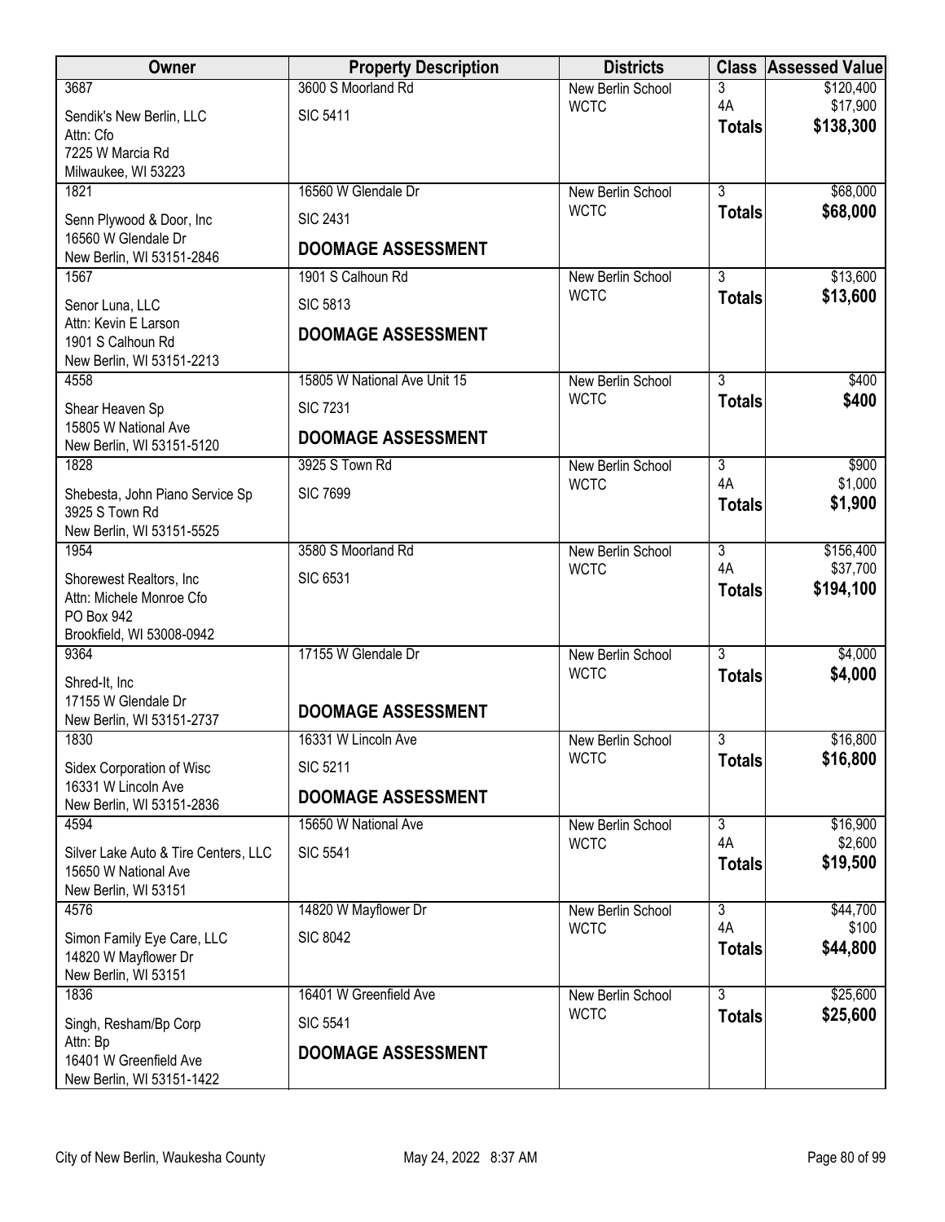| Owner | Property Description | Districts | Class | Assessed Value |
|---|---|---|---|---|
| 3687<br>Sendik's New Berlin, LLC<br>Attn: Cfo<br>7225 W Marcia Rd<br>Milwaukee, WI 53223 | 3600 S Moorland Rd<br>SIC 5411 | New Berlin School<br>WCTC | 3<br>4A<br>**Totals** | $120,400<br>$17,900<br>**$138,300** |
| 1821<br>Senn Plywood & Door, Inc<br>16560 W Glendale Dr<br>New Berlin, WI 53151-2846 | 16560 W Glendale Dr<br>SIC 2431<br>**DOOMAGE ASSESSMENT** | New Berlin School<br>WCTC | 3<br>**Totals** | $68,000<br>**$68,000** |
| 1567<br>Senor Luna, LLC<br>Attn: Kevin E Larson<br>1901 S Calhoun Rd<br>New Berlin, WI 53151-2213 | 1901 S Calhoun Rd<br>SIC 5813<br>**DOOMAGE ASSESSMENT** | New Berlin School<br>WCTC | 3<br>**Totals** | $13,600<br>**$13,600** |
| 4558<br>Shear Heaven Sp<br>15805 W National Ave<br>New Berlin, WI 53151-5120 | 15805 W National Ave Unit 15<br>SIC 7231<br>**DOOMAGE ASSESSMENT** | New Berlin School<br>WCTC | 3<br>**Totals** | $400<br>**$400** |
| 1828<br>Shebesta, John Piano Service Sp<br>3925 S Town Rd<br>New Berlin, WI 53151-5525 | 3925 S Town Rd<br>SIC 7699 | New Berlin School<br>WCTC | 3<br>4A<br>**Totals** | $900<br>$1,000<br>**$1,900** |
| 1954<br>Shorewest Realtors, Inc<br>Attn: Michele Monroe Cfo<br>PO Box 942<br>Brookfield, WI 53008-0942 | 3580 S Moorland Rd<br>SIC 6531 | New Berlin School<br>WCTC | 3<br>4A<br>**Totals** | $156,400<br>$37,700<br>**$194,100** |
| 9364<br>Shred-It, Inc<br>17155 W Glendale Dr<br>New Berlin, WI 53151-2737 | 17155 W Glendale Dr<br>**DOOMAGE ASSESSMENT** | New Berlin School<br>WCTC | 3<br>**Totals** | $4,000<br>**$4,000** |
| 1830<br>Sidex Corporation of Wisc<br>16331 W Lincoln Ave<br>New Berlin, WI 53151-2836 | 16331 W Lincoln Ave<br>SIC 5211<br>**DOOMAGE ASSESSMENT** | New Berlin School<br>WCTC | 3<br>**Totals** | $16,800<br>**$16,800** |
| 4594<br>Silver Lake Auto & Tire Centers, LLC<br>15650 W National Ave<br>New Berlin, WI 53151 | 15650 W National Ave<br>SIC 5541 | New Berlin School<br>WCTC | 3<br>4A<br>**Totals** | $16,900<br>$2,600<br>**$19,500** |
| 4576<br>Simon Family Eye Care, LLC<br>14820 W Mayflower Dr<br>New Berlin, WI 53151 | 14820 W Mayflower Dr<br>SIC 8042 | New Berlin School<br>WCTC | 3<br>4A<br>**Totals** | $44,700<br>$100<br>**$44,800** |
| 1836<br>Singh, Resham/Bp Corp<br>Attn: Bp<br>16401 W Greenfield Ave<br>New Berlin, WI 53151-1422 | 16401 W Greenfield Ave<br>SIC 5541<br>**DOOMAGE ASSESSMENT** | New Berlin School<br>WCTC | 3<br>**Totals** | $25,600<br>**$25,600** |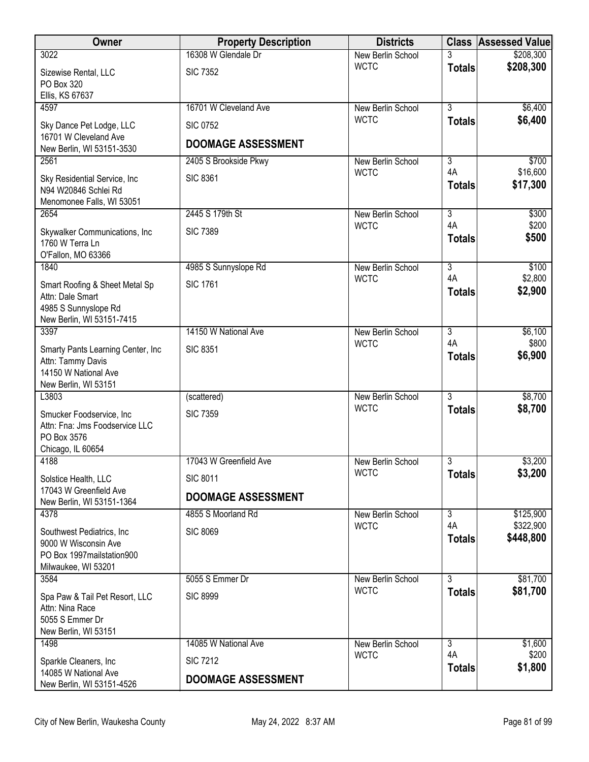| Owner | Property Description | Districts | Class | Assessed Value |
|---|---|---|---|---|
| 3022<br>Sizewise Rental, LLC<br>PO Box 320<br>Ellis, KS 67637 | 16308 W Glendale Dr<br>SIC 7352 | New Berlin School<br>WCTC | 3<br>**Totals** | \$208,300<br>**\$208,300** |
| 4597<br>Sky Dance Pet Lodge, LLC<br>16701 W Cleveland Ave<br>New Berlin, WI 53151-3530 | 16701 W Cleveland Ave<br>SIC 0752<br>**DOOMAGE ASSESSMENT** | New Berlin School<br>WCTC | 3<br>**Totals** | \$6,400<br>**\$6,400** |
| 2561<br>Sky Residential Service, Inc<br>N94 W20846 Schlei Rd<br>Menomonee Falls, WI 53051 | 2405 S Brookside Pkwy<br>SIC 8361 | New Berlin School<br>WCTC | 3<br>4A<br>**Totals** | \$700<br>\$16,600<br>**\$17,300** |
| 2654<br>Skywalker Communications, Inc<br>1760 W Terra Ln<br>O'Fallon, MO 63366 | 2445 S 179th St<br>SIC 7389 | New Berlin School<br>WCTC | 3<br>4A<br>**Totals** | \$300<br>\$200<br>**\$500** |
| 1840<br>Smart Roofing & Sheet Metal Sp<br>Attn: Dale Smart<br>4985 S Sunnyslope Rd<br>New Berlin, WI 53151-7415 | 4985 S Sunnyslope Rd<br>SIC 1761 | New Berlin School<br>WCTC | 3<br>4A<br>**Totals** | \$100<br>\$2,800<br>**\$2,900** |
| 3397<br>Smarty Pants Learning Center, Inc<br>Attn: Tammy Davis<br>14150 W National Ave<br>New Berlin, WI 53151 | 14150 W National Ave<br>SIC 8351 | New Berlin School<br>WCTC | 3<br>4A<br>**Totals** | \$6,100<br>\$800<br>**\$6,900** |
| L3803<br>Smucker Foodservice, Inc<br>Attn: Fna: Jms Foodservice LLC<br>PO Box 3576<br>Chicago, IL 60654 | (scattered)<br>SIC 7359 | New Berlin School<br>WCTC | 3<br>**Totals** | \$8,700<br>**\$8,700** |
| 4188<br>Solstice Health, LLC<br>17043 W Greenfield Ave<br>New Berlin, WI 53151-1364 | 17043 W Greenfield Ave<br>SIC 8011<br>**DOOMAGE ASSESSMENT** | New Berlin School<br>WCTC | 3<br>**Totals** | \$3,200<br>**\$3,200** |
| 4378<br>Southwest Pediatrics, Inc<br>9000 W Wisconsin Ave<br>PO Box 1997mailstation900<br>Milwaukee, WI 53201 | 4855 S Moorland Rd<br>SIC 8069 | New Berlin School<br>WCTC | 3<br>4A<br>**Totals** | \$125,900<br>\$322,900<br>**\$448,800** |
| 3584<br>Spa Paw & Tail Pet Resort, LLC<br>Attn: Nina Race<br>5055 S Emmer Dr<br>New Berlin, WI 53151 | 5055 S Emmer Dr<br>SIC 8999 | New Berlin School<br>WCTC | 3<br>**Totals** | \$81,700<br>**\$81,700** |
| 1498<br>Sparkle Cleaners, Inc<br>14085 W National Ave<br>New Berlin, WI 53151-4526 | 14085 W National Ave<br>SIC 7212<br>**DOOMAGE ASSESSMENT** | New Berlin School<br>WCTC | 3<br>4A<br>**Totals** | \$1,600<br>\$200<br>**\$1,800** |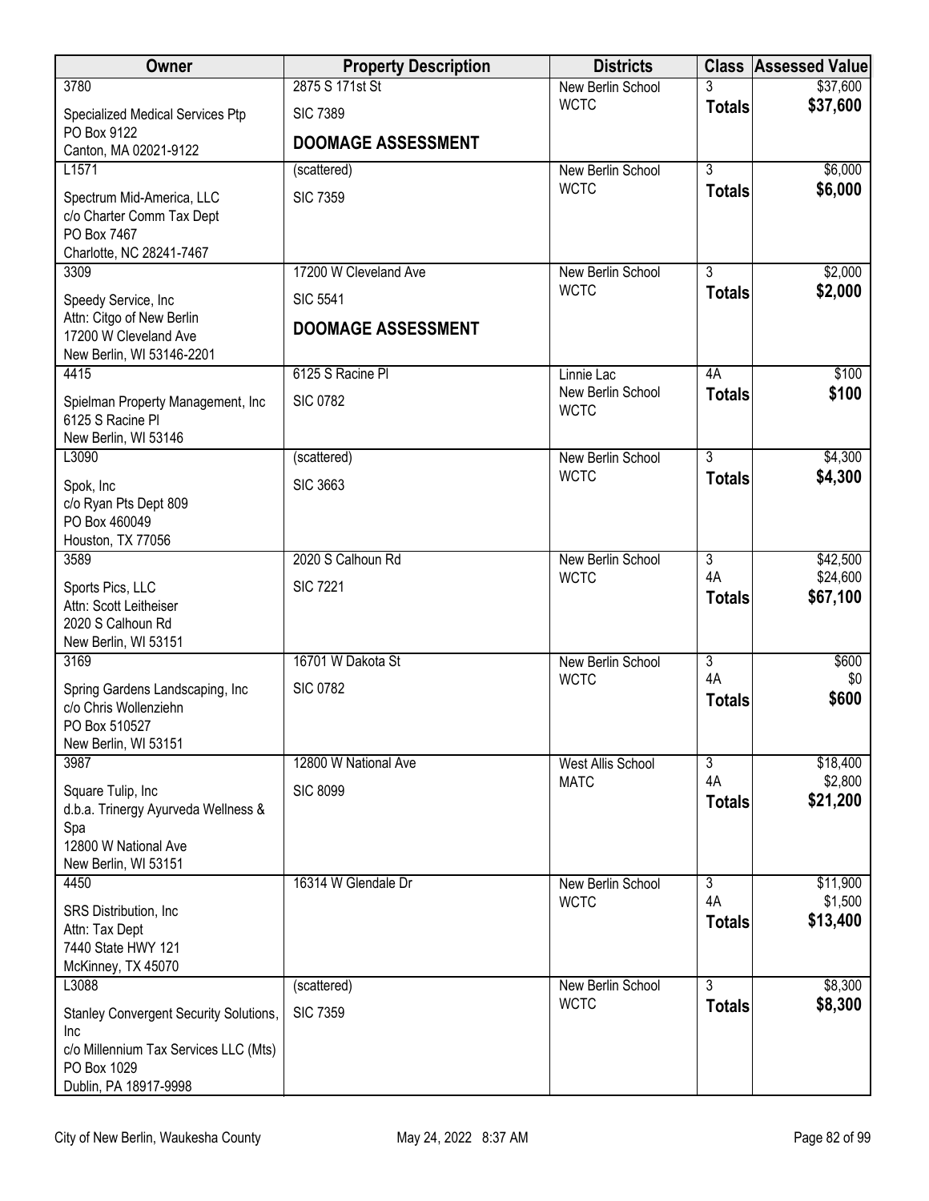| Owner | Property Description | Districts | Class | Assessed Value |
|---|---|---|---|---|
| 3780<br>Specialized Medical Services Ptp<br>PO Box 9122<br>Canton, MA 02021-9122 | 2875 S 171st St<br>SIC 7389<br>**DOOMAGE ASSESSMENT** | New Berlin School<br>WCTC | 3<br>**Totals** | $37,600<br>**$37,600** |
| L1571<br>Spectrum Mid-America, LLC<br>c/o Charter Comm Tax Dept<br>PO Box 7467<br>Charlotte, NC 28241-7467 | (scattered)<br>SIC 7359 | New Berlin School<br>WCTC | 3<br>**Totals** | $6,000<br>**$6,000** |
| 3309<br>Speedy Service, Inc<br>Attn: Citgo of New Berlin<br>17200 W Cleveland Ave<br>New Berlin, WI 53146-2201 | 17200 W Cleveland Ave<br>SIC 5541<br>**DOOMAGE ASSESSMENT** | New Berlin School<br>WCTC | 3<br>**Totals** | $2,000<br>**$2,000** |
| 4415<br>Spielman Property Management, Inc<br>6125 S Racine Pl<br>New Berlin, WI 53146 | 6125 S Racine Pl<br>SIC 0782 | Linnie Lac<br>New Berlin School<br>WCTC | 4A<br>**Totals** | $100<br>**$100** |
| L3090<br>Spok, Inc<br>c/o Ryan Pts Dept 809<br>PO Box 460049<br>Houston, TX 77056 | (scattered)<br>SIC 3663 | New Berlin School<br>WCTC | 3<br>**Totals** | $4,300<br>**$4,300** |
| 3589<br>Sports Pics, LLC<br>Attn: Scott Leitheiser<br>2020 S Calhoun Rd<br>New Berlin, WI 53151 | 2020 S Calhoun Rd<br>SIC 7221 | New Berlin School<br>WCTC | 3<br>4A<br>**Totals** | $42,500<br>$24,600<br>**$67,100** |
| 3169<br>Spring Gardens Landscaping, Inc<br>c/o Chris Wollenziehn<br>PO Box 510527<br>New Berlin, WI 53151 | 16701 W Dakota St<br>SIC 0782 | New Berlin School<br>WCTC | 3<br>4A<br>**Totals** | $600<br>$0<br>**$600** |
| 3987<br>Square Tulip, Inc<br>d.b.a. Trinergy Ayurveda Wellness & Spa<br>12800 W National Ave<br>New Berlin, WI 53151 | 12800 W National Ave<br>SIC 8099 | West Allis School<br>MATC | 3<br>4A<br>**Totals** | $18,400<br>$2,800<br>**$21,200** |
| 4450<br>SRS Distribution, Inc<br>Attn: Tax Dept<br>7440 State HWY 121<br>McKinney, TX 45070 | 16314 W Glendale Dr | New Berlin School<br>WCTC | 3<br>4A<br>**Totals** | $11,900<br>$1,500<br>**$13,400** |
| L3088<br>Stanley Convergent Security Solutions, Inc<br>c/o Millennium Tax Services LLC (Mts)<br>PO Box 1029<br>Dublin, PA 18917-9998 | (scattered)<br>SIC 7359 | New Berlin School<br>WCTC | 3<br>**Totals** | $8,300<br>**$8,300** |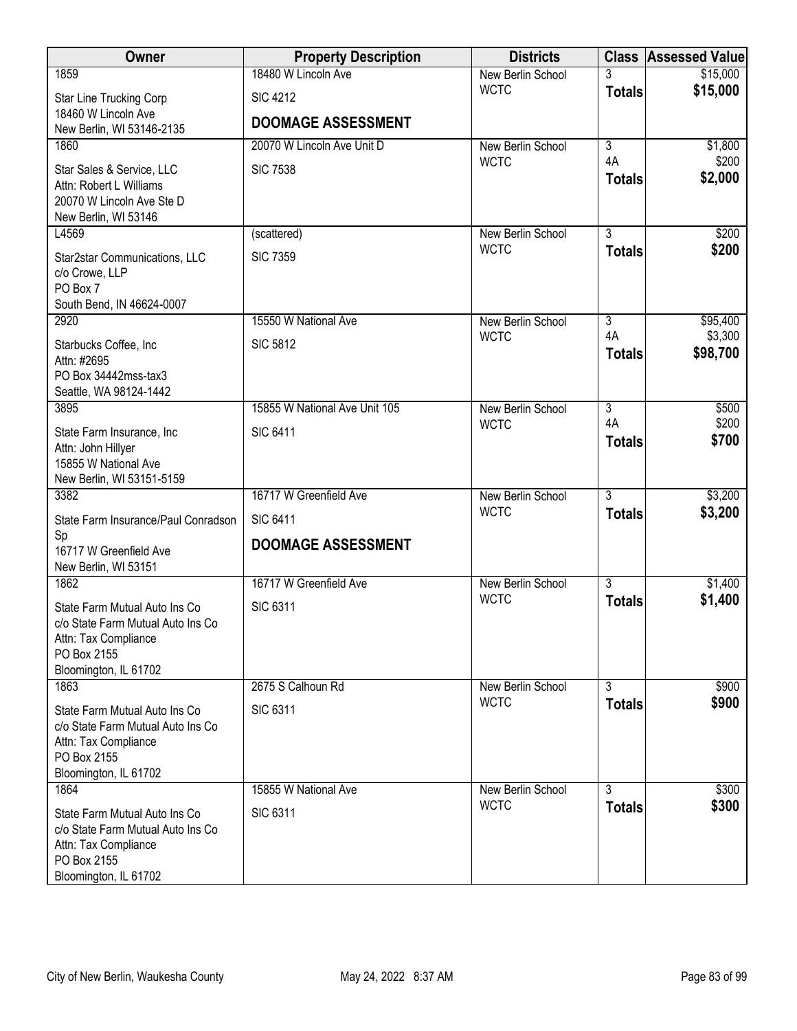| Owner | Property Description | Districts | Class | Assessed Value |
|---|---|---|---|---|
| 1859<br>Star Line Trucking Corp<br>18460 W Lincoln Ave<br>New Berlin, WI 53146-2135 | 18480 W Lincoln Ave<br>SIC 4212<br>**DOOMAGE ASSESSMENT** | New Berlin School<br>WCTC | 3<br>**Totals** | $15,000<br>**$15,000** |
| 1860<br>Star Sales & Service, LLC<br>Attn: Robert L Williams<br>20070 W Lincoln Ave Ste D<br>New Berlin, WI 53146 | 20070 W Lincoln Ave Unit D<br>SIC 7538 | New Berlin School<br>WCTC | 3<br>4A<br>**Totals** | $1,800<br>$200<br>**$2,000** |
| L4569<br>Star2star Communications, LLC<br>c/o Crowe, LLP<br>PO Box 7<br>South Bend, IN 46624-0007 | (scattered)<br>SIC 7359 | New Berlin School<br>WCTC | 3<br>**Totals** | $200<br>**$200** |
| 2920<br>Starbucks Coffee, Inc<br>Attn: #2695<br>PO Box 34442mss-tax3<br>Seattle, WA 98124-1442 | 15550 W National Ave<br>SIC 5812 | New Berlin School<br>WCTC | 3<br>4A<br>**Totals** | $95,400<br>$3,300<br>**$98,700** |
| 3895<br>State Farm Insurance, Inc<br>Attn: John Hillyer<br>15855 W National Ave<br>New Berlin, WI 53151-5159 | 15855 W National Ave Unit 105<br>SIC 6411 | New Berlin School<br>WCTC | 3<br>4A<br>**Totals** | $500<br>$200<br>**$700** |
| 3382<br>State Farm Insurance/Paul Conradson Sp<br>16717 W Greenfield Ave<br>New Berlin, WI 53151 | 16717 W Greenfield Ave<br>SIC 6411<br>**DOOMAGE ASSESSMENT** | New Berlin School<br>WCTC | 3<br>**Totals** | $3,200<br>**$3,200** |
| 1862<br>State Farm Mutual Auto Ins Co<br>c/o State Farm Mutual Auto Ins Co<br>Attn: Tax Compliance<br>PO Box 2155<br>Bloomington, IL 61702 | 16717 W Greenfield Ave<br>SIC 6311 | New Berlin School<br>WCTC | 3<br>**Totals** | $1,400<br>**$1,400** |
| 1863<br>State Farm Mutual Auto Ins Co<br>c/o State Farm Mutual Auto Ins Co<br>Attn: Tax Compliance<br>PO Box 2155<br>Bloomington, IL 61702 | 2675 S Calhoun Rd<br>SIC 6311 | New Berlin School<br>WCTC | 3<br>**Totals** | $900<br>**$900** |
| 1864<br>State Farm Mutual Auto Ins Co<br>c/o State Farm Mutual Auto Ins Co<br>Attn: Tax Compliance<br>PO Box 2155<br>Bloomington, IL 61702 | 15855 W National Ave<br>SIC 6311 | New Berlin School<br>WCTC | 3<br>**Totals** | $300<br>**$300** |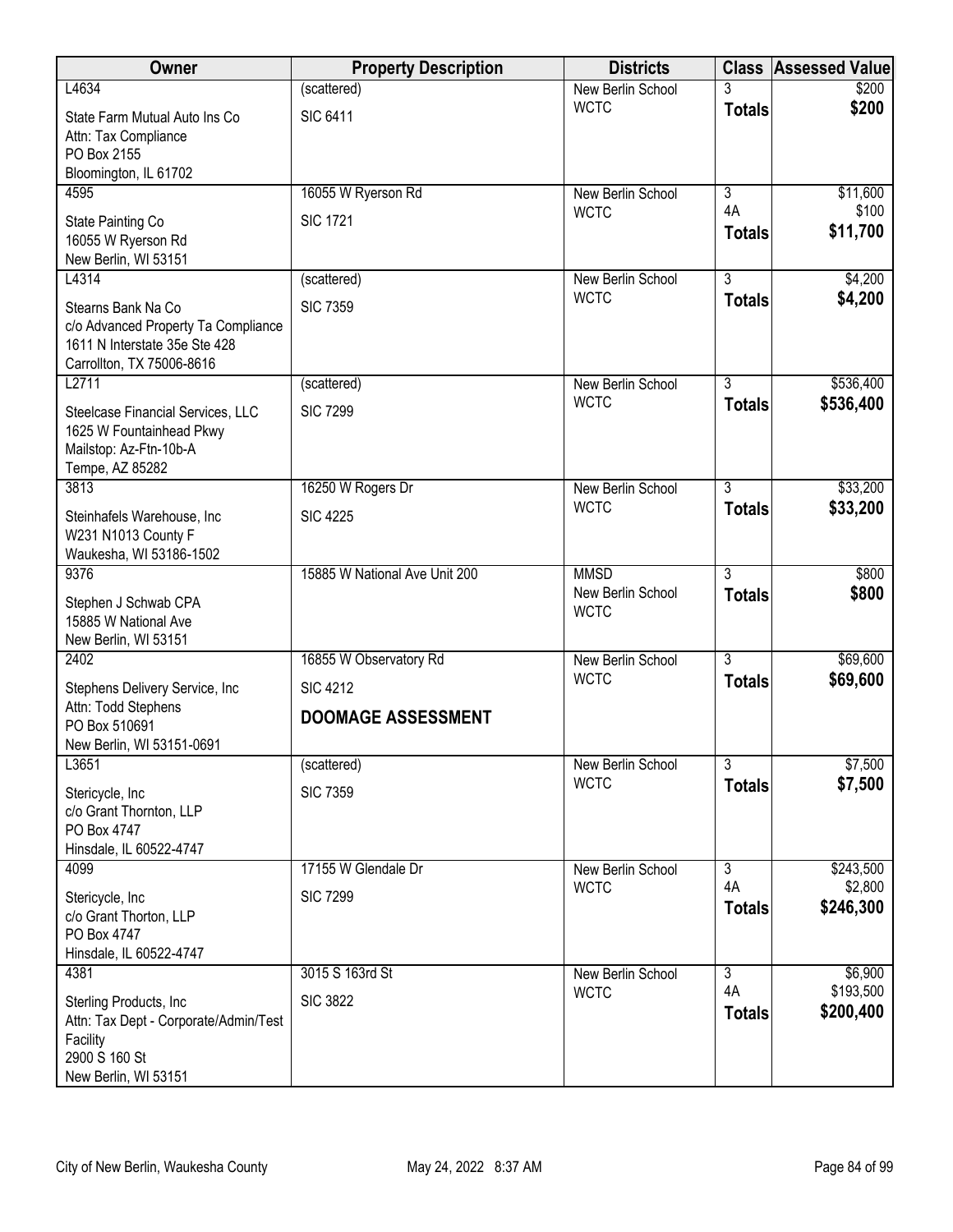| Owner | Property Description | Districts | Class | Assessed Value |
|---|---|---|---|---|
| L4634<br>State Farm Mutual Auto Ins Co<br>Attn: Tax Compliance<br>PO Box 2155<br>Bloomington, IL 61702 | (scattered)<br>SIC 6411 | New Berlin School<br>WCTC | 3<br>**Totals** | $200<br>**$200** |
| 4595<br>State Painting Co<br>16055 W Ryerson Rd<br>New Berlin, WI 53151 | 16055 W Ryerson Rd<br>SIC 1721 | New Berlin School<br>WCTC | 3<br>4A<br>**Totals** | $11,600<br>$100<br>**$11,700** |
| L4314<br>Stearns Bank Na Co<br>c/o Advanced Property Ta Compliance<br>1611 N Interstate 35e Ste 428<br>Carrollton, TX 75006-8616 | (scattered)<br>SIC 7359 | New Berlin School<br>WCTC | 3<br>**Totals** | $4,200<br>**$4,200** |
| L2711<br>Steelcase Financial Services, LLC<br>1625 W Fountainhead Pkwy<br>Mailstop: Az-Ftn-10b-A<br>Tempe, AZ 85282 | (scattered)<br>SIC 7299 | New Berlin School<br>WCTC | 3<br>**Totals** | $536,400<br>**$536,400** |
| 3813<br>Steinhafels Warehouse, Inc<br>W231 N1013 County F<br>Waukesha, WI 53186-1502 | 16250 W Rogers Dr<br>SIC 4225 | New Berlin School<br>WCTC | 3<br>**Totals** | $33,200<br>**$33,200** |
| 9376<br>Stephen J Schwab CPA<br>15885 W National Ave<br>New Berlin, WI 53151 | 15885 W National Ave Unit 200 | MMSD<br>New Berlin School<br>WCTC | 3<br>**Totals** | $800<br>**$800** |
| 2402<br>Stephens Delivery Service, Inc<br>Attn: Todd Stephens<br>PO Box 510691<br>New Berlin, WI 53151-0691 | 16855 W Observatory Rd<br>SIC 4212<br>**DOOMAGE ASSESSMENT** | New Berlin School<br>WCTC | 3<br>**Totals** | $69,600<br>**$69,600** |
| L3651<br>Stericycle, Inc<br>c/o Grant Thornton, LLP<br>PO Box 4747<br>Hinsdale, IL 60522-4747 | (scattered)<br>SIC 7359 | New Berlin School<br>WCTC | 3<br>**Totals** | $7,500<br>**$7,500** |
| 4099<br>Stericycle, Inc<br>c/o Grant Thorton, LLP<br>PO Box 4747<br>Hinsdale, IL 60522-4747 | 17155 W Glendale Dr<br>SIC 7299 | New Berlin School<br>WCTC | 3<br>4A<br>**Totals** | $243,500<br>$2,800<br>**$246,300** |
| 4381<br>Sterling Products, Inc<br>Attn: Tax Dept - Corporate/Admin/Test Facility<br>2900 S 160 St<br>New Berlin, WI 53151 | 3015 S 163rd St<br>SIC 3822 | New Berlin School<br>WCTC | 3<br>4A<br>**Totals** | $6,900<br>$193,500<br>**$200,400** |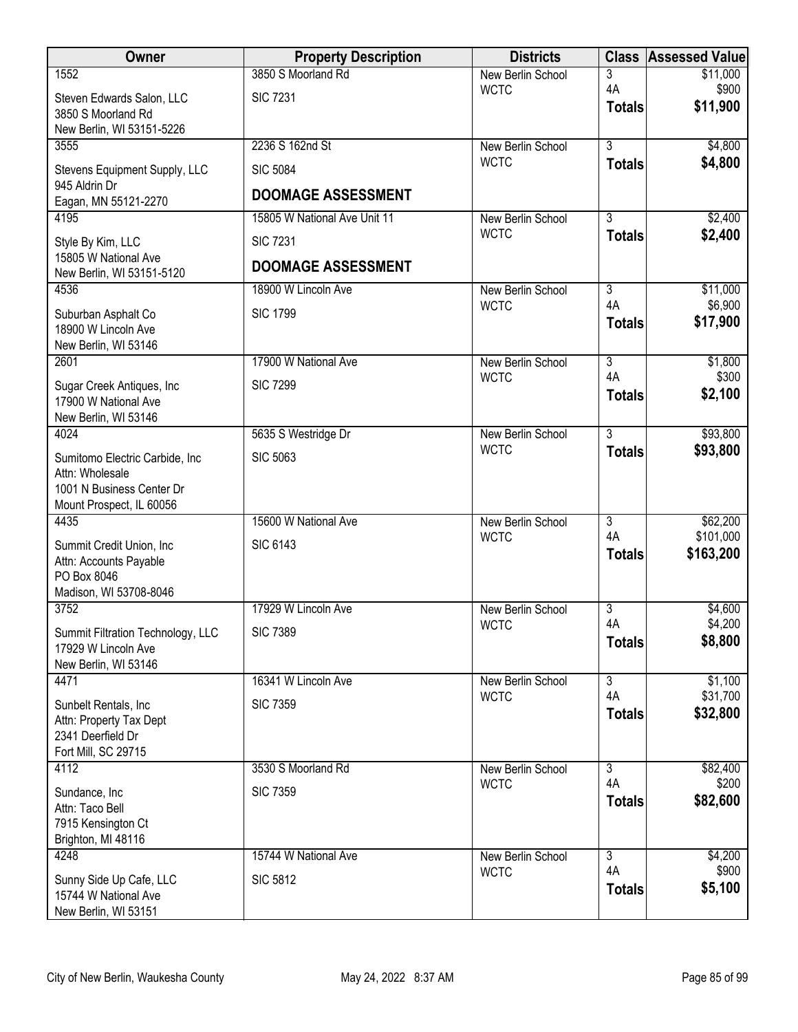| Owner | Property Description | Districts | Class | Assessed Value |
|---|---|---|---|---|
| 1552<br>Steven Edwards Salon, LLC<br>3850 S Moorland Rd<br>New Berlin, WI 53151-5226 | 3850 S Moorland Rd<br>SIC 7231 | New Berlin School<br>WCTC | 3<br>4A<br>**Totals** | \$11,000<br>\$900<br>**\$11,900** |
| 3555<br>Stevens Equipment Supply, LLC<br>945 Aldrin Dr<br>Eagan, MN 55121-2270 | 2236 S 162nd St<br>SIC 5084<br>**DOOMAGE ASSESSMENT** | New Berlin School<br>WCTC | 3<br>**Totals** | \$4,800<br>**\$4,800** |
| 4195<br>Style By Kim, LLC<br>15805 W National Ave<br>New Berlin, WI 53151-5120 | 15805 W National Ave Unit 11<br>SIC 7231<br>**DOOMAGE ASSESSMENT** | New Berlin School<br>WCTC | 3<br>**Totals** | \$2,400<br>**\$2,400** |
| 4536<br>Suburban Asphalt Co<br>18900 W Lincoln Ave<br>New Berlin, WI 53146 | 18900 W Lincoln Ave<br>SIC 1799 | New Berlin School<br>WCTC | 3<br>4A<br>**Totals** | \$11,000<br>\$6,900<br>**\$17,900** |
| 2601<br>Sugar Creek Antiques, Inc<br>17900 W National Ave<br>New Berlin, WI 53146 | 17900 W National Ave<br>SIC 7299 | New Berlin School<br>WCTC | 3<br>4A<br>**Totals** | \$1,800<br>\$300<br>**\$2,100** |
| 4024<br>Sumitomo Electric Carbide, Inc<br>Attn: Wholesale<br>1001 N Business Center Dr<br>Mount Prospect, IL 60056 | 5635 S Westridge Dr<br>SIC 5063 | New Berlin School<br>WCTC | 3<br>**Totals** | \$93,800<br>**\$93,800** |
| 4435<br>Summit Credit Union, Inc<br>Attn: Accounts Payable<br>PO Box 8046<br>Madison, WI 53708-8046 | 15600 W National Ave<br>SIC 6143 | New Berlin School<br>WCTC | 3<br>4A<br>**Totals** | \$62,200<br>\$101,000<br>**\$163,200** |
| 3752<br>Summit Filtration Technology, LLC<br>17929 W Lincoln Ave<br>New Berlin, WI 53146 | 17929 W Lincoln Ave<br>SIC 7389 | New Berlin School<br>WCTC | 3<br>4A<br>**Totals** | \$4,600<br>\$4,200<br>**\$8,800** |
| 4471<br>Sunbelt Rentals, Inc<br>Attn: Property Tax Dept<br>2341 Deerfield Dr<br>Fort Mill, SC 29715 | 16341 W Lincoln Ave<br>SIC 7359 | New Berlin School<br>WCTC | 3<br>4A<br>**Totals** | \$1,100<br>\$31,700<br>**\$32,800** |
| 4112<br>Sundance, Inc<br>Attn: Taco Bell<br>7915 Kensington Ct<br>Brighton, MI 48116 | 3530 S Moorland Rd<br>SIC 7359 | New Berlin School<br>WCTC | 3<br>4A<br>**Totals** | \$82,400<br>\$200<br>**\$82,600** |
| 4248<br>Sunny Side Up Cafe, LLC<br>15744 W National Ave<br>New Berlin, WI 53151 | 15744 W National Ave<br>SIC 5812 | New Berlin School<br>WCTC | 3<br>4A<br>**Totals** | \$4,200<br>\$900<br>**\$5,100** |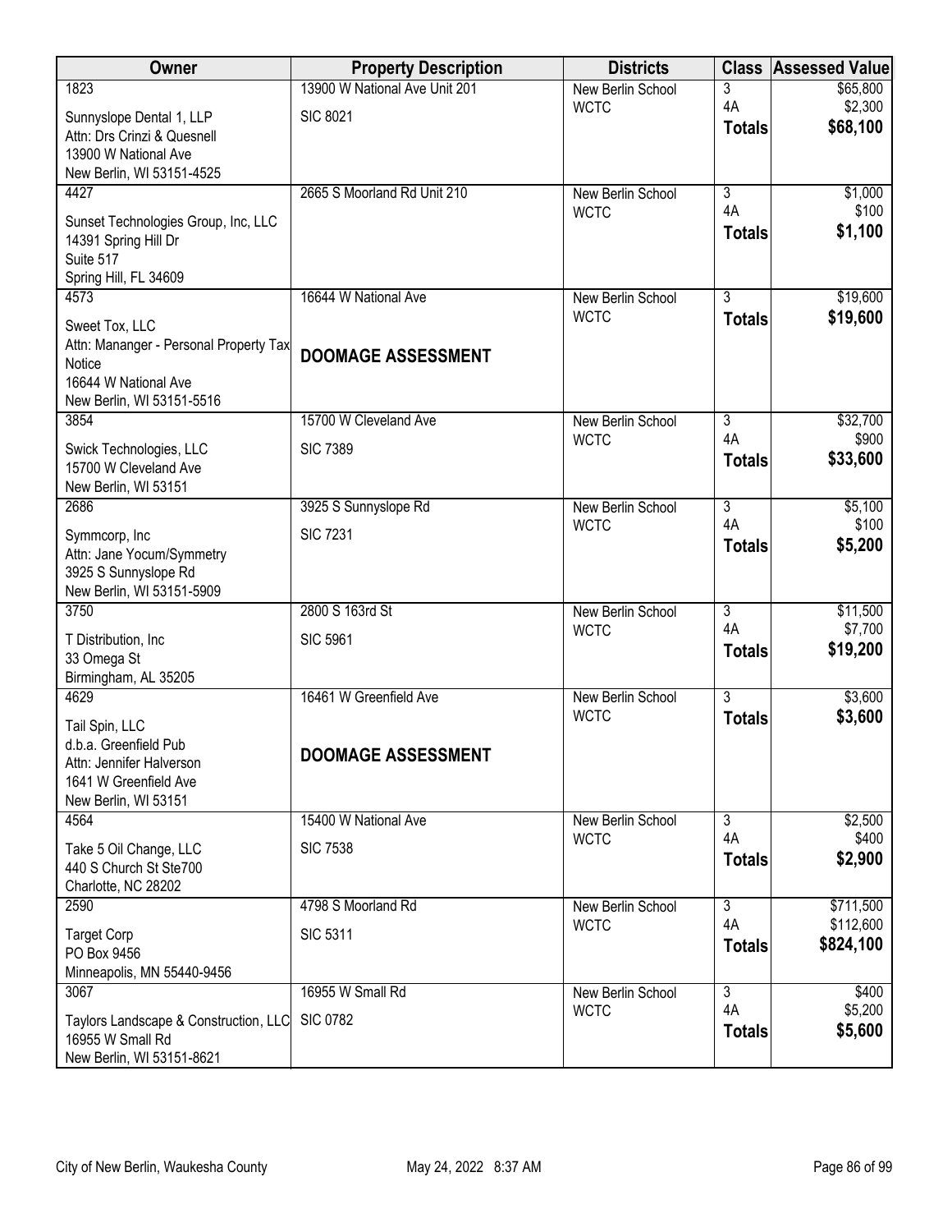| Owner | Property Description | Districts | Class | Assessed Value |
|---|---|---|---|---|
| 1823<br>Sunnyslope Dental 1, LLP<br>Attn: Drs Crinzi & Quesnell<br>13900 W National Ave<br>New Berlin, WI 53151-4525 | 13900 W National Ave Unit 201<br>SIC 8021 | New Berlin School<br>WCTC | 3<br>4A<br>**Totals** | $65,800<br>$2,300<br>**$68,100** |
| 4427<br>Sunset Technologies Group, Inc, LLC<br>14391 Spring Hill Dr<br>Suite 517<br>Spring Hill, FL 34609 | 2665 S Moorland Rd Unit 210 | New Berlin School<br>WCTC | 3<br>4A<br>**Totals** | $1,000<br>$100<br>**$1,100** |
| 4573<br>Sweet Tox, LLC<br>Attn: Mananger - Personal Property Tax Notice<br>16644 W National Ave<br>New Berlin, WI 53151-5516 | 16644 W National Ave<br>**DOOMAGE ASSESSMENT** | New Berlin School<br>WCTC | 3<br>**Totals** | $19,600<br>**$19,600** |
| 3854<br>Swick Technologies, LLC<br>15700 W Cleveland Ave<br>New Berlin, WI 53151 | 15700 W Cleveland Ave<br>SIC 7389 | New Berlin School<br>WCTC | 3<br>4A<br>**Totals** | $32,700<br>$900<br>**$33,600** |
| 2686<br>Symmcorp, Inc<br>Attn: Jane Yocum/Symmetry<br>3925 S Sunnyslope Rd<br>New Berlin, WI 53151-5909 | 3925 S Sunnyslope Rd<br>SIC 7231 | New Berlin School<br>WCTC | 3<br>4A<br>**Totals** | $5,100<br>$100<br>**$5,200** |
| 3750<br>T Distribution, Inc<br>33 Omega St<br>Birmingham, AL 35205 | 2800 S 163rd St<br>SIC 5961 | New Berlin School<br>WCTC | 3<br>4A<br>**Totals** | $11,500<br>$7,700<br>**$19,200** |
| 4629<br>Tail Spin, LLC<br>d.b.a. Greenfield Pub<br>Attn: Jennifer Halverson<br>1641 W Greenfield Ave<br>New Berlin, WI 53151 | 16461 W Greenfield Ave<br>**DOOMAGE ASSESSMENT** | New Berlin School<br>WCTC | 3<br>**Totals** | $3,600<br>**$3,600** |
| 4564<br>Take 5 Oil Change, LLC<br>440 S Church St Ste700<br>Charlotte, NC 28202 | 15400 W National Ave<br>SIC 7538 | New Berlin School<br>WCTC | 3<br>4A<br>**Totals** | $2,500<br>$400<br>**$2,900** |
| 2590<br>Target Corp<br>PO Box 9456<br>Minneapolis, MN 55440-9456 | 4798 S Moorland Rd<br>SIC 5311 | New Berlin School<br>WCTC | 3<br>4A<br>**Totals** | $711,500<br>$112,600<br>**$824,100** |
| 3067<br>Taylors Landscape & Construction, LLC<br>16955 W Small Rd<br>New Berlin, WI 53151-8621 | 16955 W Small Rd<br>SIC 0782 | New Berlin School<br>WCTC | 3<br>4A<br>**Totals** | $400<br>$5,200<br>**$5,600** |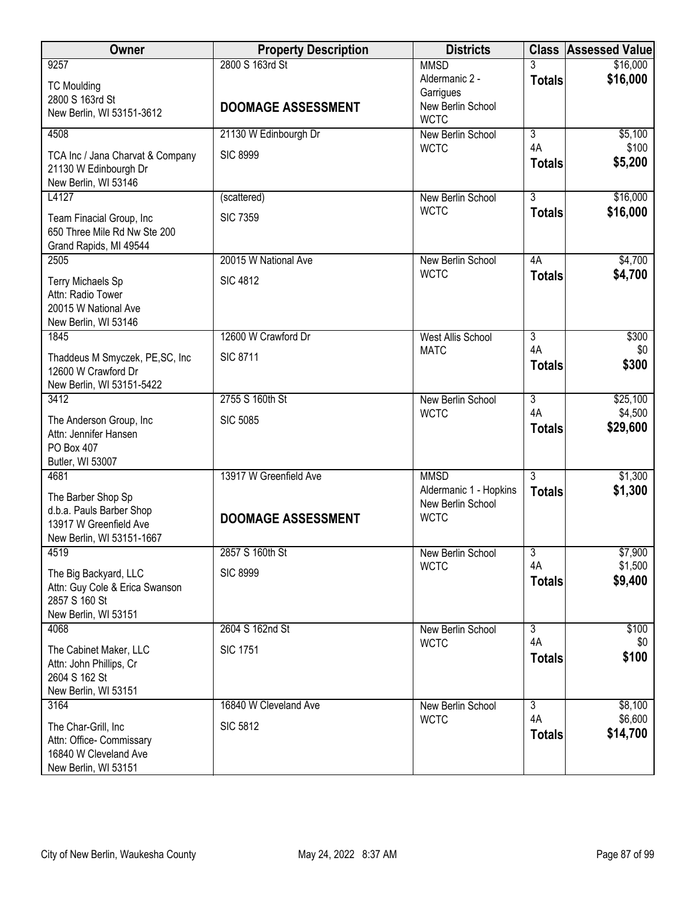| Owner | Property Description | Districts | Class | Assessed Value |
|---|---|---|---|---|
| 9257<br>TC Moulding<br>2800 S 163rd St<br>New Berlin, WI 53151-3612 | 2800 S 163rd St<br>**DOOMAGE ASSESSMENT** | MMSD<br>Aldermanic 2 - Garrigues<br>New Berlin School<br>WCTC | 3<br>**Totals** | $16,000<br>**$16,000** |
| 4508<br>TCA Inc / Jana Charvat & Company<br>21130 W Edinbourgh Dr<br>New Berlin, WI 53146 | 21130 W Edinbourgh Dr<br>SIC 8999 | New Berlin School<br>WCTC | 3<br>4A<br>**Totals** | $5,100<br>$100<br>**$5,200** |
| L4127<br>Team Finacial Group, Inc<br>650 Three Mile Rd Nw Ste 200<br>Grand Rapids, MI 49544 | (scattered)<br>SIC 7359 | New Berlin School<br>WCTC | 3<br>**Totals** | $16,000<br>**$16,000** |
| 2505<br>Terry Michaels Sp<br>Attn: Radio Tower<br>20015 W National Ave<br>New Berlin, WI 53146 | 20015 W National Ave<br>SIC 4812 | New Berlin School<br>WCTC | 4A<br>**Totals** | $4,700<br>**$4,700** |
| 1845<br>Thaddeus M Smyczek, PE,SC, Inc<br>12600 W Crawford Dr<br>New Berlin, WI 53151-5422 | 12600 W Crawford Dr<br>SIC 8711 | West Allis School<br>MATC | 3<br>4A<br>**Totals** | $300<br>$0<br>**$300** |
| 3412<br>The Anderson Group, Inc<br>Attn: Jennifer Hansen<br>PO Box 407<br>Butler, WI 53007 | 2755 S 160th St<br>SIC 5085 | New Berlin School<br>WCTC | 3<br>4A<br>**Totals** | $25,100<br>$4,500<br>**$29,600** |
| 4681<br>The Barber Shop Sp<br>d.b.a. Pauls Barber Shop<br>13917 W Greenfield Ave<br>New Berlin, WI 53151-1667 | 13917 W Greenfield Ave<br>**DOOMAGE ASSESSMENT** | MMSD<br>Aldermanic 1 - Hopkins<br>New Berlin School<br>WCTC | 3<br>**Totals** | $1,300<br>**$1,300** |
| 4519<br>The Big Backyard, LLC<br>Attn: Guy Cole & Erica Swanson<br>2857 S 160 St<br>New Berlin, WI 53151 | 2857 S 160th St<br>SIC 8999 | New Berlin School<br>WCTC | 3<br>4A<br>**Totals** | $7,900<br>$1,500<br>**$9,400** |
| 4068<br>The Cabinet Maker, LLC<br>Attn: John Phillips, Cr<br>2604 S 162 St<br>New Berlin, WI 53151 | 2604 S 162nd St<br>SIC 1751 | New Berlin School<br>WCTC | 3<br>4A<br>**Totals** | $100<br>$0<br>**$100** |
| 3164<br>The Char-Grill, Inc<br>Attn: Office- Commissary<br>16840 W Cleveland Ave<br>New Berlin, WI 53151 | 16840 W Cleveland Ave<br>SIC 5812 | New Berlin School<br>WCTC | 3<br>4A<br>**Totals** | $8,100<br>$6,600<br>**$14,700** |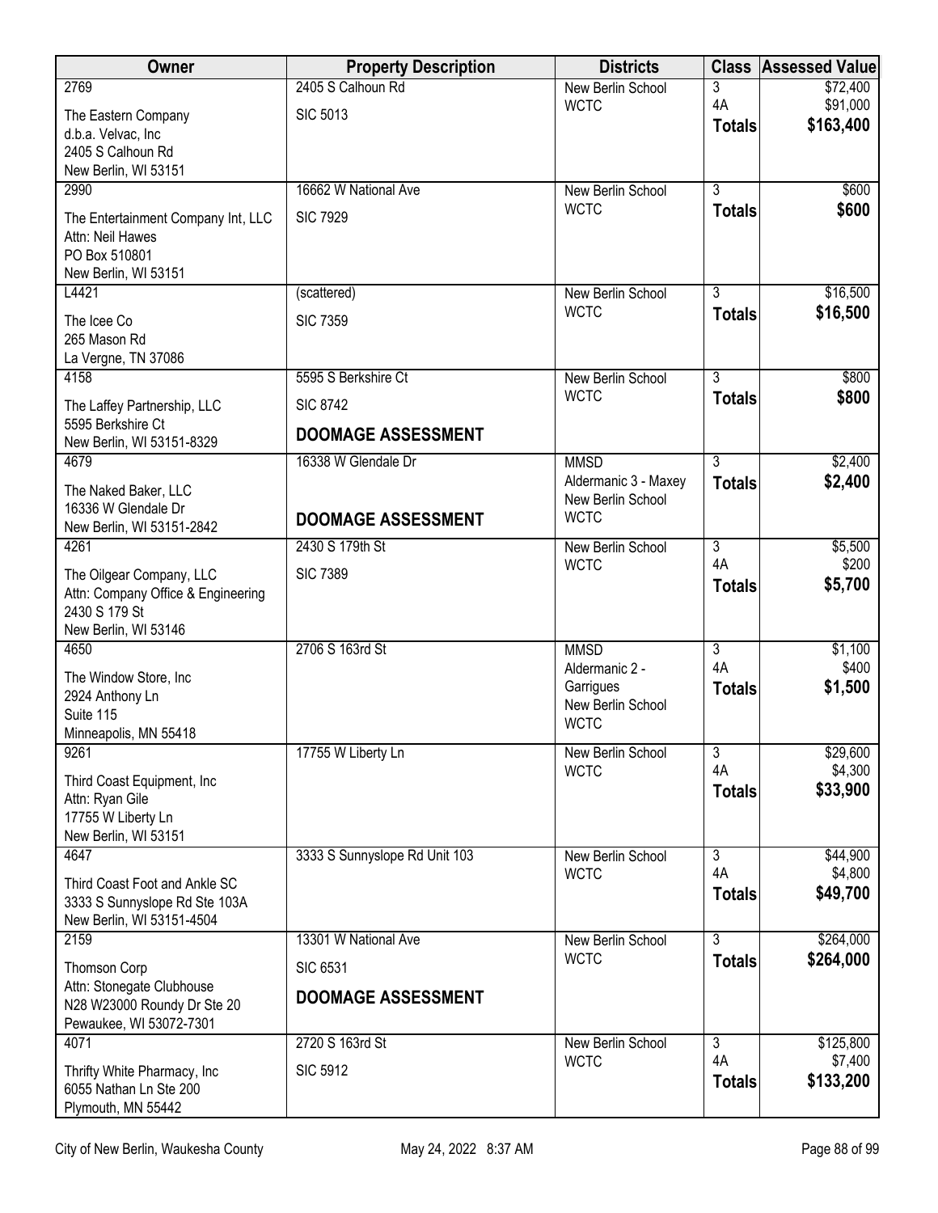| Owner | Property Description | Districts | Class | Assessed Value |
|---|---|---|---|---|
| 2769<br>The Eastern Company<br>d.b.a. Velvac, Inc<br>2405 S Calhoun Rd<br>New Berlin, WI 53151 | 2405 S Calhoun Rd<br>SIC 5013 | New Berlin School<br>WCTC | 3<br>4A<br>**Totals** | $72,400<br>$91,000<br>**$163,400** |
| 2990<br>The Entertainment Company Int, LLC<br>Attn: Neil Hawes<br>PO Box 510801<br>New Berlin, WI 53151 | 16662 W National Ave<br>SIC 7929 | New Berlin School<br>WCTC | 3<br>**Totals** | $600<br>**$600** |
| L4421<br>The Icee Co<br>265 Mason Rd<br>La Vergne, TN 37086 | (scattered)<br>SIC 7359 | New Berlin School<br>WCTC | 3<br>**Totals** | $16,500<br>**$16,500** |
| 4158<br>The Laffey Partnership, LLC<br>5595 Berkshire Ct<br>New Berlin, WI 53151-8329 | 5595 S Berkshire Ct<br>SIC 8742<br>**DOOMAGE ASSESSMENT** | New Berlin School<br>WCTC | 3<br>**Totals** | $800<br>**$800** |
| 4679<br>The Naked Baker, LLC<br>16336 W Glendale Dr<br>New Berlin, WI 53151-2842 | 16338 W Glendale Dr<br>**DOOMAGE ASSESSMENT** | MMSD<br>Aldermanic 3 - Maxey<br>New Berlin School<br>WCTC | 3<br>**Totals** | $2,400<br>**$2,400** |
| 4261<br>The Oilgear Company, LLC<br>Attn: Company Office & Engineering<br>2430 S 179 St<br>New Berlin, WI 53146 | 2430 S 179th St<br>SIC 7389 | New Berlin School<br>WCTC | 3<br>4A<br>**Totals** | $5,500<br>$200<br>**$5,700** |
| 4650<br>The Window Store, Inc<br>2924 Anthony Ln<br>Suite 115<br>Minneapolis, MN 55418 | 2706 S 163rd St | MMSD<br>Aldermanic 2 - Garrigues<br>New Berlin School<br>WCTC | 3<br>4A<br>**Totals** | $1,100<br>$400<br>**$1,500** |
| 9261<br>Third Coast Equipment, Inc<br>Attn: Ryan Gile<br>17755 W Liberty Ln<br>New Berlin, WI 53151 | 17755 W Liberty Ln | New Berlin School<br>WCTC | 3<br>4A<br>**Totals** | $29,600<br>$4,300<br>**$33,900** |
| 4647<br>Third Coast Foot and Ankle SC<br>3333 S Sunnyslope Rd Ste 103A<br>New Berlin, WI 53151-4504 | 3333 S Sunnyslope Rd Unit 103 | New Berlin School<br>WCTC | 3<br>4A<br>**Totals** | $44,900<br>$4,800<br>**$49,700** |
| 2159<br>Thomson Corp<br>Attn: Stonegate Clubhouse<br>N28 W23000 Roundy Dr Ste 20<br>Pewaukee, WI 53072-7301 | 13301 W National Ave<br>SIC 6531<br>**DOOMAGE ASSESSMENT** | New Berlin School<br>WCTC | 3<br>**Totals** | $264,000<br>**$264,000** |
| 4071<br>Thrifty White Pharmacy, Inc<br>6055 Nathan Ln Ste 200<br>Plymouth, MN 55442 | 2720 S 163rd St<br>SIC 5912 | New Berlin School<br>WCTC | 3<br>4A<br>**Totals** | $125,800<br>$7,400<br>**$133,200** |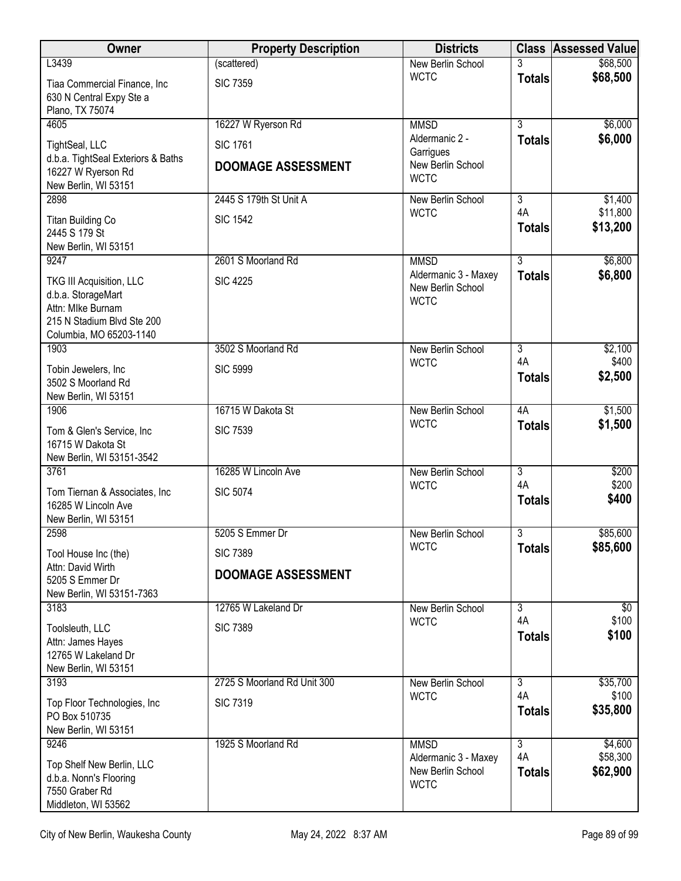| Owner | Property Description | Districts | Class | Assessed Value |
|---|---|---|---|---|
| L3439<br>Tiaa Commercial Finance, Inc<br>630 N Central Expy Ste a<br>Plano, TX 75074 | (scattered)<br>SIC 7359 | New Berlin School<br>WCTC | 3<br>**Totals** | $68,500<br>**$68,500** |
| 4605<br>TightSeal, LLC<br>d.b.a. TightSeal Exteriors & Baths<br>16227 W Ryerson Rd<br>New Berlin, WI 53151 | 16227 W Ryerson Rd<br>SIC 1761<br>**DOOMAGE ASSESSMENT** | MMSD<br>Aldermanic 2 - Garrigues<br>New Berlin School<br>WCTC | 3<br>**Totals** | $6,000<br>**$6,000** |
| 2898<br>Titan Building Co<br>2445 S 179 St<br>New Berlin, WI 53151 | 2445 S 179th St Unit A<br>SIC 1542 | New Berlin School<br>WCTC | 3<br>4A<br>**Totals** | $1,400<br>$11,800<br>**$13,200** |
| 9247<br>TKG III Acquisition, LLC<br>d.b.a. StorageMart<br>Attn: MIke Burnam<br>215 N Stadium Blvd Ste 200<br>Columbia, MO 65203-1140 | 2601 S Moorland Rd<br>SIC 4225 | MMSD<br>Aldermanic 3 - Maxey<br>New Berlin School<br>WCTC | 3<br>**Totals** | $6,800<br>**$6,800** |
| 1903<br>Tobin Jewelers, Inc<br>3502 S Moorland Rd<br>New Berlin, WI 53151 | 3502 S Moorland Rd<br>SIC 5999 | New Berlin School<br>WCTC | 3<br>4A<br>**Totals** | $2,100<br>$400<br>**$2,500** |
| 1906<br>Tom & Glen's Service, Inc<br>16715 W Dakota St<br>New Berlin, WI 53151-3542 | 16715 W Dakota St<br>SIC 7539 | New Berlin School<br>WCTC | 4A<br>**Totals** | $1,500<br>**$1,500** |
| 3761<br>Tom Tiernan & Associates, Inc<br>16285 W Lincoln Ave<br>New Berlin, WI 53151 | 16285 W Lincoln Ave<br>SIC 5074 | New Berlin School<br>WCTC | 3<br>4A<br>**Totals** | $200<br>$200<br>**$400** |
| 2598<br>Tool House Inc (the)<br>Attn: David Wirth<br>5205 S Emmer Dr<br>New Berlin, WI 53151-7363 | 5205 S Emmer Dr<br>SIC 7389<br>**DOOMAGE ASSESSMENT** | New Berlin School<br>WCTC | 3<br>**Totals** | $85,600<br>**$85,600** |
| 3183<br>Toolsleuth, LLC<br>Attn: James Hayes<br>12765 W Lakeland Dr<br>New Berlin, WI 53151 | 12765 W Lakeland Dr<br>SIC 7389 | New Berlin School<br>WCTC | 3<br>4A<br>**Totals** | $0<br>$100<br>**$100** |
| 3193<br>Top Floor Technologies, Inc<br>PO Box 510735<br>New Berlin, WI 53151 | 2725 S Moorland Rd Unit 300<br>SIC 7319 | New Berlin School<br>WCTC | 3<br>4A<br>**Totals** | $35,700<br>$100<br>**$35,800** |
| 9246<br>Top Shelf New Berlin, LLC<br>d.b.a. Nonn's Flooring<br>7550 Graber Rd<br>Middleton, WI 53562 | 1925 S Moorland Rd | MMSD<br>Aldermanic 3 - Maxey<br>New Berlin School<br>WCTC | 3<br>4A<br>**Totals** | $4,600<br>$58,300<br>**$62,900** |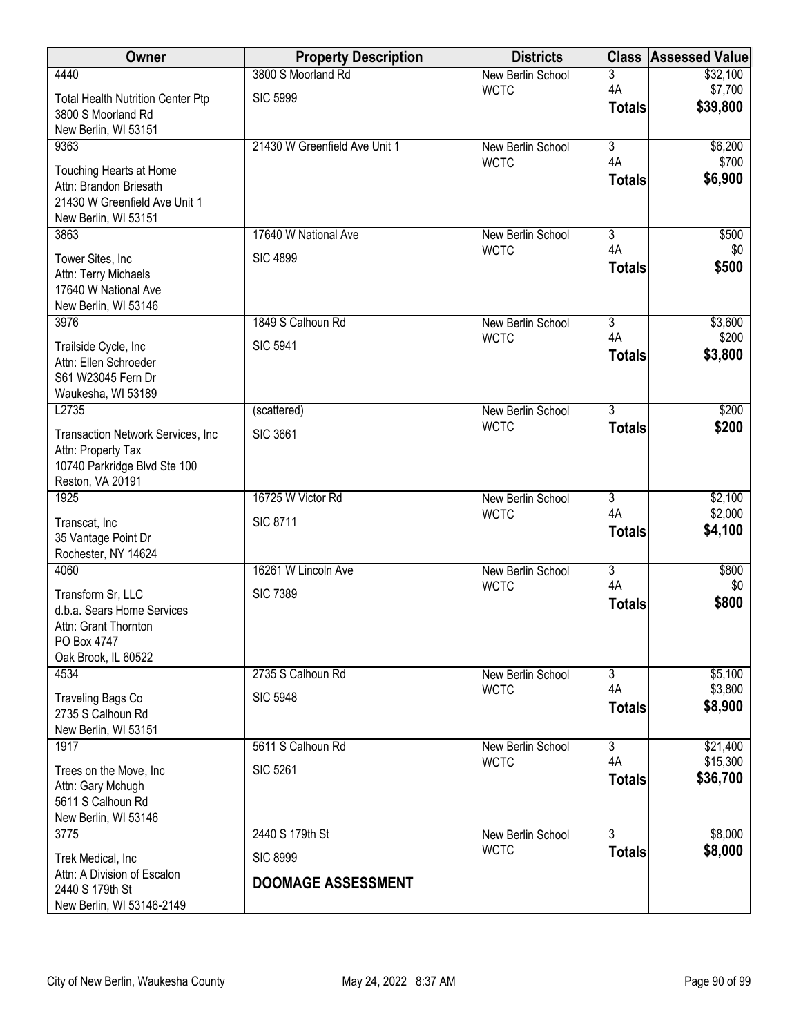| Owner | Property Description | Districts | Class | Assessed Value |
|---|---|---|---|---|
| 4440<br>Total Health Nutrition Center Ptp<br>3800 S Moorland Rd<br>New Berlin, WI 53151 | 3800 S Moorland Rd<br>SIC 5999 | New Berlin School<br>WCTC | 3<br>4A<br>**Totals** | $32,100<br>$7,700<br>**$39,800** |
| 9363<br>Touching Hearts at Home<br>Attn: Brandon Briesath<br>21430 W Greenfield Ave Unit 1<br>New Berlin, WI 53151 | 21430 W Greenfield Ave Unit 1 | New Berlin School<br>WCTC | 3<br>4A<br>**Totals** | $6,200<br>$700<br>**$6,900** |
| 3863<br>Tower Sites, Inc<br>Attn: Terry Michaels<br>17640 W National Ave<br>New Berlin, WI 53146 | 17640 W National Ave<br>SIC 4899 | New Berlin School<br>WCTC | 3<br>4A<br>**Totals** | $500<br>$0<br>**$500** |
| 3976<br>Trailside Cycle, Inc<br>Attn: Ellen Schroeder<br>S61 W23045 Fern Dr<br>Waukesha, WI 53189 | 1849 S Calhoun Rd<br>SIC 5941 | New Berlin School<br>WCTC | 3<br>4A<br>**Totals** | $3,600<br>$200<br>**$3,800** |
| L2735<br>Transaction Network Services, Inc<br>Attn: Property Tax<br>10740 Parkridge Blvd Ste 100<br>Reston, VA 20191 | (scattered)<br>SIC 3661 | New Berlin School<br>WCTC | 3<br>**Totals** | $200<br>**$200** |
| 1925<br>Transcat, Inc<br>35 Vantage Point Dr<br>Rochester, NY 14624 | 16725 W Victor Rd<br>SIC 8711 | New Berlin School<br>WCTC | 3<br>4A<br>**Totals** | $2,100<br>$2,000<br>**$4,100** |
| 4060<br>Transform Sr, LLC<br>d.b.a. Sears Home Services<br>Attn: Grant Thornton<br>PO Box 4747<br>Oak Brook, IL 60522 | 16261 W Lincoln Ave<br>SIC 7389 | New Berlin School<br>WCTC | 3<br>4A<br>**Totals** | $800<br>$0<br>**$800** |
| 4534<br>Traveling Bags Co<br>2735 S Calhoun Rd<br>New Berlin, WI 53151 | 2735 S Calhoun Rd<br>SIC 5948 | New Berlin School<br>WCTC | 3<br>4A<br>**Totals** | $5,100<br>$3,800<br>**$8,900** |
| 1917<br>Trees on the Move, Inc<br>Attn: Gary Mchugh<br>5611 S Calhoun Rd<br>New Berlin, WI 53146 | 5611 S Calhoun Rd<br>SIC 5261 | New Berlin School<br>WCTC | 3<br>4A<br>**Totals** | $21,400<br>$15,300<br>**$36,700** |
| 3775<br>Trek Medical, Inc<br>Attn: A Division of Escalon<br>2440 S 179th St<br>New Berlin, WI 53146-2149 | 2440 S 179th St<br>SIC 8999<br>**DOOMAGE ASSESSMENT** | New Berlin School<br>WCTC | 3<br>**Totals** | $8,000<br>**$8,000** |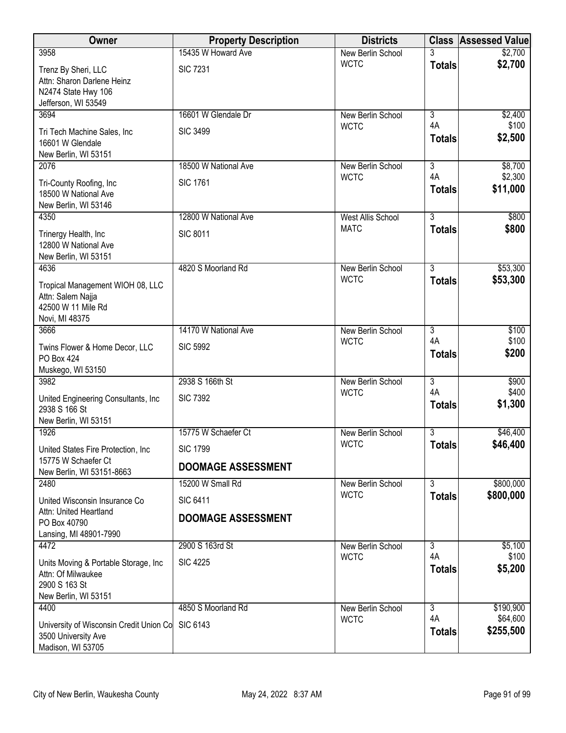| Owner | Property Description | Districts | Class | Assessed Value |
|---|---|---|---|---|
| 3958<br>Trenz By Sheri, LLC<br>Attn: Sharon Darlene Heinz<br>N2474 State Hwy 106<br>Jefferson, WI 53549 | 15435 W Howard Ave<br>SIC 7231 | New Berlin School<br>WCTC | 3<br>**Totals** | $2,700<br>**$2,700** |
| 3694<br>Tri Tech Machine Sales, Inc<br>16601 W Glendale<br>New Berlin, WI 53151 | 16601 W Glendale Dr<br>SIC 3499 | New Berlin School<br>WCTC | 3<br>4A<br>**Totals** | $2,400<br>$100<br>**$2,500** |
| 2076<br>Tri-County Roofing, Inc<br>18500 W National Ave<br>New Berlin, WI 53146 | 18500 W National Ave<br>SIC 1761 | New Berlin School<br>WCTC | 3<br>4A<br>**Totals** | $8,700<br>$2,300<br>**$11,000** |
| 4350<br>Trinergy Health, Inc<br>12800 W National Ave<br>New Berlin, WI 53151 | 12800 W National Ave<br>SIC 8011 | West Allis School<br>MATC | 3<br>**Totals** | $800<br>**$800** |
| 4636<br>Tropical Management WIOH 08, LLC<br>Attn: Salem Najja<br>42500 W 11 Mile Rd<br>Novi, MI 48375 | 4820 S Moorland Rd | New Berlin School<br>WCTC | 3<br>**Totals** | $53,300<br>**$53,300** |
| 3666<br>Twins Flower & Home Decor, LLC<br>PO Box 424<br>Muskego, WI 53150 | 14170 W National Ave<br>SIC 5992 | New Berlin School<br>WCTC | 3<br>4A<br>**Totals** | $100<br>$100<br>**$200** |
| 3982<br>United Engineering Consultants, Inc<br>2938 S 166 St<br>New Berlin, WI 53151 | 2938 S 166th St<br>SIC 7392 | New Berlin School<br>WCTC | 3<br>4A<br>**Totals** | $900<br>$400<br>**$1,300** |
| 1926<br>United States Fire Protection, Inc<br>15775 W Schaefer Ct<br>New Berlin, WI 53151-8663 | 15775 W Schaefer Ct<br>SIC 1799<br>**DOOMAGE ASSESSMENT** | New Berlin School<br>WCTC | 3<br>**Totals** | $46,400<br>**$46,400** |
| 2480<br>United Wisconsin Insurance Co<br>Attn: United Heartland<br>PO Box 40790<br>Lansing, MI 48901-7990 | 15200 W Small Rd<br>SIC 6411<br>**DOOMAGE ASSESSMENT** | New Berlin School<br>WCTC | 3<br>**Totals** | $800,000<br>**$800,000** |
| 4472<br>Units Moving & Portable Storage, Inc<br>Attn: Of Milwaukee<br>2900 S 163 St<br>New Berlin, WI 53151 | 2900 S 163rd St<br>SIC 4225 | New Berlin School<br>WCTC | 3<br>4A<br>**Totals** | $5,100<br>$100<br>**$5,200** |
| 4400<br>University of Wisconsin Credit Union Co<br>3500 University Ave<br>Madison, WI 53705 | 4850 S Moorland Rd<br>SIC 6143 | New Berlin School<br>WCTC | 3<br>4A<br>**Totals** | $190,900<br>$64,600<br>**$255,500** |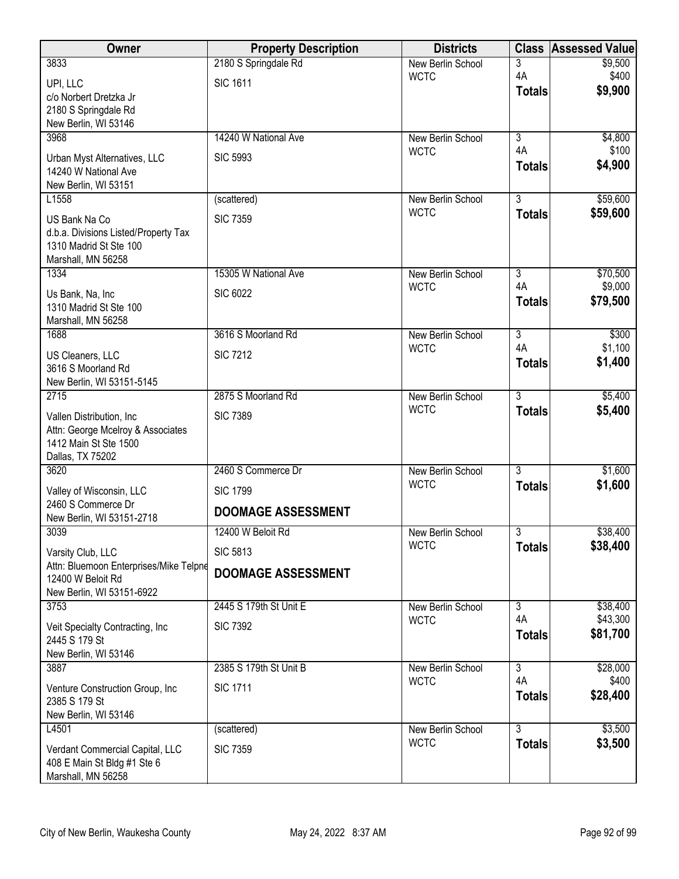| Owner | Property Description | Districts | Class | Assessed Value |
|---|---|---|---|---|
| 3833<br>UPI, LLC<br>c/o Norbert Dretzka Jr<br>2180 S Springdale Rd<br>New Berlin, WI 53146 | 2180 S Springdale Rd<br>SIC 1611 | New Berlin School<br>WCTC | 3<br>4A<br>**Totals** | $9,500<br>$400<br>**$9,900** |
| 3968<br>Urban Myst Alternatives, LLC<br>14240 W National Ave<br>New Berlin, WI 53151 | 14240 W National Ave<br>SIC 5993 | New Berlin School<br>WCTC | 3<br>4A<br>**Totals** | $4,800<br>$100<br>**$4,900** |
| L1558<br>US Bank Na Co<br>d.b.a. Divisions Listed/Property Tax<br>1310 Madrid St Ste 100<br>Marshall, MN 56258 | (scattered)<br>SIC 7359 | New Berlin School<br>WCTC | 3<br>**Totals** | $59,600<br>**$59,600** |
| 1334<br>Us Bank, Na, Inc<br>1310 Madrid St Ste 100<br>Marshall, MN 56258 | 15305 W National Ave<br>SIC 6022 | New Berlin School<br>WCTC | 3<br>4A<br>**Totals** | $70,500<br>$9,000<br>**$79,500** |
| 1688<br>US Cleaners, LLC<br>3616 S Moorland Rd<br>New Berlin, WI 53151-5145 | 3616 S Moorland Rd<br>SIC 7212 | New Berlin School<br>WCTC | 3<br>4A<br>**Totals** | $300<br>$1,100<br>**$1,400** |
| 2715<br>Vallen Distribution, Inc<br>Attn: George Mcelroy & Associates<br>1412 Main St Ste 1500<br>Dallas, TX 75202 | 2875 S Moorland Rd<br>SIC 7389 | New Berlin School<br>WCTC | 3<br>**Totals** | $5,400<br>**$5,400** |
| 3620<br>Valley of Wisconsin, LLC<br>2460 S Commerce Dr<br>New Berlin, WI 53151-2718 | 2460 S Commerce Dr<br>SIC 1799<br>**DOOMAGE ASSESSMENT** | New Berlin School<br>WCTC | 3<br>**Totals** | $1,600<br>**$1,600** |
| 3039<br>Varsity Club, LLC<br>Attn: Bluemoon Enterprises/Mike Telpne<br>12400 W Beloit Rd<br>New Berlin, WI 53151-6922 | 12400 W Beloit Rd<br>SIC 5813<br>**DOOMAGE ASSESSMENT** | New Berlin School<br>WCTC | 3<br>**Totals** | $38,400<br>**$38,400** |
| 3753<br>Veit Specialty Contracting, Inc<br>2445 S 179 St<br>New Berlin, WI 53146 | 2445 S 179th St Unit E<br>SIC 7392 | New Berlin School<br>WCTC | 3<br>4A<br>**Totals** | $38,400<br>$43,300<br>**$81,700** |
| 3887<br>Venture Construction Group, Inc<br>2385 S 179 St<br>New Berlin, WI 53146 | 2385 S 179th St Unit B<br>SIC 1711 | New Berlin School<br>WCTC | 3<br>4A<br>**Totals** | $28,000<br>$400<br>**$28,400** |
| L4501<br>Verdant Commercial Capital, LLC<br>408 E Main St Bldg #1 Ste 6<br>Marshall, MN 56258 | (scattered)<br>SIC 7359 | New Berlin School<br>WCTC | 3<br>**Totals** | $3,500<br>**$3,500** |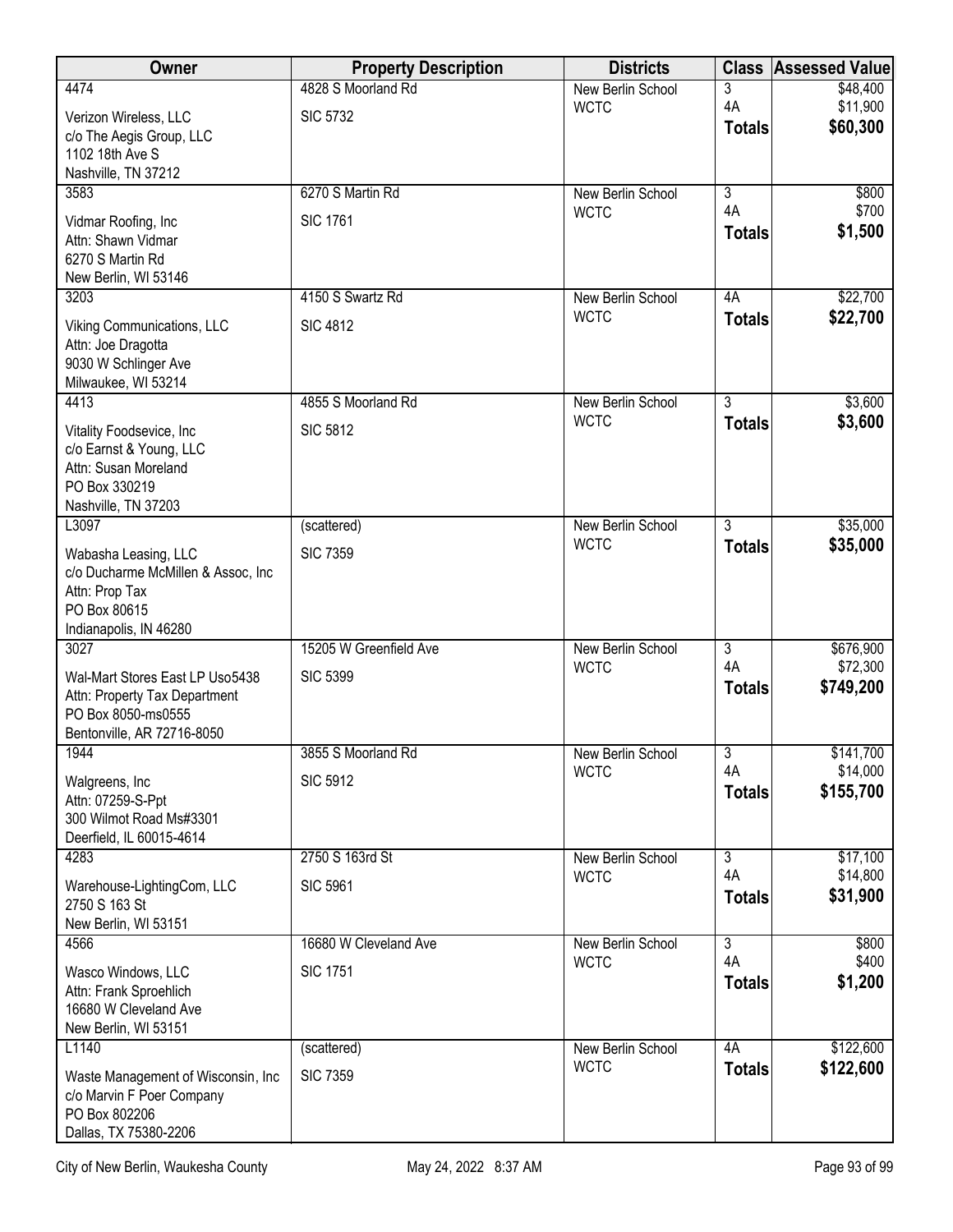| Owner | Property Description | Districts | Class | Assessed Value |
|---|---|---|---|---|
| 4474<br>Verizon Wireless, LLC<br>c/o The Aegis Group, LLC<br>1102 18th Ave S<br>Nashville, TN 37212 | 4828 S Moorland Rd<br>SIC 5732 | New Berlin School<br>WCTC | 3<br>4A<br>**Totals** | $48,400<br>$11,900<br>**$60,300** |
| 3583<br>Vidmar Roofing, Inc<br>Attn: Shawn Vidmar<br>6270 S Martin Rd<br>New Berlin, WI 53146 | 6270 S Martin Rd<br>SIC 1761 | New Berlin School<br>WCTC | 3<br>4A<br>**Totals** | $800<br>$700<br>**$1,500** |
| 3203<br>Viking Communications, LLC<br>Attn: Joe Dragotta<br>9030 W Schlinger Ave<br>Milwaukee, WI 53214 | 4150 S Swartz Rd<br>SIC 4812 | New Berlin School<br>WCTC | 4A<br>**Totals** | $22,700<br>**$22,700** |
| 4413<br>Vitality Foodsevice, Inc<br>c/o Earnst & Young, LLC<br>Attn: Susan Moreland<br>PO Box 330219<br>Nashville, TN 37203 | 4855 S Moorland Rd<br>SIC 5812 | New Berlin School<br>WCTC | 3<br>**Totals** | $3,600<br>**$3,600** |
| L3097<br>Wabasha Leasing, LLC<br>c/o Ducharme McMillen & Assoc, Inc<br>Attn: Prop Tax<br>PO Box 80615<br>Indianapolis, IN 46280 | (scattered)<br>SIC 7359 | New Berlin School<br>WCTC | 3<br>**Totals** | $35,000<br>**$35,000** |
| 3027<br>Wal-Mart Stores East LP Uso5438<br>Attn: Property Tax Department<br>PO Box 8050-ms0555<br>Bentonville, AR 72716-8050 | 15205 W Greenfield Ave<br>SIC 5399 | New Berlin School<br>WCTC | 3<br>4A<br>**Totals** | $676,900<br>$72,300<br>**$749,200** |
| 1944<br>Walgreens, Inc<br>Attn: 07259-S-Ppt<br>300 Wilmot Road Ms#3301<br>Deerfield, IL 60015-4614 | 3855 S Moorland Rd<br>SIC 5912 | New Berlin School<br>WCTC | 3<br>4A<br>**Totals** | $141,700<br>$14,000<br>**$155,700** |
| 4283<br>Warehouse-LightingCom, LLC<br>2750 S 163 St<br>New Berlin, WI 53151 | 2750 S 163rd St<br>SIC 5961 | New Berlin School<br>WCTC | 3<br>4A<br>**Totals** | $17,100<br>$14,800<br>**$31,900** |
| 4566<br>Wasco Windows, LLC<br>Attn: Frank Sproehlich<br>16680 W Cleveland Ave<br>New Berlin, WI 53151 | 16680 W Cleveland Ave<br>SIC 1751 | New Berlin School<br>WCTC | 3<br>4A<br>**Totals** | $800<br>$400<br>**$1,200** |
| L1140<br>Waste Management of Wisconsin, Inc<br>c/o Marvin F Poer Company<br>PO Box 802206<br>Dallas, TX 75380-2206 | (scattered)<br>SIC 7359 | New Berlin School<br>WCTC | 4A<br>**Totals** | $122,600<br>**$122,600** |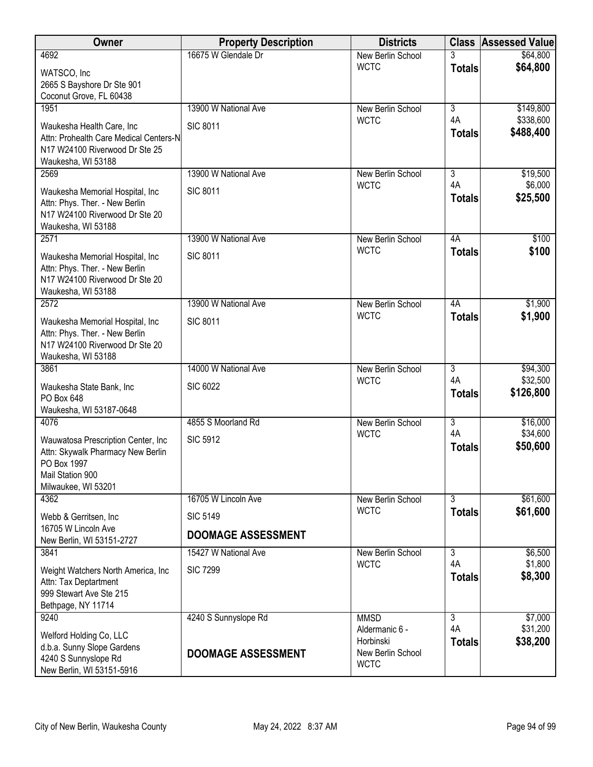| Owner | Property Description | Districts | Class | Assessed Value |
|---|---|---|---|---|
| 4692<br>WATSCO, Inc<br>2665 S Bayshore Dr Ste 901<br>Coconut Grove, FL 60438 | 16675 W Glendale Dr | New Berlin School<br>WCTC | 3<br>**Totals** | $64,800<br>**$64,800** |
| 1951<br>Waukesha Health Care, Inc<br>Attn: Prohealth Care Medical Centers-N<br>N17 W24100 Riverwood Dr Ste 25<br>Waukesha, WI 53188 | 13900 W National Ave<br>SIC 8011 | New Berlin School<br>WCTC | 3<br>4A<br>**Totals** | $149,800<br>$338,600<br>**$488,400** |
| 2569<br>Waukesha Memorial Hospital, Inc<br>Attn: Phys. Ther. - New Berlin<br>N17 W24100 Riverwood Dr Ste 20<br>Waukesha, WI 53188 | 13900 W National Ave<br>SIC 8011 | New Berlin School<br>WCTC | 3<br>4A<br>**Totals** | $19,500<br>$6,000<br>**$25,500** |
| 2571<br>Waukesha Memorial Hospital, Inc<br>Attn: Phys. Ther. - New Berlin<br>N17 W24100 Riverwood Dr Ste 20<br>Waukesha, WI 53188 | 13900 W National Ave<br>SIC 8011 | New Berlin School<br>WCTC | 4A<br>**Totals** | $100<br>**$100** |
| 2572<br>Waukesha Memorial Hospital, Inc<br>Attn: Phys. Ther. - New Berlin<br>N17 W24100 Riverwood Dr Ste 20<br>Waukesha, WI 53188 | 13900 W National Ave<br>SIC 8011 | New Berlin School<br>WCTC | 4A<br>**Totals** | $1,900<br>**$1,900** |
| 3861<br>Waukesha State Bank, Inc<br>PO Box 648<br>Waukesha, WI 53187-0648 | 14000 W National Ave<br>SIC 6022 | New Berlin School<br>WCTC | 3<br>4A<br>**Totals** | $94,300<br>$32,500<br>**$126,800** |
| 4076<br>Wauwatosa Prescription Center, Inc<br>Attn: Skywalk Pharmacy New Berlin<br>PO Box 1997<br>Mail Station 900<br>Milwaukee, WI 53201 | 4855 S Moorland Rd<br>SIC 5912 | New Berlin School<br>WCTC | 3<br>4A<br>**Totals** | $16,000<br>$34,600<br>**$50,600** |
| 4362<br>Webb & Gerritsen, Inc<br>16705 W Lincoln Ave<br>New Berlin, WI 53151-2727 | 16705 W Lincoln Ave<br>SIC 5149<br>**DOOMAGE ASSESSMENT** | New Berlin School<br>WCTC | 3<br>**Totals** | $61,600<br>**$61,600** |
| 3841<br>Weight Watchers North America, Inc<br>Attn: Tax Deptartment<br>999 Stewart Ave Ste 215<br>Bethpage, NY 11714 | 15427 W National Ave<br>SIC 7299 | New Berlin School<br>WCTC | 3<br>4A<br>**Totals** | $6,500<br>$1,800<br>**$8,300** |
| 9240<br>Welford Holding Co, LLC<br>d.b.a. Sunny Slope Gardens<br>4240 S Sunnyslope Rd<br>New Berlin, WI 53151-5916 | 4240 S Sunnyslope Rd<br>**DOOMAGE ASSESSMENT** | MMSD<br>Aldermanic 6 - Horbinski<br>New Berlin School<br>WCTC | 3<br>4A<br>**Totals** | $7,000<br>$31,200<br>**$38,200** |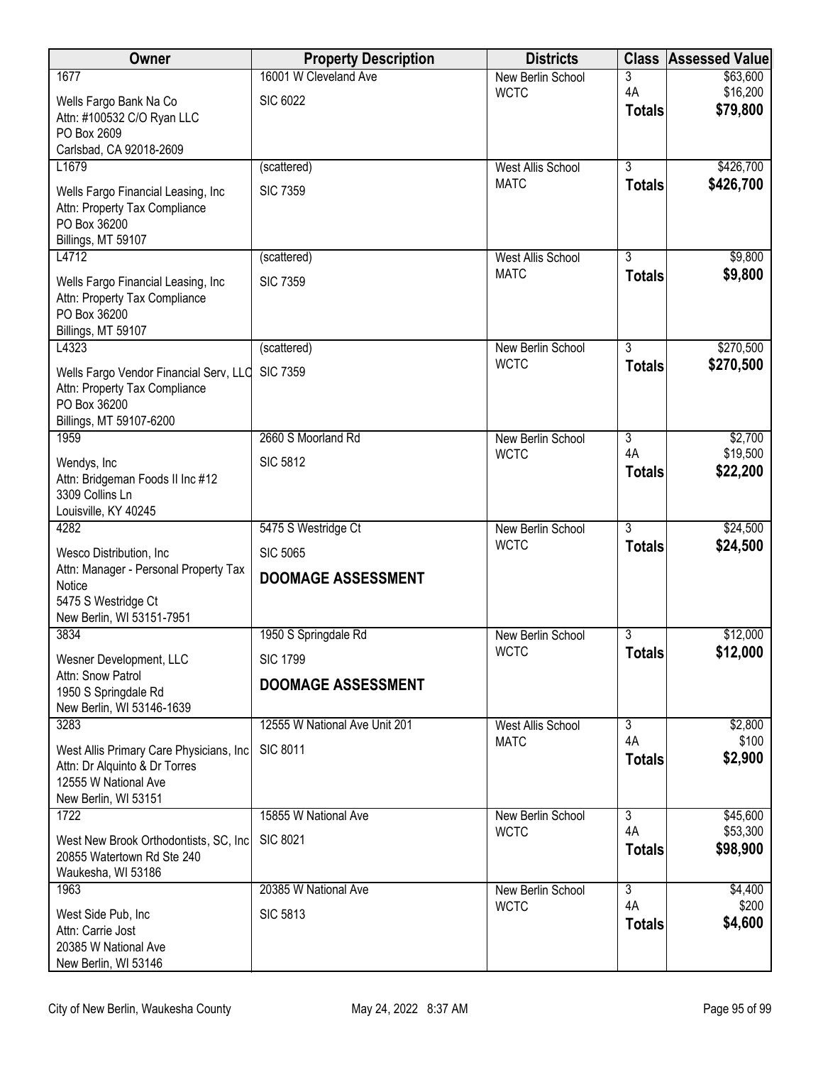| Owner | Property Description | Districts | Class | Assessed Value |
|---|---|---|---|---|
| 1677<br>Wells Fargo Bank Na Co<br>Attn: #100532 C/O Ryan LLC<br>PO Box 2609<br>Carlsbad, CA 92018-2609 | 16001 W Cleveland Ave<br>SIC 6022 | New Berlin School<br>WCTC | 3<br>4A<br>**Totals** | $63,600<br>$16,200<br>**$79,800** |
| L1679<br>Wells Fargo Financial Leasing, Inc<br>Attn: Property Tax Compliance<br>PO Box 36200<br>Billings, MT 59107 | (scattered)<br>SIC 7359 | West Allis School<br>MATC | 3<br>**Totals** | $426,700<br>**$426,700** |
| L4712<br>Wells Fargo Financial Leasing, Inc<br>Attn: Property Tax Compliance<br>PO Box 36200<br>Billings, MT 59107 | (scattered)<br>SIC 7359 | West Allis School<br>MATC | 3<br>**Totals** | $9,800<br>**$9,800** |
| L4323<br>Wells Fargo Vendor Financial Serv, LLC<br>Attn: Property Tax Compliance<br>PO Box 36200<br>Billings, MT 59107-6200 | (scattered)<br>SIC 7359 | New Berlin School<br>WCTC | 3<br>**Totals** | $270,500<br>**$270,500** |
| 1959<br>Wendys, Inc<br>Attn: Bridgeman Foods II Inc #12<br>3309 Collins Ln<br>Louisville, KY 40245 | 2660 S Moorland Rd<br>SIC 5812 | New Berlin School<br>WCTC | 3<br>4A<br>**Totals** | $2,700<br>$19,500<br>**$22,200** |
| 4282<br>Wesco Distribution, Inc<br>Attn: Manager - Personal Property Tax Notice<br>5475 S Westridge Ct<br>New Berlin, WI 53151-7951 | 5475 S Westridge Ct<br>SIC 5065<br>**DOOMAGE ASSESSMENT** | New Berlin School<br>WCTC | 3<br>**Totals** | $24,500<br>**$24,500** |
| 3834<br>Wesner Development, LLC<br>Attn: Snow Patrol<br>1950 S Springdale Rd<br>New Berlin, WI 53146-1639 | 1950 S Springdale Rd<br>SIC 1799<br>**DOOMAGE ASSESSMENT** | New Berlin School<br>WCTC | 3<br>**Totals** | $12,000<br>**$12,000** |
| 3283<br>West Allis Primary Care Physicians, Inc<br>Attn: Dr Alquinto & Dr Torres<br>12555 W National Ave<br>New Berlin, WI 53151 | 12555 W National Ave Unit 201<br>SIC 8011 | West Allis School<br>MATC | 3<br>4A<br>**Totals** | $2,800<br>$100<br>**$2,900** |
| 1722<br>West New Brook Orthodontists, SC, Inc<br>20855 Watertown Rd Ste 240<br>Waukesha, WI 53186 | 15855 W National Ave<br>SIC 8021 | New Berlin School<br>WCTC | 3<br>4A<br>**Totals** | $45,600<br>$53,300<br>**$98,900** |
| 1963<br>West Side Pub, Inc<br>Attn: Carrie Jost<br>20385 W National Ave<br>New Berlin, WI 53146 | 20385 W National Ave<br>SIC 5813 | New Berlin School<br>WCTC | 3<br>4A<br>**Totals** | $4,400<br>$200<br>**$4,600** |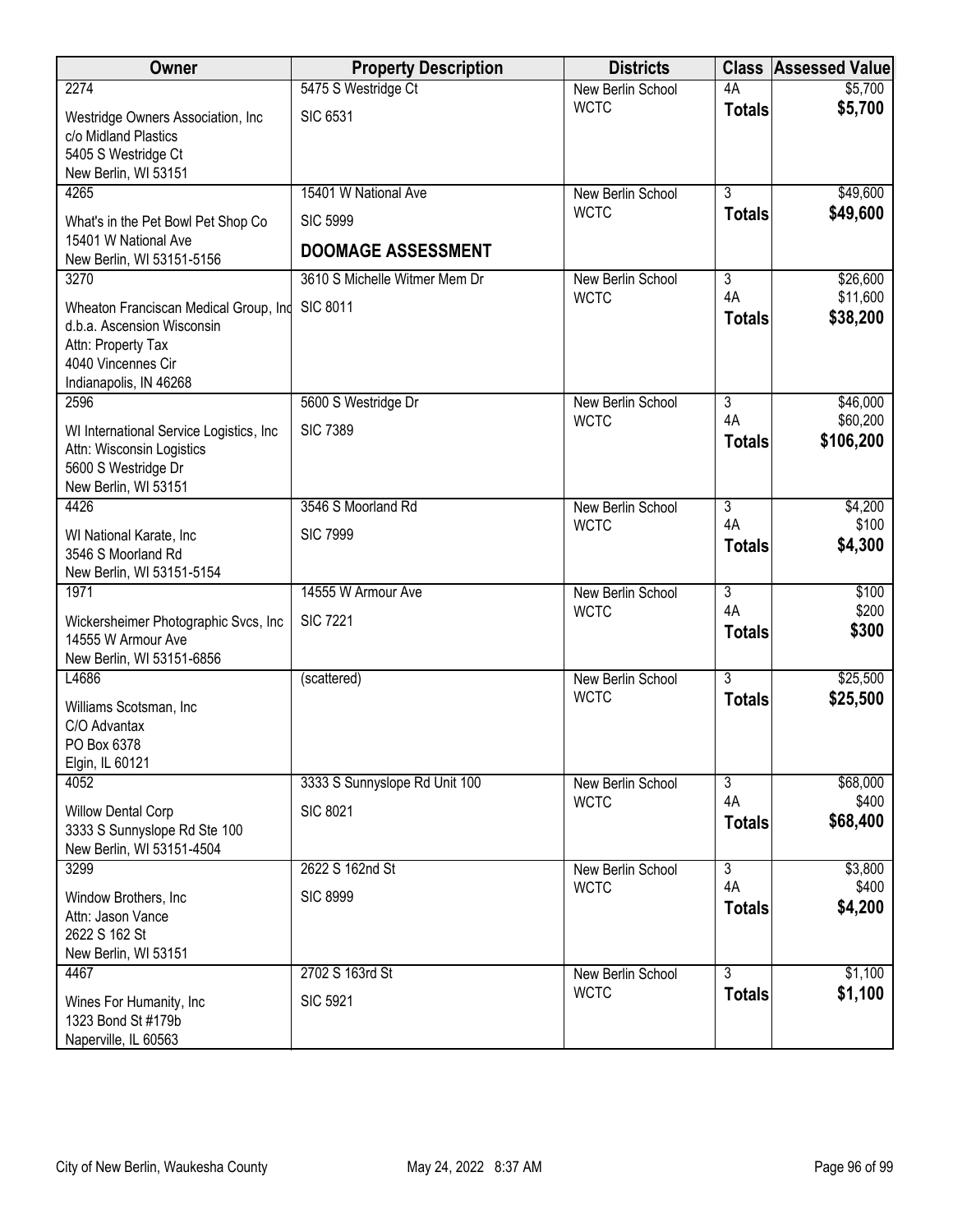| Owner | Property Description | Districts | Class | Assessed Value |
|---|---|---|---|---|
| 2274 | 5475 S Westridge Ct | New Berlin School | 4A | $5,700 |
| Westridge Owners Association, Inc<br>c/o Midland Plastics<br>5405 S Westridge Ct<br>New Berlin, WI 53151 | SIC 6531 | WCTC | **Totals** | **$5,700** |
| 4265 | 15401 W National Ave | New Berlin School | 3 | $49,600 |
| What's in the Pet Bowl Pet Shop Co<br>15401 W National Ave<br>New Berlin, WI 53151-5156 | SIC 5999<br>**DOOMAGE ASSESSMENT** | WCTC | **Totals** | **$49,600** |
| 3270 | 3610 S Michelle Witmer Mem Dr | New Berlin School | 3 | $26,600 |
| Wheaton Franciscan Medical Group, Inc<br>d.b.a. Ascension Wisconsin<br>Attn: Property Tax<br>4040 Vincennes Cir<br>Indianapolis, IN 46268 | SIC 8011 | WCTC | 4A | $11,600 |
| | | | **Totals** | **$38,200** |
| 2596 | 5600 S Westridge Dr | New Berlin School | 3 | $46,000 |
| WI International Service Logistics, Inc<br>Attn: Wisconsin Logistics<br>5600 S Westridge Dr<br>New Berlin, WI 53151 | SIC 7389 | WCTC | 4A | $60,200 |
| | | | **Totals** | **$106,200** |
| 4426 | 3546 S Moorland Rd | New Berlin School | 3 | $4,200 |
| WI National Karate, Inc<br>3546 S Moorland Rd<br>New Berlin, WI 53151-5154 | SIC 7999 | WCTC | 4A | $100 |
| | | | **Totals** | **$4,300** |
| 1971 | 14555 W Armour Ave | New Berlin School | 3 | $100 |
| Wickersheimer Photographic Svcs, Inc<br>14555 W Armour Ave<br>New Berlin, WI 53151-6856 | SIC 7221 | WCTC | 4A | $200 |
| | | | **Totals** | **$300** |
| L4686 | (scattered) | New Berlin School | 3 | $25,500 |
| Williams Scotsman, Inc<br>C/O Advantax<br>PO Box 6378<br>Elgin, IL 60121 | | WCTC | **Totals** | **$25,500** |
| 4052 | 3333 S Sunnyslope Rd Unit 100 | New Berlin School | 3 | $68,000 |
| Willow Dental Corp<br>3333 S Sunnyslope Rd Ste 100<br>New Berlin, WI 53151-4504 | SIC 8021 | WCTC | 4A | $400 |
| | | | **Totals** | **$68,400** |
| 3299 | 2622 S 162nd St | New Berlin School | 3 | $3,800 |
| Window Brothers, Inc<br>Attn: Jason Vance<br>2622 S 162 St<br>New Berlin, WI 53151 | SIC 8999 | WCTC | 4A | $400 |
| | | | **Totals** | **$4,200** |
| 4467 | 2702 S 163rd St | New Berlin School | 3 | $1,100 |
| Wines For Humanity, Inc<br>1323 Bond St #179b<br>Naperville, IL 60563 | SIC 5921 | WCTC | **Totals** | **$1,100** |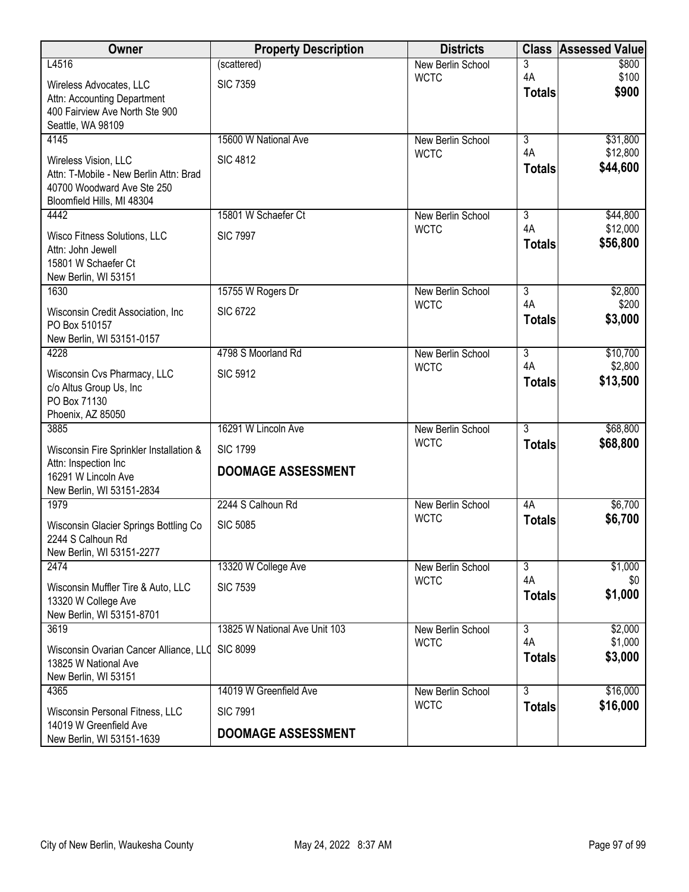| Owner | Property Description | Districts | Class | Assessed Value |
|---|---|---|---|---|
| L4516<br>Wireless Advocates, LLC<br>Attn: Accounting Department<br>400 Fairview Ave North Ste 900<br>Seattle, WA 98109 | (scattered)<br>SIC 7359 | New Berlin School<br>WCTC | 3<br>4A<br>**Totals** | $800<br>$100<br>**$900** |
| 4145<br>Wireless Vision, LLC<br>Attn: T-Mobile - New Berlin Attn: Brad<br>40700 Woodward Ave Ste 250<br>Bloomfield Hills, MI 48304 | 15600 W National Ave<br>SIC 4812 | New Berlin School<br>WCTC | 3<br>4A<br>**Totals** | $31,800<br>$12,800<br>**$44,600** |
| 4442<br>Wisco Fitness Solutions, LLC<br>Attn: John Jewell<br>15801 W Schaefer Ct<br>New Berlin, WI 53151 | 15801 W Schaefer Ct<br>SIC 7997 | New Berlin School<br>WCTC | 3<br>4A<br>**Totals** | $44,800<br>$12,000<br>**$56,800** |
| 1630<br>Wisconsin Credit Association, Inc<br>PO Box 510157<br>New Berlin, WI 53151-0157 | 15755 W Rogers Dr<br>SIC 6722 | New Berlin School<br>WCTC | 3<br>4A<br>**Totals** | $2,800<br>$200<br>**$3,000** |
| 4228<br>Wisconsin Cvs Pharmacy, LLC<br>c/o Altus Group Us, Inc<br>PO Box 71130<br>Phoenix, AZ 85050 | 4798 S Moorland Rd<br>SIC 5912 | New Berlin School<br>WCTC | 3<br>4A<br>**Totals** | $10,700<br>$2,800<br>**$13,500** |
| 3885<br>Wisconsin Fire Sprinkler Installation &<br>Attn: Inspection Inc<br>16291 W Lincoln Ave<br>New Berlin, WI 53151-2834 | 16291 W Lincoln Ave<br>SIC 1799<br>**DOOMAGE ASSESSMENT** | New Berlin School<br>WCTC | 3<br>**Totals** | $68,800<br>**$68,800** |
| 1979<br>Wisconsin Glacier Springs Bottling Co<br>2244 S Calhoun Rd<br>New Berlin, WI 53151-2277 | 2244 S Calhoun Rd<br>SIC 5085 | New Berlin School<br>WCTC | 4A<br>**Totals** | $6,700<br>**$6,700** |
| 2474<br>Wisconsin Muffler Tire & Auto, LLC<br>13320 W College Ave<br>New Berlin, WI 53151-8701 | 13320 W College Ave<br>SIC 7539 | New Berlin School<br>WCTC | 3<br>4A<br>**Totals** | $1,000<br>$0<br>**$1,000** |
| 3619<br>Wisconsin Ovarian Cancer Alliance, LLC<br>13825 W National Ave<br>New Berlin, WI 53151 | 13825 W National Ave Unit 103<br>SIC 8099 | New Berlin School<br>WCTC | 3<br>4A<br>**Totals** | $2,000<br>$1,000<br>**$3,000** |
| 4365<br>Wisconsin Personal Fitness, LLC<br>14019 W Greenfield Ave<br>New Berlin, WI 53151-1639 | 14019 W Greenfield Ave<br>SIC 7991<br>**DOOMAGE ASSESSMENT** | New Berlin School<br>WCTC | 3<br>**Totals** | $16,000<br>**$16,000** |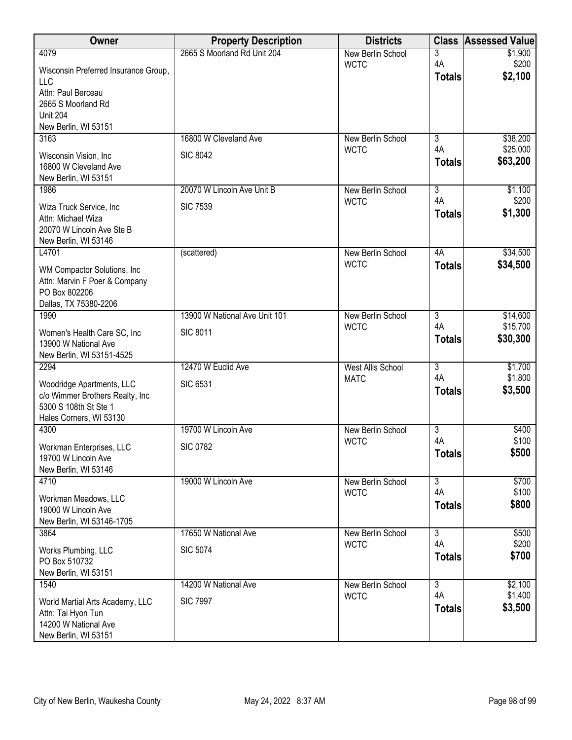| Owner | Property Description | Districts | Class | Assessed Value |
|---|---|---|---|---|
| 4079<br>Wisconsin Preferred Insurance Group, LLC<br>Attn: Paul Berceau<br>2665 S Moorland Rd<br>Unit 204<br>New Berlin, WI 53151 | 2665 S Moorland Rd Unit 204 | New Berlin School<br>WCTC | 3<br>4A<br>**Totals** | $1,900<br>$200<br>**$2,100** |
| 3163<br>Wisconsin Vision, Inc<br>16800 W Cleveland Ave<br>New Berlin, WI 53151 | 16800 W Cleveland Ave<br>SIC 8042 | New Berlin School<br>WCTC | 3<br>4A<br>**Totals** | $38,200<br>$25,000<br>**$63,200** |
| 1986<br>Wiza Truck Service, Inc<br>Attn: Michael Wiza<br>20070 W Lincoln Ave Ste B<br>New Berlin, WI 53146 | 20070 W Lincoln Ave Unit B<br>SIC 7539 | New Berlin School<br>WCTC | 3<br>4A<br>**Totals** | $1,100<br>$200<br>**$1,300** |
| L4701<br>WM Compactor Solutions, Inc<br>Attn: Marvin F Poer & Company<br>PO Box 802206<br>Dallas, TX 75380-2206 | (scattered) | New Berlin School<br>WCTC | 4A<br>**Totals** | $34,500<br>**$34,500** |
| 1990<br>Women's Health Care SC, Inc<br>13900 W National Ave<br>New Berlin, WI 53151-4525 | 13900 W National Ave Unit 101<br>SIC 8011 | New Berlin School<br>WCTC | 3<br>4A<br>**Totals** | $14,600<br>$15,700<br>**$30,300** |
| 2294<br>Woodridge Apartments, LLC<br>c/o Wimmer Brothers Realty, Inc<br>5300 S 108th St Ste 1<br>Hales Corners, WI 53130 | 12470 W Euclid Ave<br>SIC 6531 | West Allis School<br>MATC | 3<br>4A<br>**Totals** | $1,700<br>$1,800<br>**$3,500** |
| 4300<br>Workman Enterprises, LLC<br>19700 W Lincoln Ave<br>New Berlin, WI 53146 | 19700 W Lincoln Ave<br>SIC 0782 | New Berlin School<br>WCTC | 3<br>4A<br>**Totals** | $400<br>$100<br>**$500** |
| 4710<br>Workman Meadows, LLC<br>19000 W Lincoln Ave<br>New Berlin, WI 53146-1705 | 19000 W Lincoln Ave | New Berlin School<br>WCTC | 3<br>4A<br>**Totals** | $700<br>$100<br>**$800** |
| 3864<br>Works Plumbing, LLC<br>PO Box 510732<br>New Berlin, WI 53151 | 17650 W National Ave<br>SIC 5074 | New Berlin School<br>WCTC | 3<br>4A<br>**Totals** | $500<br>$200<br>**$700** |
| 1540<br>World Martial Arts Academy, LLC<br>Attn: Tai Hyon Tun<br>14200 W National Ave<br>New Berlin, WI 53151 | 14200 W National Ave<br>SIC 7997 | New Berlin School<br>WCTC | 3<br>4A<br>**Totals** | $2,100<br>$1,400<br>**$3,500** |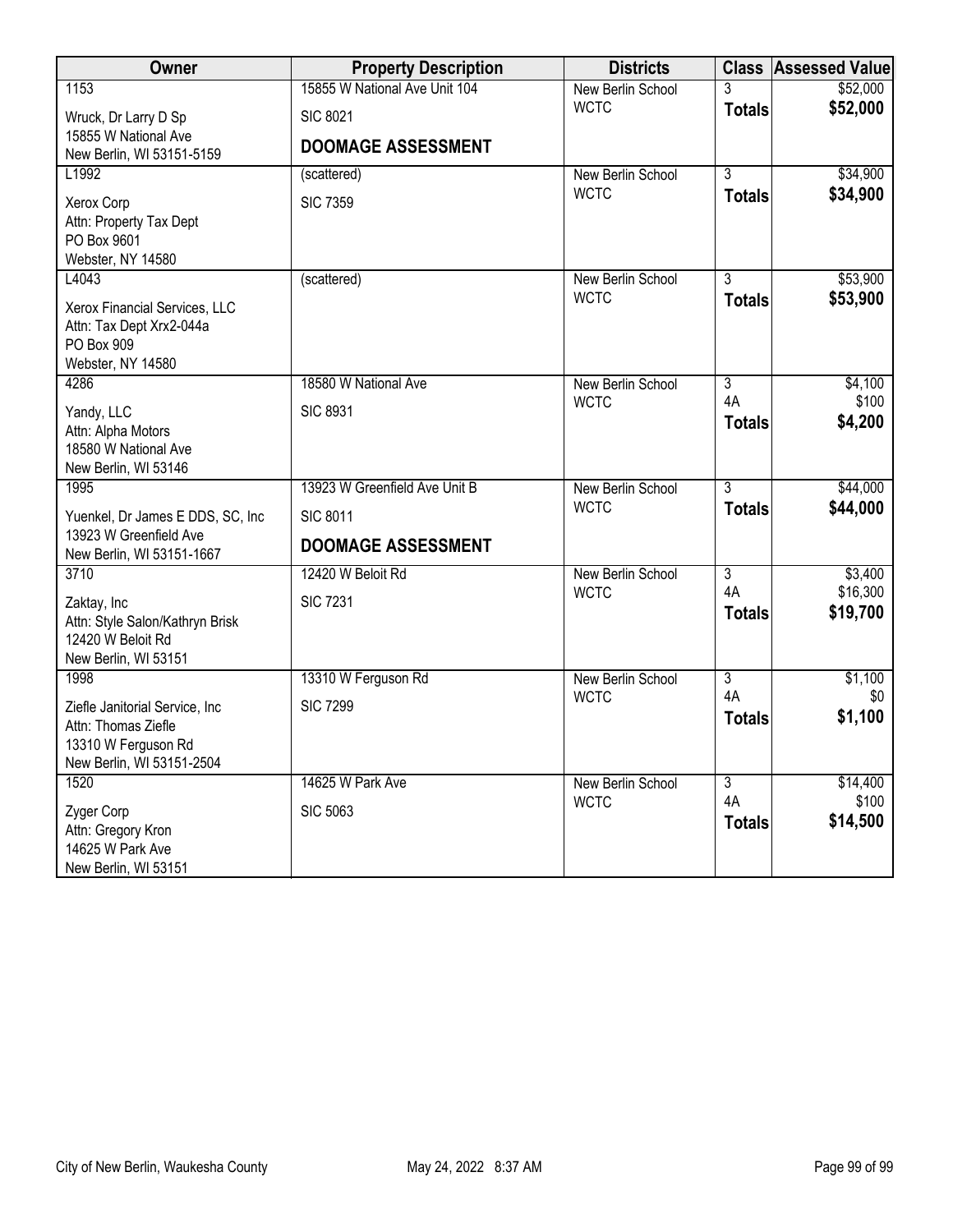| Owner | Property Description | Districts | Class | Assessed Value |
|---|---|---|---|---|
| 1153<br>Wruck, Dr Larry D Sp<br>15855 W National Ave<br>New Berlin, WI 53151-5159 | 15855 W National Ave Unit 104<br>SIC 8021<br>**DOOMAGE ASSESSMENT** | New Berlin School<br>WCTC | 3<br>**Totals** | $52,000<br>**$52,000** |
| L1992<br>Xerox Corp<br>Attn: Property Tax Dept<br>PO Box 9601<br>Webster, NY 14580 | (scattered)<br>SIC 7359 | New Berlin School<br>WCTC | 3<br>**Totals** | $34,900<br>**$34,900** |
| L4043<br>Xerox Financial Services, LLC<br>Attn: Tax Dept Xrx2-044a<br>PO Box 909<br>Webster, NY 14580 | (scattered) | New Berlin School<br>WCTC | 3<br>**Totals** | $53,900<br>**$53,900** |
| 4286<br>Yandy, LLC<br>Attn: Alpha Motors<br>18580 W National Ave<br>New Berlin, WI 53146 | 18580 W National Ave<br>SIC 8931 | New Berlin School<br>WCTC | 3<br>4A<br>**Totals** | $4,100<br>$100<br>**$4,200** |
| 1995<br>Yuenkel, Dr James E DDS, SC, Inc<br>13923 W Greenfield Ave<br>New Berlin, WI 53151-1667 | 13923 W Greenfield Ave Unit B<br>SIC 8011<br>**DOOMAGE ASSESSMENT** | New Berlin School<br>WCTC | 3<br>**Totals** | $44,000<br>**$44,000** |
| 3710<br>Zaktay, Inc<br>Attn: Style Salon/Kathryn Brisk<br>12420 W Beloit Rd<br>New Berlin, WI 53151 | 12420 W Beloit Rd<br>SIC 7231 | New Berlin School<br>WCTC | 3<br>4A<br>**Totals** | $3,400<br>$16,300<br>**$19,700** |
| 1998<br>Ziefle Janitorial Service, Inc<br>Attn: Thomas Ziefle<br>13310 W Ferguson Rd<br>New Berlin, WI 53151-2504 | 13310 W Ferguson Rd<br>SIC 7299 | New Berlin School<br>WCTC | 3<br>4A<br>**Totals** | $1,100<br>$0<br>**$1,100** |
| 1520<br>Zyger Corp<br>Attn: Gregory Kron<br>14625 W Park Ave<br>New Berlin, WI 53151 | 14625 W Park Ave<br>SIC 5063 | New Berlin School<br>WCTC | 3<br>4A<br>**Totals** | $14,400<br>$100<br>**$14,500** |